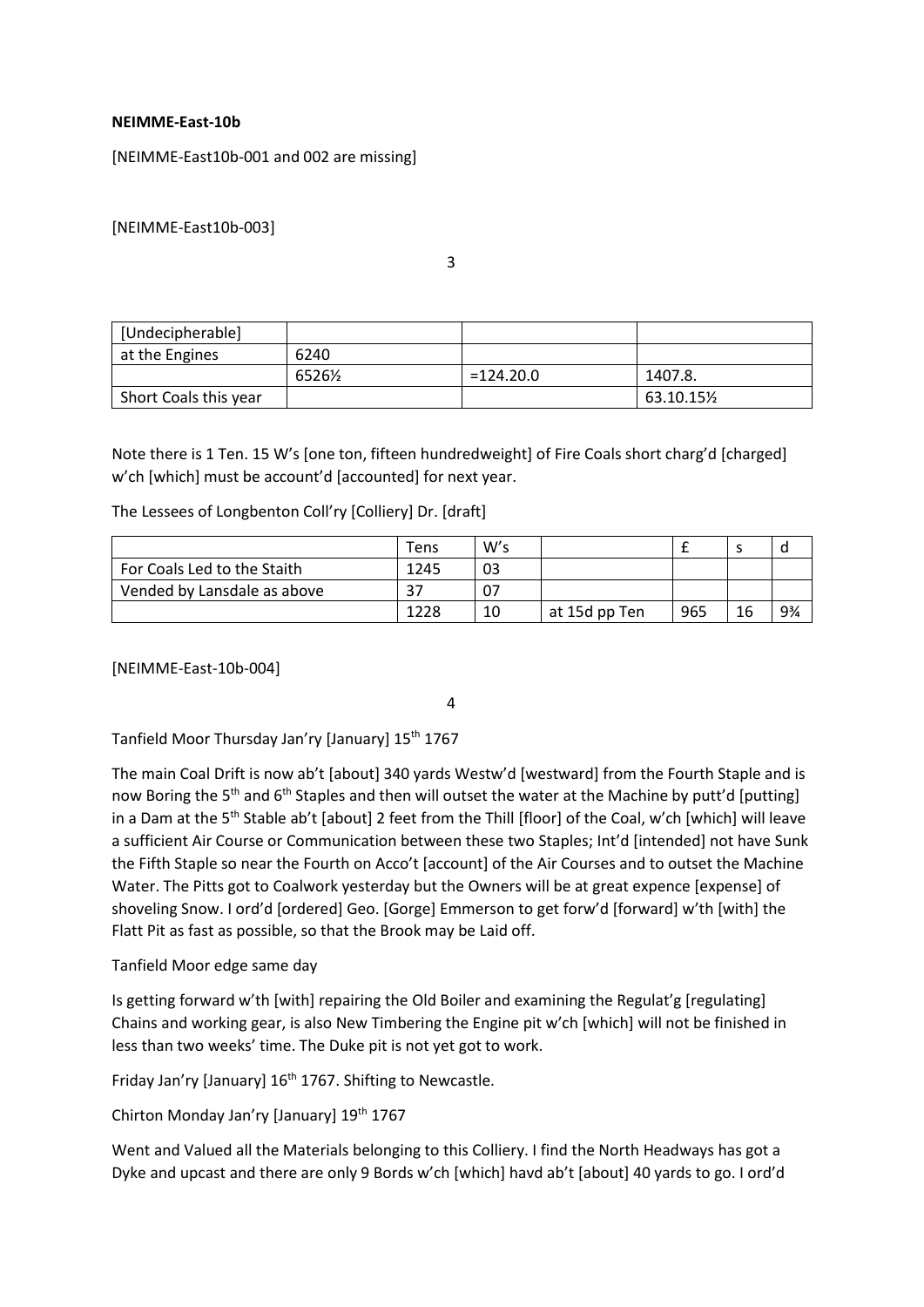**NEIMME-East-10b**

[NEIMME-East10b-001 and 002 are missing]

[NEIMME-East10b-003]

3

| | | | |
|---|---|---|---|
| [Undecipherable] | | | |
| at the Engines | 6240 | | |
| | 6526½ | =124.20.0 | 1407.8. |
| Short Coals this year | | | 63.10.15½ |

Note there is 1 Ten. 15 W's [one ton, fifteen hundredweight] of Fire Coals short charg'd [charged] w'ch [which] must be account'd [accounted] for next year.

The Lessees of Longbenton Coll'ry [Colliery] Dr. [draft]

| | Tens | W's | | £ | s | d |
|---|---|---|---|---|---|---|
| For Coals Led to the Staith | 1245 | 03 | | | | |
| Vended by Lansdale as above | 37 | 07 | | | | |
| | 1228 | 10 | at 15d pp Ten | 965 | 16 | 9¾ |

[NEIMME-East-10b-004]

4

Tanfield Moor Thursday Jan'ry [January] 15th 1767

The main Coal Drift is now ab't [about] 340 yards Westw'd [westward] from the Fourth Staple and is now Boring the 5th and 6th Staples and then will outset the water at the Machine by putt'd [putting] in a Dam at the 5th Stable ab't [about] 2 feet from the Thill [floor] of the Coal, w'ch [which] will leave a sufficient Air Course or Communication between these two Staples; Int'd [intended] not have Sunk the Fifth Staple so near the Fourth on Acco't [account] of the Air Courses and to outset the Machine Water. The Pitts got to Coalwork yesterday but the Owners will be at great expence [expense] of shoveling Snow. I ord'd [ordered] Geo. [Gorge] Emmerson to get forw'd [forward] w'th [with] the Flatt Pit as fast as possible, so that the Brook may be Laid off.

Tanfield Moor edge same day

Is getting forward w'th [with] repairing the Old Boiler and examining the Regulat'g [regulating] Chains and working gear, is also New Timbering the Engine pit w'ch [which] will not be finished in less than two weeks' time. The Duke pit is not yet got to work.

Friday Jan'ry [January] 16th 1767. Shifting to Newcastle.

Chirton Monday Jan'ry [January] 19th 1767

Went and Valued all the Materials belonging to this Colliery. I find the North Headways has got a Dyke and upcast and there are only 9 Bords w'ch [which] havd ab't [about] 40 yards to go. I ord'd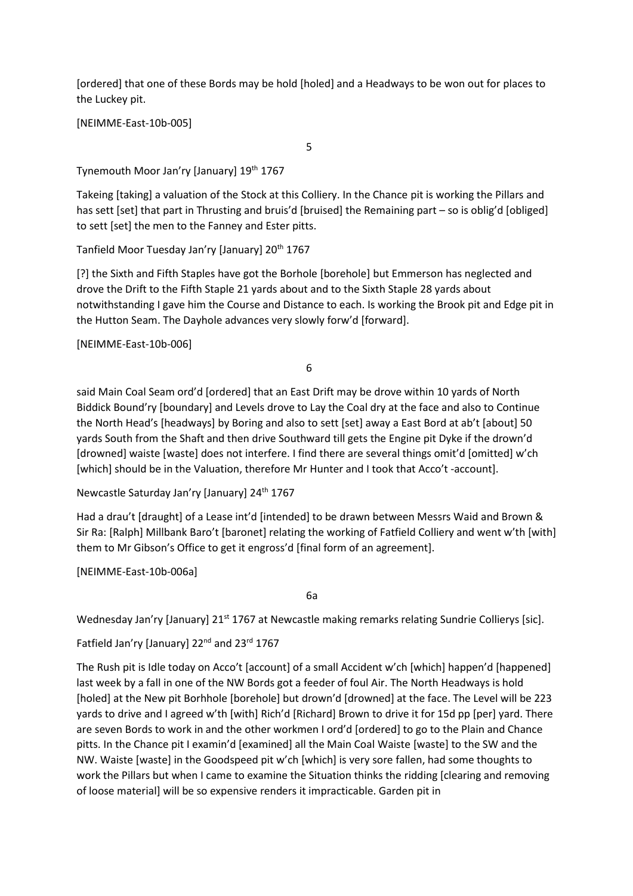[ordered] that one of these Bords may be hold [holed] and a Headways to be won out for places to the Luckey pit.

[NEIMME-East-10b-005]

5

Tynemouth Moor Jan'ry [January] 19th 1767

Takeing [taking] a valuation of the Stock at this Colliery. In the Chance pit is working the Pillars and has sett [set] that part in Thrusting and bruis'd [bruised] the Remaining part – so is oblig'd [obliged] to sett [set] the men to the Fanney and Ester pitts.

Tanfield Moor Tuesday Jan'ry [January] 20th 1767

[?] the Sixth and Fifth Staples have got the Borhole [borehole] but Emmerson has neglected and drove the Drift to the Fifth Staple 21 yards about and to the Sixth Staple 28 yards about notwithstanding I gave him the Course and Distance to each. Is working the Brook pit and Edge pit in the Hutton Seam. The Dayhole advances very slowly forw'd [forward].

[NEIMME-East-10b-006]

6

said Main Coal Seam ord'd [ordered] that an East Drift may be drove within 10 yards of North Biddick Bound'ry [boundary] and Levels drove to Lay the Coal dry at the face and also to Continue the North Head's [headways] by Boring and also to sett [set] away a East Bord at ab't [about] 50 yards South from the Shaft and then drive Southward till gets the Engine pit Dyke if the drown'd [drowned] waiste [waste] does not interfere. I find there are several things omit'd [omitted] w'ch [which] should be in the Valuation, therefore Mr Hunter and I took that Acco't -account].

Newcastle Saturday Jan'ry [January] 24th 1767

Had a drau't [draught] of a Lease int'd [intended] to be drawn between Messrs Waid and Brown & Sir Ra: [Ralph] Millbank Baro't [baronet] relating the working of Fatfield Colliery and went w'th [with] them to Mr Gibson's Office to get it engross'd [final form of an agreement].

[NEIMME-East-10b-006a]

6a

Wednesday Jan'ry [January] 21st 1767 at Newcastle making remarks relating Sundrie Collierys [sic].

Fatfield Jan'ry [January] 22nd and 23rd 1767

The Rush pit is Idle today on Acco't [account] of a small Accident w'ch [which] happen'd [happened] last week by a fall in one of the NW Bords got a feeder of foul Air. The North Headways is hold [holed] at the New pit Borhhole [borehole] but drown'd [drowned] at the face. The Level will be 223 yards to drive and I agreed w'th [with] Rich'd [Richard] Brown to drive it for 15d pp [per] yard. There are seven Bords to work in and the other workmen I ord'd [ordered] to go to the Plain and Chance pitts. In the Chance pit I examin'd [examined] all the Main Coal Waiste [waste] to the SW and the NW. Waiste [waste] in the Goodspeed pit w'ch [which] is very sore fallen, had some thoughts to work the Pillars but when I came to examine the Situation thinks the ridding [clearing and removing of loose material] will be so expensive renders it impracticable. Garden pit in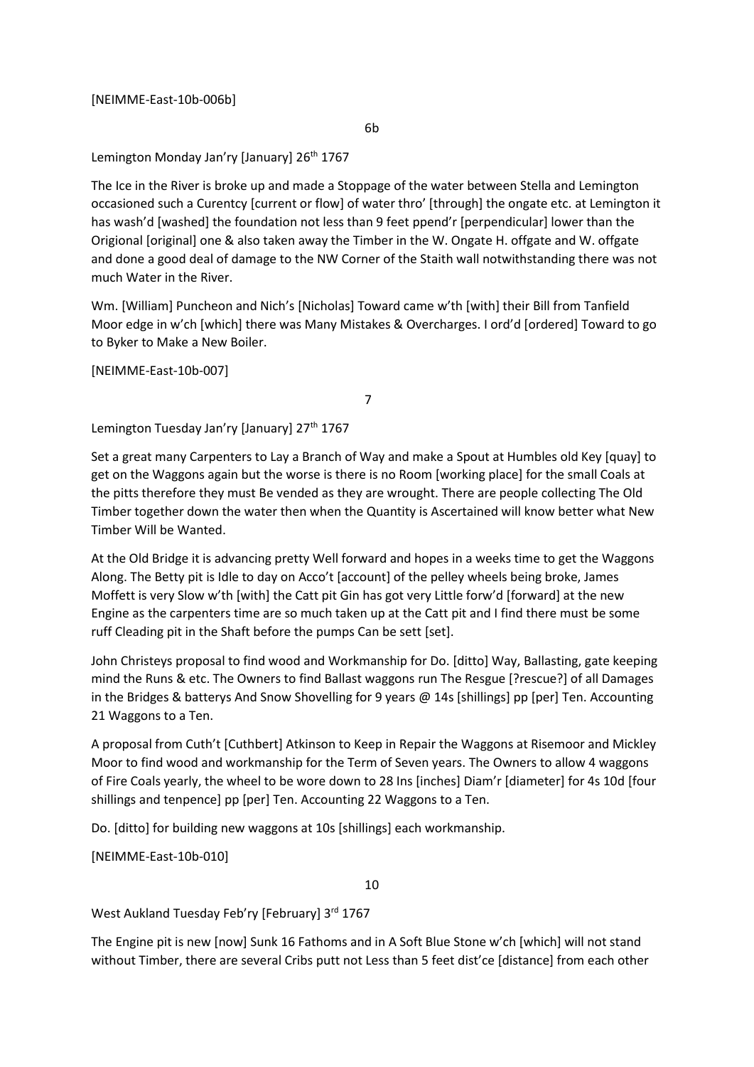[NEIMME-East-10b-006b]

6b

Lemington Monday Jan'ry [January] 26th 1767

The Ice in the River is broke up and made a Stoppage of the water between Stella and Lemington occasioned such a Curentcy [current or flow] of water thro' [through] the ongate etc. at Lemington it has wash'd [washed] the foundation not less than 9 feet ppend'r [perpendicular] lower than the Origional [original] one & also taken away the Timber in the W. Ongate H. offgate and W. offgate and done a good deal of damage to the NW Corner of the Staith wall notwithstanding there was not much Water in the River.

Wm. [William] Puncheon and Nich's [Nicholas] Toward came w'th [with] their Bill from Tanfield Moor edge in w'ch [which] there was Many Mistakes & Overcharges. I ord'd [ordered] Toward to go to Byker to Make a New Boiler.

[NEIMME-East-10b-007]

7

Lemington Tuesday Jan'ry [January] 27th 1767

Set a great many Carpenters to Lay a Branch of Way and make a Spout at Humbles old Key [quay] to get on the Waggons again but the worse is there is no Room [working place] for the small Coals at the pitts therefore they must Be vended as they are wrought. There are people collecting The Old Timber together down the water then when the Quantity is Ascertained will know better what New Timber Will be Wanted.

At the Old Bridge it is advancing pretty Well forward and hopes in a weeks time to get the Waggons Along. The Betty pit is Idle to day on Acco't [account] of the pelley wheels being broke, James Moffett is very Slow w'th [with] the Catt pit Gin has got very Little forw'd [forward] at the new Engine as the carpenters time are so much taken up at the Catt pit and I find there must be some ruff Cleading pit in the Shaft before the pumps Can be sett [set].

John Christeys proposal to find wood and Workmanship for Do. [ditto] Way, Ballasting, gate keeping mind the Runs & etc. The Owners to find Ballast waggons run The Resgue [?rescue?] of all Damages in the Bridges & batterys And Snow Shovelling for 9 years @ 14s [shillings] pp [per] Ten. Accounting 21 Waggons to a Ten.

A proposal from Cuth't [Cuthbert] Atkinson to Keep in Repair the Waggons at Risemoor and Mickley Moor to find wood and workmanship for the Term of Seven years. The Owners to allow 4 waggons of Fire Coals yearly, the wheel to be wore down to 28 Ins [inches] Diam'r [diameter] for 4s 10d [four shillings and tenpence] pp [per] Ten. Accounting 22 Waggons to a Ten.

Do. [ditto] for building new waggons at 10s [shillings] each workmanship.

[NEIMME-East-10b-010]

10

West Aukland Tuesday Feb'ry [February] 3rd 1767

The Engine pit is new [now] Sunk 16 Fathoms and in A Soft Blue Stone w'ch [which] will not stand without Timber, there are several Cribs putt not Less than 5 feet dist'ce [distance] from each other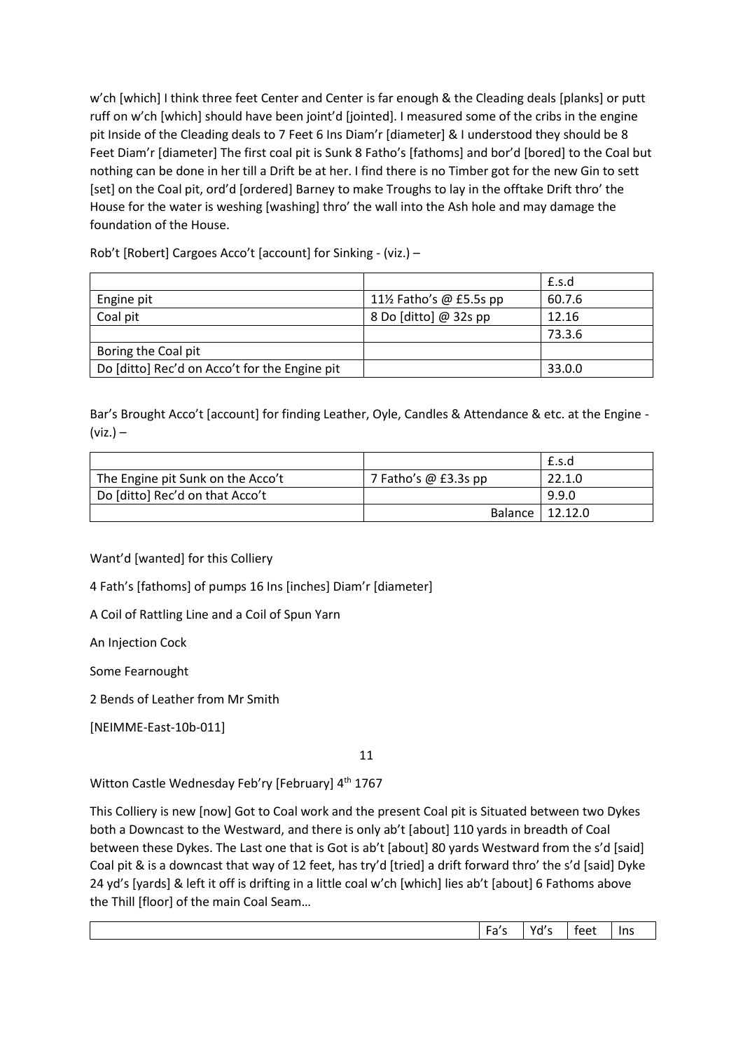w'ch [which] I think three feet Center and Center is far enough & the Cleading deals [planks] or putt ruff on w'ch [which] should have been joint'd [jointed]. I measured some of the cribs in the engine pit Inside of the Cleading deals to 7 Feet 6 Ins Diam'r [diameter] & I understood they should be 8 Feet Diam'r [diameter] The first coal pit is Sunk 8 Fatho's [fathoms] and bor'd [bored] to the Coal but nothing can be done in her till a Drift be at her. I find there is no Timber got for the new Gin to sett [set] on the Coal pit, ord'd [ordered] Barney to make Troughs to lay in the offtake Drift thro' the House for the water is weshing [washing] thro' the wall into the Ash hole and may damage the foundation of the House.

Rob't [Robert] Cargoes Acco't [account] for Sinking - (viz.) –

| | | £.s.d |
|---|---|---|
| Engine pit | 11½ Fatho's @ £5.5s pp | 60.7.6 |
| Coal pit | 8 Do [ditto] @ 32s pp | 12.16 |
| | | 73.3.6 |
| Boring the Coal pit | | |
| Do [ditto] Rec'd on Acco't for the Engine pit | | 33.0.0 |

Bar's Brought Acco't [account] for finding Leather, Oyle, Candles & Attendance & etc. at the Engine - (viz.) –

| | | £.s.d |
|---|---|---|
| The Engine pit Sunk on the Acco't | 7 Fatho's @ £3.3s pp | 22.1.0 |
| Do [ditto] Rec'd on that Acco't | | 9.9.0 |
| | Balance | 12.12.0 |

Want'd [wanted] for this Colliery

4 Fath's [fathoms] of pumps 16 Ins [inches] Diam'r [diameter]

A Coil of Rattling Line and a Coil of Spun Yarn

An Injection Cock

Some Fearnought

2 Bends of Leather from Mr Smith

[NEIMME-East-10b-011]

11

Witton Castle Wednesday Feb'ry [February] 4th 1767

This Colliery is new [now] Got to Coal work and the present Coal pit is Situated between two Dykes both a Downcast to the Westward, and there is only ab't [about] 110 yards in breadth of Coal between these Dykes. The Last one that is Got is ab't [about] 80 yards Westward from the s'd [said] Coal pit & is a downcast that way of 12 feet, has try'd [tried] a drift forward thro' the s'd [said] Dyke 24 yd's [yards] & left it off is drifting in a little coal w'ch [which] lies ab't [about] 6 Fathoms above the Thill [floor] of the main Coal Seam…

| | Fa's | Yd's | feet | Ins |
|---|---|---|---|---|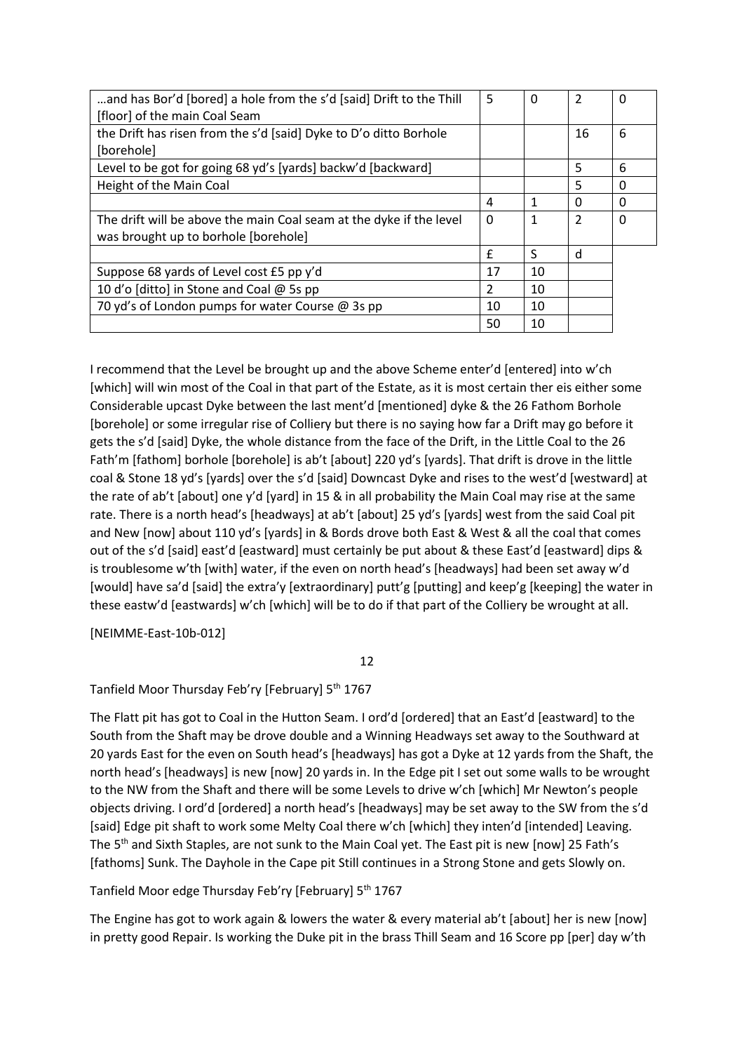| | | | | |
|---|---|---|---|---|
| …and has Bor'd [bored] a hole from the s'd [said] Drift to the Thill [floor] of the main Coal Seam | 5 | 0 | 2 | 0 |
| the Drift has risen from the s'd [said] Dyke to D'o ditto Borhole [borehole] | | | 16 | 6 |
| Level to be got for going 68 yd's [yards] backw'd [backward] | | | 5 | 6 |
| Height of the Main Coal | | | 5 | 0 |
| | 4 | 1 | 0 | 0 |
| The drift will be above the main Coal seam at the dyke if the level was brought up to borhole [borehole] | 0 | 1 | 2 | 0 |
| | £ | S | d | |
| Suppose 68 yards of Level cost £5 pp y'd | 17 | 10 | | |
| 10 d'o [ditto] in Stone and Coal @ 5s pp | 2 | 10 | | |
| 70 yd's of London pumps for water Course @ 3s pp | 10 | 10 | | |
| | 50 | 10 | | |

I recommend that the Level be brought up and the above Scheme enter'd [entered] into w'ch [which] will win most of the Coal in that part of the Estate, as it is most certain ther eis either some Considerable upcast Dyke between the last ment'd [mentioned] dyke & the 26 Fathom Borhole [borehole] or some irregular rise of Colliery but there is no saying how far a Drift may go before it gets the s'd [said] Dyke, the whole distance from the face of the Drift, in the Little Coal to the 26 Fath'm [fathom] borhole [borehole] is ab't [about] 220 yd's [yards]. That drift is drove in the little coal & Stone 18 yd's [yards] over the s'd [said] Downcast Dyke and rises to the west'd [westward] at the rate of ab't [about] one y'd [yard] in 15 & in all probability the Main Coal may rise at the same rate. There is a north head's [headways] at ab't [about] 25 yd's [yards] west from the said Coal pit and New [now] about 110 yd's [yards] in & Bords drove both East & West & all the coal that comes out of the s'd [said] east'd [eastward] must certainly be put about & these East'd [eastward] dips & is troublesome w'th [with] water, if the even on north head's [headways] had been set away w'd [would] have sa'd [said] the extra'y [extraordinary] putt'g [putting] and keep'g [keeping] the water in these eastw'd [eastwards] w'ch [which] will be to do if that part of the Colliery be wrought at all.

[NEIMME-East-10b-012]

12

Tanfield Moor Thursday Feb'ry [February] 5th 1767

The Flatt pit has got to Coal in the Hutton Seam. I ord'd [ordered] that an East'd [eastward] to the South from the Shaft may be drove double and a Winning Headways set away to the Southward at 20 yards East for the even on South head's [headways] has got a Dyke at 12 yards from the Shaft, the north head's [headways] is new [now] 20 yards in. In the Edge pit I set out some walls to be wrought to the NW from the Shaft and there will be some Levels to drive w'ch [which] Mr Newton's people objects driving. I ord'd [ordered] a north head's [headways] may be set away to the SW from the s'd [said] Edge pit shaft to work some Melty Coal there w'ch [which] they inten'd [intended] Leaving. The 5th and Sixth Staples, are not sunk to the Main Coal yet. The East pit is new [now] 25 Fath's [fathoms] Sunk. The Dayhole in the Cape pit Still continues in a Strong Stone and gets Slowly on.

Tanfield Moor edge Thursday Feb'ry [February] 5th 1767

The Engine has got to work again & lowers the water & every material ab't [about] her is new [now] in pretty good Repair. Is working the Duke pit in the brass Thill Seam and 16 Score pp [per] day w'th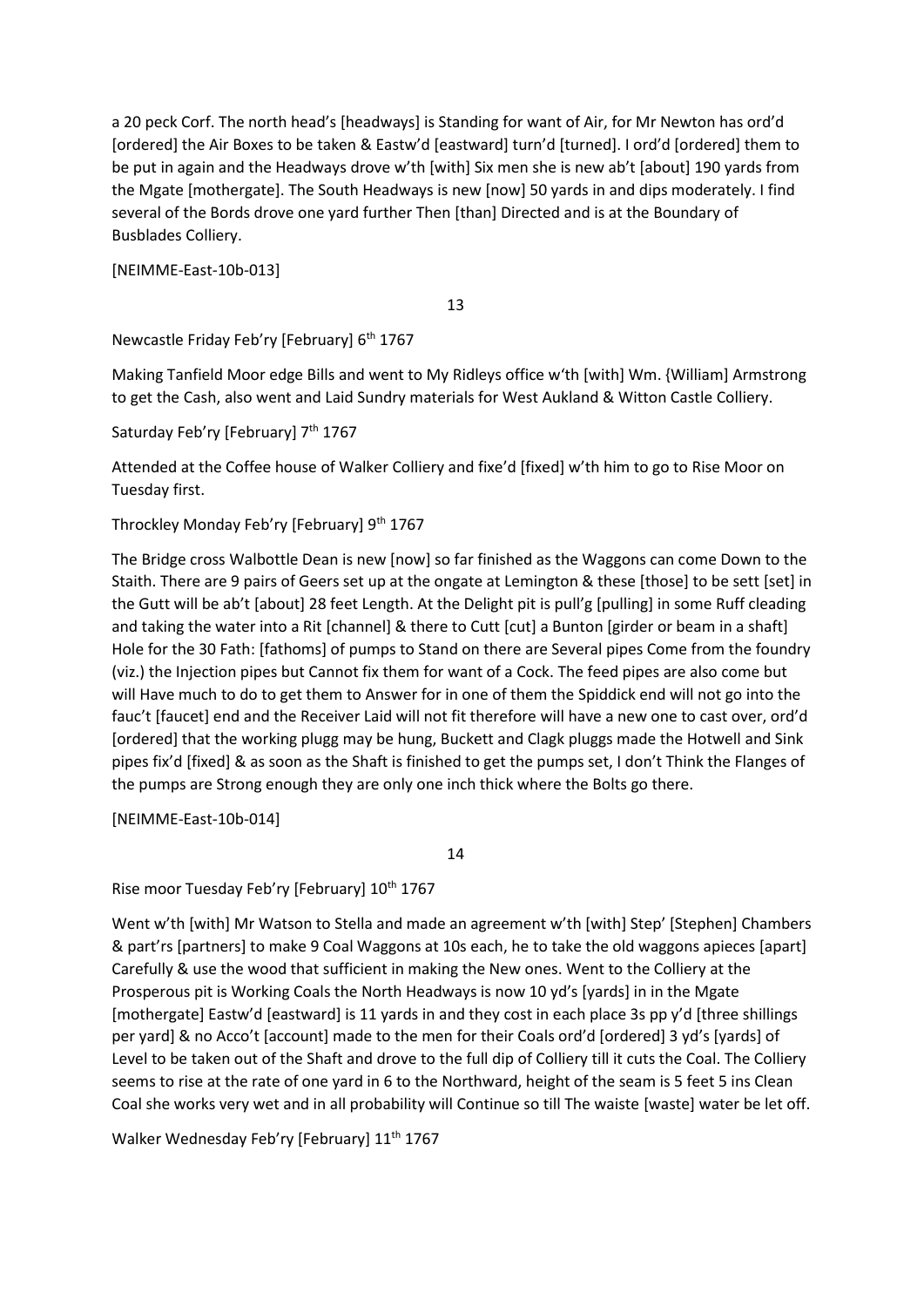a 20 peck Corf. The north head's [headways] is Standing for want of Air, for Mr Newton has ord'd [ordered] the Air Boxes to be taken & Eastw'd [eastward] turn'd [turned]. I ord'd [ordered] them to be put in again and the Headways drove w'th [with] Six men she is new ab't [about] 190 yards from the Mgate [mothergate]. The South Headways is new [now] 50 yards in and dips moderately. I find several of the Bords drove one yard further Then [than] Directed and is at the Boundary of Busblades Colliery.

[NEIMME-East-10b-013]

13

Newcastle Friday Feb'ry [February] 6th 1767

Making Tanfield Moor edge Bills and went to My Ridleys office w'th [with] Wm. {William] Armstrong to get the Cash, also went and Laid Sundry materials for West Aukland & Witton Castle Colliery.

Saturday Feb'ry [February] 7th 1767

Attended at the Coffee house of Walker Colliery and fixe'd [fixed] w'th him to go to Rise Moor on Tuesday first.

Throckley Monday Feb'ry [February] 9th 1767

The Bridge cross Walbottle Dean is new [now] so far finished as the Waggons can come Down to the Staith. There are 9 pairs of Geers set up at the ongate at Lemington & these [those] to be sett [set] in the Gutt will be ab't [about] 28 feet Length. At the Delight pit is pull'g [pulling] in some Ruff cleading and taking the water into a Rit [channel] & there to Cutt [cut] a Bunton [girder or beam in a shaft] Hole for the 30 Fath: [fathoms] of pumps to Stand on there are Several pipes Come from the foundry (viz.) the Injection pipes but Cannot fix them for want of a Cock. The feed pipes are also come but will Have much to do to get them to Answer for in one of them the Spiddick end will not go into the fauc't [faucet] end and the Receiver Laid will not fit therefore will have a new one to cast over, ord'd [ordered] that the working plugg may be hung, Buckett and Clagk pluggs made the Hotwell and Sink pipes fix'd [fixed] & as soon as the Shaft is finished to get the pumps set, I don't Think the Flanges of the pumps are Strong enough they are only one inch thick where the Bolts go there.

[NEIMME-East-10b-014]

14

Rise moor Tuesday Feb'ry [February] 10th 1767

Went w'th [with] Mr Watson to Stella and made an agreement w'th [with] Step' [Stephen] Chambers & part'rs [partners] to make 9 Coal Waggons at 10s each, he to take the old waggons apieces [apart] Carefully & use the wood that sufficient in making the New ones. Went to the Colliery at the Prosperous pit is Working Coals the North Headways is now 10 yd's [yards] in in the Mgate [mothergate] Eastw'd [eastward] is 11 yards in and they cost in each place 3s pp y'd [three shillings per yard] & no Acco't [account] made to the men for their Coals ord'd [ordered] 3 yd's [yards] of Level to be taken out of the Shaft and drove to the full dip of Colliery till it cuts the Coal. The Colliery seems to rise at the rate of one yard in 6 to the Northward, height of the seam is 5 feet 5 ins Clean Coal she works very wet and in all probability will Continue so till The waiste [waste] water be let off.

Walker Wednesday Feb'ry [February] 11th 1767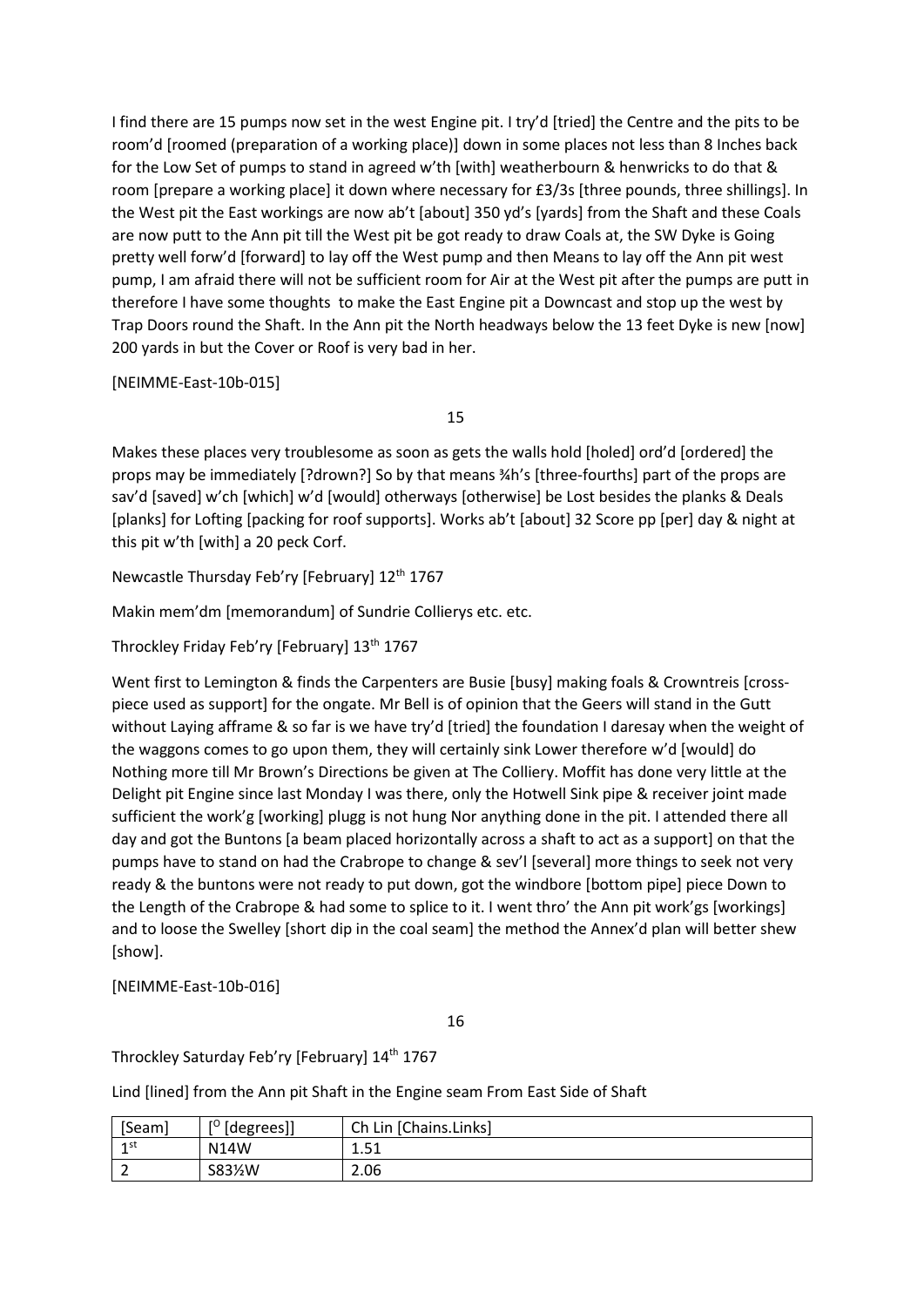I find there are 15 pumps now set in the west Engine pit. I try'd [tried] the Centre and the pits to be room'd [roomed (preparation of a working place)] down in some places not less than 8 Inches back for the Low Set of pumps to stand in agreed w'th [with] weatherbourn & henwricks to do that & room [prepare a working place] it down where necessary for £3/3s [three pounds, three shillings]. In the West pit the East workings are now ab't [about] 350 yd's [yards] from the Shaft and these Coals are now putt to the Ann pit till the West pit be got ready to draw Coals at, the SW Dyke is Going pretty well forw'd [forward] to lay off the West pump and then Means to lay off the Ann pit west pump, I am afraid there will not be sufficient room for Air at the West pit after the pumps are putt in therefore I have some thoughts to make the East Engine pit a Downcast and stop up the west by Trap Doors round the Shaft. In the Ann pit the North headways below the 13 feet Dyke is new [now] 200 yards in but the Cover or Roof is very bad in her.

[NEIMME-East-10b-015]

15

Makes these places very troublesome as soon as gets the walls hold [holed] ord'd [ordered] the props may be immediately [?drown?] So by that means ¾h's [three-fourths] part of the props are sav'd [saved] w'ch [which] w'd [would] otherways [otherwise] be Lost besides the planks & Deals [planks] for Lofting [packing for roof supports]. Works ab't [about] 32 Score pp [per] day & night at this pit w'th [with] a 20 peck Corf.

Newcastle Thursday Feb'ry [February] 12th 1767

Makin mem'dm [memorandum] of Sundrie Collierys etc. etc.

Throckley Friday Feb'ry [February] 13th 1767

Went first to Lemington & finds the Carpenters are Busie [busy] making foals & Crowntreis [cross-piece used as support] for the ongate. Mr Bell is of opinion that the Geers will stand in the Gutt without Laying afframe & so far is we have try'd [tried] the foundation I daresay when the weight of the waggons comes to go upon them, they will certainly sink Lower therefore w'd [would] do Nothing more till Mr Brown's Directions be given at The Colliery. Moffit has done very little at the Delight pit Engine since last Monday I was there, only the Hotwell Sink pipe & receiver joint made sufficient the work'g [working] plugg is not hung Nor anything done in the pit. I attended there all day and got the Buntons [a beam placed horizontally across a shaft to act as a support] on that the pumps have to stand on had the Crabrope to change & sev'l [several] more things to seek not very ready & the buntons were not ready to put down, got the windbore [bottom pipe] piece Down to the Length of the Crabrope & had some to splice to it. I went thro' the Ann pit work'gs [workings] and to loose the Swelley [short dip in the coal seam] the method the Annex'd plan will better shew [show].

[NEIMME-East-10b-016]

16

Throckley Saturday Feb'ry [February] 14th 1767

Lind [lined] from the Ann pit Shaft in the Engine seam From East Side of Shaft

| [Seam] | [$^{O}$ [degrees]] | Ch Lin [Chains.Links] |
|---|---|---|
| 1st | N14W | 1.51 |
| 2 | S83½W | 2.06 |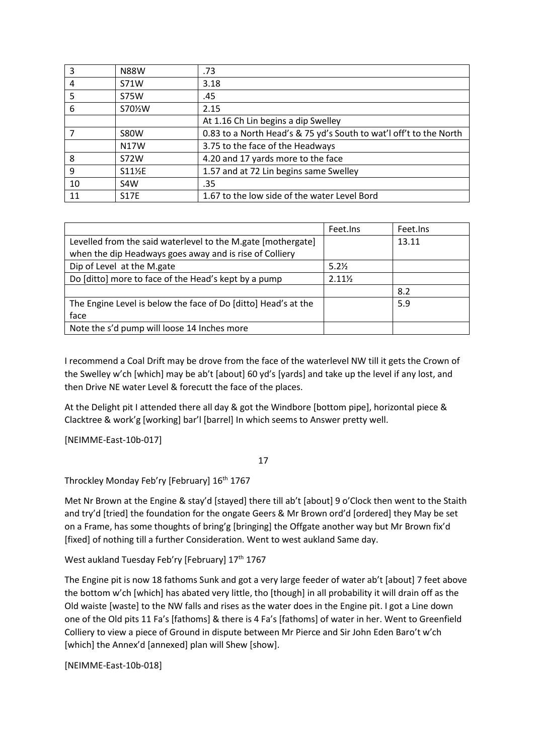| | | |
|---|---|---|
| 3 | N88W | .73 |
| 4 | S71W | 3.18 |
| 5 | S75W | .45 |
| 6 | S70½W | 2.15 |
| | | At 1.16 Ch Lin begins a dip Swelley |
| 7 | S80W | 0.83 to a North Head's & 75 yd's South to wat'l off't to the North |
| | N17W | 3.75 to the face of the Headways |
| 8 | S72W | 4.20 and 17 yards more to the face |
| 9 | S11½E | 1.57 and at 72 Lin begins same Swelley |
| 10 | S4W | .35 |
| 11 | S17E | 1.67 to the low side of the water Level Bord |

| | Feet.Ins | Feet.Ins |
|---|---|---|
| Levelled from the said waterlevel to the M.gate [mothergate] when the dip Headways goes away and is rise of Colliery | | 13.11 |
| Dip of Level at the M.gate | 5.2½ | |
| Do [ditto] more to face of the Head's kept by a pump | 2.11½ | |
| | | 8.2 |
| The Engine Level is below the face of Do [ditto] Head's at the face | | 5.9 |
| Note the s'd pump will loose 14 Inches more | | |

I recommend a Coal Drift may be drove from the face of the waterlevel NW till it gets the Crown of the Swelley w'ch [which] may be ab't [about] 60 yd's [yards] and take up the level if any lost, and then Drive NE water Level & forecutt the face of the places.

At the Delight pit I attended there all day & got the Windbore [bottom pipe], horizontal piece & Clacktree & work'g [working] bar'l [barrel] In which seems to Answer pretty well.

[NEIMME-East-10b-017]

17

Throckley Monday Feb'ry [February] 16th 1767

Met Nr Brown at the Engine & stay'd [stayed] there till ab't [about] 9 o'Clock then went to the Staith and try'd [tried] the foundation for the ongate Geers & Mr Brown ord'd [ordered] they May be set on a Frame, has some thoughts of bring'g [bringing] the Offgate another way but Mr Brown fix'd [fixed] of nothing till a further Consideration. Went to west aukland Same day.

West aukland Tuesday Feb'ry [February] 17th 1767

The Engine pit is now 18 fathoms Sunk and got a very large feeder of water ab't [about] 7 feet above the bottom w'ch [which] has abated very little, tho [though] in all probability it will drain off as the Old waiste [waste] to the NW falls and rises as the water does in the Engine pit. I got a Line down one of the Old pits 11 Fa's [fathoms] & there is 4 Fa's [fathoms] of water in her. Went to Greenfield Colliery to view a piece of Ground in dispute between Mr Pierce and Sir John Eden Baro't w'ch [which] the Annex'd [annexed] plan will Shew [show].

[NEIMME-East-10b-018]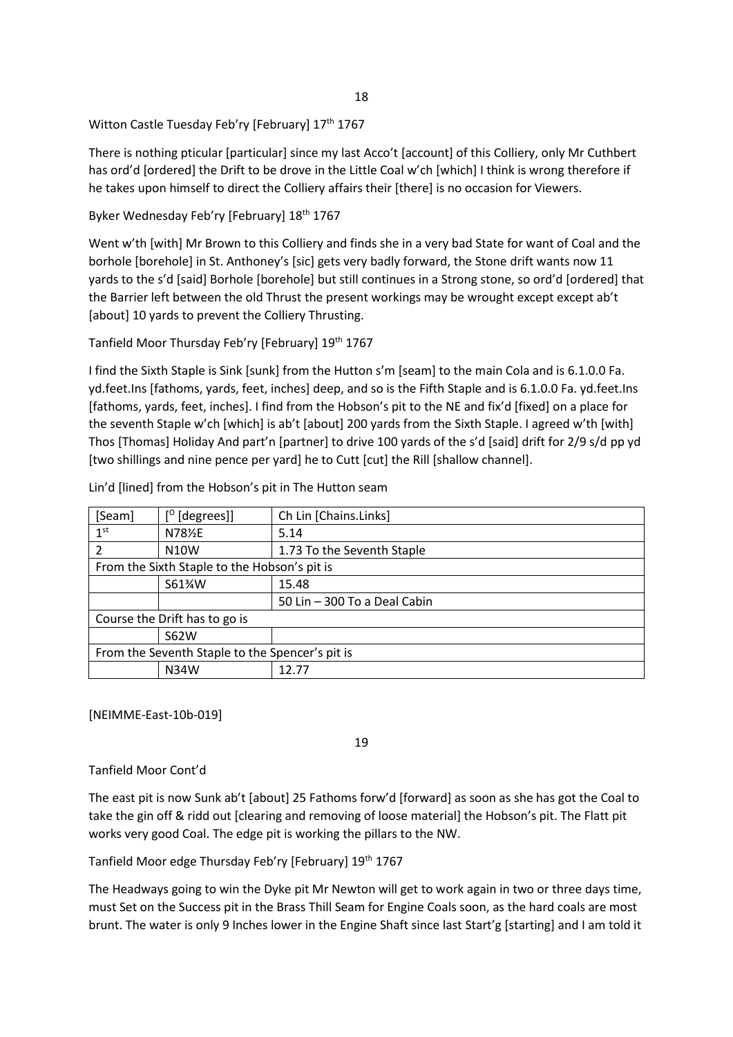Witton Castle Tuesday Feb'ry [February] 17th 1767

There is nothing pticular [particular] since my last Acco't [account] of this Colliery, only Mr Cuthbert has ord'd [ordered] the Drift to be drove in the Little Coal w'ch [which] I think is wrong therefore if he takes upon himself to direct the Colliery affairs their [there] is no occasion for Viewers.

Byker Wednesday Feb'ry [February] 18th 1767

Went w'th [with] Mr Brown to this Colliery and finds she in a very bad State for want of Coal and the borhole [borehole] in St. Anthoney's [sic] gets very badly forward, the Stone drift wants now 11 yards to the s'd [said] Borhole [borehole] but still continues in a Strong stone, so ord'd [ordered] that the Barrier left between the old Thrust the present workings may be wrought except except ab't [about] 10 yards to prevent the Colliery Thrusting.

Tanfield Moor Thursday Feb'ry [February] 19th 1767

I find the Sixth Staple is Sink [sunk] from the Hutton s'm [seam] to the main Cola and is 6.1.0.0 Fa. yd.feet.Ins [fathoms, yards, feet, inches] deep, and so is the Fifth Staple and is 6.1.0.0 Fa. yd.feet.Ins [fathoms, yards, feet, inches]. I find from the Hobson's pit to the NE and fix'd [fixed] on a place for the seventh Staple w'ch [which] is ab't [about] 200 yards from the Sixth Staple. I agreed w'th [with] Thos [Thomas] Holiday And part'n [partner] to drive 100 yards of the s'd [said] drift for 2/9 s/d pp yd [two shillings and nine pence per yard] he to Cutt [cut] the Rill [shallow channel].

Lin'd [lined] from the Hobson's pit in The Hutton seam

| [Seam] | [O [degrees]] | Ch Lin [Chains.Links] |
|---|---|---|
| 1st | N78½E | 5.14 |
| 2 | N10W | 1.73 To the Seventh Staple |
| From the Sixth Staple to the Hobson's pit is | | |
| | S61¾W | 15.48 |
| | | 50 Lin – 300 To a Deal Cabin |
| Course the Drift has to go is | | |
| | S62W | |
| From the Seventh Staple to the Spencer's pit is | | |
| | N34W | 12.77 |

[NEIMME-East-10b-019]

Tanfield Moor Cont'd

The east pit is now Sunk ab't [about] 25 Fathoms forw'd [forward] as soon as she has got the Coal to take the gin off & ridd out [clearing and removing of loose material] the Hobson's pit. The Flatt pit works very good Coal. The edge pit is working the pillars to the NW.

Tanfield Moor edge Thursday Feb'ry [February] 19th 1767

The Headways going to win the Dyke pit Mr Newton will get to work again in two or three days time, must Set on the Success pit in the Brass Thill Seam for Engine Coals soon, as the hard coals are most brunt. The water is only 9 Inches lower in the Engine Shaft since last Start'g [starting] and I am told it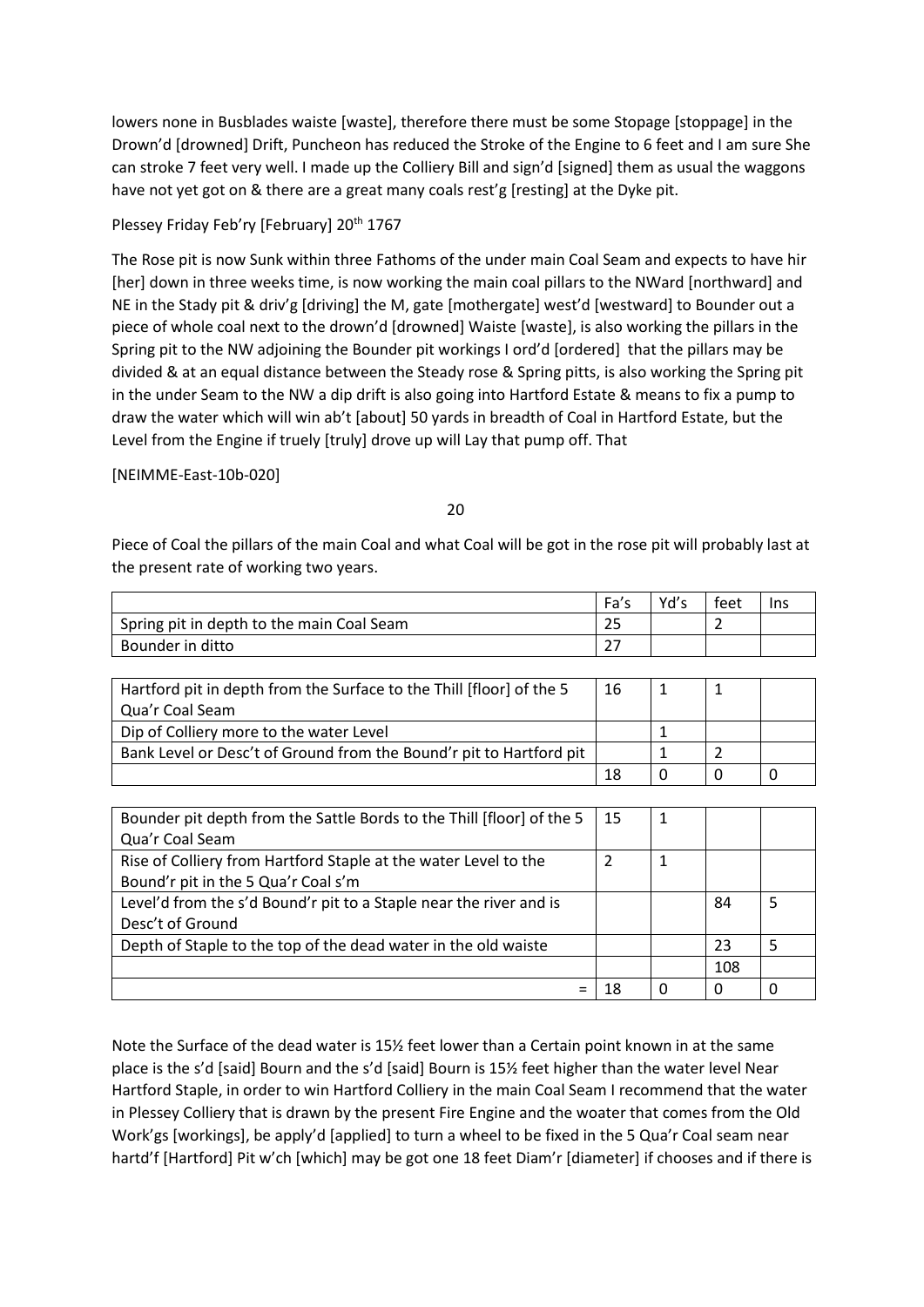lowers none in Busblades waiste [waste], therefore there must be some Stopage [stoppage] in the Drown'd [drowned] Drift, Puncheon has reduced the Stroke of the Engine to 6 feet and I am sure She can stroke 7 feet very well. I made up the Colliery Bill and sign'd [signed] them as usual the waggons have not yet got on & there are a great many coals rest'g [resting] at the Dyke pit.

Plessey Friday Feb'ry [February] 20th 1767

The Rose pit is now Sunk within three Fathoms of the under main Coal Seam and expects to have hir [her] down in three weeks time, is now working the main coal pillars to the NWard [northward] and NE in the Stady pit & driv'g [driving] the M, gate [mothergate] west'd [westward] to Bounder out a piece of whole coal next to the drown'd [drowned] Waiste [waste], is also working the pillars in the Spring pit to the NW adjoining the Bounder pit workings I ord'd [ordered] that the pillars may be divided & at an equal distance between the Steady rose & Spring pitts, is also working the Spring pit in the under Seam to the NW a dip drift is also going into Hartford Estate & means to fix a pump to draw the water which will win ab't [about] 50 yards in breadth of Coal in Hartford Estate, but the Level from the Engine if truely [truly] drove up will Lay that pump off. That

[NEIMME-East-10b-020]

Piece of Coal the pillars of the main Coal and what Coal will be got in the rose pit will probably last at the present rate of working two years.

| | Fa's | Yd's | feet | Ins |
|---|---|---|---|---|
| Spring pit in depth to the main Coal Seam | 25 | | 2 | |
| Bounder in ditto | 27 | | | |

| | | | | |
|---|---|---|---|---|
| Hartford pit in depth from the Surface to the Thill [floor] of the 5 Qua'r Coal Seam | 16 | 1 | 1 | |
| Dip of Colliery more to the water Level | | 1 | | |
| Bank Level or Desc't of Ground from the Bound'r pit to Hartford pit | | 1 | 2 | |
| | 18 | 0 | 0 | 0 |

| | | | | |
|---|---|---|---|---|
| Bounder pit depth from the Sattle Bords to the Thill [floor] of the 5 Qua'r Coal Seam | 15 | 1 | | |
| Rise of Colliery from Hartford Staple at the water Level to the Bound'r pit in the 5 Qua'r Coal s'm | 2 | 1 | | |
| Level'd from the s'd Bound'r pit to a Staple near the river and is Desc't of Ground | | | 84 | 5 |
| Depth of Staple to the top of the dead water in the old waiste | | | 23 | 5 |
| | | | 108 | |
| = | 18 | 0 | 0 | 0 |

Note the Surface of the dead water is 15½ feet lower than a Certain point known in at the same place is the s'd [said] Bourn and the s'd [said] Bourn is 15½ feet higher than the water level Near Hartford Staple, in order to win Hartford Colliery in the main Coal Seam I recommend that the water in Plessey Colliery that is drawn by the present Fire Engine and the woater that comes from the Old Work'gs [workings], be apply'd [applied] to turn a wheel to be fixed in the 5 Qua'r Coal seam near hartd'f [Hartford] Pit w'ch [which] may be got one 18 feet Diam'r [diameter] if chooses and if there is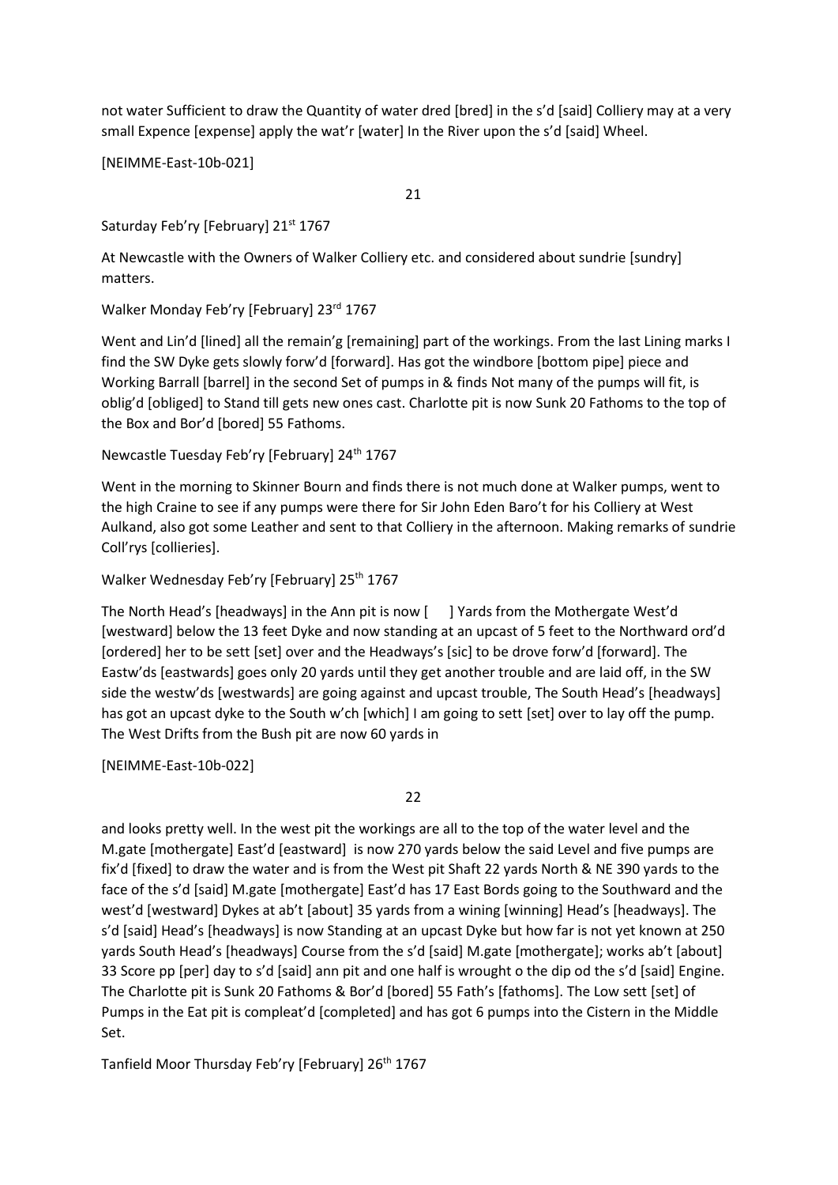not water Sufficient to draw the Quantity of water dred [bred] in the s'd [said] Colliery may at a very small Expence [expense] apply the wat'r [water] In the River upon the s'd [said] Wheel.

[NEIMME-East-10b-021]

21

Saturday Feb'ry [February] 21st 1767

At Newcastle with the Owners of Walker Colliery etc. and considered about sundrie [sundry] matters.

Walker Monday Feb'ry [February] 23rd 1767

Went and Lin'd [lined] all the remain'g [remaining] part of the workings. From the last Lining marks I find the SW Dyke gets slowly forw'd [forward]. Has got the windbore [bottom pipe] piece and Working Barrall [barrel] in the second Set of pumps in & finds Not many of the pumps will fit, is oblig'd [obliged] to Stand till gets new ones cast. Charlotte pit is now Sunk 20 Fathoms to the top of the Box and Bor'd [bored] 55 Fathoms.

Newcastle Tuesday Feb'ry [February] 24th 1767

Went in the morning to Skinner Bourn and finds there is not much done at Walker pumps, went to the high Craine to see if any pumps were there for Sir John Eden Baro't for his Colliery at West Aulkand, also got some Leather and sent to that Colliery in the afternoon. Making remarks of sundrie Coll'rys [collieries].

Walker Wednesday Feb'ry [February] 25th 1767

The North Head's [headways] in the Ann pit is now [ ] Yards from the Mothergate West'd [westward] below the 13 feet Dyke and now standing at an upcast of 5 feet to the Northward ord'd [ordered] her to be sett [set] over and the Headways's [sic] to be drove forw'd [forward]. The Eastw'ds [eastwards] goes only 20 yards until they get another trouble and are laid off, in the SW side the westw'ds [westwards] are going against and upcast trouble, The South Head's [headways] has got an upcast dyke to the South w'ch [which] I am going to sett [set] over to lay off the pump. The West Drifts from the Bush pit are now 60 yards in

[NEIMME-East-10b-022]

22

and looks pretty well. In the west pit the workings are all to the top of the water level and the M.gate [mothergate] East'd [eastward] is now 270 yards below the said Level and five pumps are fix'd [fixed] to draw the water and is from the West pit Shaft 22 yards North & NE 390 yards to the face of the s'd [said] M.gate [mothergate] East'd has 17 East Bords going to the Southward and the west'd [westward] Dykes at ab't [about] 35 yards from a wining [winning] Head's [headways]. The s'd [said] Head's [headways] is now Standing at an upcast Dyke but how far is not yet known at 250 yards South Head's [headways] Course from the s'd [said] M.gate [mothergate]; works ab't [about] 33 Score pp [per] day to s'd [said] ann pit and one half is wrought o the dip od the s'd [said] Engine. The Charlotte pit is Sunk 20 Fathoms & Bor'd [bored] 55 Fath's [fathoms]. The Low sett [set] of Pumps in the Eat pit is compleat'd [completed] and has got 6 pumps into the Cistern in the Middle Set.

Tanfield Moor Thursday Feb'ry [February] 26th 1767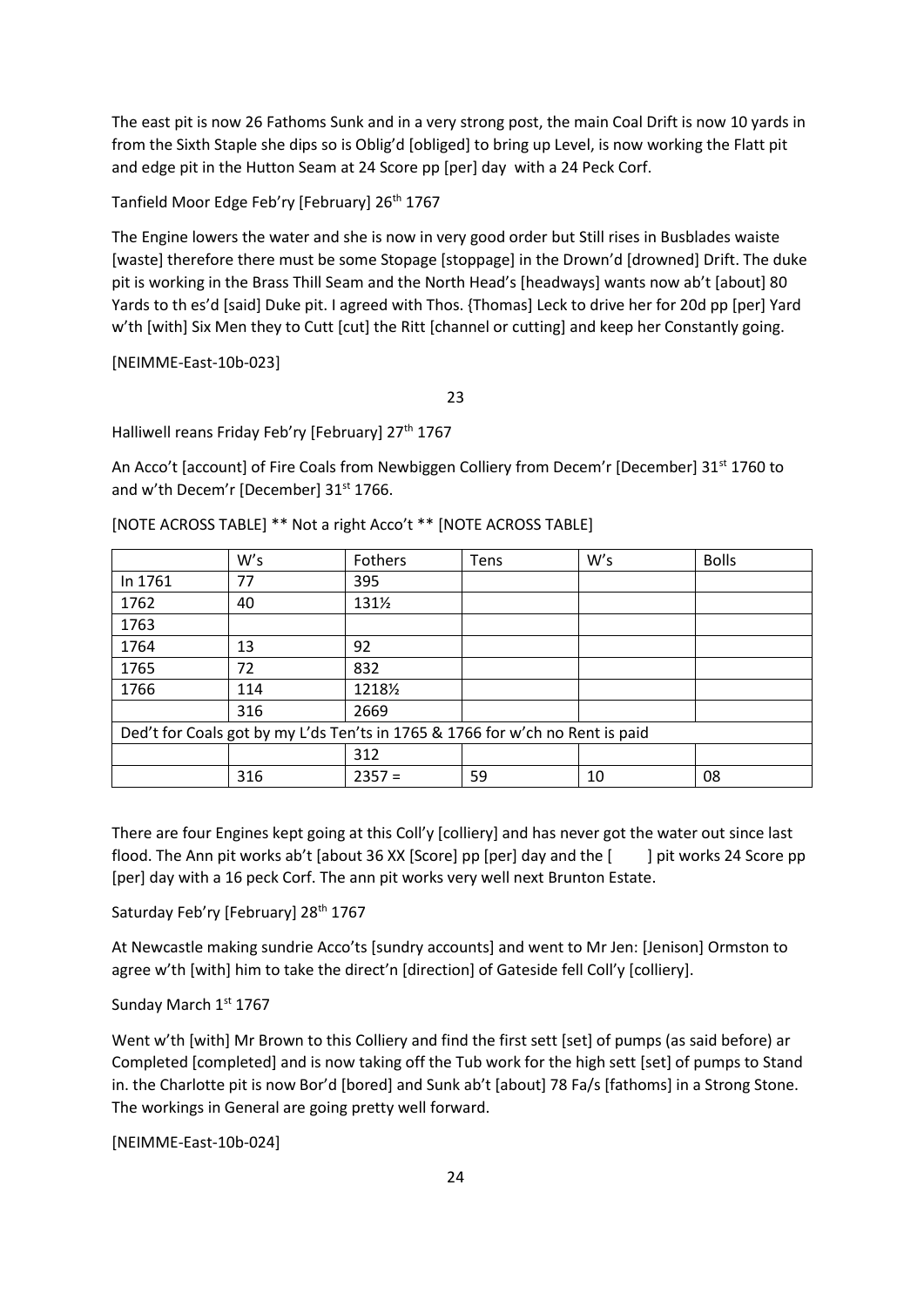The east pit is now 26 Fathoms Sunk and in a very strong post, the main Coal Drift is now 10 yards in from the Sixth Staple she dips so is Oblig'd [obliged] to bring up Level, is now working the Flatt pit and edge pit in the Hutton Seam at 24 Score pp [per] day with a 24 Peck Corf.

Tanfield Moor Edge Feb'ry [February] 26th 1767

The Engine lowers the water and she is now in very good order but Still rises in Busblades waiste [waste] therefore there must be some Stopage [stoppage] in the Drown'd [drowned] Drift. The duke pit is working in the Brass Thill Seam and the North Head's [headways] wants now ab't [about] 80 Yards to th es'd [said] Duke pit. I agreed with Thos. {Thomas} Leck to drive her for 20d pp [per] Yard w'th [with] Six Men they to Cutt [cut] the Ritt [channel or cutting] and keep her Constantly going.

[NEIMME-East-10b-023]

Halliwell reans Friday Feb'ry [February] 27th 1767

An Acco't [account] of Fire Coals from Newbiggen Colliery from Decem'r [December] 31st 1760 to and w'th Decem'r [December] 31st 1766.

[NOTE ACROSS TABLE] ** Not a right Acco't ** [NOTE ACROSS TABLE]

| | W's | Fothers | Tens | W's | Bolls |
|---|---|---|---|---|---|
| In 1761 | 77 | 395 | | | |
| 1762 | 40 | 131½ | | | |
| 1763 | | | | | |
| 1764 | 13 | 92 | | | |
| 1765 | 72 | 832 | | | |
| 1766 | 114 | 1218½ | | | |
| | 316 | 2669 | | | |
| Ded't for Coals got by my L'ds Ten'ts in 1765 & 1766 for w'ch no Rent is paid | | | | | |
| | | 312 | | | |
| | 316 | 2357 = | 59 | 10 | 08 |

There are four Engines kept going at this Coll'y [colliery] and has never got the water out since last flood. The Ann pit works ab't [about 36 XX [Score] pp [per] day and the [ ] pit works 24 Score pp [per] day with a 16 peck Corf. The ann pit works very well next Brunton Estate.

Saturday Feb'ry [February] 28th 1767

At Newcastle making sundrie Acco'ts [sundry accounts] and went to Mr Jen: [Jenison] Ormston to agree w'th [with] him to take the direct'n [direction] of Gateside fell Coll'y [colliery].

Sunday March 1st 1767

Went w'th [with] Mr Brown to this Colliery and find the first sett [set] of pumps (as said before) ar Completed [completed] and is now taking off the Tub work for the high sett [set] of pumps to Stand in. the Charlotte pit is now Bor'd [bored] and Sunk ab't [about] 78 Fa/s [fathoms] in a Strong Stone. The workings in General are going pretty well forward.

[NEIMME-East-10b-024]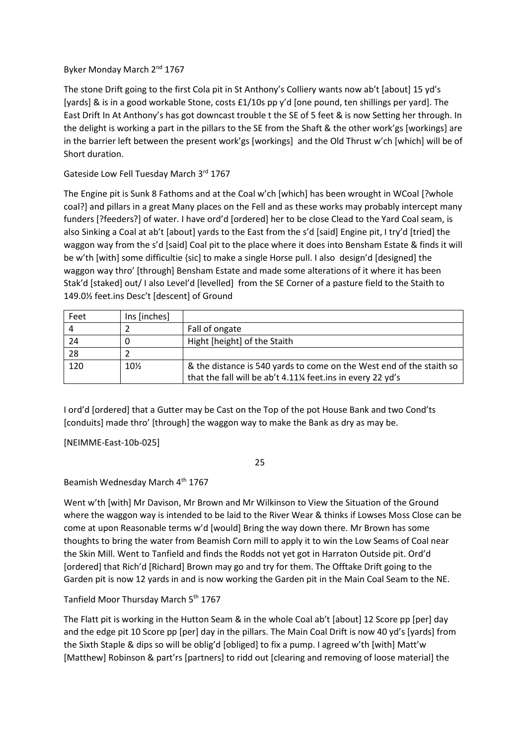Byker Monday March 2nd 1767

The stone Drift going to the first Cola pit in St Anthony's Colliery wants now ab't [about] 15 yd's [yards] & is in a good workable Stone, costs £1/10s pp y'd [one pound, ten shillings per yard]. The East Drift In At Anthony's has got downcast trouble t the SE of 5 feet & is now Setting her through. In the delight is working a part in the pillars to the SE from the Shaft & the other work'gs [workings] are in the barrier left between the present work'gs [workings] and the Old Thrust w'ch [which] will be of Short duration.

Gateside Low Fell Tuesday March 3rd 1767

The Engine pit is Sunk 8 Fathoms and at the Coal w'ch [which] has been wrought in WCoal [?whole coal?] and pillars in a great Many places on the Fell and as these works may probably intercept many funders [?feeders?] of water. I have ord'd [ordered] her to be close Clead to the Yard Coal seam, is also Sinking a Coal at ab't [about] yards to the East from the s'd [said] Engine pit, I try'd [tried] the waggon way from the s'd [said] Coal pit to the place where it does into Bensham Estate & finds it will be w'th [with] some difficultie {sic] to make a single Horse pull. I also design'd [designed] the waggon way thro' [through] Bensham Estate and made some alterations of it where it has been Stak'd [staked] out/ I also Level'd [levelled] from the SE Corner of a pasture field to the Staith to 149.0½ feet.ins Desc't [descent] of Ground

| Feet | Ins [inches] | |
|---|---|---|
| 4 | 2 | Fall of ongate |
| 24 | 0 | Hight [height] of the Staith |
| 28 | 2 | |
| 120 | 10½ | & the distance is 540 yards to come on the West end of the staith so that the fall will be ab't 4.11¼ feet.ins in every 22 yd's |

I ord'd [ordered] that a Gutter may be Cast on the Top of the pot House Bank and two Cond'ts [conduits] made thro' [through] the waggon way to make the Bank as dry as may be.

[NEIMME-East-10b-025]

25

Beamish Wednesday March 4th 1767

Went w'th [with] Mr Davison, Mr Brown and Mr Wilkinson to View the Situation of the Ground where the waggon way is intended to be laid to the River Wear & thinks if Lowses Moss Close can be come at upon Reasonable terms w'd [would] Bring the way down there. Mr Brown has some thoughts to bring the water from Beamish Corn mill to apply it to win the Low Seams of Coal near the Skin Mill. Went to Tanfield and finds the Rodds not yet got in Harraton Outside pit. Ord'd [ordered] that Rich'd [Richard] Brown may go and try for them. The Offtake Drift going to the Garden pit is now 12 yards in and is now working the Garden pit in the Main Coal Seam to the NE.

Tanfield Moor Thursday March 5th 1767

The Flatt pit is working in the Hutton Seam & in the whole Coal ab't [about] 12 Score pp [per] day and the edge pit 10 Score pp [per] day in the pillars. The Main Coal Drift is now 40 yd's [yards] from the Sixth Staple & dips so will be oblig'd [obliged] to fix a pump. I agreed w'th [with] Matt'w [Matthew] Robinson & part'rs [partners] to ridd out [clearing and removing of loose material] the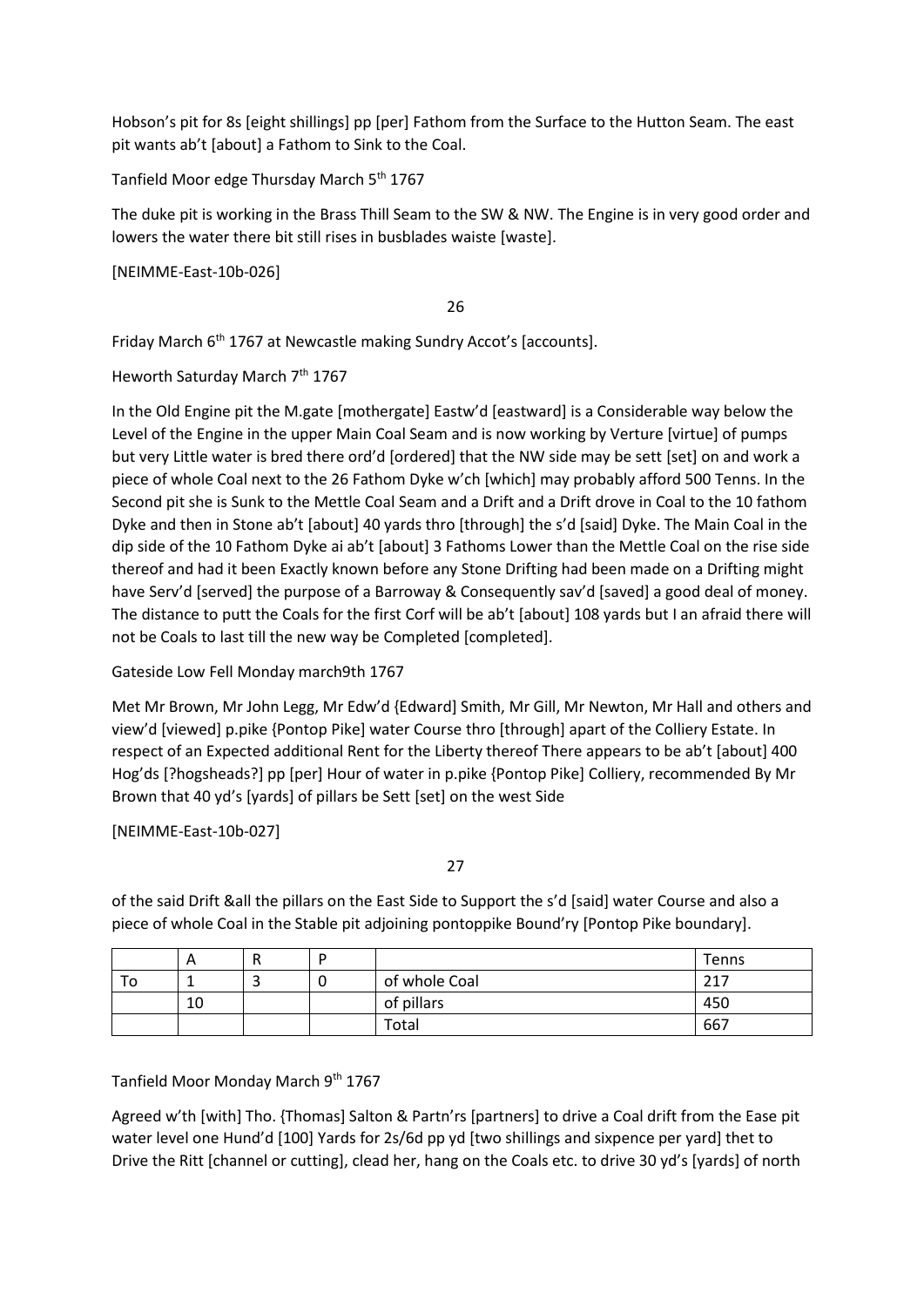Hobson's pit for 8s [eight shillings] pp [per] Fathom from the Surface to the Hutton Seam. The east pit wants ab't [about] a Fathom to Sink to the Coal.

Tanfield Moor edge Thursday March 5th 1767

The duke pit is working in the Brass Thill Seam to the SW & NW. The Engine is in very good order and lowers the water there bit still rises in busblades waiste [waste].

[NEIMME-East-10b-026]

Friday March 6th 1767 at Newcastle making Sundry Accot's [accounts].

Heworth Saturday March 7th 1767

In the Old Engine pit the M.gate [mothergate] Eastw'd [eastward] is a Considerable way below the Level of the Engine in the upper Main Coal Seam and is now working by Verture [virtue] of pumps but very Little water is bred there ord'd [ordered] that the NW side may be sett [set] on and work a piece of whole Coal next to the 26 Fathom Dyke w'ch [which] may probably afford 500 Tenns. In the Second pit she is Sunk to the Mettle Coal Seam and a Drift and a Drift drove in Coal to the 10 fathom Dyke and then in Stone ab't [about] 40 yards thro [through] the s'd [said] Dyke. The Main Coal in the dip side of the 10 Fathom Dyke ai ab't [about] 3 Fathoms Lower than the Mettle Coal on the rise side thereof and had it been Exactly known before any Stone Drifting had been made on a Drifting might have Serv'd [served] the purpose of a Barroway & Consequently sav'd [saved] a good deal of money. The distance to putt the Coals for the first Corf will be ab't [about] 108 yards but I an afraid there will not be Coals to last till the new way be Completed [completed].

Gateside Low Fell Monday march9th 1767

Met Mr Brown, Mr John Legg, Mr Edw'd {Edward} Smith, Mr Gill, Mr Newton, Mr Hall and others and view'd [viewed] p.pike {Pontop Pike] water Course thro [through] apart of the Colliery Estate. In respect of an Expected additional Rent for the Liberty thereof There appears to be ab't [about] 400 Hog'ds [?hogsheads?] pp [per] Hour of water in p.pike {Pontop Pike] Colliery, recommended By Mr Brown that 40 yd's [yards] of pillars be Sett [set] on the west Side

[NEIMME-East-10b-027]

of the said Drift &all the pillars on the East Side to Support the s'd [said] water Course and also a piece of whole Coal in the Stable pit adjoining pontoppike Bound'ry [Pontop Pike boundary].

| | A | R | P | | Tenns |
|---|---|---|---|---|---|
| To | 1 | 3 | 0 | of whole Coal | 217 |
| | 10 | | | of pillars | 450 |
| | | | | Total | 667 |

Tanfield Moor Monday March 9th 1767

Agreed w'th [with] Tho. {Thomas] Salton & Partn'rs [partners] to drive a Coal drift from the Ease pit water level one Hund'd [100] Yards for 2s/6d pp yd [two shillings and sixpence per yard] thet to Drive the Ritt [channel or cutting], clead her, hang on the Coals etc. to drive 30 yd's [yards] of north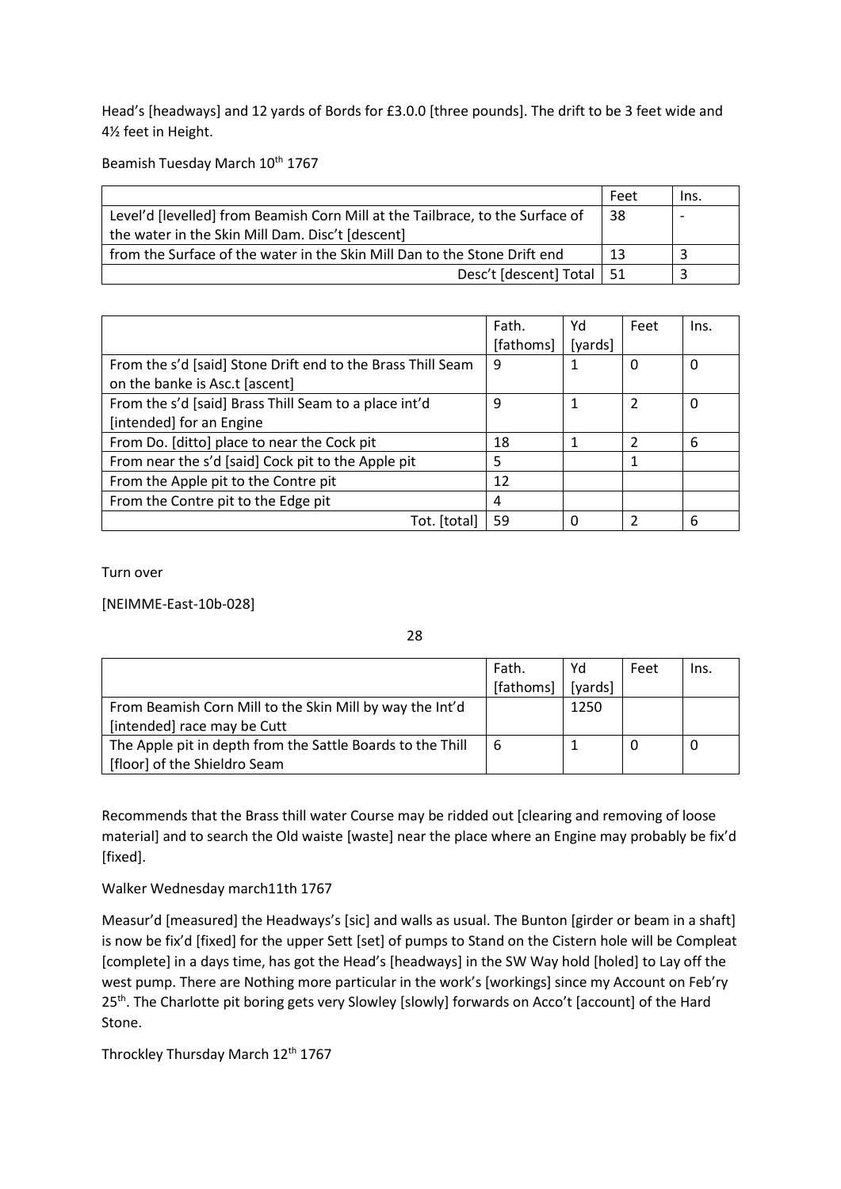Head's [headways] and 12 yards of Bords for £3.0.0 [three pounds]. The drift to be 3 feet wide and 4½ feet in Height.

Beamish Tuesday March 10th 1767

| | Feet | Ins. |
|---|---|---|
| Level'd [levelled] from Beamish Corn Mill at the Tailbrace, to the Surface of the water in the Skin Mill Dam. Disc't [descent] | 38 | - |
| from the Surface of the water in the Skin Mill Dan to the Stone Drift end | 13 | 3 |
| Desc't [descent] Total | 51 | 3 |

| | Fath. [fathoms] | Yd [yards] | Feet | Ins. |
|---|---|---|---|---|
| From the s'd [said] Stone Drift end to the Brass Thill Seam on the banke is Asc.t [ascent] | 9 | 1 | 0 | 0 |
| From the s'd [said] Brass Thill Seam to a place int'd [intended] for an Engine | 9 | 1 | 2 | 0 |
| From Do. [ditto] place to near the Cock pit | 18 | 1 | 2 | 6 |
| From near the s'd [said] Cock pit to the Apple pit | 5 | | 1 | |
| From the Apple pit to the Contre pit | 12 | | | |
| From the Contre pit to the Edge pit | 4 | | | |
| Tot. [total] | 59 | 0 | 2 | 6 |

Turn over

[NEIMME-East-10b-028]

28

| | Fath. [fathoms] | Yd [yards] | Feet | Ins. |
|---|---|---|---|---|
| From Beamish Corn Mill to the Skin Mill by way the Int'd [intended] race may be Cutt | | 1250 | | |
| The Apple pit in depth from the Sattle Boards to the Thill [floor] of the Shieldro Seam | 6 | 1 | 0 | 0 |

Recommends that the Brass thill water Course may be ridded out [clearing and removing of loose material] and to search the Old waiste [waste] near the place where an Engine may probably be fix'd [fixed].

Walker Wednesday march11th 1767

Measur'd [measured] the Headways's [sic] and walls as usual. The Bunton [girder or beam in a shaft] is now be fix'd [fixed] for the upper Sett [set] of pumps to Stand on the Cistern hole will be Compleat [complete] in a days time, has got the Head's [headways] in the SW Way hold [holed] to Lay off the west pump. There are Nothing more particular in the work's [workings] since my Account on Feb'ry 25th. The Charlotte pit boring gets very Slowley [slowly] forwards on Acco't [account] of the Hard Stone.

Throckley Thursday March 12th 1767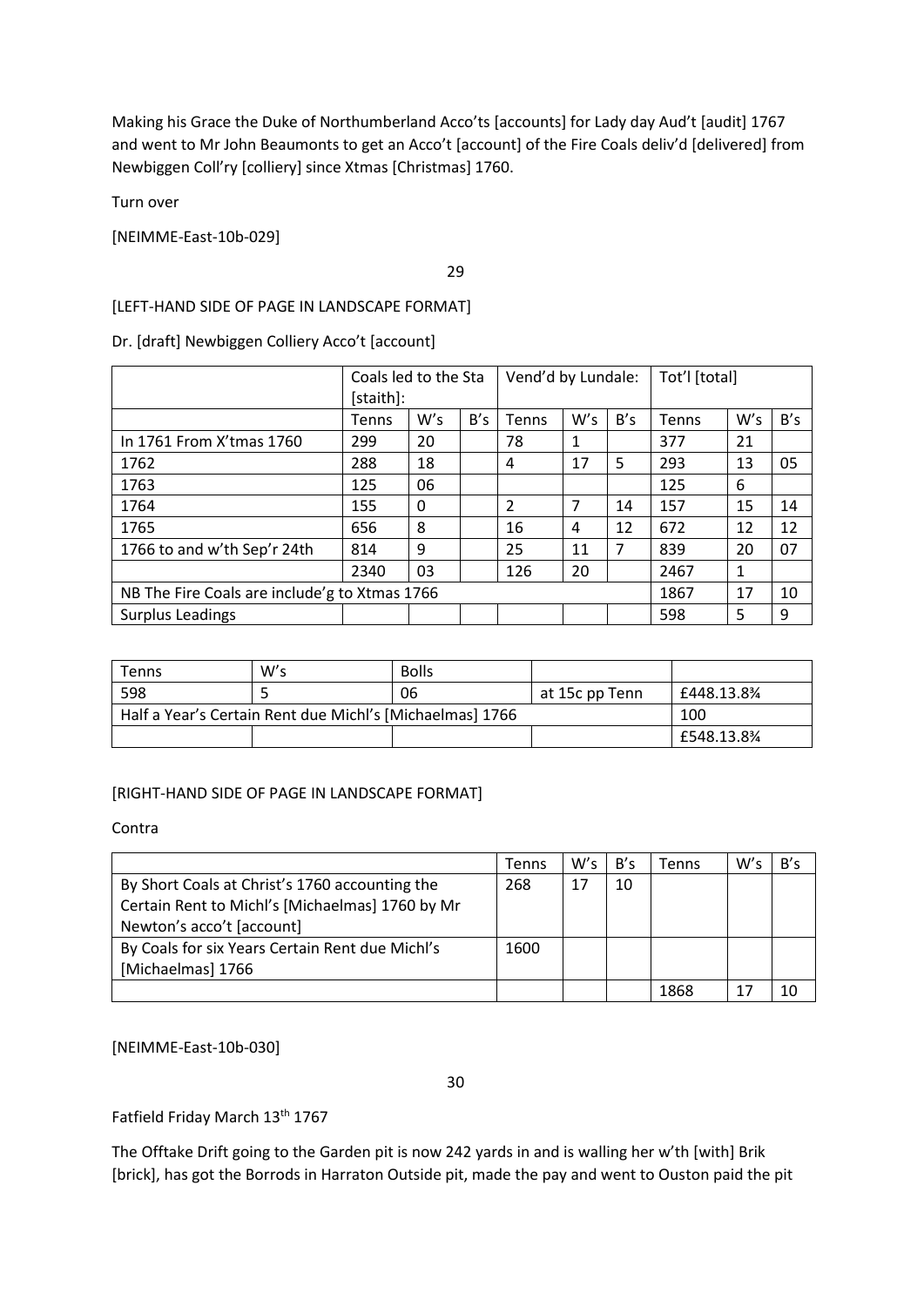Making his Grace the Duke of Northumberland Acco'ts [accounts] for Lady day Aud't [audit] 1767 and went to Mr John Beaumonts to get an Acco't [account] of the Fire Coals deliv'd [delivered] from Newbiggen Coll'ry [colliery] since Xtmas [Christmas] 1760.

Turn over

[NEIMME-East-10b-029]

[LEFT-HAND SIDE OF PAGE IN LANDSCAPE FORMAT]

Dr. [draft] Newbiggen Colliery Acco't [account]

| | Coals led to the Sta [staith]: | | | Vend'd by Lundale: | | | Tot'l [total] | | |
|---|---|---|---|---|---|---|---|---|---|
| | Tenns | W's | B's | Tenns | W's | B's | Tenns | W's | B's |
| In 1761 From X'tmas 1760 | 299 | 20 | | 78 | 1 | | 377 | 21 | |
| 1762 | 288 | 18 | | 4 | 17 | 5 | 293 | 13 | 05 |
| 1763 | 125 | 06 | | | | | 125 | 6 | |
| 1764 | 155 | 0 | | 2 | 7 | 14 | 157 | 15 | 14 |
| 1765 | 656 | 8 | | 16 | 4 | 12 | 672 | 12 | 12 |
| 1766 to and w'th Sep'r 24th | 814 | 9 | | 25 | 11 | 7 | 839 | 20 | 07 |
| | 2340 | 03 | | 126 | 20 | | 2467 | 1 | |
| NB The Fire Coals are include'g to Xtmas 1766 | | | | | | | 1867 | 17 | 10 |
| Surplus Leadings | | | | | | | 598 | 5 | 9 |

| Tenns | W's | Bolls | | |
|---|---|---|---|---|
| 598 | 5 | 06 | at 15c pp Tenn | £448.13.8¾ |
| Half a Year's Certain Rent due Michl's [Michaelmas] 1766 | | | | 100 |
| | | | | £548.13.8¾ |

[RIGHT-HAND SIDE OF PAGE IN LANDSCAPE FORMAT]

Contra

| | Tenns | W's | B's | Tenns | W's | B's |
|---|---|---|---|---|---|---|
| By Short Coals at Christ's 1760 accounting the Certain Rent to Michl's [Michaelmas] 1760 by Mr Newton's acco't [account] | 268 | 17 | 10 | | | |
| By Coals for six Years Certain Rent due Michl's [Michaelmas] 1766 | 1600 | | | | | |
| | | | | 1868 | 17 | 10 |

[NEIMME-East-10b-030]

Fatfield Friday March 13th 1767

The Offtake Drift going to the Garden pit is now 242 yards in and is walling her w'th [with] Brik [brick], has got the Borrods in Harraton Outside pit, made the pay and went to Ouston paid the pit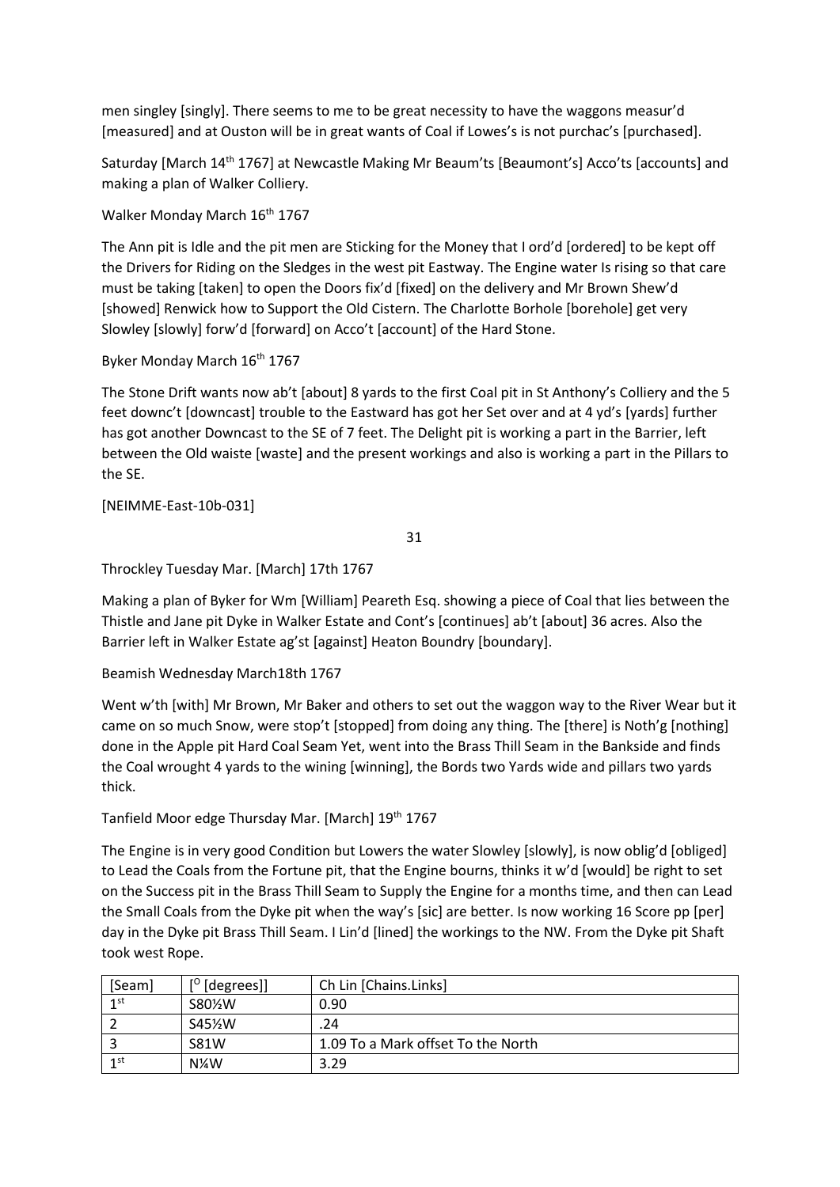men singley [singly]. There seems to me to be great necessity to have the waggons measur'd [measured] and at Ouston will be in great wants of Coal if Lowes's is not purchac's [purchased].

Saturday [March 14th 1767] at Newcastle Making Mr Beaum'ts [Beaumont's] Acco'ts [accounts] and making a plan of Walker Colliery.

Walker Monday March 16th 1767

The Ann pit is Idle and the pit men are Sticking for the Money that I ord'd [ordered] to be kept off the Drivers for Riding on the Sledges in the west pit Eastway. The Engine water Is rising so that care must be taking [taken] to open the Doors fix'd [fixed] on the delivery and Mr Brown Shew'd [showed] Renwick how to Support the Old Cistern. The Charlotte Borhole [borehole] get very Slowley [slowly] forw'd [forward] on Acco't [account] of the Hard Stone.

Byker Monday March 16th 1767

The Stone Drift wants now ab't [about] 8 yards to the first Coal pit in St Anthony's Colliery and the 5 feet downc't [downcast] trouble to the Eastward has got her Set over and at 4 yd's [yards] further has got another Downcast to the SE of 7 feet. The Delight pit is working a part in the Barrier, left between the Old waiste [waste] and the present workings and also is working a part in the Pillars to the SE.

[NEIMME-East-10b-031]

31

Throckley Tuesday Mar. [March] 17th 1767

Making a plan of Byker for Wm [William] Peareth Esq. showing a piece of Coal that lies between the Thistle and Jane pit Dyke in Walker Estate and Cont's [continues] ab't [about] 36 acres. Also the Barrier left in Walker Estate ag'st [against] Heaton Boundry [boundary].

Beamish Wednesday March18th 1767

Went w'th [with] Mr Brown, Mr Baker and others to set out the waggon way to the River Wear but it came on so much Snow, were stop't [stopped] from doing any thing. The [there] is Noth'g [nothing] done in the Apple pit Hard Coal Seam Yet, went into the Brass Thill Seam in the Bankside and finds the Coal wrought 4 yards to the wining [winning], the Bords two Yards wide and pillars two yards thick.

Tanfield Moor edge Thursday Mar. [March] 19th 1767

The Engine is in very good Condition but Lowers the water Slowley [slowly], is now oblig'd [obliged] to Lead the Coals from the Fortune pit, that the Engine bourns, thinks it w'd [would] be right to set on the Success pit in the Brass Thill Seam to Supply the Engine for a months time, and then can Lead the Small Coals from the Dyke pit when the way's [sic] are better. Is now working 16 Score pp [per] day in the Dyke pit Brass Thill Seam. I Lin'd [lined] the workings to the NW. From the Dyke pit Shaft took west Rope.

| [Seam] | [$^{O}$ [degrees]] | Ch Lin [Chains.Links] |
|---|---|---|
| 1st | S80½W | 0.90 |
| 2 | S45½W | .24 |
| 3 | S81W | 1.09 To a Mark offset To the North |
| 1st | N¼W | 3.29 |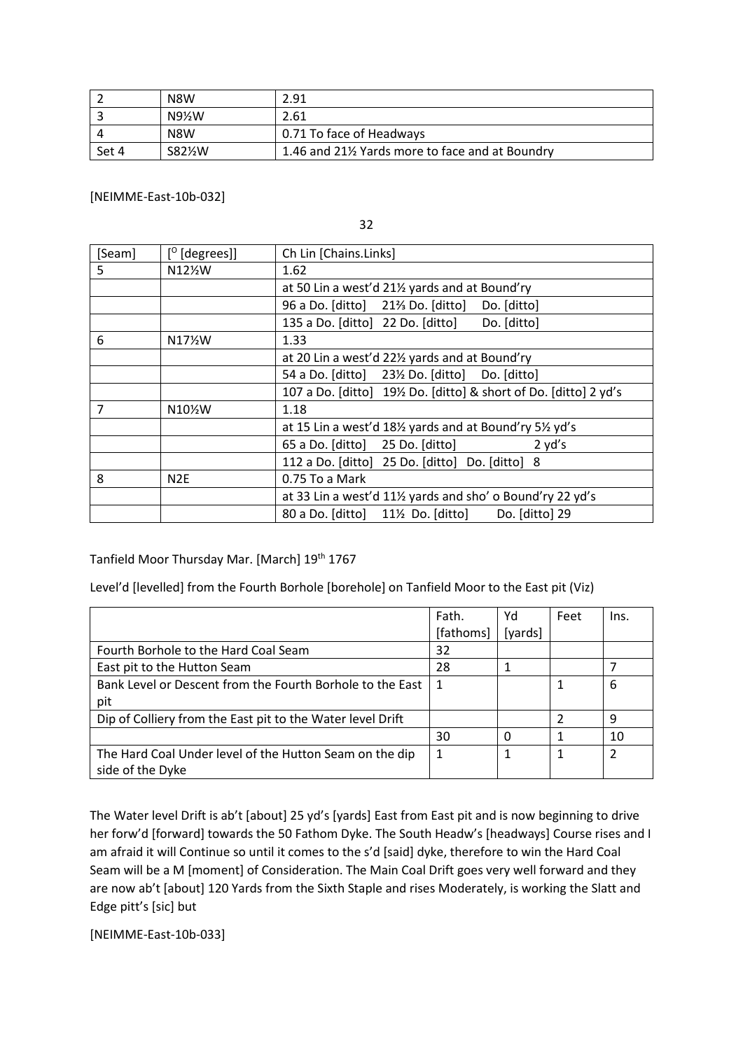| | | |
|---|---|---|
| 2 | N8W | 2.91 |
| 3 | N9½W | 2.61 |
| 4 | N8W | 0.71 To face of Headways |
| Set 4 | S82½W | 1.46 and 21½ Yards more to face and at Boundry |

[NEIMME-East-10b-032]

32

| [Seam] | [O [degrees]] | Ch Lin [Chains.Links] |
|---|---|---|
| 5 | N12½W | 1.62 |
| | | at 50 Lin a west'd 21½ yards and at Bound'ry |
| | | 96 a Do. [ditto] 21⅓ Do. [ditto] Do. [ditto] |
| | | 135 a Do. [ditto] 22 Do. [ditto] Do. [ditto] |
| 6 | N17½W | 1.33 |
| | | at 20 Lin a west'd 22½ yards and at Bound'ry |
| | | 54 a Do. [ditto] 23½ Do. [ditto] Do. [ditto] |
| | | 107 a Do. [ditto] 19½ Do. [ditto] & short of Do. [ditto] 2 yd's |
| 7 | N10½W | 1.18 |
| | | at 15 Lin a west'd 18½ yards and at Bound'ry 5½ yd's |
| | | 65 a Do. [ditto] 25 Do. [ditto] 2 yd's |
| | | 112 a Do. [ditto] 25 Do. [ditto] Do. [ditto] 8 |
| 8 | N2E | 0.75 To a Mark |
| | | at 33 Lin a west'd 11½ yards and sho' o Bound'ry 22 yd's |
| | | 80 a Do. [ditto] 11½ Do. [ditto] Do. [ditto] 29 |

Tanfield Moor Thursday Mar. [March] 19th 1767

Level'd [levelled] from the Fourth Borhole [borehole] on Tanfield Moor to the East pit (Viz)

| | Fath. [fathoms] | Yd [yards] | Feet | Ins. |
|---|---|---|---|---|
| Fourth Borhole to the Hard Coal Seam | 32 | | | |
| East pit to the Hutton Seam | 28 | 1 | | 7 |
| Bank Level or Descent from the Fourth Borhole to the East pit | 1 | | 1 | 6 |
| Dip of Colliery from the East pit to the Water level Drift | | | 2 | 9 |
| | 30 | 0 | 1 | 10 |
| The Hard Coal Under level of the Hutton Seam on the dip side of the Dyke | 1 | 1 | 1 | 2 |

The Water level Drift is ab't [about] 25 yd's [yards] East from East pit and is now beginning to drive her forw'd [forward] towards the 50 Fathom Dyke. The South Headw's [headways] Course rises and I am afraid it will Continue so until it comes to the s'd [said] dyke, therefore to win the Hard Coal Seam will be a M [moment] of Consideration. The Main Coal Drift goes very well forward and they are now ab't [about] 120 Yards from the Sixth Staple and rises Moderately, is working the Slatt and Edge pitt's [sic] but

[NEIMME-East-10b-033]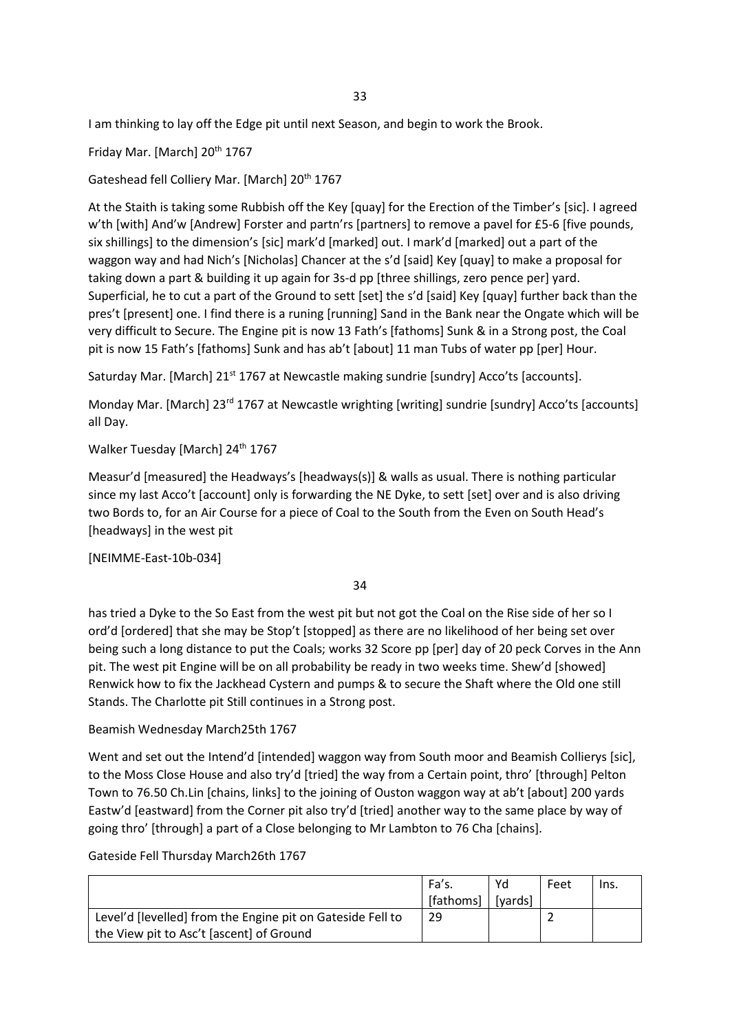I am thinking to lay off the Edge pit until next Season, and begin to work the Brook.

Friday Mar. [March] 20th 1767

Gateshead fell Colliery Mar. [March] 20th 1767

At the Staith is taking some Rubbish off the Key [quay] for the Erection of the Timber's [sic]. I agreed w'th [with] And'w [Andrew] Forster and partn'rs [partners] to remove a pavel for £5-6 [five pounds, six shillings] to the dimension's [sic] mark'd [marked] out. I mark'd [marked] out a part of the waggon way and had Nich's [Nicholas] Chancer at the s'd [said] Key [quay] to make a proposal for taking down a part & building it up again for 3s-d pp [three shillings, zero pence per] yard. Superficial, he to cut a part of the Ground to sett [set] the s'd [said] Key [quay] further back than the pres't [present] one. I find there is a runing [running] Sand in the Bank near the Ongate which will be very difficult to Secure. The Engine pit is now 13 Fath's [fathoms] Sunk & in a Strong post, the Coal pit is now 15 Fath's [fathoms] Sunk and has ab't [about] 11 man Tubs of water pp [per] Hour.

Saturday Mar. [March] 21st 1767 at Newcastle making sundrie [sundry] Acco'ts [accounts].

Monday Mar. [March] 23rd 1767 at Newcastle wrighting [writing] sundrie [sundry] Acco'ts [accounts] all Day.

Walker Tuesday [March] 24th 1767

Measur'd [measured] the Headways's [headways(s)] & walls as usual. There is nothing particular since my last Acco't [account] only is forwarding the NE Dyke, to sett [set] over and is also driving two Bords to, for an Air Course for a piece of Coal to the South from the Even on South Head's [headways] in the west pit

[NEIMME-East-10b-034]

has tried a Dyke to the So East from the west pit but not got the Coal on the Rise side of her so I ord'd [ordered] that she may be Stop't [stopped] as there are no likelihood of her being set over being such a long distance to put the Coals; works 32 Score pp [per] day of 20 peck Corves in the Ann pit. The west pit Engine will be on all probability be ready in two weeks time. Shew'd [showed] Renwick how to fix the Jackhead Cystern and pumps & to secure the Shaft where the Old one still Stands. The Charlotte pit Still continues in a Strong post.

Beamish Wednesday March25th 1767

Went and set out the Intend'd [intended] waggon way from South moor and Beamish Collierys [sic], to the Moss Close House and also try'd [tried] the way from a Certain point, thro' [through] Pelton Town to 76.50 Ch.Lin [chains, links] to the joining of Ouston waggon way at ab't [about] 200 yards Eastw'd [eastward] from the Corner pit also try'd [tried] another way to the same place by way of going thro' [through] a part of a Close belonging to Mr Lambton to 76 Cha [chains].

Gateside Fell Thursday March26th 1767

| | Fa's. [fathoms] | Yd [yards] | Feet | Ins. |
|---|---|---|---|---|
| Level'd [levelled] from the Engine pit on Gateside Fell to the View pit to Asc't [ascent] of Ground | 29 | | 2 | |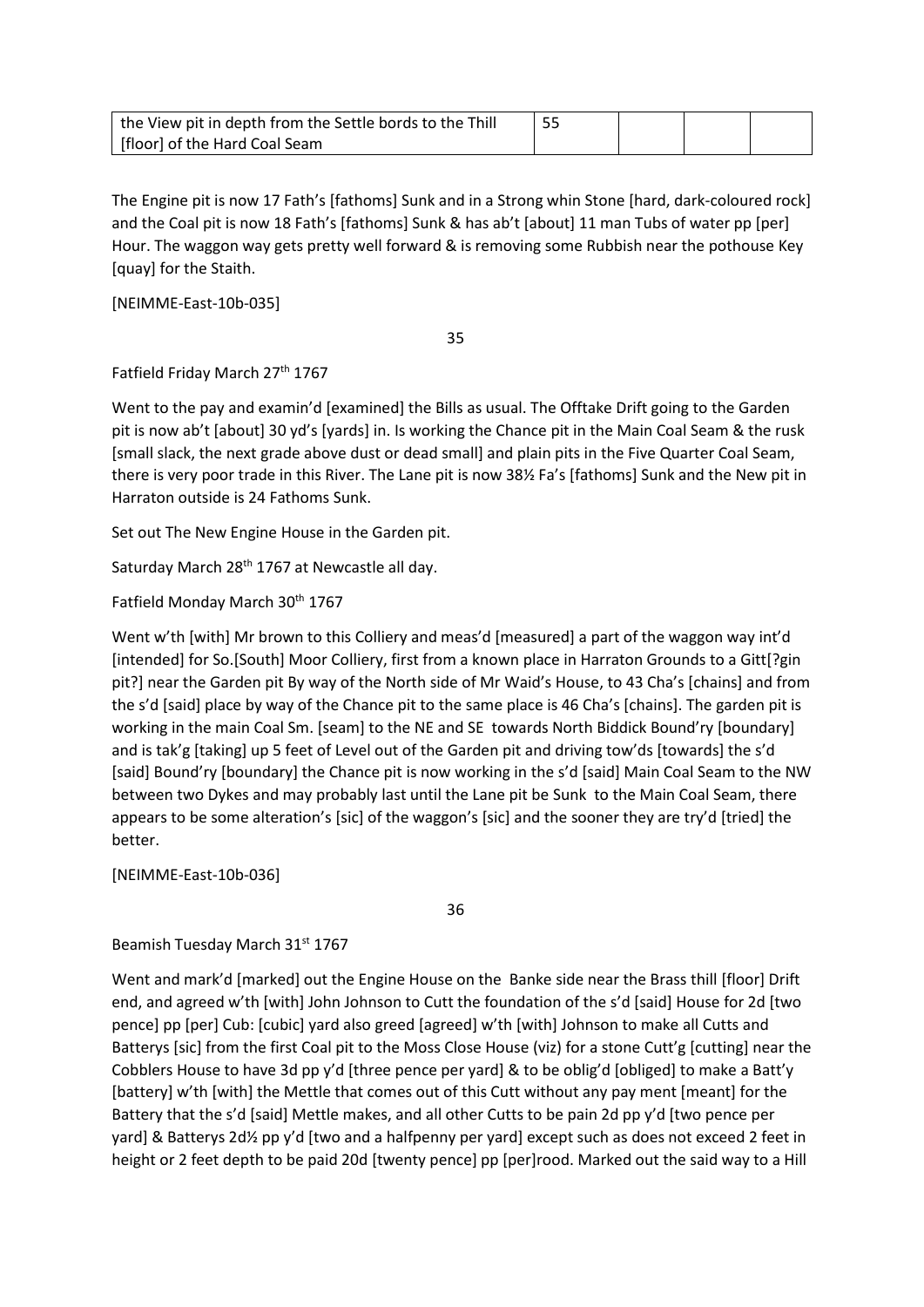| | | | | |
|---|---|---|---|---|
| the View pit in depth from the Settle bords to the Thill [floor] of the Hard Coal Seam | 55 | | | |

The Engine pit is now 17 Fath's [fathoms] Sunk and in a Strong whin Stone [hard, dark-coloured rock] and the Coal pit is now 18 Fath's [fathoms] Sunk & has ab't [about] 11 man Tubs of water pp [per] Hour. The waggon way gets pretty well forward & is removing some Rubbish near the pothouse Key [quay] for the Staith.

[NEIMME-East-10b-035]

35

Fatfield Friday March 27th 1767

Went to the pay and examin'd [examined] the Bills as usual. The Offtake Drift going to the Garden pit is now ab't [about] 30 yd's [yards] in. Is working the Chance pit in the Main Coal Seam & the rusk [small slack, the next grade above dust or dead small] and plain pits in the Five Quarter Coal Seam, there is very poor trade in this River. The Lane pit is now 38½ Fa's [fathoms] Sunk and the New pit in Harraton outside is 24 Fathoms Sunk.

Set out The New Engine House in the Garden pit.

Saturday March 28th 1767 at Newcastle all day.

Fatfield Monday March 30th 1767

Went w'th [with] Mr brown to this Colliery and meas'd [measured] a part of the waggon way int'd [intended] for So.[South] Moor Colliery, first from a known place in Harraton Grounds to a Gitt[?gin pit?] near the Garden pit By way of the North side of Mr Waid's House, to 43 Cha's [chains] and from the s'd [said] place by way of the Chance pit to the same place is 46 Cha's [chains]. The garden pit is working in the main Coal Sm. [seam] to the NE and SE towards North Biddick Bound'ry [boundary] and is tak'g [taking] up 5 feet of Level out of the Garden pit and driving tow'ds [towards] the s'd [said] Bound'ry [boundary] the Chance pit is now working in the s'd [said] Main Coal Seam to the NW between two Dykes and may probably last until the Lane pit be Sunk to the Main Coal Seam, there appears to be some alteration's [sic] of the waggon's [sic] and the sooner they are try'd [tried] the better.

[NEIMME-East-10b-036]

36

Beamish Tuesday March 31st 1767

Went and mark'd [marked] out the Engine House on the Banke side near the Brass thill [floor] Drift end, and agreed w'th [with] John Johnson to Cutt the foundation of the s'd [said] House for 2d [two pence] pp [per] Cub: [cubic] yard also greed [agreed] w'th [with] Johnson to make all Cutts and Batterys [sic] from the first Coal pit to the Moss Close House (viz) for a stone Cutt'g [cutting] near the Cobblers House to have 3d pp y'd [three pence per yard] & to be oblig'd [obliged] to make a Batt'y [battery] w'th [with] the Mettle that comes out of this Cutt without any pay ment [meant] for the Battery that the s'd [said] Mettle makes, and all other Cutts to be pain 2d pp y'd [two pence per yard] & Batterys 2d½ pp y'd [two and a halfpenny per yard] except such as does not exceed 2 feet in height or 2 feet depth to be paid 20d [twenty pence] pp [per]rood. Marked out the said way to a Hill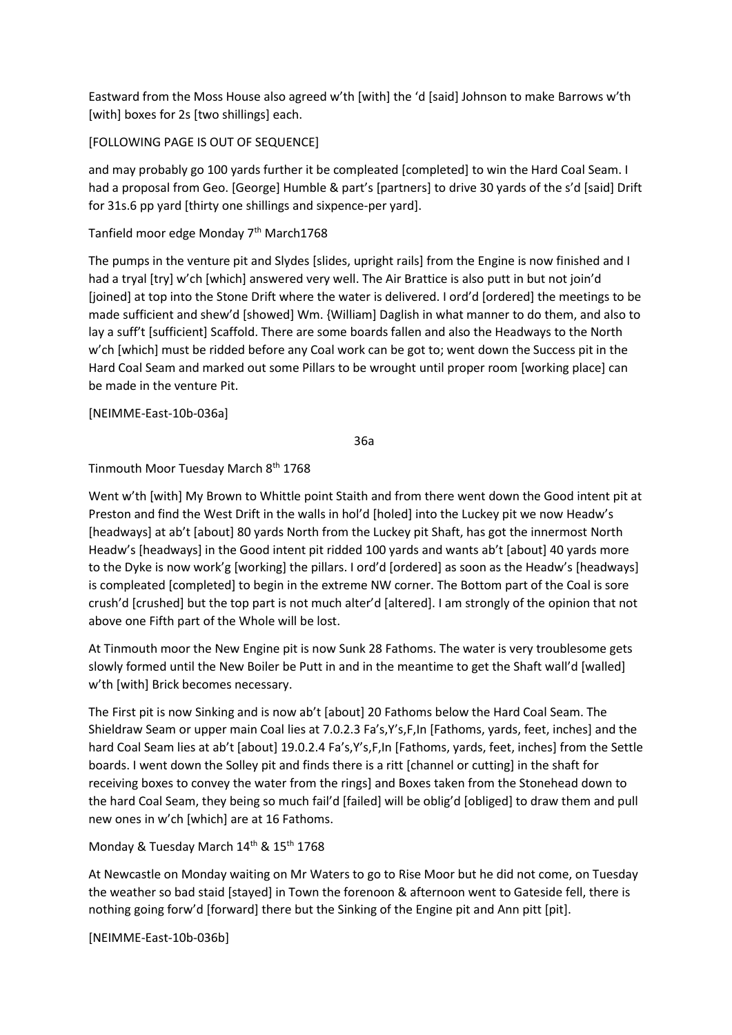Eastward from the Moss House also agreed w'th [with] the 'd [said] Johnson to make Barrows w'th [with] boxes for 2s [two shillings] each.

[FOLLOWING PAGE IS OUT OF SEQUENCE]

and may probably go 100 yards further it be compleated [completed] to win the Hard Coal Seam. I had a proposal from Geo. [George] Humble & part's [partners] to drive 30 yards of the s'd [said] Drift for 31s.6 pp yard [thirty one shillings and sixpence-per yard].

Tanfield moor edge Monday 7th March1768

The pumps in the venture pit and Slydes [slides, upright rails] from the Engine is now finished and I had a tryal [try] w'ch [which] answered very well. The Air Brattice is also putt in but not join'd [joined] at top into the Stone Drift where the water is delivered. I ord'd [ordered] the meetings to be made sufficient and shew'd [showed] Wm. {William] Daglish in what manner to do them, and also to lay a suff't [sufficient] Scaffold. There are some boards fallen and also the Headways to the North w'ch [which] must be ridded before any Coal work can be got to; went down the Success pit in the Hard Coal Seam and marked out some Pillars to be wrought until proper room [working place] can be made in the venture Pit.

[NEIMME-East-10b-036a]

36a

Tinmouth Moor Tuesday March 8th 1768

Went w'th [with] My Brown to Whittle point Staith and from there went down the Good intent pit at Preston and find the West Drift in the walls in hol'd [holed] into the Luckey pit we now Headw's [headways] at ab't [about] 80 yards North from the Luckey pit Shaft, has got the innermost North Headw's [headways] in the Good intent pit ridded 100 yards and wants ab't [about] 40 yards more to the Dyke is now work'g [working] the pillars. I ord'd [ordered] as soon as the Headw's [headways] is compleated [completed] to begin in the extreme NW corner. The Bottom part of the Coal is sore crush'd [crushed] but the top part is not much alter'd [altered]. I am strongly of the opinion that not above one Fifth part of the Whole will be lost.

At Tinmouth moor the New Engine pit is now Sunk 28 Fathoms. The water is very troublesome gets slowly formed until the New Boiler be Putt in and in the meantime to get the Shaft wall'd [walled] w'th [with] Brick becomes necessary.

The First pit is now Sinking and is now ab't [about] 20 Fathoms below the Hard Coal Seam. The Shieldraw Seam or upper main Coal lies at 7.0.2.3 Fa's,Y's,F,In [Fathoms, yards, feet, inches] and the hard Coal Seam lies at ab't [about] 19.0.2.4 Fa's,Y's,F,In [Fathoms, yards, feet, inches] from the Settle boards. I went down the Solley pit and finds there is a ritt [channel or cutting] in the shaft for receiving boxes to convey the water from the rings] and Boxes taken from the Stonehead down to the hard Coal Seam, they being so much fail'd [failed] will be oblig'd [obliged] to draw them and pull new ones in w'ch [which] are at 16 Fathoms.

Monday & Tuesday March 14th & 15th 1768

At Newcastle on Monday waiting on Mr Waters to go to Rise Moor but he did not come, on Tuesday the weather so bad staid [stayed] in Town the forenoon & afternoon went to Gateside fell, there is nothing going forw'd [forward] there but the Sinking of the Engine pit and Ann pitt [pit].

[NEIMME-East-10b-036b]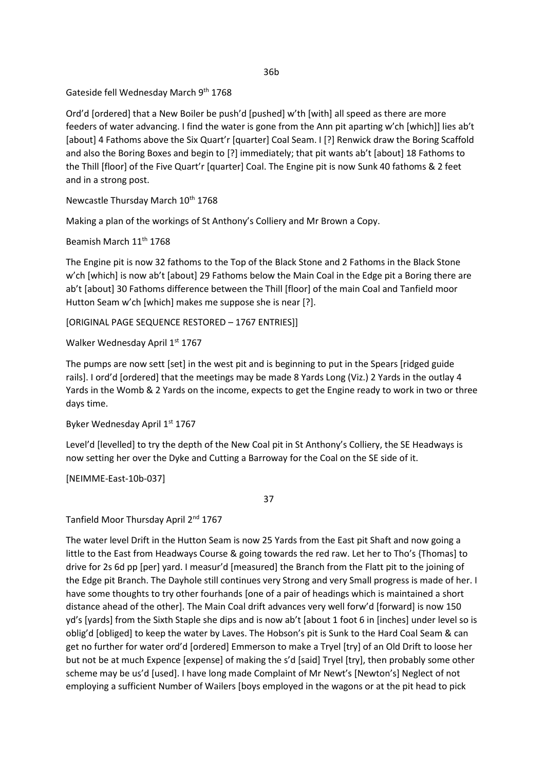36b

Gateside fell Wednesday March 9th 1768

Ord'd [ordered] that a New Boiler be push'd [pushed] w'th [with] all speed as there are more feeders of water advancing. I find the water is gone from the Ann pit aparting w'ch [which]] lies ab't [about] 4 Fathoms above the Six Quart'r [quarter] Coal Seam. I [?] Renwick draw the Boring Scaffold and also the Boring Boxes and begin to [?] immediately; that pit wants ab't [about] 18 Fathoms to the Thill [floor] of the Five Quart'r [quarter] Coal. The Engine pit is now Sunk 40 fathoms & 2 feet and in a strong post.

Newcastle Thursday March 10th 1768

Making a plan of the workings of St Anthony's Colliery and Mr Brown a Copy.

Beamish March 11th 1768

The Engine pit is now 32 fathoms to the Top of the Black Stone and 2 Fathoms in the Black Stone w'ch [which] is now ab't [about] 29 Fathoms below the Main Coal in the Edge pit a Boring there are ab't [about] 30 Fathoms difference between the Thill [floor] of the main Coal and Tanfield moor Hutton Seam w'ch [which] makes me suppose she is near [?].

[ORIGINAL PAGE SEQUENCE RESTORED – 1767 ENTRIES]]

Walker Wednesday April 1st 1767

The pumps are now sett [set] in the west pit and is beginning to put in the Spears [ridged guide rails]. I ord'd [ordered] that the meetings may be made 8 Yards Long (Viz.) 2 Yards in the outlay 4 Yards in the Womb & 2 Yards on the income, expects to get the Engine ready to work in two or three days time.

Byker Wednesday April 1st 1767

Level'd [levelled] to try the depth of the New Coal pit in St Anthony's Colliery, the SE Headways is now setting her over the Dyke and Cutting a Barroway for the Coal on the SE side of it.

[NEIMME-East-10b-037]

37

Tanfield Moor Thursday April 2nd 1767

The water level Drift in the Hutton Seam is now 25 Yards from the East pit Shaft and now going a little to the East from Headways Course & going towards the red raw. Let her to Tho's {Thomas] to drive for 2s 6d pp [per] yard. I measur'd [measured] the Branch from the Flatt pit to the joining of the Edge pit Branch. The Dayhole still continues very Strong and very Small progress is made of her. I have some thoughts to try other fourhands [one of a pair of headings which is maintained a short distance ahead of the other]. The Main Coal drift advances very well forw'd [forward] is now 150 yd's [yards] from the Sixth Staple she dips and is now ab't [about 1 foot 6 in [inches] under level so is oblig'd [obliged] to keep the water by Laves. The Hobson's pit is Sunk to the Hard Coal Seam & can get no further for water ord'd [ordered] Emmerson to make a Tryel [try] of an Old Drift to loose her but not be at much Expence [expense] of making the s'd [said] Tryel [try], then probably some other scheme may be us'd [used]. I have long made Complaint of Mr Newt's [Newton's] Neglect of not employing a sufficient Number of Wailers [boys employed in the wagons or at the pit head to pick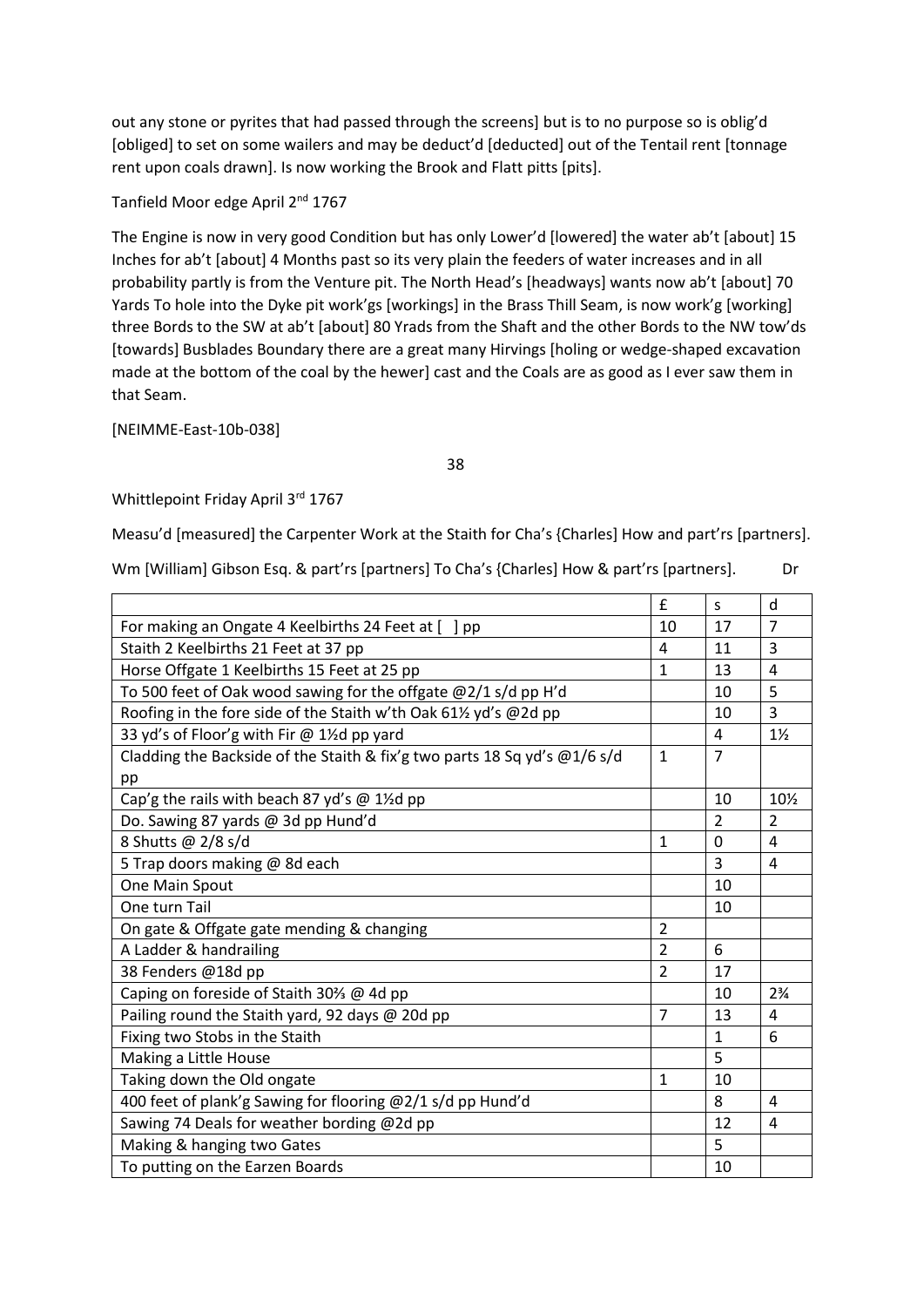out any stone or pyrites that had passed through the screens] but is to no purpose so is oblig'd [obliged] to set on some wailers and may be deduct'd [deducted] out of the Tentail rent [tonnage rent upon coals drawn]. Is now working the Brook and Flatt pitts [pits].

Tanfield Moor edge April 2nd 1767

The Engine is now in very good Condition but has only Lower'd [lowered] the water ab't [about] 15 Inches for ab't [about] 4 Months past so its very plain the feeders of water increases and in all probability partly is from the Venture pit. The North Head's [headways] wants now ab't [about] 70 Yards To hole into the Dyke pit work'gs [workings] in the Brass Thill Seam, is now work'g [working] three Bords to the SW at ab't [about] 80 Yrads from the Shaft and the other Bords to the NW tow'ds [towards] Busblades Boundary there are a great many Hirvings [holing or wedge-shaped excavation made at the bottom of the coal by the hewer] cast and the Coals are as good as I ever saw them in that Seam.

[NEIMME-East-10b-038]

38

Whittlepoint Friday April 3rd 1767

Measu'd [measured] the Carpenter Work at the Staith for Cha's {Charles} How and part'rs [partners].

Wm [William] Gibson Esq. & part'rs [partners] To Cha's {Charles} How & part'rs [partners]. Dr

| | £ | s | d |
|---|---|---|---|
| For making an Ongate 4 Keelbirths 24 Feet at [ ] pp | 10 | 17 | 7 |
| Staith 2 Keelbirths 21 Feet at 37 pp | 4 | 11 | 3 |
| Horse Offgate 1 Keelbirths 15 Feet at 25 pp | 1 | 13 | 4 |
| To 500 feet of Oak wood sawing for the offgate @2/1 s/d pp H'd | | 10 | 5 |
| Roofing in the fore side of the Staith w'th Oak 61½ yd's @2d pp | | 10 | 3 |
| 33 yd's of Floor'g with Fir @ 1½d pp yard | | 4 | 1½ |
| Cladding the Backside of the Staith & fix'g two parts 18 Sq yd's @1/6 s/d pp | 1 | 7 | |
| Cap'g the rails with beach 87 yd's @ 1½d pp | | 10 | 10½ |
| Do. Sawing 87 yards @ 3d pp Hund'd | | 2 | 2 |
| 8 Shutts @ 2/8 s/d | 1 | 0 | 4 |
| 5 Trap doors making @ 8d each | | 3 | 4 |
| One Main Spout | | 10 | |
| One turn Tail | | 10 | |
| On gate & Offgate gate mending & changing | 2 | | |
| A Ladder & handrailing | 2 | 6 | |
| 38 Fenders @18d pp | 2 | 17 | |
| Caping on foreside of Staith 30⅔ @ 4d pp | | 10 | 2¾ |
| Pailing round the Staith yard, 92 days @ 20d pp | 7 | 13 | 4 |
| Fixing two Stobs in the Staith | | 1 | 6 |
| Making a Little House | | 5 | |
| Taking down the Old ongate | 1 | 10 | |
| 400 feet of plank'g Sawing for flooring @2/1 s/d pp Hund'd | | 8 | 4 |
| Sawing 74 Deals for weather bording @2d pp | | 12 | 4 |
| Making & hanging two Gates | | 5 | |
| To putting on the Earzen Boards | | 10 | |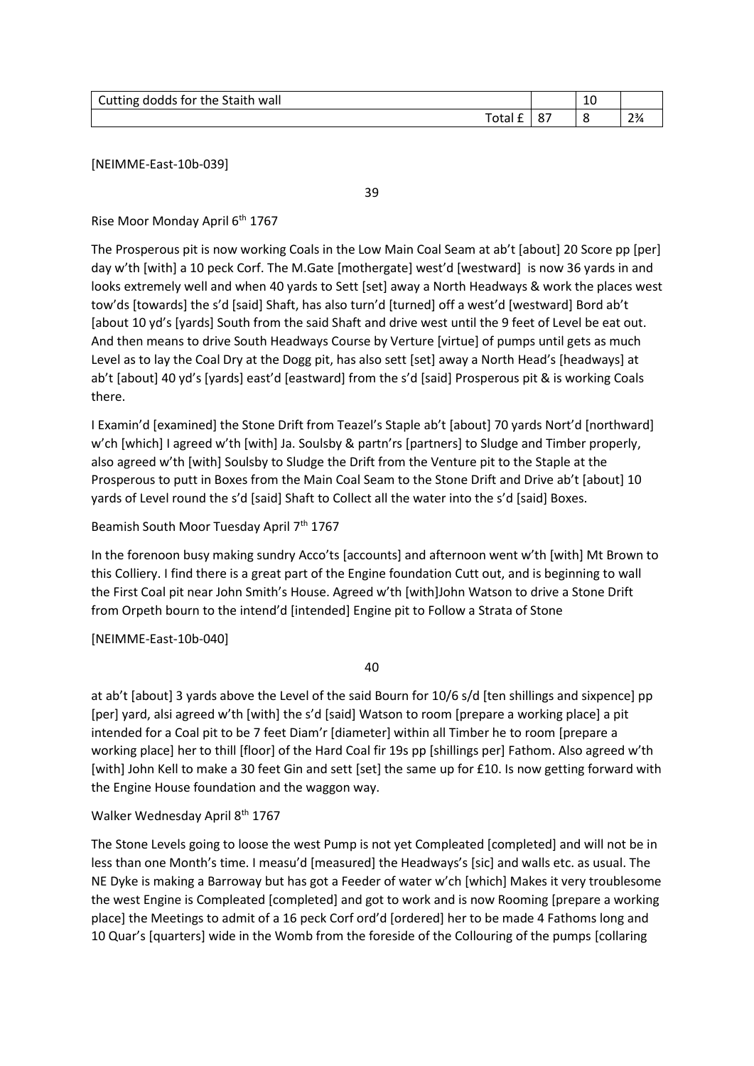| | | | |
|---|---|---|---|
| Cutting dodds for the Staith wall | | 10 | |
| Total £ | 87 | 8 | 2¾ |

[NEIMME-East-10b-039]

Rise Moor Monday April 6th 1767

The Prosperous pit is now working Coals in the Low Main Coal Seam at ab't [about] 20 Score pp [per] day w'th [with] a 10 peck Corf. The M.Gate [mothergate] west'd [westward] is now 36 yards in and looks extremely well and when 40 yards to Sett [set] away a North Headways & work the places west tow'ds [towards] the s'd [said] Shaft, has also turn'd [turned] off a west'd [westward] Bord ab't [about 10 yd's [yards] South from the said Shaft and drive west until the 9 feet of Level be eat out. And then means to drive South Headways Course by Verture [virtue] of pumps until gets as much Level as to lay the Coal Dry at the Dogg pit, has also sett [set] away a North Head's [headways] at ab't [about] 40 yd's [yards] east'd [eastward] from the s'd [said] Prosperous pit & is working Coals there.

I Examin'd [examined] the Stone Drift from Teazel's Staple ab't [about] 70 yards Nort'd [northward] w'ch [which] I agreed w'th [with] Ja. Soulsby & partn'rs [partners] to Sludge and Timber properly, also agreed w'th [with] Soulsby to Sludge the Drift from the Venture pit to the Staple at the Prosperous to putt in Boxes from the Main Coal Seam to the Stone Drift and Drive ab't [about] 10 yards of Level round the s'd [said] Shaft to Collect all the water into the s'd [said] Boxes.

Beamish South Moor Tuesday April 7th 1767

In the forenoon busy making sundry Acco'ts [accounts] and afternoon went w'th [with] Mt Brown to this Colliery. I find there is a great part of the Engine foundation Cutt out, and is beginning to wall the First Coal pit near John Smith's House. Agreed w'th [with]John Watson to drive a Stone Drift from Orpeth bourn to the intend'd [intended] Engine pit to Follow a Strata of Stone

[NEIMME-East-10b-040]

at ab't [about] 3 yards above the Level of the said Bourn for 10/6 s/d [ten shillings and sixpence] pp [per] yard, alsi agreed w'th [with] the s'd [said] Watson to room [prepare a working place] a pit intended for a Coal pit to be 7 feet Diam'r [diameter] within all Timber he to room [prepare a working place] her to thill [floor] of the Hard Coal fir 19s pp [shillings per] Fathom. Also agreed w'th [with] John Kell to make a 30 feet Gin and sett [set] the same up for £10. Is now getting forward with the Engine House foundation and the waggon way.

Walker Wednesday April 8th 1767

The Stone Levels going to loose the west Pump is not yet Compleated [completed] and will not be in less than one Month's time. I measu'd [measured] the Headways's [sic] and walls etc. as usual. The NE Dyke is making a Barroway but has got a Feeder of water w'ch [which] Makes it very troublesome the west Engine is Compleated [completed] and got to work and is now Rooming [prepare a working place] the Meetings to admit of a 16 peck Corf ord'd [ordered] her to be made 4 Fathoms long and 10 Quar's [quarters] wide in the Womb from the foreside of the Collouring of the pumps [collaring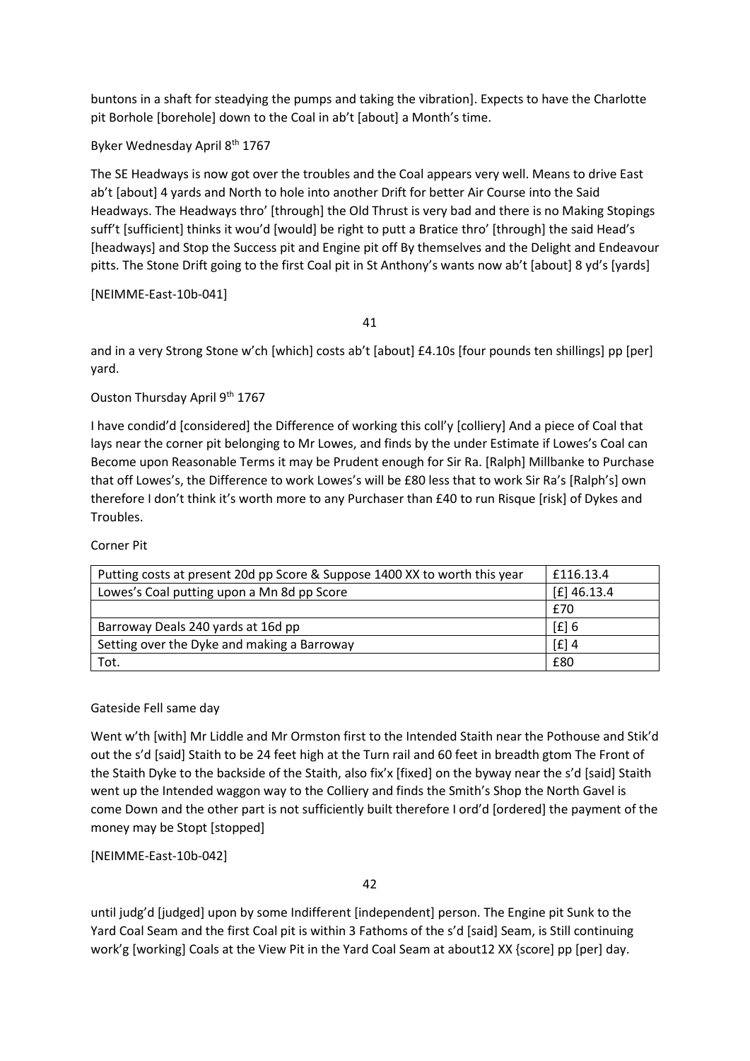buntons in a shaft for steadying the pumps and taking the vibration]. Expects to have the Charlotte pit Borhole [borehole] down to the Coal in ab't [about] a Month's time.

Byker Wednesday April 8th 1767

The SE Headways is now got over the troubles and the Coal appears very well. Means to drive East ab't [about] 4 yards and North to hole into another Drift for better Air Course into the Said Headways. The Headways thro' [through] the Old Thrust is very bad and there is no Making Stopings suff't [sufficient] thinks it wou'd [would] be right to putt a Bratice thro' [through] the said Head's [headways] and Stop the Success pit and Engine pit off By themselves and the Delight and Endeavour pitts. The Stone Drift going to the first Coal pit in St Anthony's wants now ab't [about] 8 yd's [yards]

[NEIMME-East-10b-041]

and in a very Strong Stone w'ch [which] costs ab't [about] £4.10s [four pounds ten shillings] pp [per] yard.

Ouston Thursday April 9th 1767

I have condid'd [considered] the Difference of working this coll'y [colliery] And a piece of Coal that lays near the corner pit belonging to Mr Lowes, and finds by the under Estimate if Lowes's Coal can Become upon Reasonable Terms it may be Prudent enough for Sir Ra. [Ralph] Millbanke to Purchase that off Lowes's, the Difference to work Lowes's will be £80 less that to work Sir Ra's [Ralph's] own therefore I don't think it's worth more to any Purchaser than £40 to run Risque [risk] of Dykes and Troubles.

Corner Pit

| | |
|---|---|
| Putting costs at present 20d pp Score & Suppose 1400 XX to worth this year | £116.13.4 |
| Lowes's Coal putting upon a Mn 8d pp Score | [£] 46.13.4 |
| | £70 |
| Barroway Deals 240 yards at 16d pp | [£] 6 |
| Setting over the Dyke and making a Barroway | [£] 4 |
| Tot. | £80 |

Gateside Fell same day

Went w'th [with] Mr Liddle and Mr Ormston first to the Intended Staith near the Pothouse and Stik'd out the s'd [said] Staith to be 24 feet high at the Turn rail and 60 feet in breadth gtom The Front of the Staith Dyke to the backside of the Staith, also fix'x [fixed] on the byway near the s'd [said] Staith went up the Intended waggon way to the Colliery and finds the Smith's Shop the North Gavel is come Down and the other part is not sufficiently built therefore I ord'd [ordered] the payment of the money may be Stopt [stopped]

[NEIMME-East-10b-042]

until judg'd [judged] upon by some Indifferent [independent] person. The Engine pit Sunk to the Yard Coal Seam and the first Coal pit is within 3 Fathoms of the s'd [said] Seam, is Still continuing work'g [working] Coals at the View Pit in the Yard Coal Seam at about12 XX {score] pp [per] day.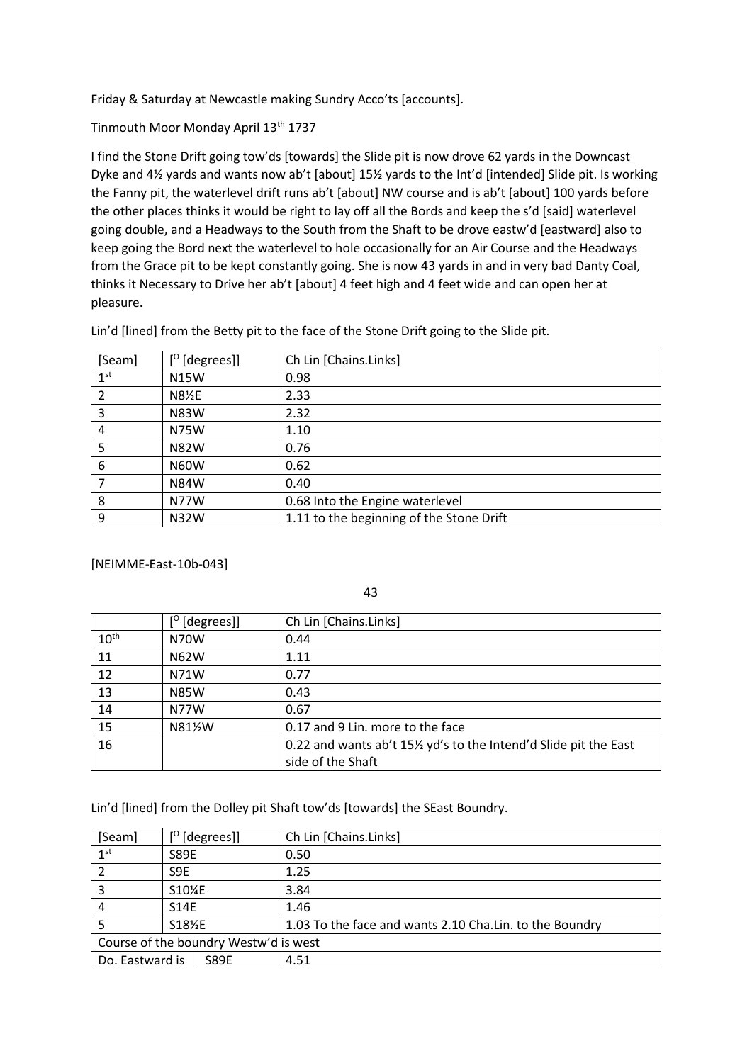Friday & Saturday at Newcastle making Sundry Acco'ts [accounts].

Tinmouth Moor Monday April 13th 1737

I find the Stone Drift going tow'ds [towards] the Slide pit is now drove 62 yards in the Downcast Dyke and 4½ yards and wants now ab't [about] 15½ yards to the Int'd [intended] Slide pit. Is working the Fanny pit, the waterlevel drift runs ab't [about] NW course and is ab't [about] 100 yards before the other places thinks it would be right to lay off all the Bords and keep the s'd [said] waterlevel going double, and a Headways to the South from the Shaft to be drove eastw'd [eastward] also to keep going the Bord next the waterlevel to hole occasionally for an Air Course and the Headways from the Grace pit to be kept constantly going. She is now 43 yards in and in very bad Danty Coal, thinks it Necessary to Drive her ab't [about] 4 feet high and 4 feet wide and can open her at pleasure.

Lin'd [lined] from the Betty pit to the face of the Stone Drift going to the Slide pit.

| [Seam] | [O [degrees]] | Ch Lin [Chains.Links] |
|---|---|---|
| 1st | N15W | 0.98 |
| 2 | N8½E | 2.33 |
| 3 | N83W | 2.32 |
| 4 | N75W | 1.10 |
| 5 | N82W | 0.76 |
| 6 | N60W | 0.62 |
| 7 | N84W | 0.40 |
| 8 | N77W | 0.68 Into the Engine waterlevel |
| 9 | N32W | 1.11 to the beginning of the Stone Drift |

[NEIMME-East-10b-043]

|  | [O [degrees]] | Ch Lin [Chains.Links] |
|---|---|---|
| 10th | N70W | 0.44 |
| 11 | N62W | 1.11 |
| 12 | N71W | 0.77 |
| 13 | N85W | 0.43 |
| 14 | N77W | 0.67 |
| 15 | N81½W | 0.17 and 9 Lin. more to the face |
| 16 |  | 0.22 and wants ab't 15½ yd's to the Intend'd Slide pit the East side of the Shaft |

Lin'd [lined] from the Dolley pit Shaft tow'ds [towards] the SEast Boundry.

| [Seam] | [O [degrees]] | Ch Lin [Chains.Links] |
|---|---|---|
| 1st | S89E | 0.50 |
| 2 | S9E | 1.25 |
| 3 | S10¼E | 3.84 |
| 4 | S14E | 1.46 |
| 5 | S18½E | 1.03 To the face and wants 2.10 Cha.Lin. to the Boundry |
| Course of the boundry Westw'd is west | | |
| Do. Eastward is | S89E | 4.51 |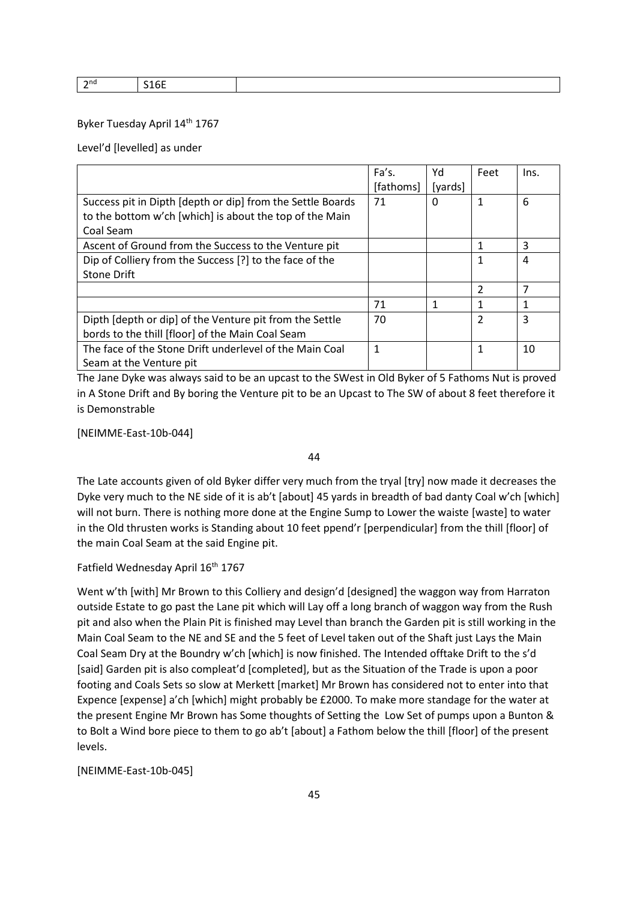| | | |
|---|---|---|
| 2nd | S16E | |

Byker Tuesday April 14th 1767

Level'd [levelled] as under

| | Fa's. [fathoms] | Yd [yards] | Feet | Ins. |
|---|---|---|---|---|
| Success pit in Dipth [depth or dip] from the Settle Boards to the bottom w'ch [which] is about the top of the Main Coal Seam | 71 | 0 | 1 | 6 |
| Ascent of Ground from the Success to the Venture pit | | | 1 | 3 |
| Dip of Colliery from the Success [?] to the face of the Stone Drift | | | 1 | 4 |
| | | | 2 | 7 |
| | 71 | 1 | 1 | 1 |
| Dipth [depth or dip] of the Venture pit from the Settle bords to the thill [floor] of the Main Coal Seam | 70 | | 2 | 3 |
| The face of the Stone Drift underlevel of the Main Coal Seam at the Venture pit | 1 | | 1 | 10 |

The Jane Dyke was always said to be an upcast to the SWest in Old Byker of 5 Fathoms Nut is proved in A Stone Drift and By boring the Venture pit to be an Upcast to The SW of about 8 feet therefore it is Demonstrable

[NEIMME-East-10b-044]

44

The Late accounts given of old Byker differ very much from the tryal [try] now made it decreases the Dyke very much to the NE side of it is ab't [about] 45 yards in breadth of bad danty Coal w'ch [which] will not burn. There is nothing more done at the Engine Sump to Lower the waiste [waste] to water in the Old thrusten works is Standing about 10 feet ppend'r [perpendicular] from the thill [floor] of the main Coal Seam at the said Engine pit.

Fatfield Wednesday April 16th 1767

Went w'th [with] Mr Brown to this Colliery and design'd [designed] the waggon way from Harraton outside Estate to go past the Lane pit which will Lay off a long branch of waggon way from the Rush pit and also when the Plain Pit is finished may Level than branch the Garden pit is still working in the Main Coal Seam to the NE and SE and the 5 feet of Level taken out of the Shaft just Lays the Main Coal Seam Dry at the Boundry w'ch [which] is now finished. The Intended offtake Drift to the s'd [said] Garden pit is also compleat'd [completed], but as the Situation of the Trade is upon a poor footing and Coals Sets so slow at Merkett [market] Mr Brown has considered not to enter into that Expence [expense] a'ch [which] might probably be £2000. To make more standage for the water at the present Engine Mr Brown has Some thoughts of Setting the Low Set of pumps upon a Bunton & to Bolt a Wind bore piece to them to go ab't [about] a Fathom below the thill [floor] of the present levels.

[NEIMME-East-10b-045]

45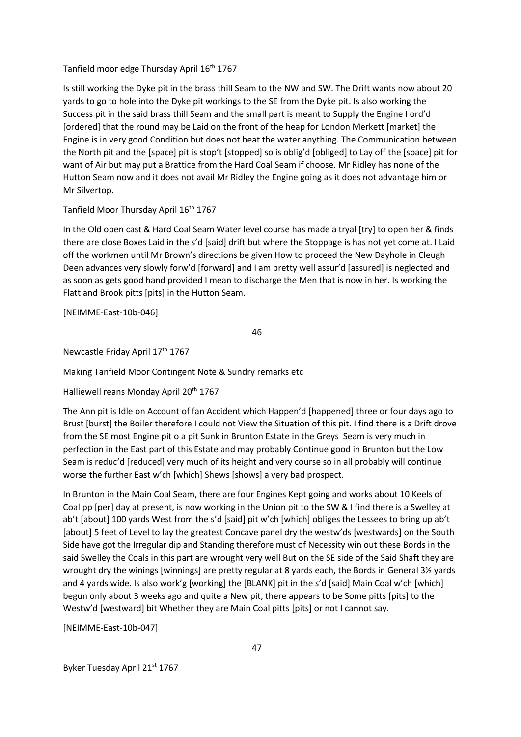Tanfield moor edge Thursday April 16th 1767

Is still working the Dyke pit in the brass thill Seam to the NW and SW. The Drift wants now about 20 yards to go to hole into the Dyke pit workings to the SE from the Dyke pit. Is also working the Success pit in the said brass thill Seam and the small part is meant to Supply the Engine I ord'd [ordered] that the round may be Laid on the front of the heap for London Merkett [market] the Engine is in very good Condition but does not beat the water anything. The Communication between the North pit and the [space] pit is stop't [stopped] so is oblig'd [obliged] to Lay off the [space] pit for want of Air but may put a Brattice from the Hard Coal Seam if choose. Mr Ridley has none of the Hutton Seam now and it does not avail Mr Ridley the Engine going as it does not advantage him or Mr Silvertop.

Tanfield Moor Thursday April 16th 1767

In the Old open cast & Hard Coal Seam Water level course has made a tryal [try] to open her & finds there are close Boxes Laid in the s'd [said] drift but where the Stoppage is has not yet come at. I Laid off the workmen until Mr Brown's directions be given How to proceed the New Dayhole in Cleugh Deen advances very slowly forw'd [forward] and I am pretty well assur'd [assured] is neglected and as soon as gets good hand provided I mean to discharge the Men that is now in her. Is working the Flatt and Brook pitts [pits] in the Hutton Seam.

[NEIMME-East-10b-046]

46

Newcastle Friday April 17th 1767

Making Tanfield Moor Contingent Note & Sundry remarks etc

Halliewell reans Monday April 20th 1767

The Ann pit is Idle on Account of fan Accident which Happen'd [happened] three or four days ago to Brust [burst] the Boiler therefore I could not View the Situation of this pit. I find there is a Drift drove from the SE most Engine pit o a pit Sunk in Brunton Estate in the Greys Seam is very much in perfection in the East part of this Estate and may probably Continue good in Brunton but the Low Seam is reduc'd [reduced] very much of its height and very course so in all probably will continue worse the further East w'ch [which] Shews [shows] a very bad prospect.

In Brunton in the Main Coal Seam, there are four Engines Kept going and works about 10 Keels of Coal pp [per] day at present, is now working in the Union pit to the SW & I find there is a Swelley at ab't [about] 100 yards West from the s'd [said] pit w'ch [which] obliges the Lessees to bring up ab't [about] 5 feet of Level to lay the greatest Concave panel dry the westw'ds [westwards] on the South Side have got the Irregular dip and Standing therefore must of Necessity win out these Bords in the said Swelley the Coals in this part are wrought very well But on the SE side of the Said Shaft they are wrought dry the winings [winnings] are pretty regular at 8 yards each, the Bords in General 3½ yards and 4 yards wide. Is also work'g [working] the [BLANK] pit in the s'd [said] Main Coal w'ch [which] begun only about 3 weeks ago and quite a New pit, there appears to be Some pitts [pits] to the Westw'd [westward] bit Whether they are Main Coal pitts [pits] or not I cannot say.

[NEIMME-East-10b-047]

47

Byker Tuesday April 21st 1767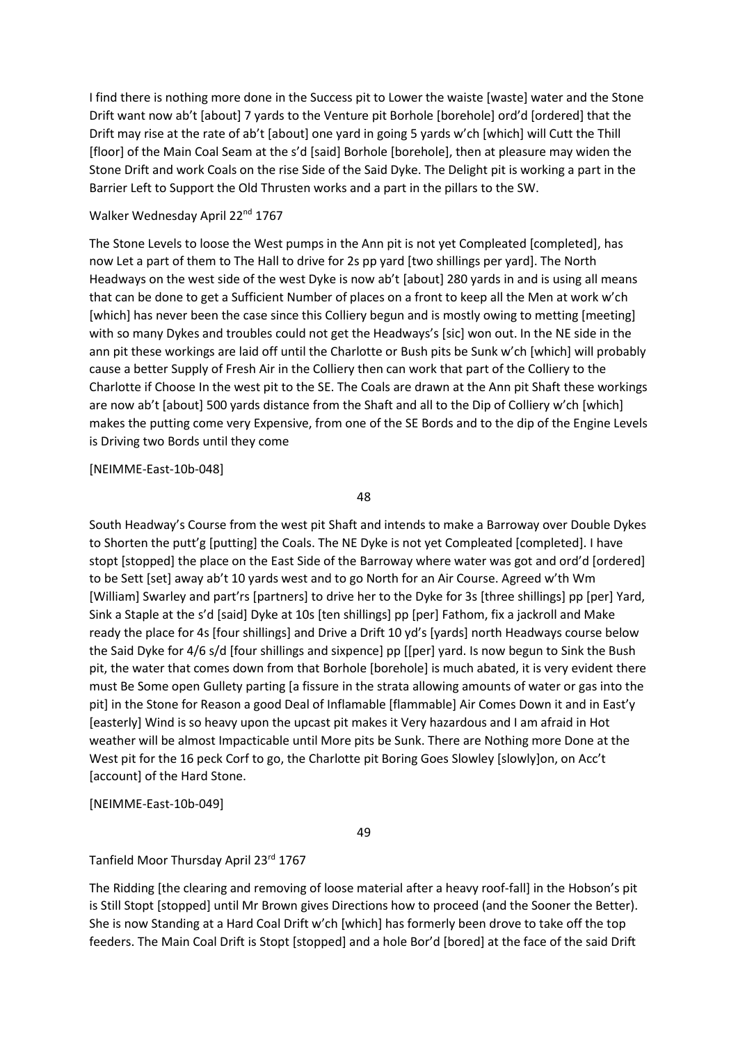I find there is nothing more done in the Success pit to Lower the waiste [waste] water and the Stone Drift want now ab't [about] 7 yards to the Venture pit Borhole [borehole] ord'd [ordered] that the Drift may rise at the rate of ab't [about] one yard in going 5 yards w'ch [which] will Cutt the Thill [floor] of the Main Coal Seam at the s'd [said] Borhole [borehole], then at pleasure may widen the Stone Drift and work Coals on the rise Side of the Said Dyke. The Delight pit is working a part in the Barrier Left to Support the Old Thrusten works and a part in the pillars to the SW.

Walker Wednesday April 22nd 1767

The Stone Levels to loose the West pumps in the Ann pit is not yet Compleated [completed], has now Let a part of them to The Hall to drive for 2s pp yard [two shillings per yard]. The North Headways on the west side of the west Dyke is now ab't [about] 280 yards in and is using all means that can be done to get a Sufficient Number of places on a front to keep all the Men at work w'ch [which] has never been the case since this Colliery begun and is mostly owing to metting [meeting] with so many Dykes and troubles could not get the Headways's [sic] won out. In the NE side in the ann pit these workings are laid off until the Charlotte or Bush pits be Sunk w'ch [which] will probably cause a better Supply of Fresh Air in the Colliery then can work that part of the Colliery to the Charlotte if Choose In the west pit to the SE. The Coals are drawn at the Ann pit Shaft these workings are now ab't [about] 500 yards distance from the Shaft and all to the Dip of Colliery w'ch [which] makes the putting come very Expensive, from one of the SE Bords and to the dip of the Engine Levels is Driving two Bords until they come

[NEIMME-East-10b-048]

South Headway's Course from the west pit Shaft and intends to make a Barroway over Double Dykes to Shorten the putt'g [putting] the Coals. The NE Dyke is not yet Compleated [completed]. I have stopt [stopped] the place on the East Side of the Barroway where water was got and ord'd [ordered] to be Sett [set] away ab't 10 yards west and to go North for an Air Course. Agreed w'th Wm [William] Swarley and part'rs [partners] to drive her to the Dyke for 3s [three shillings] pp [per] Yard, Sink a Staple at the s'd [said] Dyke at 10s [ten shillings] pp [per] Fathom, fix a jackroll and Make ready the place for 4s [four shillings] and Drive a Drift 10 yd's [yards] north Headways course below the Said Dyke for 4/6 s/d [four shillings and sixpence] pp [[per] yard. Is now begun to Sink the Bush pit, the water that comes down from that Borhole [borehole] is much abated, it is very evident there must Be Some open Gullety parting [a fissure in the strata allowing amounts of water or gas into the pit] in the Stone for Reason a good Deal of Inflamable [flammable] Air Comes Down it and in East'y [easterly] Wind is so heavy upon the upcast pit makes it Very hazardous and I am afraid in Hot weather will be almost Impacticable until More pits be Sunk. There are Nothing more Done at the West pit for the 16 peck Corf to go, the Charlotte pit Boring Goes Slowley [slowly]on, on Acc't [account] of the Hard Stone.

[NEIMME-East-10b-049]

Tanfield Moor Thursday April 23rd 1767

The Ridding [the clearing and removing of loose material after a heavy roof-fall] in the Hobson's pit is Still Stopt [stopped] until Mr Brown gives Directions how to proceed (and the Sooner the Better). She is now Standing at a Hard Coal Drift w'ch [which] has formerly been drove to take off the top feeders. The Main Coal Drift is Stopt [stopped] and a hole Bor'd [bored] at the face of the said Drift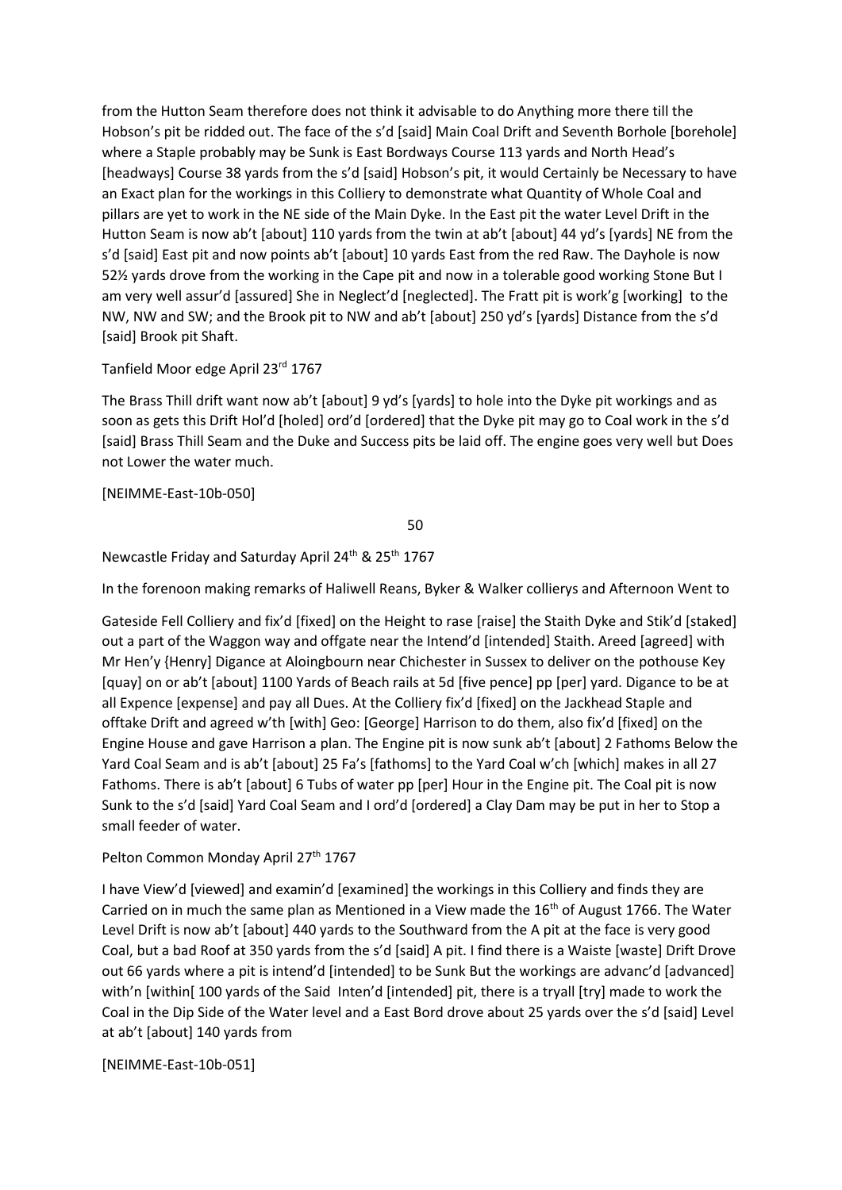from the Hutton Seam therefore does not think it advisable to do Anything more there till the Hobson's pit be ridded out. The face of the s'd [said] Main Coal Drift and Seventh Borhole [borehole] where a Staple probably may be Sunk is East Bordways Course 113 yards and North Head's [headways] Course 38 yards from the s'd [said] Hobson's pit, it would Certainly be Necessary to have an Exact plan for the workings in this Colliery to demonstrate what Quantity of Whole Coal and pillars are yet to work in the NE side of the Main Dyke. In the East pit the water Level Drift in the Hutton Seam is now ab't [about] 110 yards from the twin at ab't [about] 44 yd's [yards] NE from the s'd [said] East pit and now points ab't [about] 10 yards East from the red Raw. The Dayhole is now 52½ yards drove from the working in the Cape pit and now in a tolerable good working Stone But I am very well assur'd [assured] She in Neglect'd [neglected]. The Fratt pit is work'g [working] to the NW, NW and SW; and the Brook pit to NW and ab't [about] 250 yd's [yards] Distance from the s'd [said] Brook pit Shaft.

Tanfield Moor edge April 23rd 1767

The Brass Thill drift want now ab't [about] 9 yd's [yards] to hole into the Dyke pit workings and as soon as gets this Drift Hol'd [holed] ord'd [ordered] that the Dyke pit may go to Coal work in the s'd [said] Brass Thill Seam and the Duke and Success pits be laid off. The engine goes very well but Does not Lower the water much.

[NEIMME-East-10b-050]

50

Newcastle Friday and Saturday April 24th & 25th 1767

In the forenoon making remarks of Haliwell Reans, Byker & Walker collierys and Afternoon Went to

Gateside Fell Colliery and fix'd [fixed] on the Height to rase [raise] the Staith Dyke and Stik'd [staked] out a part of the Waggon way and offgate near the Intend'd [intended] Staith. Areed [agreed] with Mr Hen'y {Henry] Digance at Aloingbourn near Chichester in Sussex to deliver on the pothouse Key [quay] on or ab't [about] 1100 Yards of Beach rails at 5d [five pence] pp [per] yard. Digance to be at all Expence [expense] and pay all Dues. At the Colliery fix'd [fixed] on the Jackhead Staple and offtake Drift and agreed w'th [with] Geo: [George] Harrison to do them, also fix'd [fixed] on the Engine House and gave Harrison a plan. The Engine pit is now sunk ab't [about] 2 Fathoms Below the Yard Coal Seam and is ab't [about] 25 Fa's [fathoms] to the Yard Coal w'ch [which] makes in all 27 Fathoms. There is ab't [about] 6 Tubs of water pp [per] Hour in the Engine pit. The Coal pit is now Sunk to the s'd [said] Yard Coal Seam and I ord'd [ordered] a Clay Dam may be put in her to Stop a small feeder of water.

Pelton Common Monday April 27th 1767

I have View'd [viewed] and examin'd [examined] the workings in this Colliery and finds they are Carried on in much the same plan as Mentioned in a View made the 16th of August 1766. The Water Level Drift is now ab't [about] 440 yards to the Southward from the A pit at the face is very good Coal, but a bad Roof at 350 yards from the s'd [said] A pit. I find there is a Waiste [waste] Drift Drove out 66 yards where a pit is intend'd [intended] to be Sunk But the workings are advanc'd [advanced] with'n [within[ 100 yards of the Said Inten'd [intended] pit, there is a tryall [try] made to work the Coal in the Dip Side of the Water level and a East Bord drove about 25 yards over the s'd [said] Level at ab't [about] 140 yards from

[NEIMME-East-10b-051]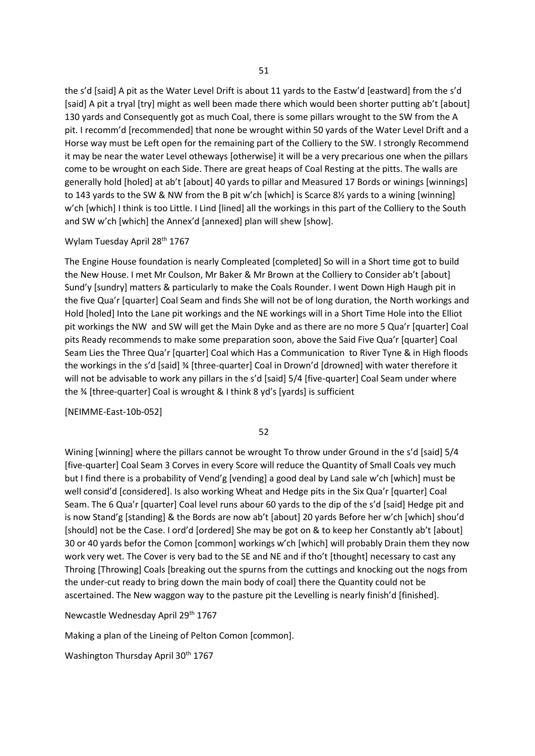the s'd [said] A pit as the Water Level Drift is about 11 yards to the Eastw'd [eastward] from the s'd [said] A pit a tryal [try] might as well been made there which would been shorter putting ab't [about] 130 yards and Consequently got as much Coal, there is some pillars wrought to the SW from the A pit. I recomm'd [recommended] that none be wrought within 50 yards of the Water Level Drift and a Horse way must be Left open for the remaining part of the Colliery to the SW. I strongly Recommend it may be near the water Level otheways [otherwise] it will be a very precarious one when the pillars come to be wrought on each Side. There are great heaps of Coal Resting at the pitts. The walls are generally hold [holed] at ab't [about] 40 yards to pillar and Measured 17 Bords or winings [winnings] to 143 yards to the SW & NW from the B pit w'ch [which] is Scarce 8½ yards to a wining [winning] w'ch [which] I think is too Little. I Lind [lined] all the workings in this part of the Colliery to the South and SW w'ch [which] the Annex'd [annexed] plan will shew [show].

Wylam Tuesday April 28th 1767

The Engine House foundation is nearly Compleated [completed] So will in a Short time got to build the New House. I met Mr Coulson, Mr Baker & Mr Brown at the Colliery to Consider ab't [about] Sund'y [sundry] matters & particularly to make the Coals Rounder. I went Down High Haugh pit in the five Qua'r [quarter] Coal Seam and finds She will not be of long duration, the North workings and Hold [holed] Into the Lane pit workings and the NE workings will in a Short Time Hole into the Elliot pit workings the NW and SW will get the Main Dyke and as there are no more 5 Qua'r [quarter] Coal pits Ready recommends to make some preparation soon, above the Said Five Qua'r [quarter] Coal Seam Lies the Three Qua'r [quarter] Coal which Has a Communication to River Tyne & in High floods the workings in the s'd [said] ¾ [three-quarter] Coal in Drown'd [drowned] with water therefore it will not be advisable to work any pillars in the s'd [said] 5/4 [five-quarter] Coal Seam under where the ¾ [three-quarter] Coal is wrought & I think 8 yd's [yards] is sufficient

[NEIMME-East-10b-052]

Wining [winning] where the pillars cannot be wrought To throw under Ground in the s'd [said] 5/4 [five-quarter] Coal Seam 3 Corves in every Score will reduce the Quantity of Small Coals vey much but I find there is a probability of Vend'g [vending] a good deal by Land sale w'ch [which] must be well consid'd [considered]. Is also working Wheat and Hedge pits in the Six Qua'r [quarter] Coal Seam. The 6 Qua'r [quarter] Coal level runs abour 60 yards to the dip of the s'd [said] Hedge pit and is now Stand'g [standing] & the Bords are now ab't [about] 20 yards Before her w'ch [which] shou'd [should] not be the Case. I ord'd [ordered] She may be got on & to keep her Constantly ab't [about] 30 or 40 yards befor the Comon [common] workings w'ch [which] will probably Drain them they now work very wet. The Cover is very bad to the SE and NE and if tho't [thought] necessary to cast any Throing [Throwing] Coals [breaking out the spurns from the cuttings and knocking out the nogs from the under-cut ready to bring down the main body of coal] there the Quantity could not be ascertained. The New waggon way to the pasture pit the Levelling is nearly finish'd [finished].

Newcastle Wednesday April 29th 1767

Making a plan of the Lineing of Pelton Comon [common].

Washington Thursday April 30th 1767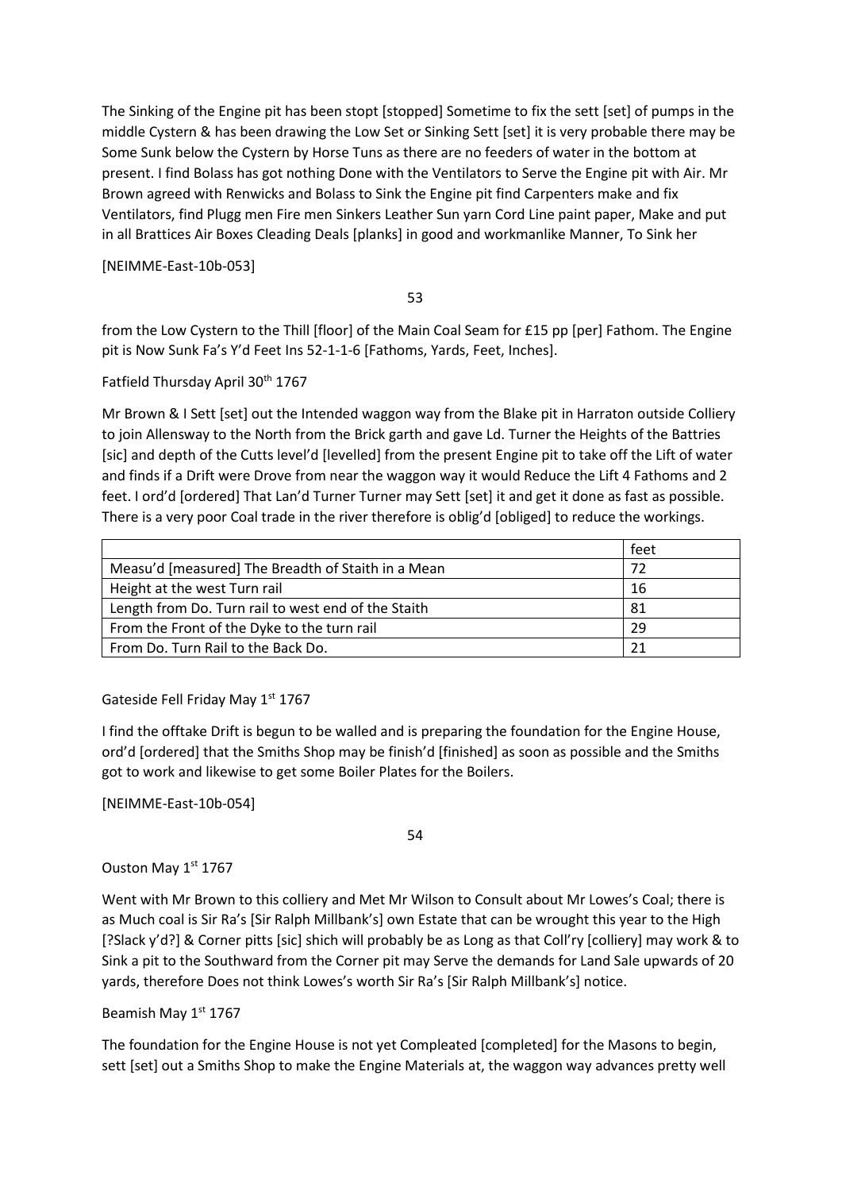The Sinking of the Engine pit has been stopt [stopped] Sometime to fix the sett [set] of pumps in the middle Cystern & has been drawing the Low Set or Sinking Sett [set] it is very probable there may be Some Sunk below the Cystern by Horse Tuns as there are no feeders of water in the bottom at present. I find Bolass has got nothing Done with the Ventilators to Serve the Engine pit with Air. Mr Brown agreed with Renwicks and Bolass to Sink the Engine pit find Carpenters make and fix Ventilators, find Plugg men Fire men Sinkers Leather Sun yarn Cord Line paint paper, Make and put in all Brattices Air Boxes Cleading Deals [planks] in good and workmanlike Manner, To Sink her

[NEIMME-East-10b-053]

53

from the Low Cystern to the Thill [floor] of the Main Coal Seam for £15 pp [per] Fathom. The Engine pit is Now Sunk Fa's Y'd Feet Ins 52-1-1-6 [Fathoms, Yards, Feet, Inches].

Fatfield Thursday April 30th 1767

Mr Brown & I Sett [set] out the Intended waggon way from the Blake pit in Harraton outside Colliery to join Allensway to the North from the Brick garth and gave Ld. Turner the Heights of the Battries [sic] and depth of the Cutts level'd [levelled] from the present Engine pit to take off the Lift of water and finds if a Drift were Drove from near the waggon way it would Reduce the Lift 4 Fathoms and 2 feet. I ord'd [ordered] That Lan'd Turner Turner may Sett [set] it and get it done as fast as possible. There is a very poor Coal trade in the river therefore is oblig'd [obliged] to reduce the workings.

| | feet |
|---|---|
| Measu'd [measured] The Breadth of Staith in a Mean | 72 |
| Height at the west Turn rail | 16 |
| Length from Do. Turn rail to west end of the Staith | 81 |
| From the Front of the Dyke to the turn rail | 29 |
| From Do. Turn Rail to the Back Do. | 21 |

Gateside Fell Friday May 1st 1767

I find the offtake Drift is begun to be walled and is preparing the foundation for the Engine House, ord'd [ordered] that the Smiths Shop may be finish'd [finished] as soon as possible and the Smiths got to work and likewise to get some Boiler Plates for the Boilers.

[NEIMME-East-10b-054]

54

Ouston May 1st 1767

Went with Mr Brown to this colliery and Met Mr Wilson to Consult about Mr Lowes's Coal; there is as Much coal is Sir Ra's [Sir Ralph Millbank's] own Estate that can be wrought this year to the High [?Slack y'd?] & Corner pitts [sic] shich will probably be as Long as that Coll'ry [colliery] may work & to Sink a pit to the Southward from the Corner pit may Serve the demands for Land Sale upwards of 20 yards, therefore Does not think Lowes's worth Sir Ra's [Sir Ralph Millbank's] notice.

Beamish May 1st 1767

The foundation for the Engine House is not yet Compleated [completed] for the Masons to begin, sett [set] out a Smiths Shop to make the Engine Materials at, the waggon way advances pretty well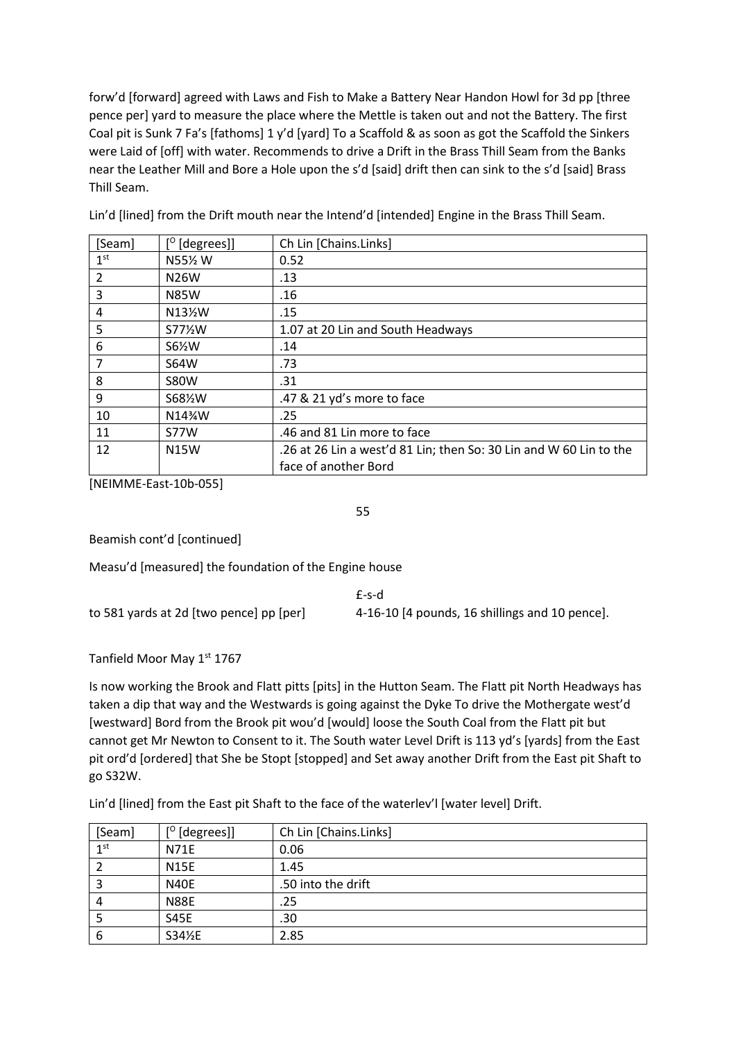forw'd [forward] agreed with Laws and Fish to Make a Battery Near Handon Howl for 3d pp [three pence per] yard to measure the place where the Mettle is taken out and not the Battery. The first Coal pit is Sunk 7 Fa's [fathoms] 1 y'd [yard] To a Scaffold & as soon as got the Scaffold the Sinkers were Laid of [off] with water. Recommends to drive a Drift in the Brass Thill Seam from the Banks near the Leather Mill and Bore a Hole upon the s'd [said] drift then can sink to the s'd [said] Brass Thill Seam.

Lin'd [lined] from the Drift mouth near the Intend'd [intended] Engine in the Brass Thill Seam.

| [Seam] | [$^{O}$ [degrees]] | Ch Lin [Chains.Links] |
|---|---|---|
| 1st | N55½ W | 0.52 |
| 2 | N26W | .13 |
| 3 | N85W | .16 |
| 4 | N13½W | .15 |
| 5 | S77½W | 1.07 at 20 Lin and South Headways |
| 6 | S6½W | .14 |
| 7 | S64W | .73 |
| 8 | S80W | .31 |
| 9 | S68½W | .47 & 21 yd's more to face |
| 10 | N14¾W | .25 |
| 11 | S77W | .46 and 81 Lin more to face |
| 12 | N15W | .26 at 26 Lin a west'd 81 Lin; then So: 30 Lin and W 60 Lin to the face of another Bord |

[NEIMME-East-10b-055]

55

Beamish cont'd [continued]

Measu'd [measured] the foundation of the Engine house

| | £-s-d |
|---|---|
| to 581 yards at 2d [two pence] pp [per] | 4-16-10 [4 pounds, 16 shillings and 10 pence]. |

Tanfield Moor May 1st 1767

Is now working the Brook and Flatt pitts [pits] in the Hutton Seam. The Flatt pit North Headways has taken a dip that way and the Westwards is going against the Dyke To drive the Mothergate west'd [westward] Bord from the Brook pit wou'd [would] loose the South Coal from the Flatt pit but cannot get Mr Newton to Consent to it. The South water Level Drift is 113 yd's [yards] from the East pit ord'd [ordered] that She be Stopt [stopped] and Set away another Drift from the East pit Shaft to go S32W.

Lin'd [lined] from the East pit Shaft to the face of the waterlev'l [water level] Drift.

| [Seam] | [$^{O}$ [degrees]] | Ch Lin [Chains.Links] |
|---|---|---|
| 1st | N71E | 0.06 |
| 2 | N15E | 1.45 |
| 3 | N40E | .50 into the drift |
| 4 | N88E | .25 |
| 5 | S45E | .30 |
| 6 | S34½E | 2.85 |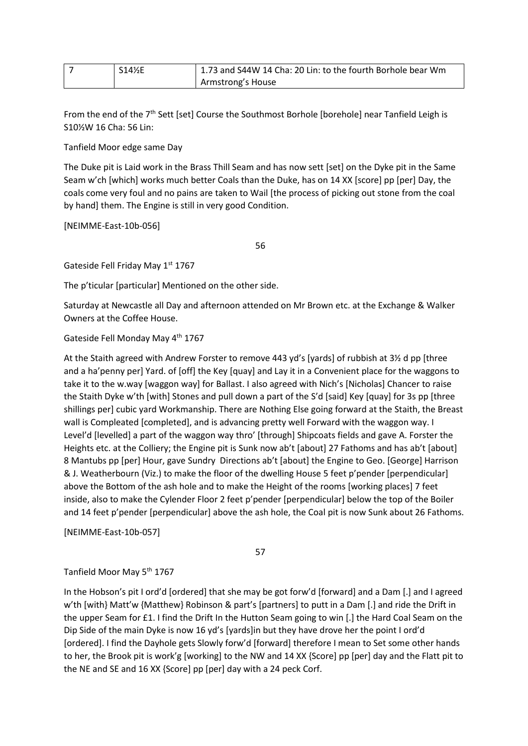| 7 | S14½E | 1.73 and S44W 14 Cha: 20 Lin: to the fourth Borhole bear Wm Armstrong's House |
|---|---|---|

From the end of the 7th Sett [set] Course the Southmost Borhole [borehole] near Tanfield Leigh is S10½W 16 Cha: 56 Lin:

Tanfield Moor edge same Day

The Duke pit is Laid work in the Brass Thill Seam and has now sett [set] on the Dyke pit in the Same Seam w'ch [which] works much better Coals than the Duke, has on 14 XX [score] pp [per] Day, the coals come very foul and no pains are taken to Wail [the process of picking out stone from the coal by hand] them. The Engine is still in very good Condition.

[NEIMME-East-10b-056]

56

Gateside Fell Friday May 1st 1767

The p'ticular [particular] Mentioned on the other side.

Saturday at Newcastle all Day and afternoon attended on Mr Brown etc. at the Exchange & Walker Owners at the Coffee House.

Gateside Fell Monday May 4th 1767

At the Staith agreed with Andrew Forster to remove 443 yd's [yards] of rubbish at 3½ d pp [three and a ha'penny per] Yard. of [off] the Key [quay] and Lay it in a Convenient place for the waggons to take it to the w.way [waggon way] for Ballast. I also agreed with Nich's [Nicholas] Chancer to raise the Staith Dyke w'th [with] Stones and pull down a part of the S'd [said] Key [quay] for 3s pp [three shillings per] cubic yard Workmanship. There are Nothing Else going forward at the Staith, the Breast wall is Compleated [completed], and is advancing pretty well Forward with the waggon way. I Level'd [levelled] a part of the waggon way thro' [through] Shipcoats fields and gave A. Forster the Heights etc. at the Colliery; the Engine pit is Sunk now ab't [about] 27 Fathoms and has ab't [about] 8 Mantubs pp [per] Hour, gave Sundry Directions ab't [about] the Engine to Geo. [George] Harrison & J. Weatherbourn (Viz.) to make the floor of the dwelling House 5 feet p'pender [perpendicular] above the Bottom of the ash hole and to make the Height of the rooms [working places] 7 feet inside, also to make the Cylender Floor 2 feet p'pender [perpendicular] below the top of the Boiler and 14 feet p'pender [perpendicular] above the ash hole, the Coal pit is now Sunk about 26 Fathoms.

[NEIMME-East-10b-057]

57

Tanfield Moor May 5th 1767

In the Hobson's pit I ord'd [ordered] that she may be got forw'd [forward] and a Dam [.] and I agreed w'th [with} Matt'w {Matthew} Robinson & part's [partners] to putt in a Dam [.] and ride the Drift in the upper Seam for £1. I find the Drift In the Hutton Seam going to win [.] the Hard Coal Seam on the Dip Side of the main Dyke is now 16 yd's [yards]in but they have drove her the point I ord'd [ordered]. I find the Dayhole gets Slowly forw'd [forward] therefore I mean to Set some other hands to her, the Brook pit is work'g [working] to the NW and 14 XX {Score] pp [per] day and the Flatt pit to the NE and SE and 16 XX {Score] pp [per] day with a 24 peck Corf.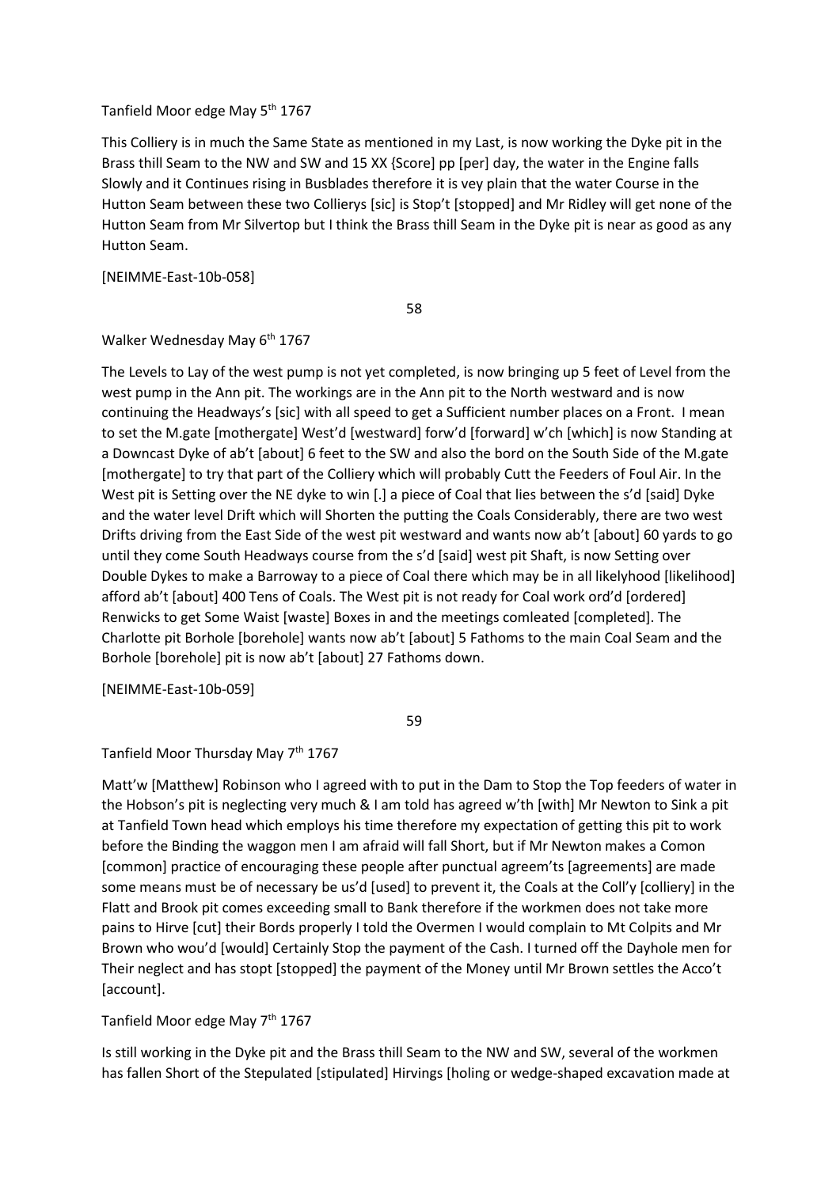Tanfield Moor edge May 5th 1767

This Colliery is in much the Same State as mentioned in my Last, is now working the Dyke pit in the Brass thill Seam to the NW and SW and 15 XX {Score] pp [per] day, the water in the Engine falls Slowly and it Continues rising in Busblades therefore it is vey plain that the water Course in the Hutton Seam between these two Collierys [sic] is Stop't [stopped] and Mr Ridley will get none of the Hutton Seam from Mr Silvertop but I think the Brass thill Seam in the Dyke pit is near as good as any Hutton Seam.

[NEIMME-East-10b-058]

58

Walker Wednesday May 6th 1767

The Levels to Lay of the west pump is not yet completed, is now bringing up 5 feet of Level from the west pump in the Ann pit. The workings are in the Ann pit to the North westward and is now continuing the Headways's [sic] with all speed to get a Sufficient number places on a Front. I mean to set the M.gate [mothergate] West'd [westward] forw'd [forward] w'ch [which] is now Standing at a Downcast Dyke of ab't [about] 6 feet to the SW and also the bord on the South Side of the M.gate [mothergate] to try that part of the Colliery which will probably Cutt the Feeders of Foul Air. In the West pit is Setting over the NE dyke to win [.] a piece of Coal that lies between the s'd [said] Dyke and the water level Drift which will Shorten the putting the Coals Considerably, there are two west Drifts driving from the East Side of the west pit westward and wants now ab't [about] 60 yards to go until they come South Headways course from the s'd [said] west pit Shaft, is now Setting over Double Dykes to make a Barroway to a piece of Coal there which may be in all likelyhood [likelihood] afford ab't [about] 400 Tens of Coals. The West pit is not ready for Coal work ord'd [ordered] Renwicks to get Some Waist [waste] Boxes in and the meetings comleated [completed]. The Charlotte pit Borhole [borehole] wants now ab't [about] 5 Fathoms to the main Coal Seam and the Borhole [borehole] pit is now ab't [about] 27 Fathoms down.

[NEIMME-East-10b-059]

59

Tanfield Moor Thursday May 7th 1767

Matt'w [Matthew] Robinson who I agreed with to put in the Dam to Stop the Top feeders of water in the Hobson's pit is neglecting very much & I am told has agreed w'th [with] Mr Newton to Sink a pit at Tanfield Town head which employs his time therefore my expectation of getting this pit to work before the Binding the waggon men I am afraid will fall Short, but if Mr Newton makes a Comon [common] practice of encouraging these people after punctual agreem'ts [agreements] are made some means must be of necessary be us'd [used] to prevent it, the Coals at the Coll'y [colliery] in the Flatt and Brook pit comes exceeding small to Bank therefore if the workmen does not take more pains to Hirve [cut] their Bords properly I told the Overmen I would complain to Mt Colpits and Mr Brown who wou'd [would] Certainly Stop the payment of the Cash. I turned off the Dayhole men for Their neglect and has stopt [stopped] the payment of the Money until Mr Brown settles the Acco't [account].

Tanfield Moor edge May 7th 1767

Is still working in the Dyke pit and the Brass thill Seam to the NW and SW, several of the workmen has fallen Short of the Stepulated [stipulated] Hirvings [holing or wedge-shaped excavation made at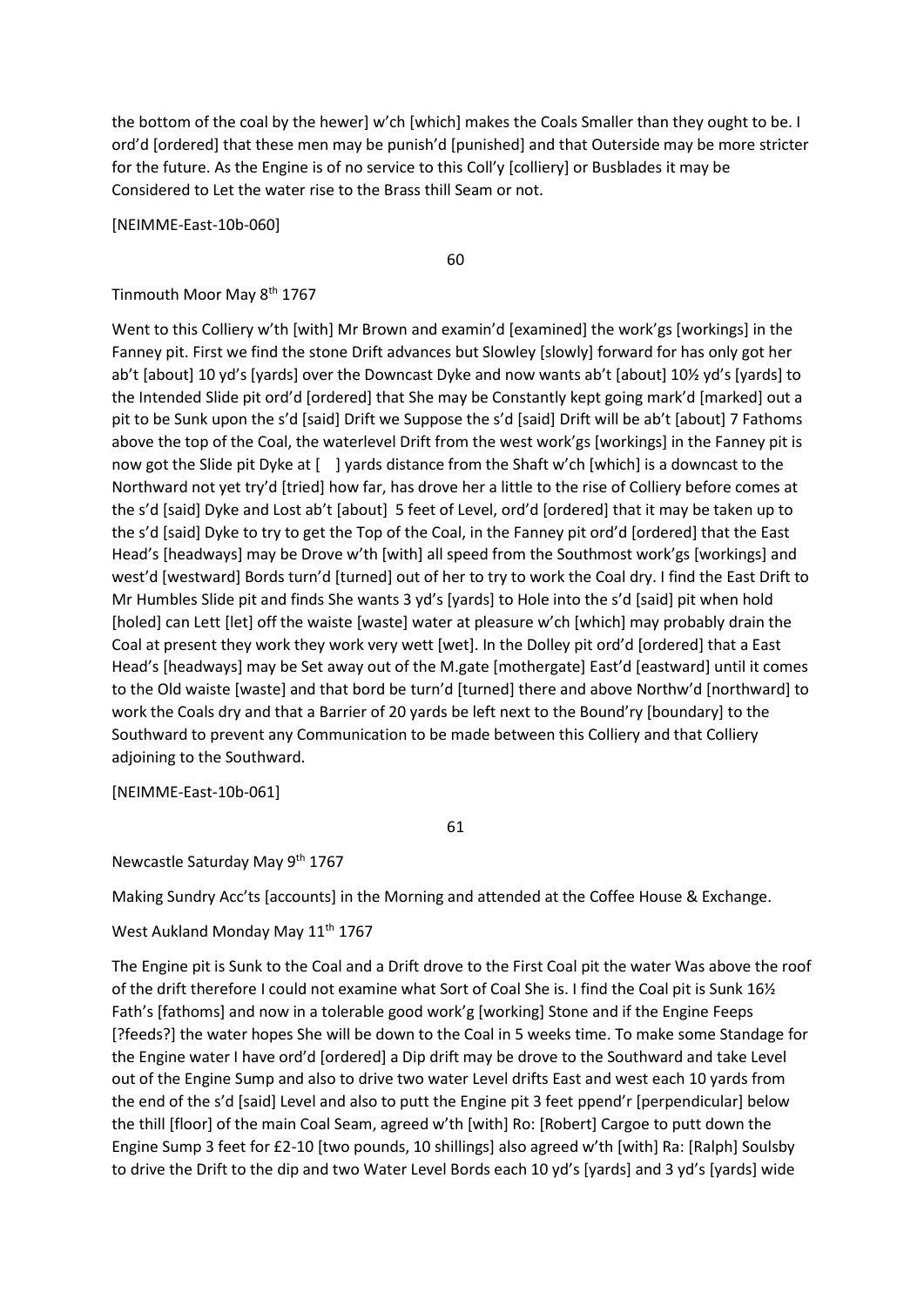the bottom of the coal by the hewer] w'ch [which] makes the Coals Smaller than they ought to be. I ord'd [ordered] that these men may be punish'd [punished] and that Outerside may be more stricter for the future. As the Engine is of no service to this Coll'y [colliery] or Busblades it may be Considered to Let the water rise to the Brass thill Seam or not.

[NEIMME-East-10b-060]

60

Tinmouth Moor May 8th 1767

Went to this Colliery w'th [with] Mr Brown and examin'd [examined] the work'gs [workings] in the Fanney pit. First we find the stone Drift advances but Slowley [slowly] forward for has only got her ab't [about] 10 yd's [yards] over the Downcast Dyke and now wants ab't [about] 10½ yd's [yards] to the Intended Slide pit ord'd [ordered] that She may be Constantly kept going mark'd [marked] out a pit to be Sunk upon the s'd [said] Drift we Suppose the s'd [said] Drift will be ab't [about] 7 Fathoms above the top of the Coal, the waterlevel Drift from the west work'gs [workings] in the Fanney pit is now got the Slide pit Dyke at [ ] yards distance from the Shaft w'ch [which] is a downcast to the Northward not yet try'd [tried] how far, has drove her a little to the rise of Colliery before comes at the s'd [said] Dyke and Lost ab't [about] 5 feet of Level, ord'd [ordered] that it may be taken up to the s'd [said] Dyke to try to get the Top of the Coal, in the Fanney pit ord'd [ordered] that the East Head's [headways] may be Drove w'th [with] all speed from the Southmost work'gs [workings] and west'd [westward] Bords turn'd [turned] out of her to try to work the Coal dry. I find the East Drift to Mr Humbles Slide pit and finds She wants 3 yd's [yards] to Hole into the s'd [said] pit when hold [holed] can Lett [let] off the waiste [waste] water at pleasure w'ch [which] may probably drain the Coal at present they work they work very wett [wet]. In the Dolley pit ord'd [ordered] that a East Head's [headways] may be Set away out of the M.gate [mothergate] East'd [eastward] until it comes to the Old waiste [waste] and that bord be turn'd [turned] there and above Northw'd [northward] to work the Coals dry and that a Barrier of 20 yards be left next to the Bound'ry [boundary] to the Southward to prevent any Communication to be made between this Colliery and that Colliery adjoining to the Southward.

[NEIMME-East-10b-061]

61

Newcastle Saturday May 9th 1767

Making Sundry Acc'ts [accounts] in the Morning and attended at the Coffee House & Exchange.

West Aukland Monday May 11th 1767

The Engine pit is Sunk to the Coal and a Drift drove to the First Coal pit the water Was above the roof of the drift therefore I could not examine what Sort of Coal She is. I find the Coal pit is Sunk 16½ Fath's [fathoms] and now in a tolerable good work'g [working] Stone and if the Engine Feeps [?feeds?] the water hopes She will be down to the Coal in 5 weeks time. To make some Standage for the Engine water I have ord'd [ordered] a Dip drift may be drove to the Southward and take Level out of the Engine Sump and also to drive two water Level drifts East and west each 10 yards from the end of the s'd [said] Level and also to putt the Engine pit 3 feet ppend'r [perpendicular] below the thill [floor] of the main Coal Seam, agreed w'th [with] Ro: [Robert] Cargoe to putt down the Engine Sump 3 feet for £2-10 [two pounds, 10 shillings] also agreed w'th [with] Ra: [Ralph] Soulsby to drive the Drift to the dip and two Water Level Bords each 10 yd's [yards] and 3 yd's [yards] wide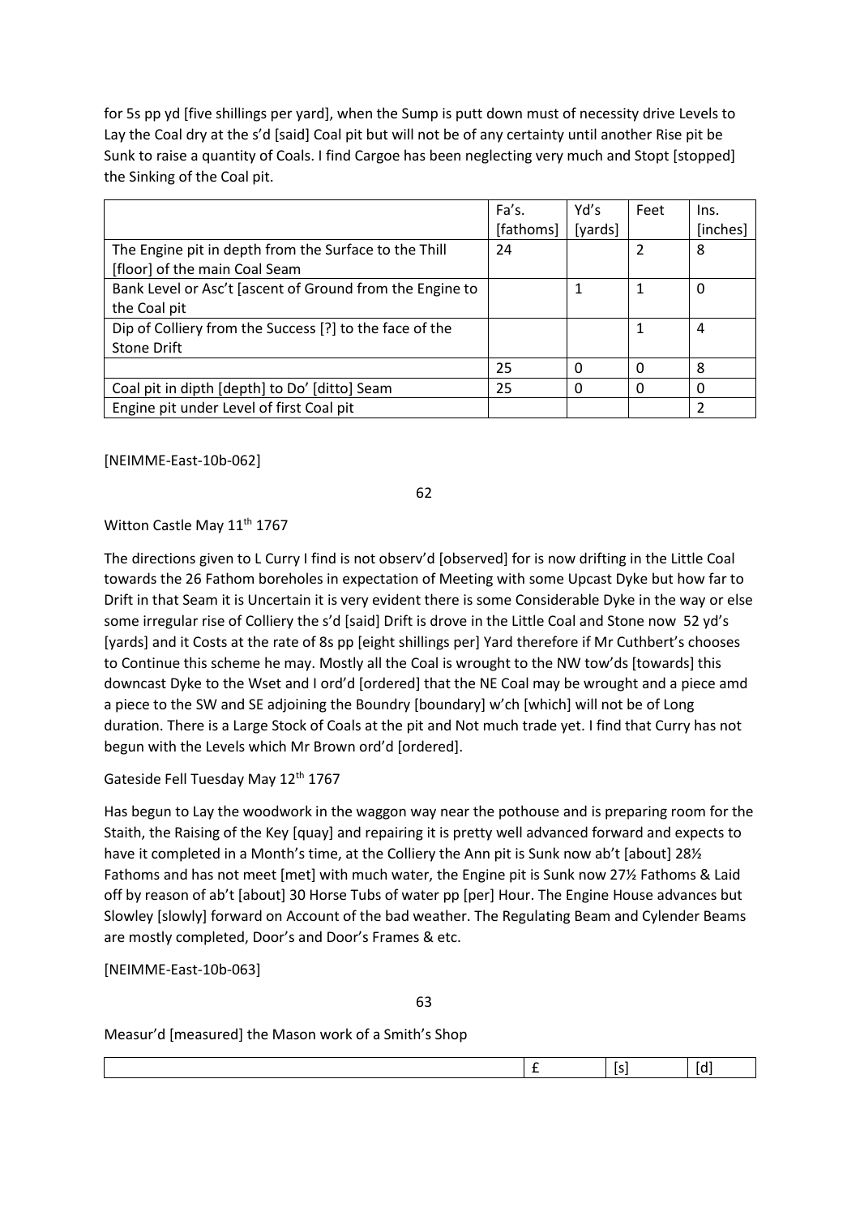for 5s pp yd [five shillings per yard], when the Sump is putt down must of necessity drive Levels to Lay the Coal dry at the s'd [said] Coal pit but will not be of any certainty until another Rise pit be Sunk to raise a quantity of Coals. I find Cargoe has been neglecting very much and Stopt [stopped] the Sinking of the Coal pit.

| | Fa's. [fathoms] | Yd's [yards] | Feet | Ins. [inches] |
|---|---|---|---|---|
| The Engine pit in depth from the Surface to the Thill [floor] of the main Coal Seam | 24 | | 2 | 8 |
| Bank Level or Asc't [ascent of Ground from the Engine to the Coal pit | | 1 | 1 | 0 |
| Dip of Colliery from the Success [?] to the face of the Stone Drift | | | 1 | 4 |
| | 25 | 0 | 0 | 8 |
| Coal pit in dipth [depth] to Do' [ditto] Seam | 25 | 0 | 0 | 0 |
| Engine pit under Level of first Coal pit | | | | 2 |

[NEIMME-East-10b-062]

62

Witton Castle May 11th 1767

The directions given to L Curry I find is not observ'd [observed] for is now drifting in the Little Coal towards the 26 Fathom boreholes in expectation of Meeting with some Upcast Dyke but how far to Drift in that Seam it is Uncertain it is very evident there is some Considerable Dyke in the way or else some irregular rise of Colliery the s'd [said] Drift is drove in the Little Coal and Stone now 52 yd's [yards] and it Costs at the rate of 8s pp [eight shillings per] Yard therefore if Mr Cuthbert's chooses to Continue this scheme he may. Mostly all the Coal is wrought to the NW tow'ds [towards] this downcast Dyke to the Wset and I ord'd [ordered] that the NE Coal may be wrought and a piece amd a piece to the SW and SE adjoining the Boundry [boundary] w'ch [which] will not be of Long duration. There is a Large Stock of Coals at the pit and Not much trade yet. I find that Curry has not begun with the Levels which Mr Brown ord'd [ordered].

Gateside Fell Tuesday May 12th 1767

Has begun to Lay the woodwork in the waggon way near the pothouse and is preparing room for the Staith, the Raising of the Key [quay] and repairing it is pretty well advanced forward and expects to have it completed in a Month's time, at the Colliery the Ann pit is Sunk now ab't [about] 28½ Fathoms and has not meet [met] with much water, the Engine pit is Sunk now 27½ Fathoms & Laid off by reason of ab't [about] 30 Horse Tubs of water pp [per] Hour. The Engine House advances but Slowley [slowly] forward on Account of the bad weather. The Regulating Beam and Cylender Beams are mostly completed, Door's and Door's Frames & etc.

[NEIMME-East-10b-063]

63

Measur'd [measured] the Mason work of a Smith's Shop

| | £ | [s] | [d] |
|---|---|---|---|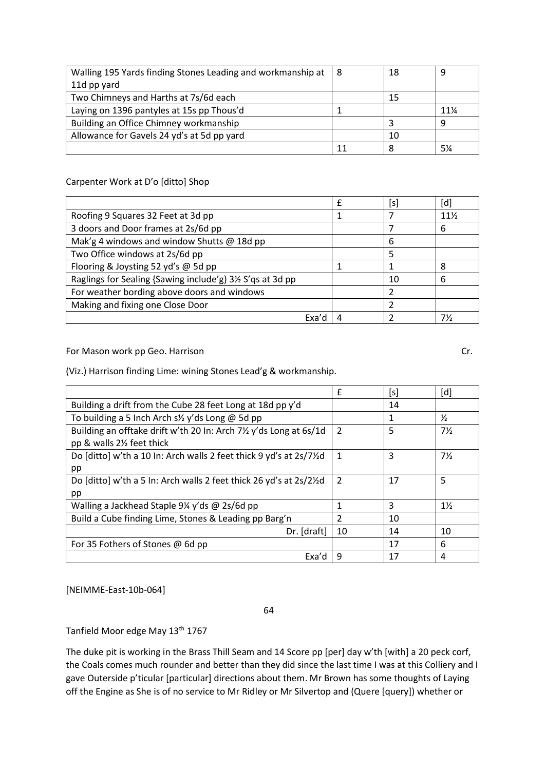| | | | |
|---|---|---|---|
| Walling 195 Yards finding Stones Leading and workmanship at 11d pp yard | 8 | 18 | 9 |
| Two Chimneys and Harths at 7s/6d each | | 15 | |
| Laying on 1396 pantyles at 15s pp Thous'd | 1 | | 11¼ |
| Building an Office Chimney workmanship | | 3 | 9 |
| Allowance for Gavels 24 yd's at 5d pp yard | | 10 | |
| | 11 | 8 | 5¼ |

Carpenter Work at D'o [ditto] Shop

| | £ | [s] | [d] |
|---|---|---|---|
| Roofing 9 Squares 32 Feet at 3d pp | 1 | 7 | 11½ |
| 3 doors and Door frames at 2s/6d pp | | 7 | 6 |
| Mak'g 4 windows and window Shutts @ 18d pp | | 6 | |
| Two Office windows at 2s/6d pp | | 5 | |
| Flooring & Joysting 52 yd's @ 5d pp | 1 | 1 | 8 |
| Raglings for Sealing {Sawing include'g} 3½ S'qs at 3d pp | | 10 | 6 |
| For weather bording above doors and windows | | 2 | |
| Making and fixing one Close Door | | 2 | |
| Exa'd | 4 | 2 | 7½ |

For Mason work pp Geo. Harrison Cr.

(Viz.) Harrison finding Lime: wining Stones Lead'g & workmanship.

| | £ | [s] | [d] |
|---|---|---|---|
| Building a drift from the Cube 28 feet Long at 18d pp y'd | | 14 | |
| To building a 5 Inch Arch s½ y'ds Long @ 5d pp | | 1 | ½ |
| Building an offtake drift w'th 20 In: Arch 7½ y'ds Long at 6s/1d pp & walls 2½ feet thick | 2 | 5 | 7½ |
| Do [ditto] w'th a 10 In: Arch walls 2 feet thick 9 yd's at 2s/7½d pp | 1 | 3 | 7½ |
| Do [ditto] w'th a 5 In: Arch walls 2 feet thick 26 yd's at 2s/2½d pp | 2 | 17 | 5 |
| Walling a Jackhead Staple 9¼ y'ds @ 2s/6d pp | 1 | 3 | 1½ |
| Build a Cube finding Lime, Stones & Leading pp Barg'n | 2 | 10 | |
| Dr. [draft] | 10 | 14 | 10 |
| For 35 Fothers of Stones @ 6d pp | | 17 | 6 |
| Exa'd | 9 | 17 | 4 |

[NEIMME-East-10b-064]

64

Tanfield Moor edge May 13th 1767

The duke pit is working in the Brass Thill Seam and 14 Score pp [per] day w'th [with] a 20 peck corf, the Coals comes much rounder and better than they did since the last time I was at this Colliery and I gave Outerside p'ticular [particular] directions about them. Mr Brown has some thoughts of Laying off the Engine as She is of no service to Mr Ridley or Mr Silvertop and (Quere [query]) whether or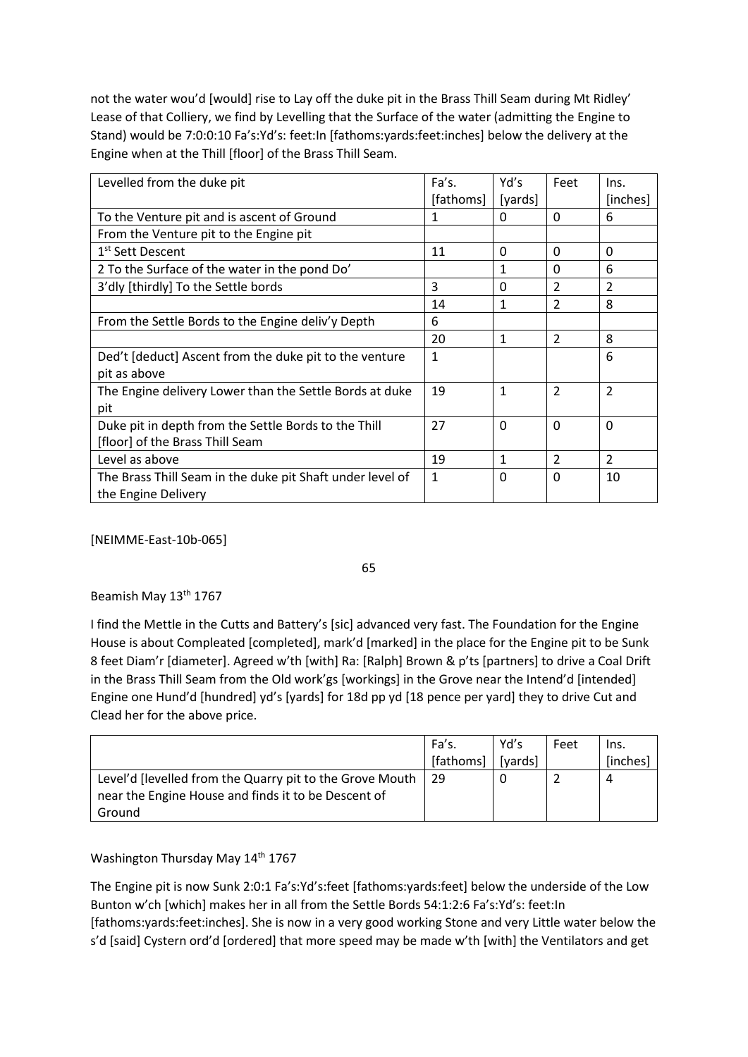not the water wou'd [would] rise to Lay off the duke pit in the Brass Thill Seam during Mt Ridley' Lease of that Colliery, we find by Levelling that the Surface of the water (admitting the Engine to Stand) would be 7:0:0:10 Fa's:Yd's: feet:In [fathoms:yards:feet:inches] below the delivery at the Engine when at the Thill [floor] of the Brass Thill Seam.

| Levelled from the duke pit | Fa's. [fathoms] | Yd's [yards] | Feet | Ins. [inches] |
|---|---|---|---|---|
| To the Venture pit and is ascent of Ground | 1 | 0 | 0 | 6 |
| From the Venture pit to the Engine pit | | | | |
| 1st Sett Descent | 11 | 0 | 0 | 0 |
| 2 To the Surface of the water in the pond Do' | | 1 | 0 | 6 |
| 3'dly [thirdly] To the Settle bords | 3 | 0 | 2 | 2 |
| | 14 | 1 | 2 | 8 |
| From the Settle Bords to the Engine deliv'y Depth | 6 | | | |
| | 20 | 1 | 2 | 8 |
| Ded't [deduct] Ascent from the duke pit to the venture pit as above | 1 | | | 6 |
| The Engine delivery Lower than the Settle Bords at duke pit | 19 | 1 | 2 | 2 |
| Duke pit in depth from the Settle Bords to the Thill [floor] of the Brass Thill Seam | 27 | 0 | 0 | 0 |
| Level as above | 19 | 1 | 2 | 2 |
| The Brass Thill Seam in the duke pit Shaft under level of the Engine Delivery | 1 | 0 | 0 | 10 |

[NEIMME-East-10b-065]

Beamish May 13th 1767

I find the Mettle in the Cutts and Battery's [sic] advanced very fast. The Foundation for the Engine House is about Compleated [completed], mark'd [marked] in the place for the Engine pit to be Sunk 8 feet Diam'r [diameter]. Agreed w'th [with] Ra: [Ralph] Brown & p'ts [partners] to drive a Coal Drift in the Brass Thill Seam from the Old work'gs [workings] in the Grove near the Intend'd [intended] Engine one Hund'd [hundred] yd's [yards] for 18d pp yd [18 pence per yard] they to drive Cut and Clead her for the above price.

| | Fa's. [fathoms] | Yd's [yards] | Feet | Ins. [inches] |
|---|---|---|---|---|
| Level'd [levelled from the Quarry pit to the Grove Mouth near the Engine House and finds it to be Descent of Ground | 29 | 0 | 2 | 4 |

Washington Thursday May 14th 1767

The Engine pit is now Sunk 2:0:1 Fa's:Yd's:feet [fathoms:yards:feet] below the underside of the Low Bunton w'ch [which] makes her in all from the Settle Bords 54:1:2:6 Fa's:Yd's: feet:In [fathoms:yards:feet:inches]. She is now in a very good working Stone and very Little water below the s'd [said] Cystern ord'd [ordered] that more speed may be made w'th [with] the Ventilators and get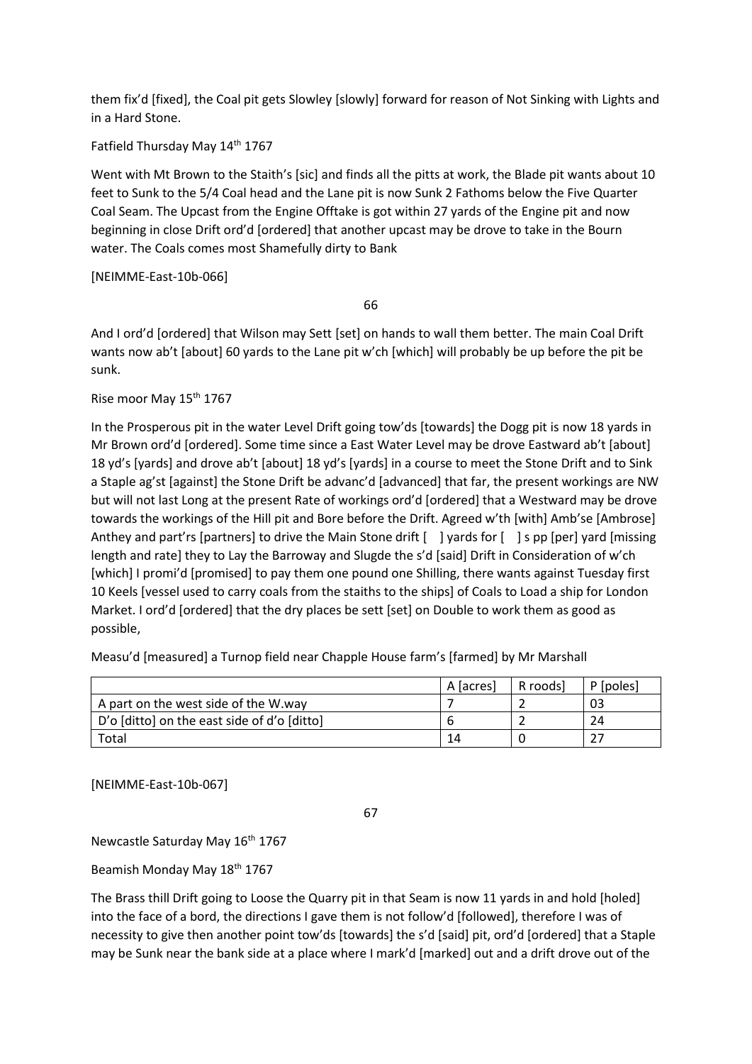them fix'd [fixed], the Coal pit gets Slowley [slowly] forward for reason of Not Sinking with Lights and in a Hard Stone.

Fatfield Thursday May 14th 1767

Went with Mt Brown to the Staith's [sic] and finds all the pitts at work, the Blade pit wants about 10 feet to Sunk to the 5/4 Coal head and the Lane pit is now Sunk 2 Fathoms below the Five Quarter Coal Seam. The Upcast from the Engine Offtake is got within 27 yards of the Engine pit and now beginning in close Drift ord'd [ordered] that another upcast may be drove to take in the Bourn water. The Coals comes most Shamefully dirty to Bank

[NEIMME-East-10b-066]

And I ord'd [ordered] that Wilson may Sett [set] on hands to wall them better. The main Coal Drift wants now ab't [about] 60 yards to the Lane pit w'ch [which] will probably be up before the pit be sunk.

Rise moor May 15th 1767

In the Prosperous pit in the water Level Drift going tow'ds [towards] the Dogg pit is now 18 yards in Mr Brown ord'd [ordered]. Some time since a East Water Level may be drove Eastward ab't [about] 18 yd's [yards] and drove ab't [about] 18 yd's [yards] in a course to meet the Stone Drift and to Sink a Staple ag'st [against] the Stone Drift be advanc'd [advanced] that far, the present workings are NW but will not last Long at the present Rate of workings ord'd [ordered] that a Westward may be drove towards the workings of the Hill pit and Bore before the Drift. Agreed w'th [with] Amb'se [Ambrose] Anthey and part'rs [partners] to drive the Main Stone drift [ ] yards for [ ] s pp [per] yard [missing length and rate] they to Lay the Barroway and Slugde the s'd [said] Drift in Consideration of w'ch [which] I promi'd [promised] to pay them one pound one Shilling, there wants against Tuesday first 10 Keels [vessel used to carry coals from the staiths to the ships] of Coals to Load a ship for London Market. I ord'd [ordered] that the dry places be sett [set] on Double to work them as good as possible,

Measu'd [measured] a Turnop field near Chapple House farm's [farmed] by Mr Marshall

| | A [acres] | R roods] | P [poles] |
|---|---|---|---|
| A part on the west side of the W.way | 7 | 2 | 03 |
| D'o [ditto] on the east side of d'o [ditto] | 6 | 2 | 24 |
| Total | 14 | 0 | 27 |

[NEIMME-East-10b-067]

Newcastle Saturday May 16th 1767

Beamish Monday May 18th 1767

The Brass thill Drift going to Loose the Quarry pit in that Seam is now 11 yards in and hold [holed] into the face of a bord, the directions I gave them is not follow'd [followed], therefore I was of necessity to give then another point tow'ds [towards] the s'd [said] pit, ord'd [ordered] that a Staple may be Sunk near the bank side at a place where I mark'd [marked] out and a drift drove out of the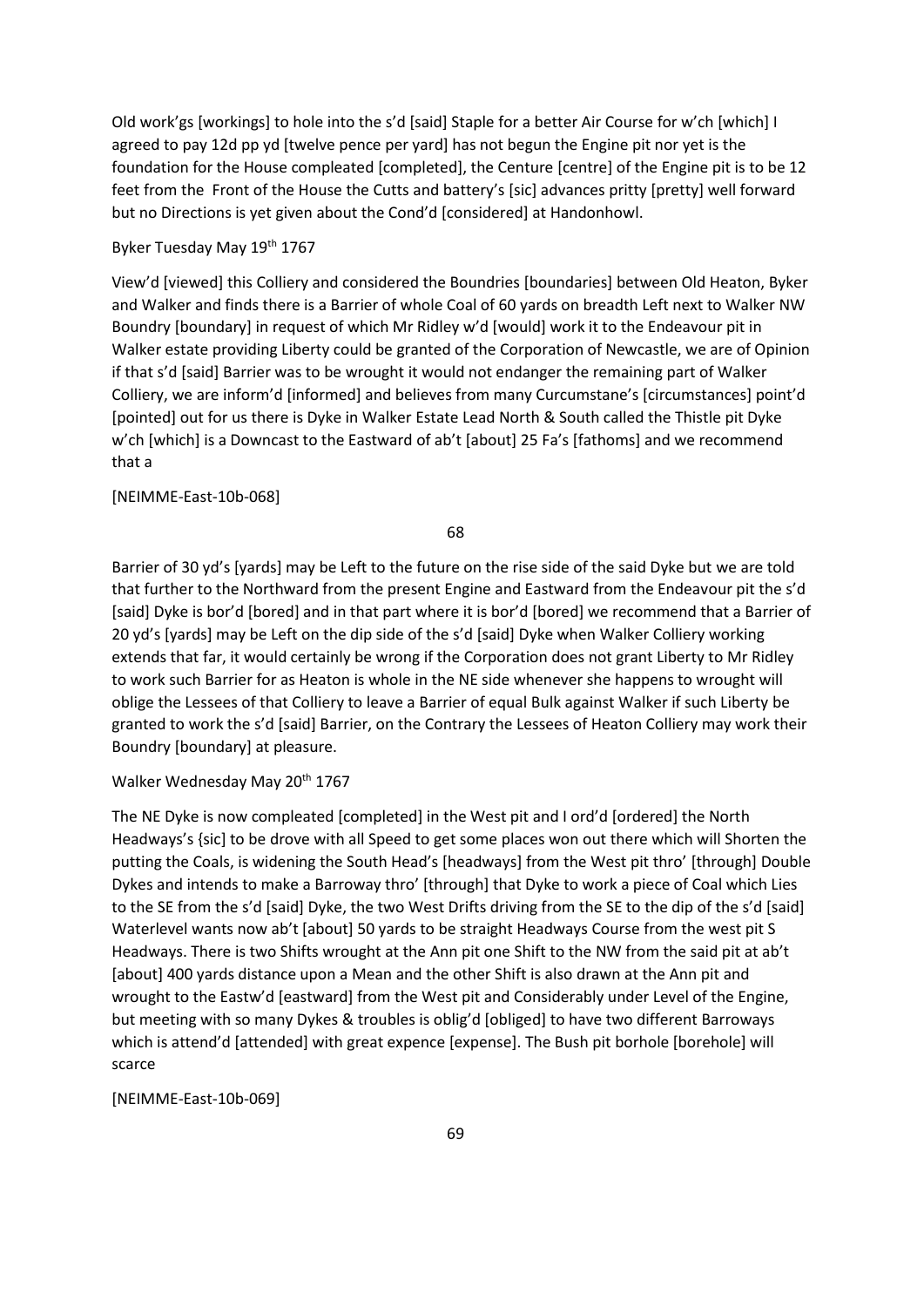Old work'gs [workings] to hole into the s'd [said] Staple for a better Air Course for w'ch [which] I agreed to pay 12d pp yd [twelve pence per yard] has not begun the Engine pit nor yet is the foundation for the House compleated [completed], the Centure [centre] of the Engine pit is to be 12 feet from the Front of the House the Cutts and battery's [sic] advances pritty [pretty] well forward but no Directions is yet given about the Cond'd [considered] at Handonhowl.

Byker Tuesday May 19th 1767

View'd [viewed] this Colliery and considered the Boundries [boundaries] between Old Heaton, Byker and Walker and finds there is a Barrier of whole Coal of 60 yards on breadth Left next to Walker NW Boundry [boundary] in request of which Mr Ridley w'd [would] work it to the Endeavour pit in Walker estate providing Liberty could be granted of the Corporation of Newcastle, we are of Opinion if that s'd [said] Barrier was to be wrought it would not endanger the remaining part of Walker Colliery, we are inform'd [informed] and believes from many Curcumstane's [circumstances] point'd [pointed] out for us there is Dyke in Walker Estate Lead North & South called the Thistle pit Dyke w'ch [which] is a Downcast to the Eastward of ab't [about] 25 Fa's [fathoms] and we recommend that a

[NEIMME-East-10b-068]

Barrier of 30 yd's [yards] may be Left to the future on the rise side of the said Dyke but we are told that further to the Northward from the present Engine and Eastward from the Endeavour pit the s'd [said] Dyke is bor'd [bored] and in that part where it is bor'd [bored] we recommend that a Barrier of 20 yd's [yards] may be Left on the dip side of the s'd [said] Dyke when Walker Colliery working extends that far, it would certainly be wrong if the Corporation does not grant Liberty to Mr Ridley to work such Barrier for as Heaton is whole in the NE side whenever she happens to wrought will oblige the Lessees of that Colliery to leave a Barrier of equal Bulk against Walker if such Liberty be granted to work the s'd [said] Barrier, on the Contrary the Lessees of Heaton Colliery may work their Boundry [boundary] at pleasure.

Walker Wednesday May 20th 1767

The NE Dyke is now compleated [completed] in the West pit and I ord'd [ordered] the North Headways's {sic] to be drove with all Speed to get some places won out there which will Shorten the putting the Coals, is widening the South Head's [headways] from the West pit thro' [through] Double Dykes and intends to make a Barroway thro' [through] that Dyke to work a piece of Coal which Lies to the SE from the s'd [said] Dyke, the two West Drifts driving from the SE to the dip of the s'd [said] Waterlevel wants now ab't [about] 50 yards to be straight Headways Course from the west pit S Headways. There is two Shifts wrought at the Ann pit one Shift to the NW from the said pit at ab't [about] 400 yards distance upon a Mean and the other Shift is also drawn at the Ann pit and wrought to the Eastw'd [eastward] from the West pit and Considerably under Level of the Engine, but meeting with so many Dykes & troubles is oblig'd [obliged] to have two different Barroways which is attend'd [attended] with great expence [expense]. The Bush pit borhole [borehole] will scarce

[NEIMME-East-10b-069]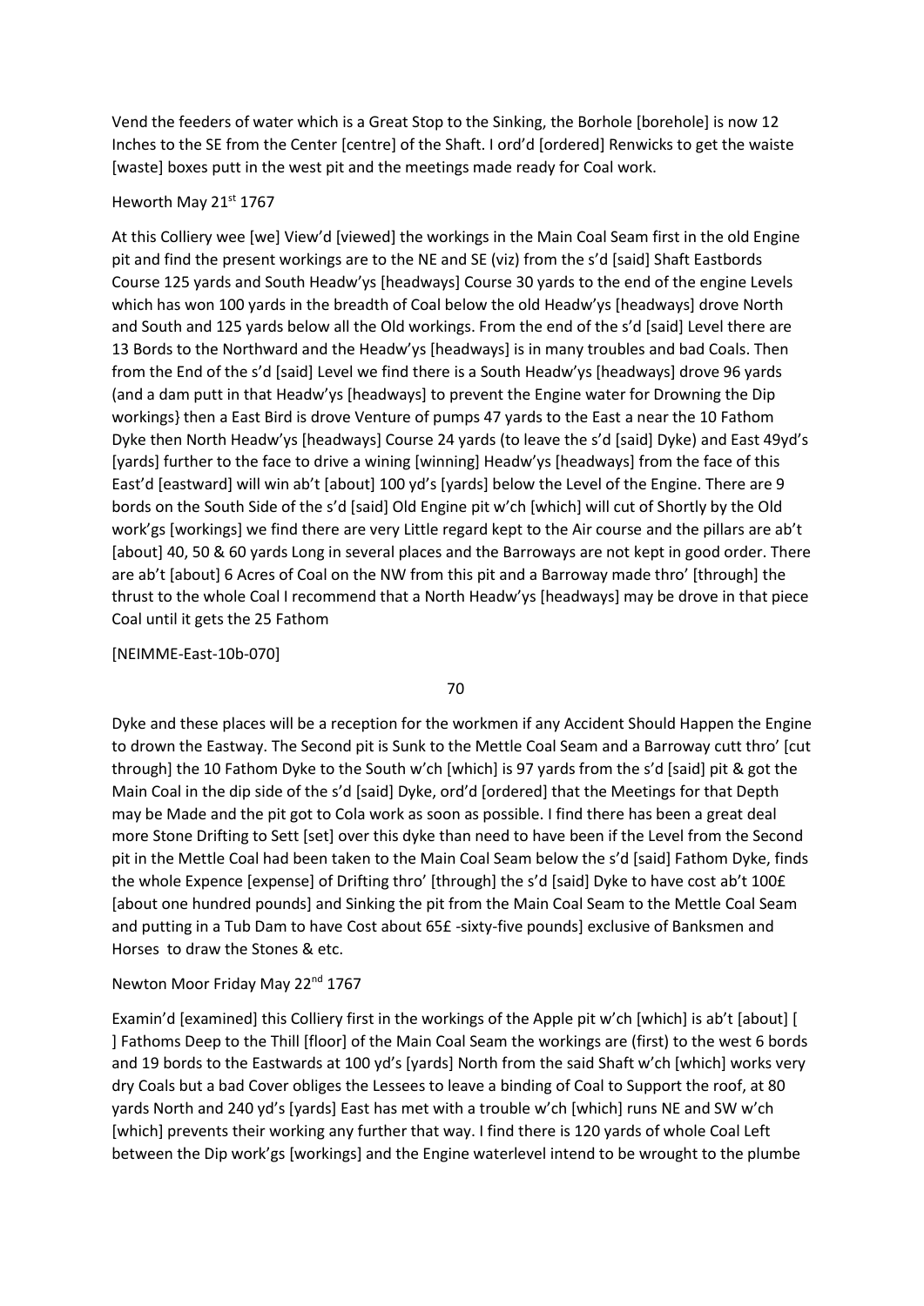Vend the feeders of water which is a Great Stop to the Sinking, the Borhole [borehole] is now 12 Inches to the SE from the Center [centre] of the Shaft. I ord'd [ordered] Renwicks to get the waiste [waste] boxes putt in the west pit and the meetings made ready for Coal work.

Heworth May 21st 1767

At this Colliery wee [we] View'd [viewed] the workings in the Main Coal Seam first in the old Engine pit and find the present workings are to the NE and SE (viz) from the s'd [said] Shaft Eastbords Course 125 yards and South Headw'ys [headways] Course 30 yards to the end of the engine Levels which has won 100 yards in the breadth of Coal below the old Headw'ys [headways] drove North and South and 125 yards below all the Old workings. From the end of the s'd [said] Level there are 13 Bords to the Northward and the Headw'ys [headways] is in many troubles and bad Coals. Then from the End of the s'd [said] Level we find there is a South Headw'ys [headways] drove 96 yards (and a dam putt in that Headw'ys [headways] to prevent the Engine water for Drowning the Dip workings} then a East Bird is drove Venture of pumps 47 yards to the East a near the 10 Fathom Dyke then North Headw'ys [headways] Course 24 yards (to leave the s'd [said] Dyke) and East 49yd's [yards] further to the face to drive a wining [winning] Headw'ys [headways] from the face of this East'd [eastward] will win ab't [about] 100 yd's [yards] below the Level of the Engine. There are 9 bords on the South Side of the s'd [said] Old Engine pit w'ch [which] will cut of Shortly by the Old work'gs [workings] we find there are very Little regard kept to the Air course and the pillars are ab't [about] 40, 50 & 60 yards Long in several places and the Barroways are not kept in good order. There are ab't [about] 6 Acres of Coal on the NW from this pit and a Barroway made thro' [through] the thrust to the whole Coal I recommend that a North Headw'ys [headways] may be drove in that piece Coal until it gets the 25 Fathom

[NEIMME-East-10b-070]

70

Dyke and these places will be a reception for the workmen if any Accident Should Happen the Engine to drown the Eastway. The Second pit is Sunk to the Mettle Coal Seam and a Barroway cutt thro' [cut through] the 10 Fathom Dyke to the South w'ch [which] is 97 yards from the s'd [said] pit & got the Main Coal in the dip side of the s'd [said] Dyke, ord'd [ordered] that the Meetings for that Depth may be Made and the pit got to Cola work as soon as possible. I find there has been a great deal more Stone Drifting to Sett [set] over this dyke than need to have been if the Level from the Second pit in the Mettle Coal had been taken to the Main Coal Seam below the s'd [said] Fathom Dyke, finds the whole Expence [expense] of Drifting thro' [through] the s'd [said] Dyke to have cost ab't 100£ [about one hundred pounds] and Sinking the pit from the Main Coal Seam to the Mettle Coal Seam and putting in a Tub Dam to have Cost about 65£ -sixty-five pounds] exclusive of Banksmen and Horses to draw the Stones & etc.

Newton Moor Friday May 22nd 1767

Examin'd [examined] this Colliery first in the workings of the Apple pit w'ch [which] is ab't [about] [ ] Fathoms Deep to the Thill [floor] of the Main Coal Seam the workings are (first) to the west 6 bords and 19 bords to the Eastwards at 100 yd's [yards] North from the said Shaft w'ch [which] works very dry Coals but a bad Cover obliges the Lessees to leave a binding of Coal to Support the roof, at 80 yards North and 240 yd's [yards] East has met with a trouble w'ch [which] runs NE and SW w'ch [which] prevents their working any further that way. I find there is 120 yards of whole Coal Left between the Dip work'gs [workings] and the Engine waterlevel intend to be wrought to the plumbe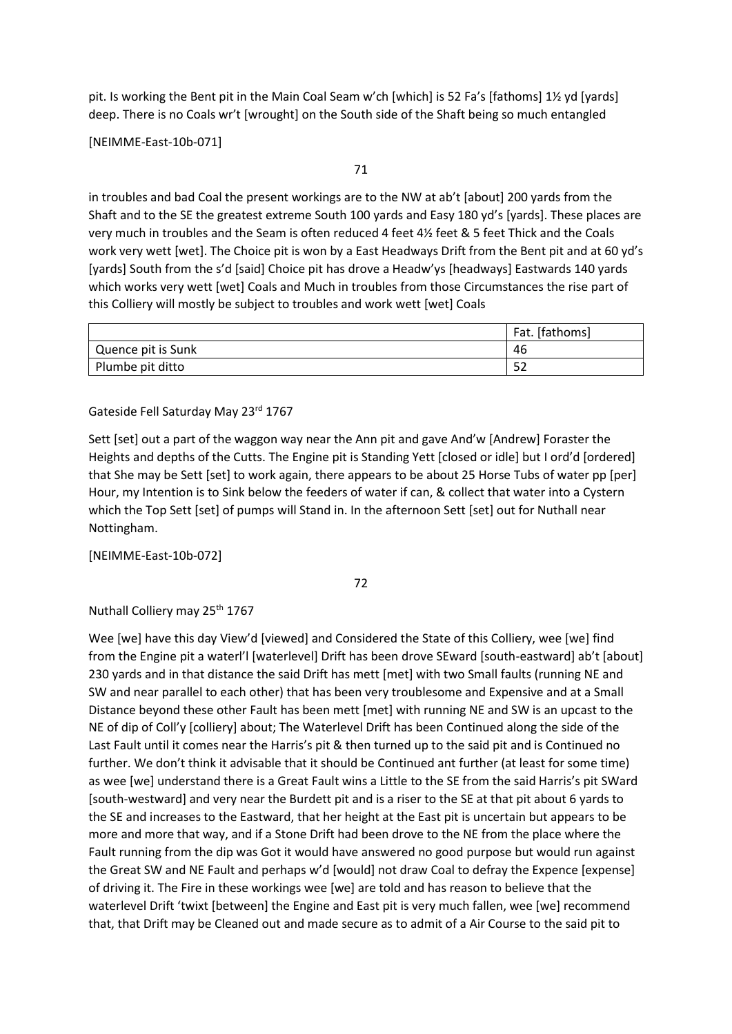pit. Is working the Bent pit in the Main Coal Seam w'ch [which] is 52 Fa's [fathoms] 1½ yd [yards] deep. There is no Coals wr't [wrought] on the South side of the Shaft being so much entangled

[NEIMME-East-10b-071]

71

in troubles and bad Coal the present workings are to the NW at ab't [about] 200 yards from the Shaft and to the SE the greatest extreme South 100 yards and Easy 180 yd's [yards]. These places are very much in troubles and the Seam is often reduced 4 feet 4½ feet & 5 feet Thick and the Coals work very wett [wet]. The Choice pit is won by a East Headways Drift from the Bent pit and at 60 yd's [yards] South from the s'd [said] Choice pit has drove a Headw'ys [headways] Eastwards 140 yards which works very wett [wet] Coals and Much in troubles from those Circumstances the rise part of this Colliery will mostly be subject to troubles and work wett [wet] Coals

| | Fat. [fathoms] |
|---|---|
| Quence pit is Sunk | 46 |
| Plumbe pit ditto | 52 |

Gateside Fell Saturday May 23rd 1767

Sett [set] out a part of the waggon way near the Ann pit and gave And'w [Andrew] Foraster the Heights and depths of the Cutts. The Engine pit is Standing Yett [closed or idle] but I ord'd [ordered] that She may be Sett [set] to work again, there appears to be about 25 Horse Tubs of water pp [per] Hour, my Intention is to Sink below the feeders of water if can, & collect that water into a Cystern which the Top Sett [set] of pumps will Stand in. In the afternoon Sett [set] out for Nuthall near Nottingham.

[NEIMME-East-10b-072]

72

Nuthall Colliery may 25th 1767

Wee [we] have this day View'd [viewed] and Considered the State of this Colliery, wee [we] find from the Engine pit a waterl'l [waterlevel] Drift has been drove SEward [south-eastward] ab't [about] 230 yards and in that distance the said Drift has mett [met] with two Small faults (running NE and SW and near parallel to each other) that has been very troublesome and Expensive and at a Small Distance beyond these other Fault has been mett [met] with running NE and SW is an upcast to the NE of dip of Coll'y [colliery] about; The Waterlevel Drift has been Continued along the side of the Last Fault until it comes near the Harris's pit & then turned up to the said pit and is Continued no further. We don't think it advisable that it should be Continued ant further (at least for some time) as wee [we] understand there is a Great Fault wins a Little to the SE from the said Harris's pit SWard [south-westward] and very near the Burdett pit and is a riser to the SE at that pit about 6 yards to the SE and increases to the Eastward, that her height at the East pit is uncertain but appears to be more and more that way, and if a Stone Drift had been drove to the NE from the place where the Fault running from the dip was Got it would have answered no good purpose but would run against the Great SW and NE Fault and perhaps w'd [would] not draw Coal to defray the Expence [expense] of driving it. The Fire in these workings wee [we] are told and has reason to believe that the waterlevel Drift 'twixt [between] the Engine and East pit is very much fallen, wee [we] recommend that, that Drift may be Cleaned out and made secure as to admit of a Air Course to the said pit to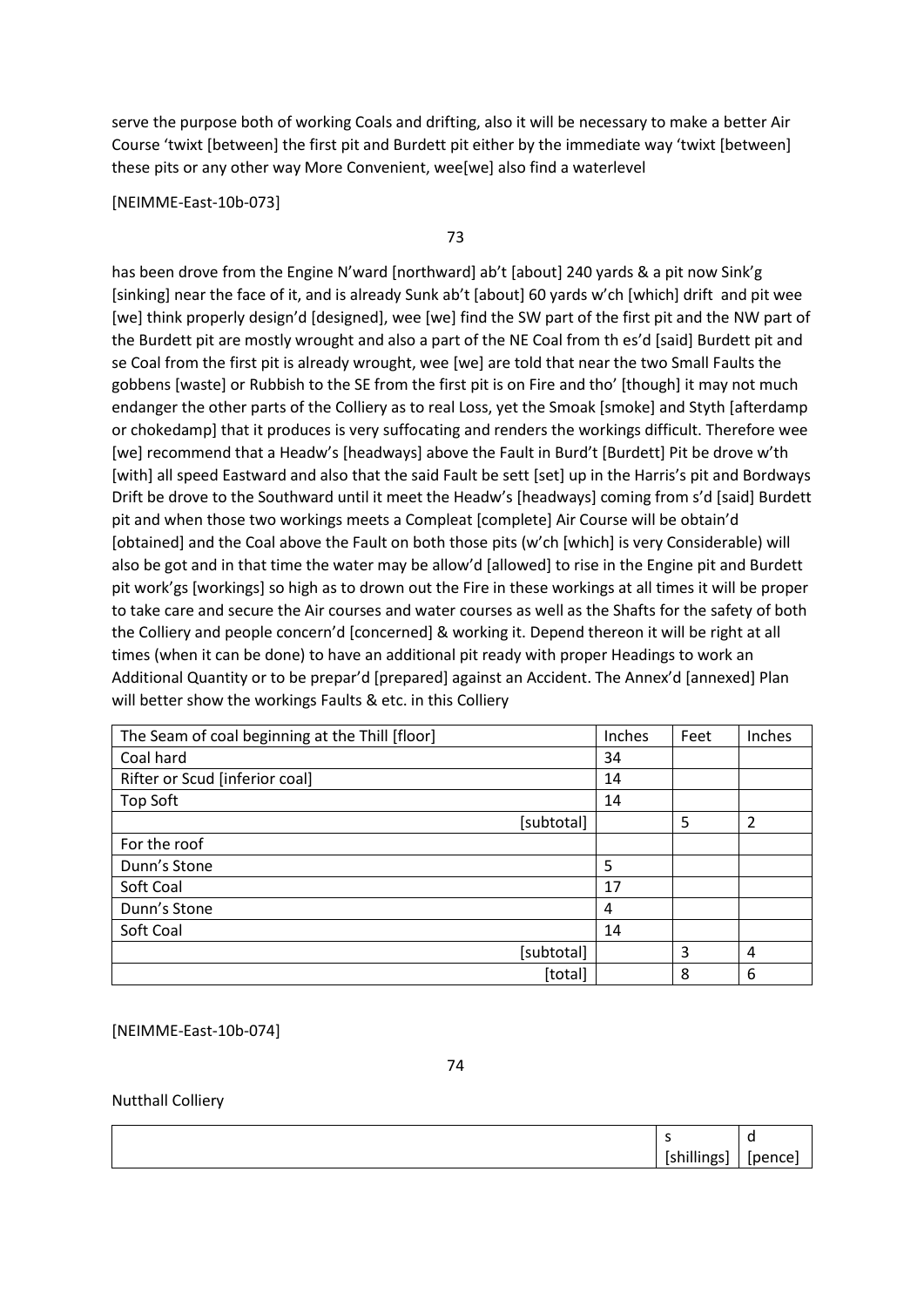serve the purpose both of working Coals and drifting, also it will be necessary to make a better Air Course 'twixt [between] the first pit and Burdett pit either by the immediate way 'twixt [between] these pits or any other way More Convenient, wee[we] also find a waterlevel

[NEIMME-East-10b-073]

has been drove from the Engine N'ward [northward] ab't [about] 240 yards & a pit now Sink'g [sinking] near the face of it, and is already Sunk ab't [about] 60 yards w'ch [which] drift and pit wee [we] think properly design'd [designed], wee [we] find the SW part of the first pit and the NW part of the Burdett pit are mostly wrought and also a part of the NE Coal from th es'd [said] Burdett pit and se Coal from the first pit is already wrought, wee [we] are told that near the two Small Faults the gobbens [waste] or Rubbish to the SE from the first pit is on Fire and tho' [though] it may not much endanger the other parts of the Colliery as to real Loss, yet the Smoak [smoke] and Styth [afterdamp or chokedamp] that it produces is very suffocating and renders the workings difficult. Therefore wee [we] recommend that a Headw's [headways] above the Fault in Burd't [Burdett] Pit be drove w'th [with] all speed Eastward and also that the said Fault be sett [set] up in the Harris's pit and Bordways Drift be drove to the Southward until it meet the Headw's [headways] coming from s'd [said] Burdett pit and when those two workings meets a Compleat [complete] Air Course will be obtain'd [obtained] and the Coal above the Fault on both those pits (w'ch [which] is very Considerable) will also be got and in that time the water may be allow'd [allowed] to rise in the Engine pit and Burdett pit work'gs [workings] so high as to drown out the Fire in these workings at all times it will be proper to take care and secure the Air courses and water courses as well as the Shafts for the safety of both the Colliery and people concern'd [concerned] & working it. Depend thereon it will be right at all times (when it can be done) to have an additional pit ready with proper Headings to work an Additional Quantity or to be prepar'd [prepared] against an Accident. The Annex'd [annexed] Plan will better show the workings Faults & etc. in this Colliery

| The Seam of coal beginning at the Thill [floor] | Inches | Feet | Inches |
|---|---|---|---|
| Coal hard | 34 | | |
| Rifter or Scud [inferior coal] | 14 | | |
| Top Soft | 14 | | |
| [subtotal] | | 5 | 2 |
| For the roof | | | |
| Dunn's Stone | 5 | | |
| Soft Coal | 17 | | |
| Dunn's Stone | 4 | | |
| Soft Coal | 14 | | |
| [subtotal] | | 3 | 4 |
| [total] | | 8 | 6 |

[NEIMME-East-10b-074]

Nutthall Colliery

| | s [shillings] | d [pence] |
|---|---|---|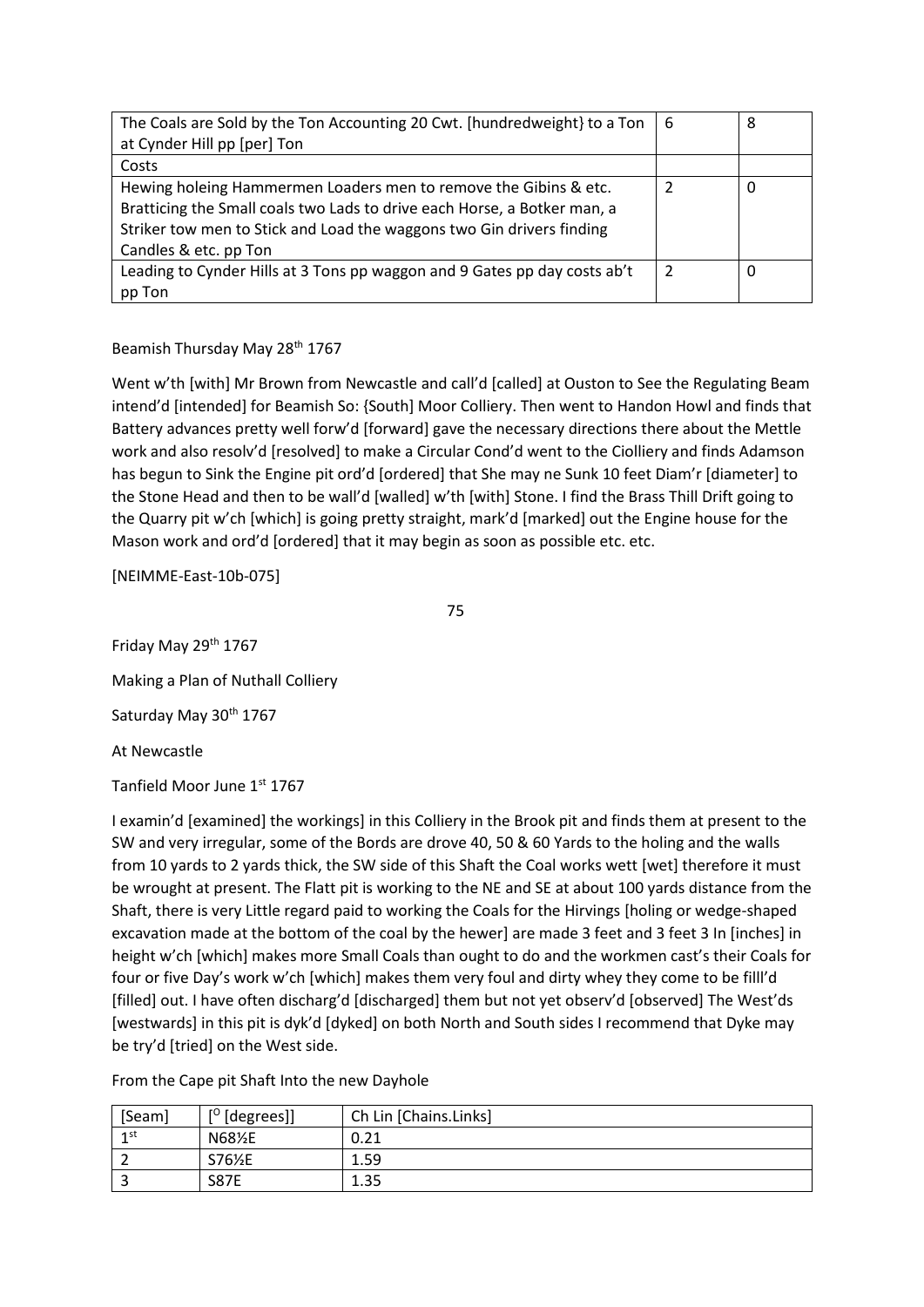| | | |
|---|---|---|
| The Coals are Sold by the Ton Accounting 20 Cwt. [hundredweight} to a Ton at Cynder Hill pp [per] Ton | 6 | 8 |
| Costs | | |
| Hewing holeing Hammermen Loaders men to remove the Gibins & etc. Bratticing the Small coals two Lads to drive each Horse, a Botker man, a Striker tow men to Stick and Load the waggons two Gin drivers finding Candles & etc. pp Ton | 2 | 0 |
| Leading to Cynder Hills at 3 Tons pp waggon and 9 Gates pp day costs ab't pp Ton | 2 | 0 |

Beamish Thursday May 28th 1767

Went w'th [with] Mr Brown from Newcastle and call'd [called] at Ouston to See the Regulating Beam intend'd [intended] for Beamish So: {South] Moor Colliery. Then went to Handon Howl and finds that Battery advances pretty well forw'd [forward] gave the necessary directions there about the Mettle work and also resolv'd [resolved] to make a Circular Cond'd went to the Ciolliery and finds Adamson has begun to Sink the Engine pit ord'd [ordered] that She may ne Sunk 10 feet Diam'r [diameter] to the Stone Head and then to be wall'd [walled] w'th [with] Stone. I find the Brass Thill Drift going to the Quarry pit w'ch [which] is going pretty straight, mark'd [marked] out the Engine house for the Mason work and ord'd [ordered] that it may begin as soon as possible etc. etc.

[NEIMME-East-10b-075]

75

Friday May 29th 1767

Making a Plan of Nuthall Colliery

Saturday May 30th 1767

At Newcastle

Tanfield Moor June 1st 1767

I examin'd [examined] the workings] in this Colliery in the Brook pit and finds them at present to the SW and very irregular, some of the Bords are drove 40, 50 & 60 Yards to the holing and the walls from 10 yards to 2 yards thick, the SW side of this Shaft the Coal works wett [wet] therefore it must be wrought at present. The Flatt pit is working to the NE and SE at about 100 yards distance from the Shaft, there is very Little regard paid to working the Coals for the Hirvings [holing or wedge-shaped excavation made at the bottom of the coal by the hewer] are made 3 feet and 3 feet 3 In [inches] in height w'ch [which] makes more Small Coals than ought to do and the workmen cast's their Coals for four or five Day's work w'ch [which] makes them very foul and dirty whey they come to be filll'd [filled] out. I have often discharg'd [discharged] them but not yet observ'd [observed] The West'ds [westwards] in this pit is dyk'd [dyked] on both North and South sides I recommend that Dyke may be try'd [tried] on the West side.

From the Cape pit Shaft Into the new Dayhole

| [Seam] | [° [degrees]] | Ch Lin [Chains.Links] |
|---|---|---|
| 1st | N68½E | 0.21 |
| 2 | S76½E | 1.59 |
| 3 | S87E | 1.35 |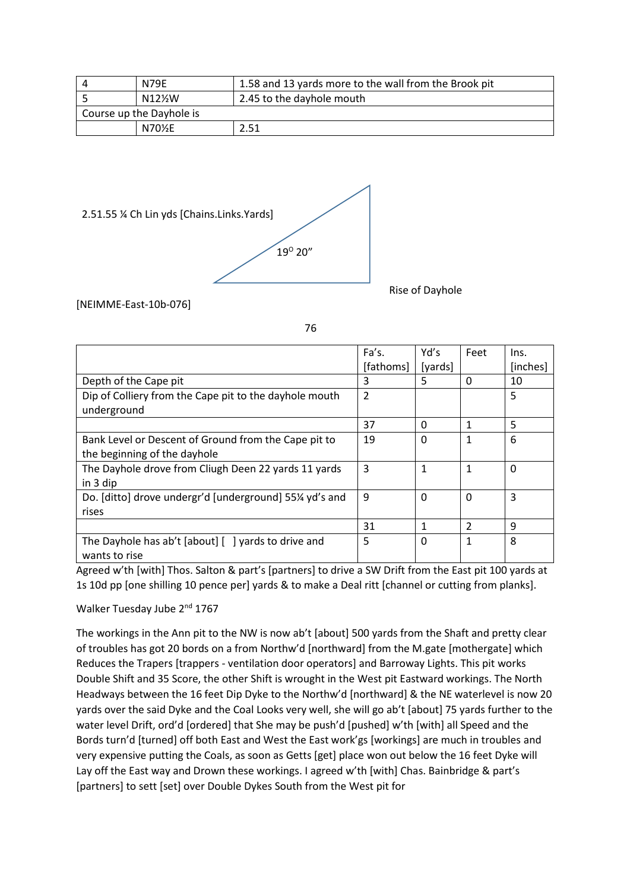| | | |
|---|---|---|
| 4 | N79E | 1.58 and 13 yards more to the wall from the Brook pit |
| 5 | N12½W | 2.45 to the dayhole mouth |
| Course up the Dayhole is | | |
| | N70½E | 2.51 |

2.51.55 ¼ Ch Lin yds [Chains.Links.Yards]

$19^{0}$ 20"

Rise of Dayhole

[NEIMME-East-10b-076]

| | Fa's. [fathoms] | Yd's [yards] | Feet | Ins. [inches] |
|---|---|---|---|---|
| Depth of the Cape pit | 3 | 5 | 0 | 10 |
| Dip of Colliery from the Cape pit to the dayhole mouth underground | 2 | | | 5 |
| | 37 | 0 | 1 | 5 |
| Bank Level or Descent of Ground from the Cape pit to the beginning of the dayhole | 19 | 0 | 1 | 6 |
| The Dayhole drove from Cliugh Deen 22 yards 11 yards in 3 dip | 3 | 1 | 1 | 0 |
| Do. [ditto] drove undergr'd [underground] 55¼ yd's and rises | 9 | 0 | 0 | 3 |
| | 31 | 1 | 2 | 9 |
| The Dayhole has ab't [about] [ ] yards to drive and wants to rise | 5 | 0 | 1 | 8 |

Agreed w'th [with] Thos. Salton & part's [partners] to drive a SW Drift from the East pit 100 yards at 1s 10d pp [one shilling 10 pence per] yards & to make a Deal ritt [channel or cutting from planks].

Walker Tuesday Jube 2nd 1767

The workings in the Ann pit to the NW is now ab't [about] 500 yards from the Shaft and pretty clear of troubles has got 20 bords on a from Northw'd [northward] from the M.gate [mothergate] which Reduces the Trapers [trappers - ventilation door operators] and Barroway Lights. This pit works Double Shift and 35 Score, the other Shift is wrought in the West pit Eastward workings. The North Headways between the 16 feet Dip Dyke to the Northw'd [northward] & the NE waterlevel is now 20 yards over the said Dyke and the Coal Looks very well, she will go ab't [about] 75 yards further to the water level Drift, ord'd [ordered] that She may be push'd [pushed] w'th [with] all Speed and the Bords turn'd [turned] off both East and West the East work'gs [workings] are much in troubles and very expensive putting the Coals, as soon as Getts [get] place won out below the 16 feet Dyke will Lay off the East way and Drown these workings. I agreed w'th [with] Chas. Bainbridge & part's [partners] to sett [set] over Double Dykes South from the West pit for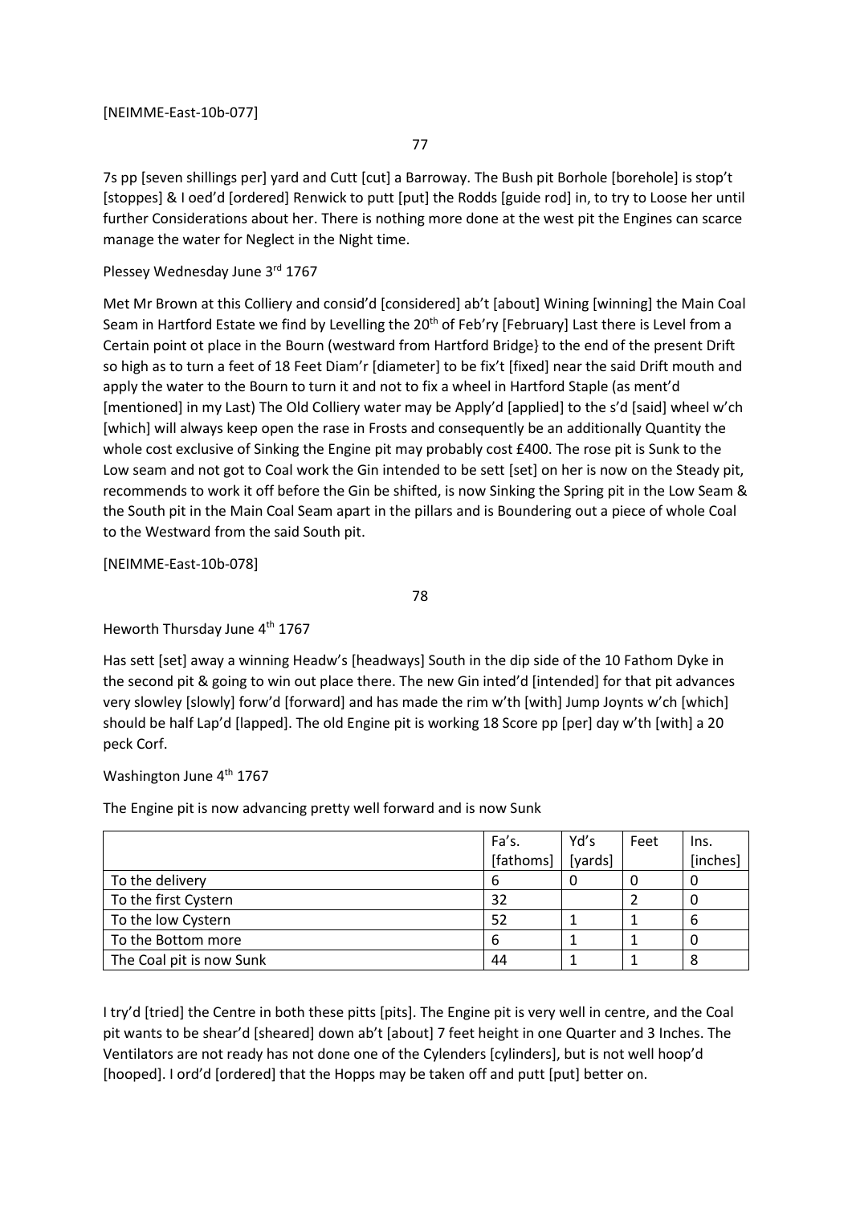[NEIMME-East-10b-077]

7s pp [seven shillings per] yard and Cutt [cut] a Barroway. The Bush pit Borhole [borehole] is stop't [stoppes] & I oed'd [ordered] Renwick to putt [put] the Rodds [guide rod] in, to try to Loose her until further Considerations about her. There is nothing more done at the west pit the Engines can scarce manage the water for Neglect in the Night time.

Plessey Wednesday June 3rd 1767

Met Mr Brown at this Colliery and consid'd [considered] ab't [about] Wining [winning] the Main Coal Seam in Hartford Estate we find by Levelling the 20th of Feb'ry [February] Last there is Level from a Certain point ot place in the Bourn (westward from Hartford Bridge} to the end of the present Drift so high as to turn a feets of 18 Feet Diam'r [diameter] to be fix't [fixed] near the said Drift mouth and apply the water to the Bourn to turn it and not to fix a wheel in Hartford Staple (as ment'd [mentioned] in my Last) The Old Colliery water may be Apply'd [applied] to the s'd [said] wheel w'ch [which] will always keep open the rase in Frosts and consequently be an additionally Quantity the whole cost exclusive of Sinking the Engine pit may probably cost £400. The rose pit is Sunk to the Low seam and not got to Coal work the Gin intended to be sett [set] on her is now on the Steady pit, recommends to work it off before the Gin be shifted, is now Sinking the Spring pit in the Low Seam & the South pit in the Main Coal Seam apart in the pillars and is Boundering out a piece of whole Coal to the Westward from the said South pit.

[NEIMME-East-10b-078]

Heworth Thursday June 4th 1767

Has sett [set] away a winning Headw's [headways] South in the dip side of the 10 Fathom Dyke in the second pit & going to win out place there. The new Gin inted'd [intended] for that pit advances very slowley [slowly] forw'd [forward] and has made the rim w'th [with] Jump Joynts w'ch [which] should be half Lap'd [lapped]. The old Engine pit is working 18 Score pp [per] day w'th [with] a 20 peck Corf.

Washington June 4th 1767

The Engine pit is now advancing pretty well forward and is now Sunk

| | Fa's. [fathoms] | Yd's [yards] | Feet | Ins. [inches] |
|---|---|---|---|---|
| To the delivery | 6 | 0 | 0 | 0 |
| To the first Cystern | 32 | | 2 | 0 |
| To the low Cystern | 52 | 1 | 1 | 6 |
| To the Bottom more | 6 | 1 | 1 | 0 |
| The Coal pit is now Sunk | 44 | 1 | 1 | 8 |

I try'd [tried] the Centre in both these pitts [pits]. The Engine pit is very well in centre, and the Coal pit wants to be shear'd [sheared] down ab't [about] 7 feet height in one Quarter and 3 Inches. The Ventilators are not ready has not done one of the Cylenders [cylinders], but is not well hoop'd [hooped]. I ord'd [ordered] that the Hopps may be taken off and putt [put] better on.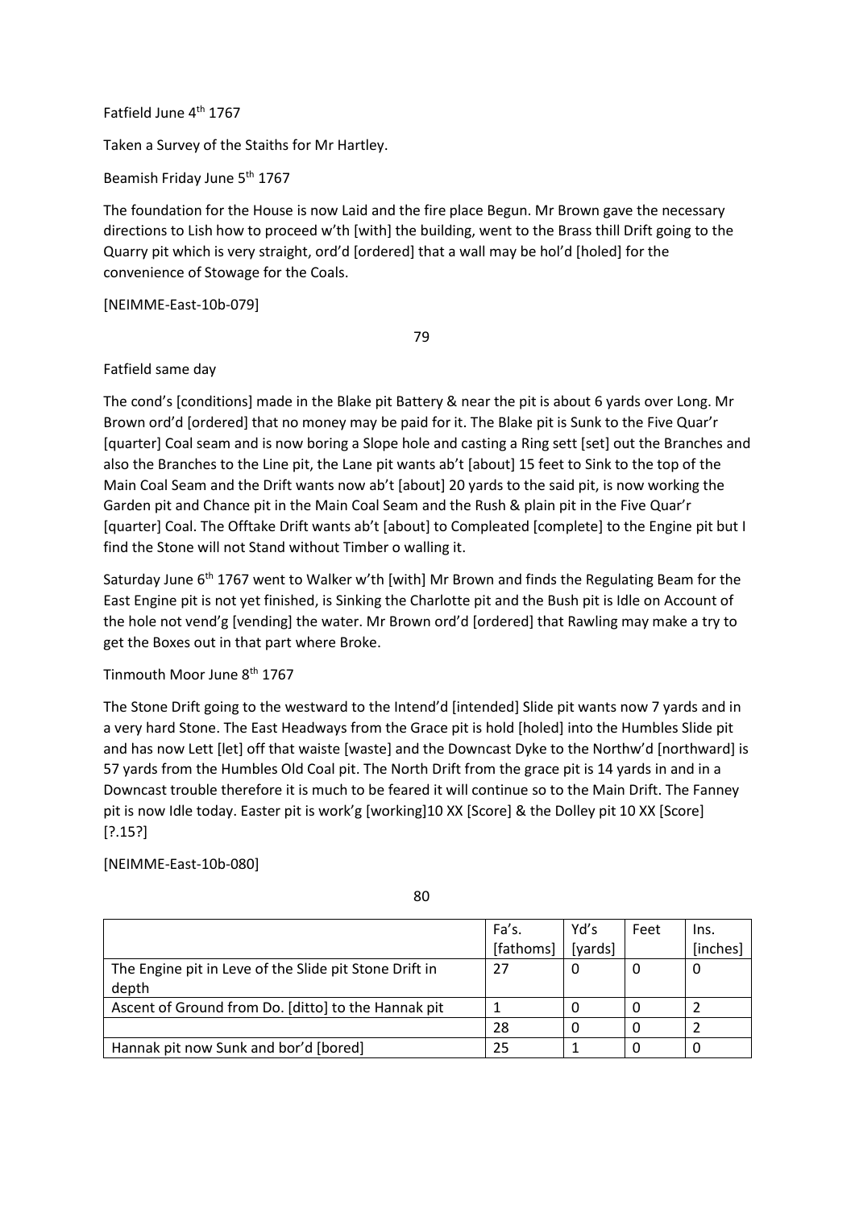Fatfield June 4th 1767

Taken a Survey of the Staiths for Mr Hartley.

Beamish Friday June 5th 1767

The foundation for the House is now Laid and the fire place Begun. Mr Brown gave the necessary directions to Lish how to proceed w'th [with] the building, went to the Brass thill Drift going to the Quarry pit which is very straight, ord'd [ordered] that a wall may be hol'd [holed] for the convenience of Stowage for the Coals.

[NEIMME-East-10b-079]

79

Fatfield same day

The cond's [conditions] made in the Blake pit Battery & near the pit is about 6 yards over Long. Mr Brown ord'd [ordered] that no money may be paid for it. The Blake pit is Sunk to the Five Quar'r [quarter] Coal seam and is now boring a Slope hole and casting a Ring sett [set] out the Branches and also the Branches to the Line pit, the Lane pit wants ab't [about] 15 feet to Sink to the top of the Main Coal Seam and the Drift wants now ab't [about] 20 yards to the said pit, is now working the Garden pit and Chance pit in the Main Coal Seam and the Rush & plain pit in the Five Quar'r [quarter] Coal. The Offtake Drift wants ab't [about] to Compleated [complete] to the Engine pit but I find the Stone will not Stand without Timber o walling it.

Saturday June 6th 1767 went to Walker w'th [with] Mr Brown and finds the Regulating Beam for the East Engine pit is not yet finished, is Sinking the Charlotte pit and the Bush pit is Idle on Account of the hole not vend'g [vending] the water. Mr Brown ord'd [ordered] that Rawling may make a try to get the Boxes out in that part where Broke.

Tinmouth Moor June 8th 1767

The Stone Drift going to the westward to the Intend'd [intended] Slide pit wants now 7 yards and in a very hard Stone. The East Headways from the Grace pit is hold [holed] into the Humbles Slide pit and has now Lett [let] off that waiste [waste] and the Downcast Dyke to the Northw'd [northward] is 57 yards from the Humbles Old Coal pit. The North Drift from the grace pit is 14 yards in and in a Downcast trouble therefore it is much to be feared it will continue so to the Main Drift. The Fanney pit is now Idle today. Easter pit is work'g [working]10 XX [Score] & the Dolley pit 10 XX [Score] [?.15?]

[NEIMME-East-10b-080]

80

| | Fa's. [fathoms] | Yd's [yards] | Feet | Ins. [inches] |
|---|---|---|---|---|
| The Engine pit in Leve of the Slide pit Stone Drift in depth | 27 | 0 | 0 | 0 |
| Ascent of Ground from Do. [ditto] to the Hannak pit | 1 | 0 | 0 | 2 |
| | 28 | 0 | 0 | 2 |
| Hannak pit now Sunk and bor'd [bored] | 25 | 1 | 0 | 0 |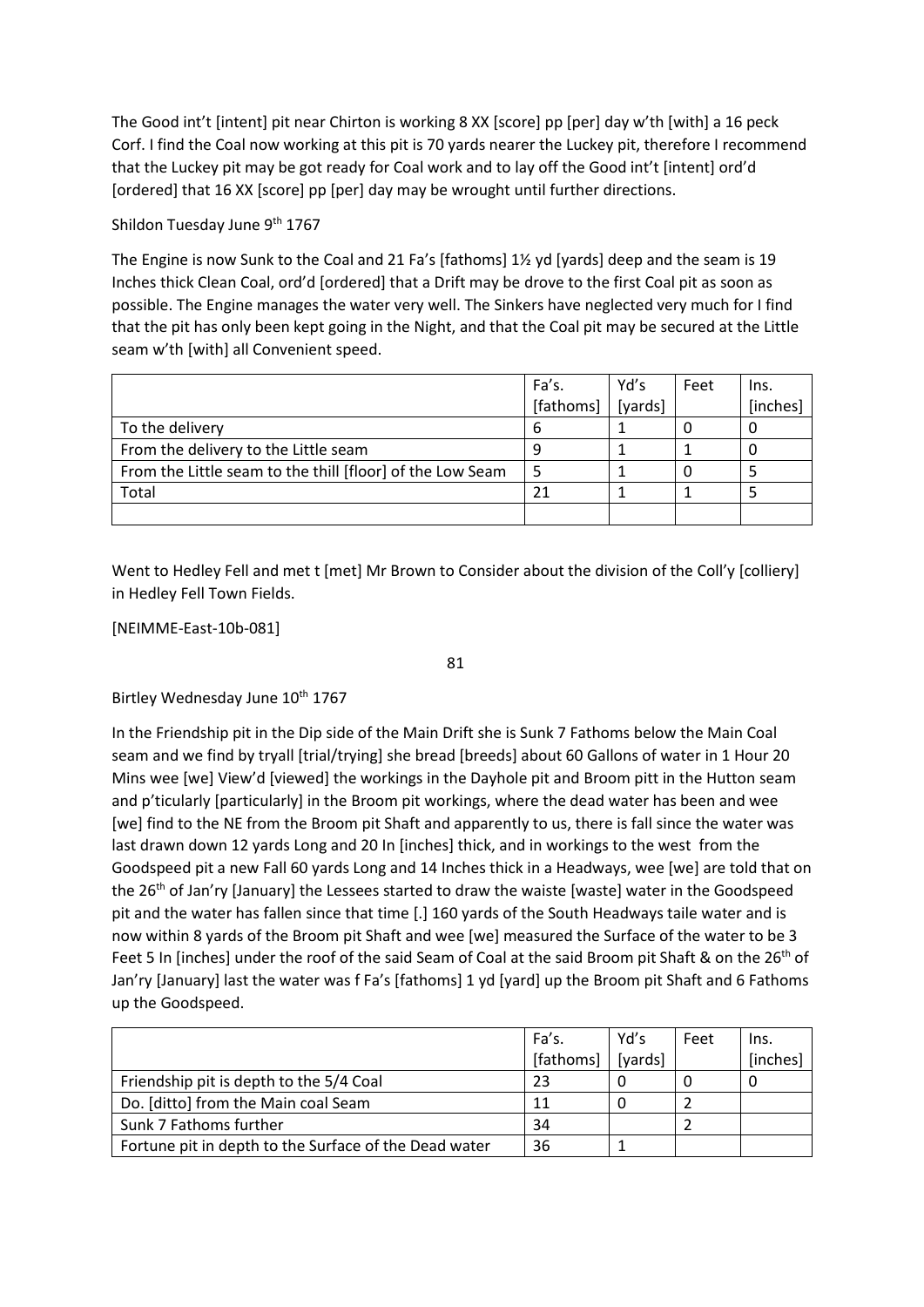The Good int't [intent] pit near Chirton is working 8 XX [score] pp [per] day w'th [with] a 16 peck Corf. I find the Coal now working at this pit is 70 yards nearer the Luckey pit, therefore I recommend that the Luckey pit may be got ready for Coal work and to lay off the Good int't [intent] ord'd [ordered] that 16 XX [score] pp [per] day may be wrought until further directions.

Shildon Tuesday June 9th 1767

The Engine is now Sunk to the Coal and 21 Fa's [fathoms] 1½ yd [yards] deep and the seam is 19 Inches thick Clean Coal, ord'd [ordered] that a Drift may be drove to the first Coal pit as soon as possible. The Engine manages the water very well. The Sinkers have neglected very much for I find that the pit has only been kept going in the Night, and that the Coal pit may be secured at the Little seam w'th [with] all Convenient speed.

| | Fa's. [fathoms] | Yd's [yards] | Feet | Ins. [inches] |
|---|---|---|---|---|
| To the delivery | 6 | 1 | 0 | 0 |
| From the delivery to the Little seam | 9 | 1 | 1 | 0 |
| From the Little seam to the thill [floor] of the Low Seam | 5 | 1 | 0 | 5 |
| Total | 21 | 1 | 1 | 5 |
| | | | | |

Went to Hedley Fell and met t [met] Mr Brown to Consider about the division of the Coll'y [colliery] in Hedley Fell Town Fields.

[NEIMME-East-10b-081]

81

Birtley Wednesday June 10th 1767

In the Friendship pit in the Dip side of the Main Drift she is Sunk 7 Fathoms below the Main Coal seam and we find by tryall [trial/trying] she bread [breeds] about 60 Gallons of water in 1 Hour 20 Mins wee [we] View'd [viewed] the workings in the Dayhole pit and Broom pitt in the Hutton seam and p'ticularly [particularly] in the Broom pit workings, where the dead water has been and wee [we] find to the NE from the Broom pit Shaft and apparently to us, there is fall since the water was last drawn down 12 yards Long and 20 In [inches] thick, and in workings to the west from the Goodspeed pit a new Fall 60 yards Long and 14 Inches thick in a Headways, wee [we] are told that on the 26th of Jan'ry [January] the Lessees started to draw the waiste [waste] water in the Goodspeed pit and the water has fallen since that time [.] 160 yards of the South Headways taile water and is now within 8 yards of the Broom pit Shaft and wee [we] measured the Surface of the water to be 3 Feet 5 In [inches] under the roof of the said Seam of Coal at the said Broom pit Shaft & on the 26th of Jan'ry [January] last the water was f Fa's [fathoms] 1 yd [yard] up the Broom pit Shaft and 6 Fathoms up the Goodspeed.

| | Fa's. [fathoms] | Yd's [yards] | Feet | Ins. [inches] |
|---|---|---|---|---|
| Friendship pit is depth to the 5/4 Coal | 23 | 0 | 0 | 0 |
| Do. [ditto] from the Main coal Seam | 11 | 0 | 2 | |
| Sunk 7 Fathoms further | 34 | | 2 | |
| Fortune pit in depth to the Surface of the Dead water | 36 | 1 | | |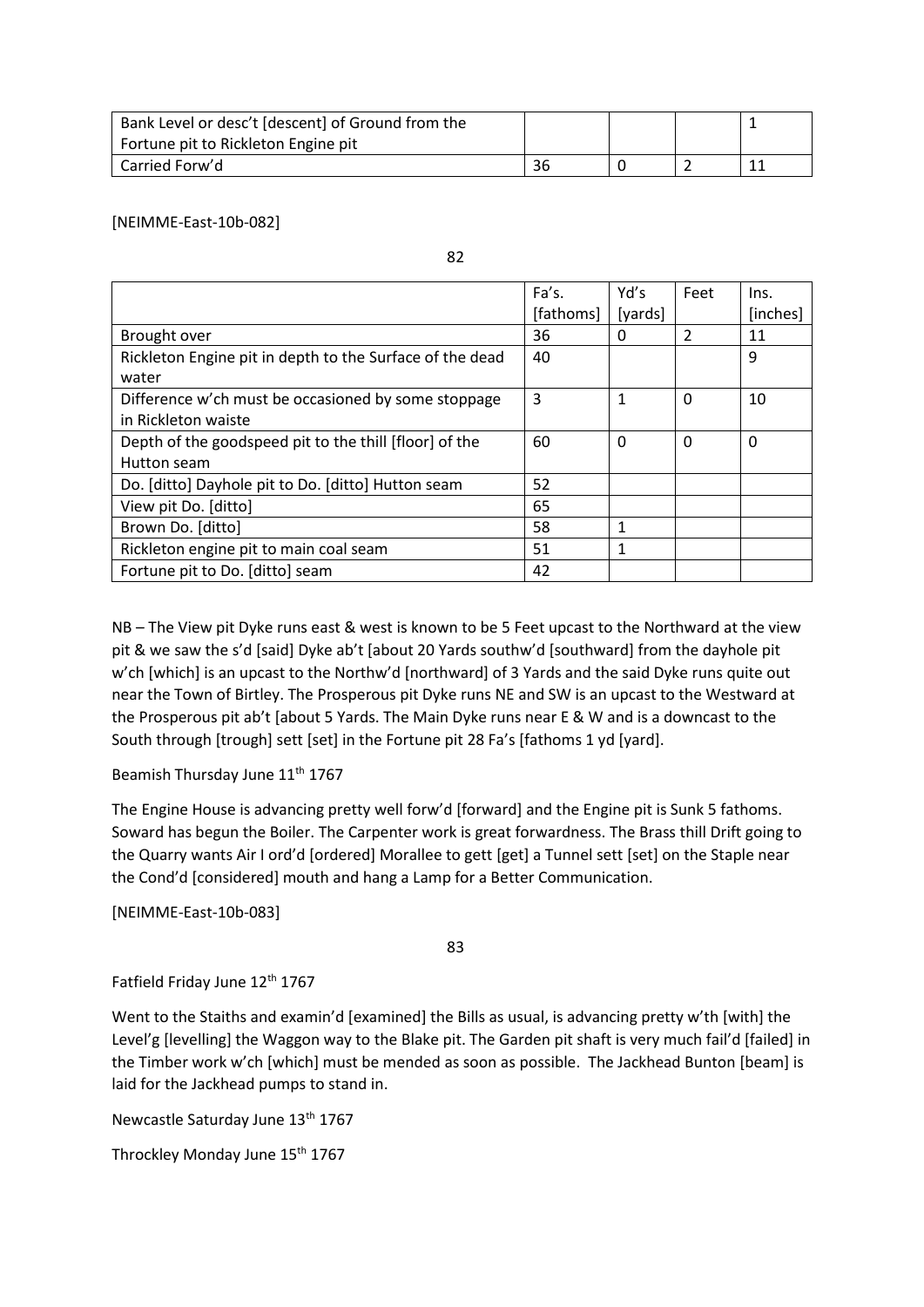| | | | | |
|---|---|---|---|---|
| Bank Level or desc't [descent] of Ground from the Fortune pit to Rickleton Engine pit | | | | 1 |
| Carried Forw'd | 36 | 0 | 2 | 11 |

[NEIMME-East-10b-082]

82

| | Fa's. [fathoms] | Yd's [yards] | Feet | Ins. [inches] |
|---|---|---|---|---|
| Brought over | 36 | 0 | 2 | 11 |
| Rickleton Engine pit in depth to the Surface of the dead water | 40 | | | 9 |
| Difference w'ch must be occasioned by some stoppage in Rickleton waiste | 3 | 1 | 0 | 10 |
| Depth of the goodspeed pit to the thill [floor] of the Hutton seam | 60 | 0 | 0 | 0 |
| Do. [ditto] Dayhole pit to Do. [ditto] Hutton seam | 52 | | | |
| View pit Do. [ditto] | 65 | | | |
| Brown Do. [ditto] | 58 | 1 | | |
| Rickleton engine pit to main coal seam | 51 | 1 | | |
| Fortune pit to Do. [ditto] seam | 42 | | | |

NB – The View pit Dyke runs east & west is known to be 5 Feet upcast to the Northward at the view pit & we saw the s'd [said] Dyke ab't [about 20 Yards southw'd [southward] from the dayhole pit w'ch [which] is an upcast to the Northw'd [northward] of 3 Yards and the said Dyke runs quite out near the Town of Birtley. The Prosperous pit Dyke runs NE and SW is an upcast to the Westward at the Prosperous pit ab't [about 5 Yards. The Main Dyke runs near E & W and is a downcast to the South through [trough] sett [set] in the Fortune pit 28 Fa's [fathoms 1 yd [yard].

Beamish Thursday June 11th 1767

The Engine House is advancing pretty well forw'd [forward] and the Engine pit is Sunk 5 fathoms. Soward has begun the Boiler. The Carpenter work is great forwardness. The Brass thill Drift going to the Quarry wants Air I ord'd [ordered] Morallee to gett [get] a Tunnel sett [set] on the Staple near the Cond'd [considered] mouth and hang a Lamp for a Better Communication.

[NEIMME-East-10b-083]

83

Fatfield Friday June 12th 1767

Went to the Staiths and examin'd [examined] the Bills as usual, is advancing pretty w'th [with] the Level'g [levelling] the Waggon way to the Blake pit. The Garden pit shaft is very much fail'd [failed] in the Timber work w'ch [which] must be mended as soon as possible. The Jackhead Bunton [beam] is laid for the Jackhead pumps to stand in.

Newcastle Saturday June 13th 1767

Throckley Monday June 15th 1767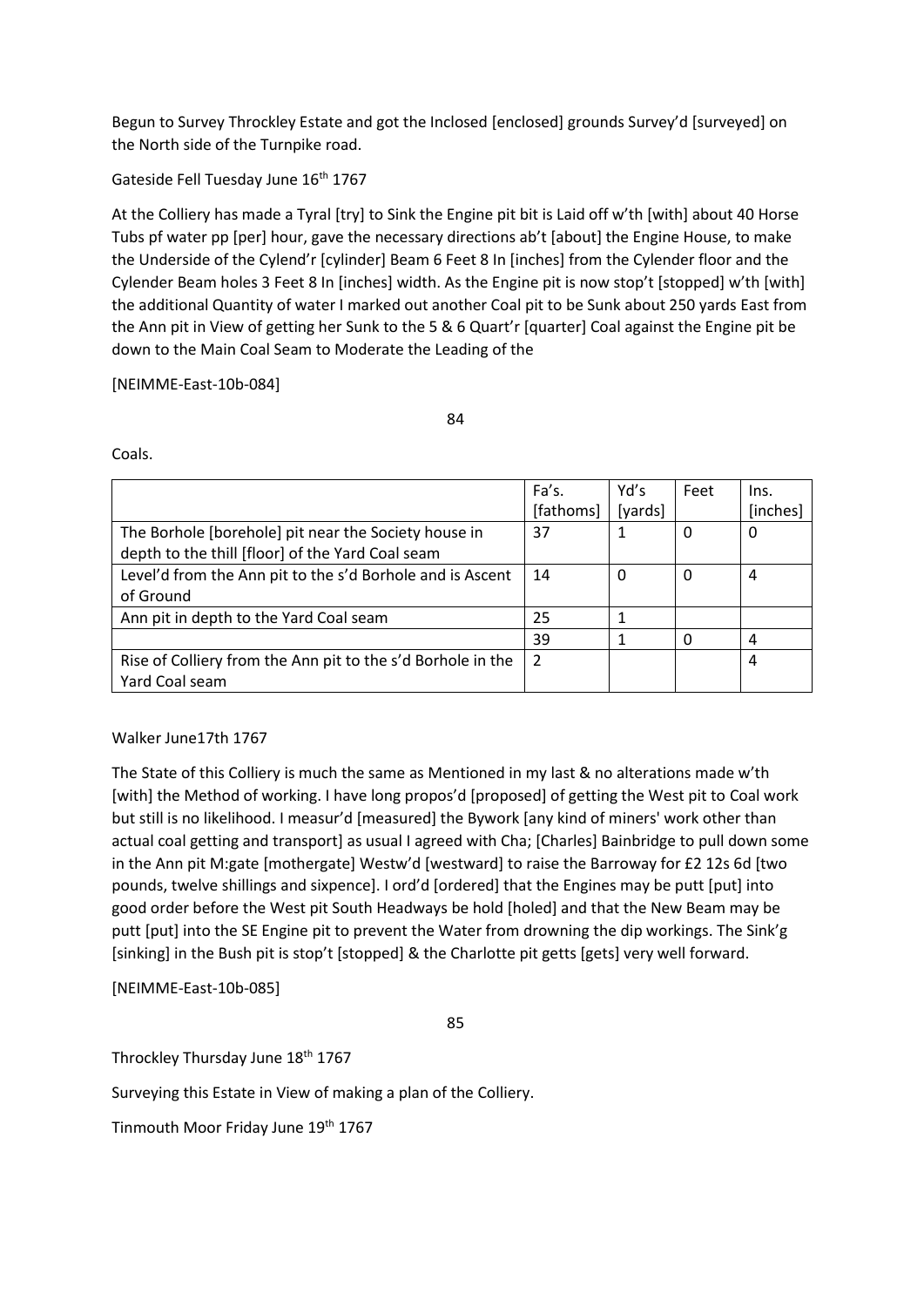Begun to Survey Throckley Estate and got the Inclosed [enclosed] grounds Survey'd [surveyed] on the North side of the Turnpike road.

Gateside Fell Tuesday June 16th 1767

At the Colliery has made a Tyral [try] to Sink the Engine pit bit is Laid off w'th [with] about 40 Horse Tubs pf water pp [per] hour, gave the necessary directions ab't [about] the Engine House, to make the Underside of the Cylend'r [cylinder] Beam 6 Feet 8 In [inches] from the Cylender floor and the Cylender Beam holes 3 Feet 8 In [inches] width. As the Engine pit is now stop't [stopped] w'th [with] the additional Quantity of water I marked out another Coal pit to be Sunk about 250 yards East from the Ann pit in View of getting her Sunk to the 5 & 6 Quart'r [quarter] Coal against the Engine pit be down to the Main Coal Seam to Moderate the Leading of the

[NEIMME-East-10b-084]

Coals.

| | Fa's. [fathoms] | Yd's [yards] | Feet | Ins. [inches] |
|---|---|---|---|---|
| The Borhole [borehole] pit near the Society house in depth to the thill [floor] of the Yard Coal seam | 37 | 1 | 0 | 0 |
| Level'd from the Ann pit to the s'd Borhole and is Ascent of Ground | 14 | 0 | 0 | 4 |
| Ann pit in depth to the Yard Coal seam | 25 | 1 | | |
| | 39 | 1 | 0 | 4 |
| Rise of Colliery from the Ann pit to the s'd Borhole in the Yard Coal seam | 2 | | | 4 |

Walker June17th 1767

The State of this Colliery is much the same as Mentioned in my last & no alterations made w'th [with] the Method of working. I have long propos'd [proposed] of getting the West pit to Coal work but still is no likelihood. I measur'd [measured] the Bywork [any kind of miners' work other than actual coal getting and transport] as usual I agreed with Cha; [Charles] Bainbridge to pull down some in the Ann pit M:gate [mothergate] Westw'd [westward] to raise the Barroway for £2 12s 6d [two pounds, twelve shillings and sixpence]. I ord'd [ordered] that the Engines may be putt [put] into good order before the West pit South Headways be hold [holed] and that the New Beam may be putt [put] into the SE Engine pit to prevent the Water from drowning the dip workings. The Sink'g [sinking] in the Bush pit is stop't [stopped] & the Charlotte pit getts [gets] very well forward.

[NEIMME-East-10b-085]

Throckley Thursday June 18th 1767

Surveying this Estate in View of making a plan of the Colliery.

Tinmouth Moor Friday June 19th 1767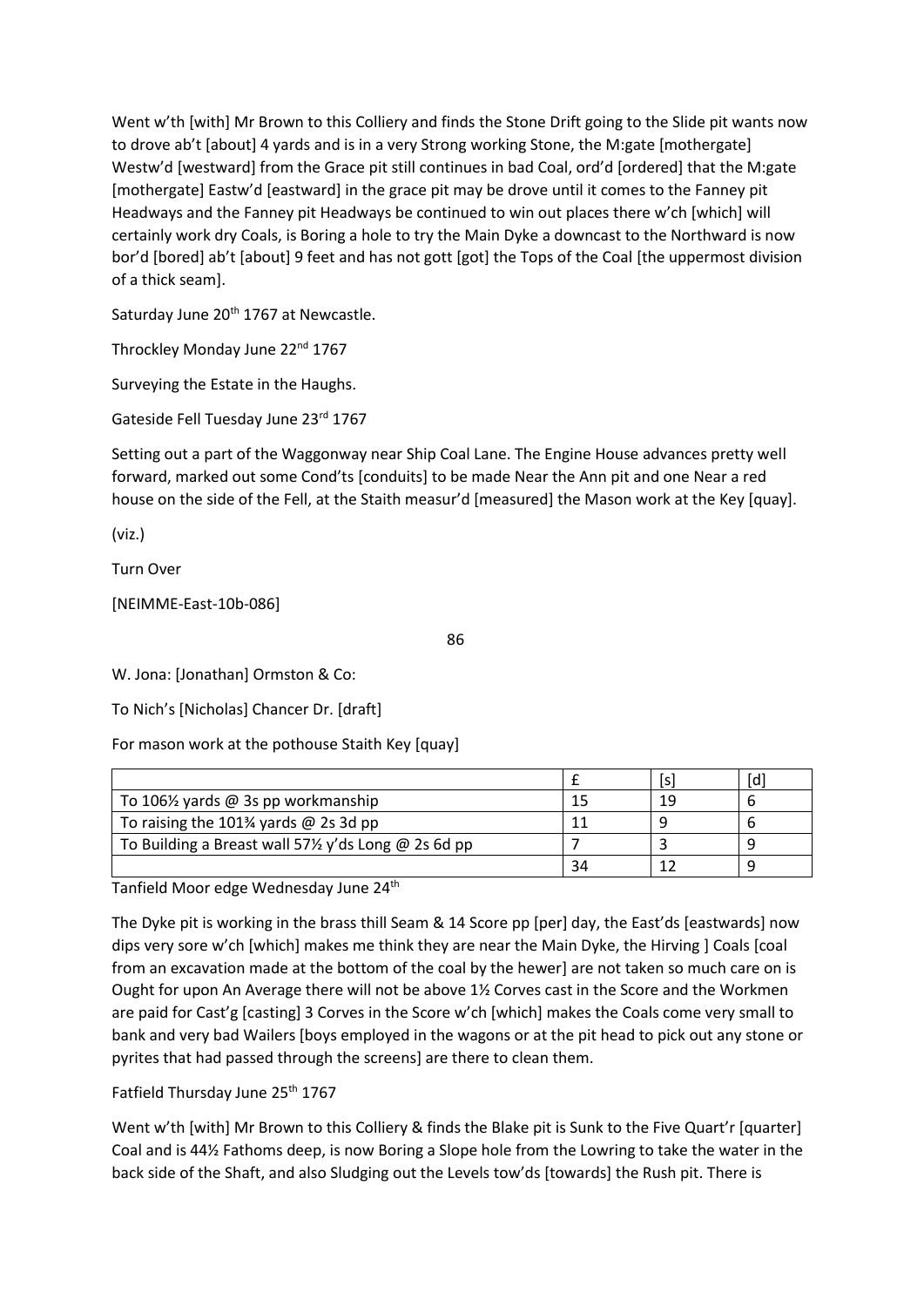Went w'th [with] Mr Brown to this Colliery and finds the Stone Drift going to the Slide pit wants now to drove ab't [about] 4 yards and is in a very Strong working Stone, the M:gate [mothergate] Westw'd [westward] from the Grace pit still continues in bad Coal, ord'd [ordered] that the M:gate [mothergate] Eastw'd [eastward] in the grace pit may be drove until it comes to the Fanney pit Headways and the Fanney pit Headways be continued to win out places there w'ch [which] will certainly work dry Coals, is Boring a hole to try the Main Dyke a downcast to the Northward is now bor'd [bored] ab't [about] 9 feet and has not gott [got] the Tops of the Coal [the uppermost division of a thick seam].

Saturday June 20th 1767 at Newcastle.

Throckley Monday June 22nd 1767

Surveying the Estate in the Haughs.

Gateside Fell Tuesday June 23rd 1767

Setting out a part of the Waggonway near Ship Coal Lane. The Engine House advances pretty well forward, marked out some Cond'ts [conduits] to be made Near the Ann pit and one Near a red house on the side of the Fell, at the Staith measur'd [measured] the Mason work at the Key [quay].

(viz.)

Turn Over

[NEIMME-East-10b-086]

W. Jona: [Jonathan] Ormston & Co:

To Nich's [Nicholas] Chancer Dr. [draft]

For mason work at the pothouse Staith Key [quay]

| | £ | [s] | [d] |
|---|---|---|---|
| To 106½ yards @ 3s pp workmanship | 15 | 19 | 6 |
| To raising the 101¾ yards @ 2s 3d pp | 11 | 9 | 6 |
| To Building a Breast wall 57½ y'ds Long @ 2s 6d pp | 7 | 3 | 9 |
| | 34 | 12 | 9 |

Tanfield Moor edge Wednesday June 24th

The Dyke pit is working in the brass thill Seam & 14 Score pp [per] day, the East'ds [eastwards] now dips very sore w'ch [which] makes me think they are near the Main Dyke, the Hirving ] Coals [coal from an excavation made at the bottom of the coal by the hewer] are not taken so much care on is Ought for upon An Average there will not be above 1½ Corves cast in the Score and the Workmen are paid for Cast'g [casting] 3 Corves in the Score w'ch [which] makes the Coals come very small to bank and very bad Wailers [boys employed in the wagons or at the pit head to pick out any stone or pyrites that had passed through the screens] are there to clean them.

Fatfield Thursday June 25th 1767

Went w'th [with] Mr Brown to this Colliery & finds the Blake pit is Sunk to the Five Quart'r [quarter] Coal and is 44½ Fathoms deep, is now Boring a Slope hole from the Lowring to take the water in the back side of the Shaft, and also Sludging out the Levels tow'ds [towards] the Rush pit. There is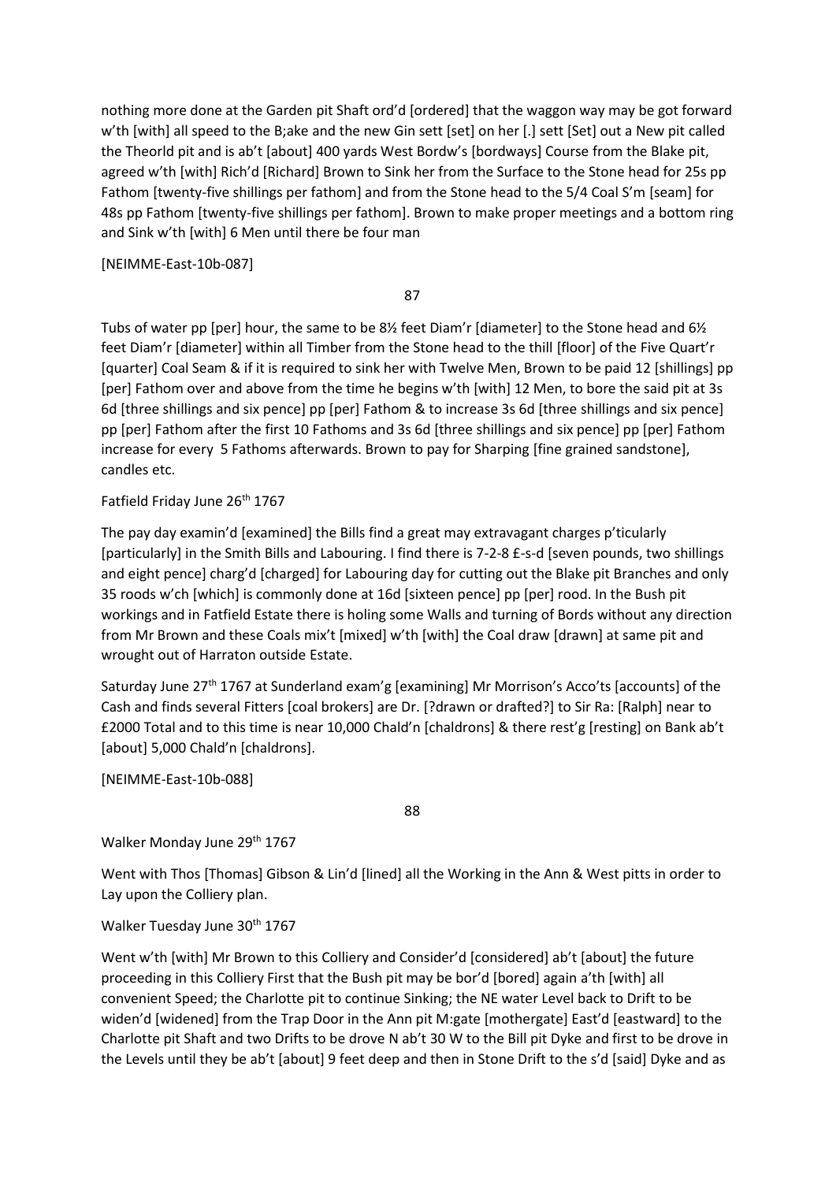nothing more done at the Garden pit Shaft ord'd [ordered] that the waggon way may be got forward w'th [with] all speed to the B;ake and the new Gin sett [set] on her [.] sett [Set] out a New pit called the Theorld pit and is ab't [about] 400 yards West Bordw's [bordways] Course from the Blake pit, agreed w'th [with] Rich'd [Richard] Brown to Sink her from the Surface to the Stone head for 25s pp Fathom [twenty-five shillings per fathom] and from the Stone head to the 5/4 Coal S'm [seam] for 48s pp Fathom [twenty-five shillings per fathom]. Brown to make proper meetings and a bottom ring and Sink w'th [with] 6 Men until there be four man

[NEIMME-East-10b-087]

87

Tubs of water pp [per] hour, the same to be 8½ feet Diam'r [diameter] to the Stone head and 6½ feet Diam'r [diameter] within all Timber from the Stone head to the thill [floor] of the Five Quart'r [quarter] Coal Seam & if it is required to sink her with Twelve Men, Brown to be paid 12 [shillings] pp [per] Fathom over and above from the time he begins w'th [with] 12 Men, to bore the said pit at 3s 6d [three shillings and six pence] pp [per] Fathom & to increase 3s 6d [three shillings and six pence] pp [per] Fathom after the first 10 Fathoms and 3s 6d [three shillings and six pence] pp [per] Fathom increase for every 5 Fathoms afterwards. Brown to pay for Sharping [fine grained sandstone], candles etc.

Fatfield Friday June 26th 1767

The pay day examin'd [examined] the Bills find a great may extravagant charges p'ticularly [particularly] in the Smith Bills and Labouring. I find there is 7-2-8 £-s-d [seven pounds, two shillings and eight pence] charg'd [charged] for Labouring day for cutting out the Blake pit Branches and only 35 roods w'ch [which] is commonly done at 16d [sixteen pence] pp [per] rood. In the Bush pit workings and in Fatfield Estate there is holing some Walls and turning of Bords without any direction from Mr Brown and these Coals mix't [mixed] w'th [with] the Coal draw [drawn] at same pit and wrought out of Harraton outside Estate.

Saturday June 27th 1767 at Sunderland exam'g [examining] Mr Morrison's Acco'ts [accounts] of the Cash and finds several Fitters [coal brokers] are Dr. [?drawn or drafted?] to Sir Ra: [Ralph] near to £2000 Total and to this time is near 10,000 Chald'n [chaldrons] & there rest'g [resting] on Bank ab't [about] 5,000 Chald'n [chaldrons].

[NEIMME-East-10b-088]

88

Walker Monday June 29th 1767

Went with Thos [Thomas] Gibson & Lin'd [lined] all the Working in the Ann & West pitts in order to Lay upon the Colliery plan.

Walker Tuesday June 30th 1767

Went w'th [with] Mr Brown to this Colliery and Consider'd [considered] ab't [about] the future proceeding in this Colliery First that the Bush pit may be bor'd [bored] again a'th [with] all convenient Speed; the Charlotte pit to continue Sinking; the NE water Level back to Drift to be widen'd [widened] from the Trap Door in the Ann pit M:gate [mothergate] East'd [eastward] to the Charlotte pit Shaft and two Drifts to be drove N ab't 30 W to the Bill pit Dyke and first to be drove in the Levels until they be ab't [about] 9 feet deep and then in Stone Drift to the s'd [said] Dyke and as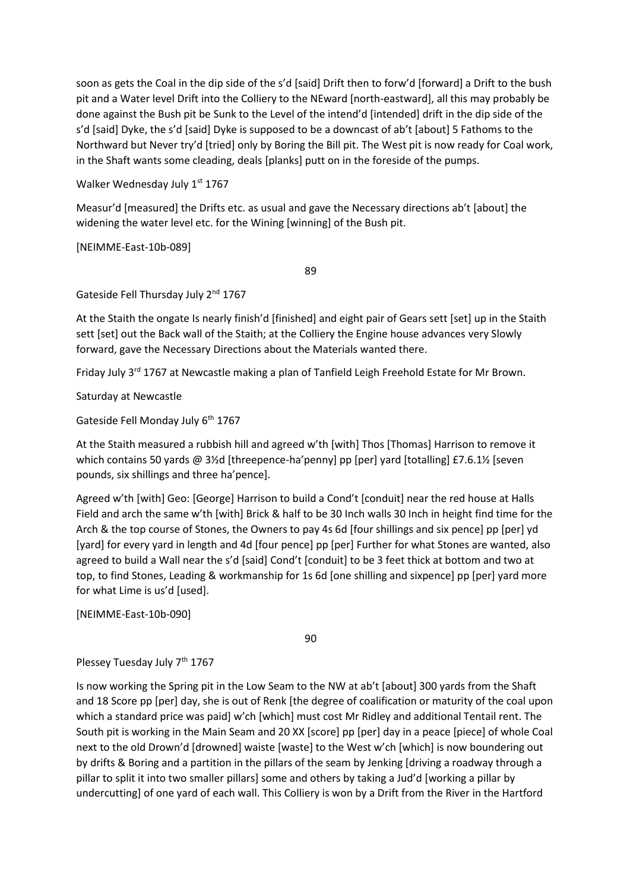soon as gets the Coal in the dip side of the s'd [said] Drift then to forw'd [forward] a Drift to the bush pit and a Water level Drift into the Colliery to the NEward [north-eastward], all this may probably be done against the Bush pit be Sunk to the Level of the intend'd [intended] drift in the dip side of the s'd [said] Dyke, the s'd [said] Dyke is supposed to be a downcast of ab't [about] 5 Fathoms to the Northward but Never try'd [tried] only by Boring the Bill pit. The West pit is now ready for Coal work, in the Shaft wants some cleading, deals [planks] putt on in the foreside of the pumps.

Walker Wednesday July 1st 1767

Measur'd [measured] the Drifts etc. as usual and gave the Necessary directions ab't [about] the widening the water level etc. for the Wining [winning] of the Bush pit.

[NEIMME-East-10b-089]

89

Gateside Fell Thursday July 2nd 1767

At the Staith the ongate Is nearly finish'd [finished] and eight pair of Gears sett [set] up in the Staith sett [set] out the Back wall of the Staith; at the Colliery the Engine house advances very Slowly forward, gave the Necessary Directions about the Materials wanted there.

Friday July 3rd 1767 at Newcastle making a plan of Tanfield Leigh Freehold Estate for Mr Brown.

Saturday at Newcastle

Gateside Fell Monday July 6th 1767

At the Staith measured a rubbish hill and agreed w'th [with] Thos [Thomas] Harrison to remove it which contains 50 yards @ 3½d [threepence-ha'penny] pp [per] yard [totalling] £7.6.1½ [seven pounds, six shillings and three ha'pence].

Agreed w'th [with] Geo: [George] Harrison to build a Cond't [conduit] near the red house at Halls Field and arch the same w'th [with] Brick & half to be 30 Inch walls 30 Inch in height find time for the Arch & the top course of Stones, the Owners to pay 4s 6d [four shillings and six pence] pp [per] yd [yard] for every yard in length and 4d [four pence] pp [per] Further for what Stones are wanted, also agreed to build a Wall near the s'd [said] Cond't [conduit] to be 3 feet thick at bottom and two at top, to find Stones, Leading & workmanship for 1s 6d [one shilling and sixpence] pp [per] yard more for what Lime is us'd [used].

[NEIMME-East-10b-090]

90

Plessey Tuesday July 7th 1767

Is now working the Spring pit in the Low Seam to the NW at ab't [about] 300 yards from the Shaft and 18 Score pp [per] day, she is out of Renk [the degree of coalification or maturity of the coal upon which a standard price was paid] w'ch [which] must cost Mr Ridley and additional Tentail rent. The South pit is working in the Main Seam and 20 XX [score] pp [per] day in a peace [piece] of whole Coal next to the old Drown'd [drowned] waiste [waste] to the West w'ch [which] is now boundering out by drifts & Boring and a partition in the pillars of the seam by Jenking [driving a roadway through a pillar to split it into two smaller pillars] some and others by taking a Jud'd [working a pillar by undercutting] of one yard of each wall. This Colliery is won by a Drift from the River in the Hartford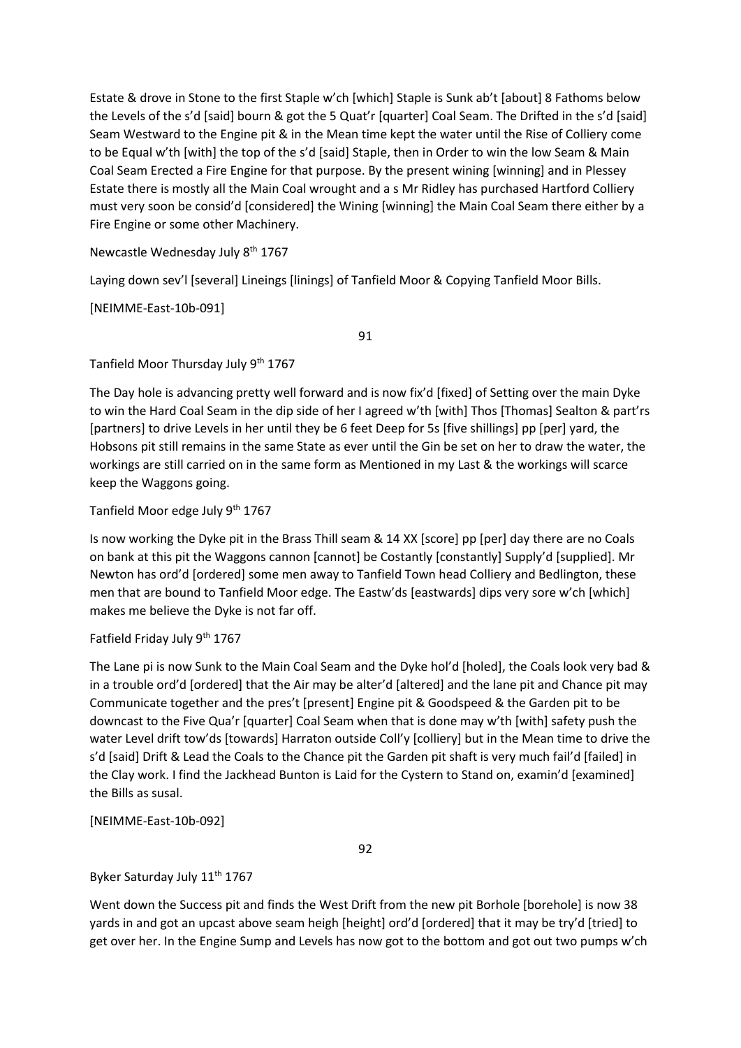Estate & drove in Stone to the first Staple w'ch [which] Staple is Sunk ab't [about] 8 Fathoms below the Levels of the s'd [said] bourn & got the 5 Quat'r [quarter] Coal Seam. The Drifted in the s'd [said] Seam Westward to the Engine pit & in the Mean time kept the water until the Rise of Colliery come to be Equal w'th [with] the top of the s'd [said] Staple, then in Order to win the low Seam & Main Coal Seam Erected a Fire Engine for that purpose. By the present wining [winning] and in Plessey Estate there is mostly all the Main Coal wrought and a s Mr Ridley has purchased Hartford Colliery must very soon be consid'd [considered] the Wining [winning] the Main Coal Seam there either by a Fire Engine or some other Machinery.

Newcastle Wednesday July 8th 1767

Laying down sev'l [several] Lineings [linings] of Tanfield Moor & Copying Tanfield Moor Bills.

[NEIMME-East-10b-091]

Tanfield Moor Thursday July 9th 1767

The Day hole is advancing pretty well forward and is now fix'd [fixed] of Setting over the main Dyke to win the Hard Coal Seam in the dip side of her I agreed w'th [with] Thos [Thomas] Sealton & part'rs [partners] to drive Levels in her until they be 6 feet Deep for 5s [five shillings] pp [per] yard, the Hobsons pit still remains in the same State as ever until the Gin be set on her to draw the water, the workings are still carried on in the same form as Mentioned in my Last & the workings will scarce keep the Waggons going.

Tanfield Moor edge July 9th 1767

Is now working the Dyke pit in the Brass Thill seam & 14 XX [score] pp [per] day there are no Coals on bank at this pit the Waggons cannon [cannot] be Costantly [constantly] Supply'd [supplied]. Mr Newton has ord'd [ordered] some men away to Tanfield Town head Colliery and Bedlington, these men that are bound to Tanfield Moor edge. The Eastw'ds [eastwards] dips very sore w'ch [which] makes me believe the Dyke is not far off.

Fatfield Friday July 9th 1767

The Lane pi is now Sunk to the Main Coal Seam and the Dyke hol'd [holed], the Coals look very bad & in a trouble ord'd [ordered] that the Air may be alter'd [altered] and the lane pit and Chance pit may Communicate together and the pres't [present] Engine pit & Goodspeed & the Garden pit to be downcast to the Five Qua'r [quarter] Coal Seam when that is done may w'th [with] safety push the water Level drift tow'ds [towards] Harraton outside Coll'y [colliery] but in the Mean time to drive the s'd [said] Drift & Lead the Coals to the Chance pit the Garden pit shaft is very much fail'd [failed] in the Clay work. I find the Jackhead Bunton is Laid for the Cystern to Stand on, examin'd [examined] the Bills as susal.

[NEIMME-East-10b-092]

Byker Saturday July 11th 1767

Went down the Success pit and finds the West Drift from the new pit Borhole [borehole] is now 38 yards in and got an upcast above seam heigh [height] ord'd [ordered] that it may be try'd [tried] to get over her. In the Engine Sump and Levels has now got to the bottom and got out two pumps w'ch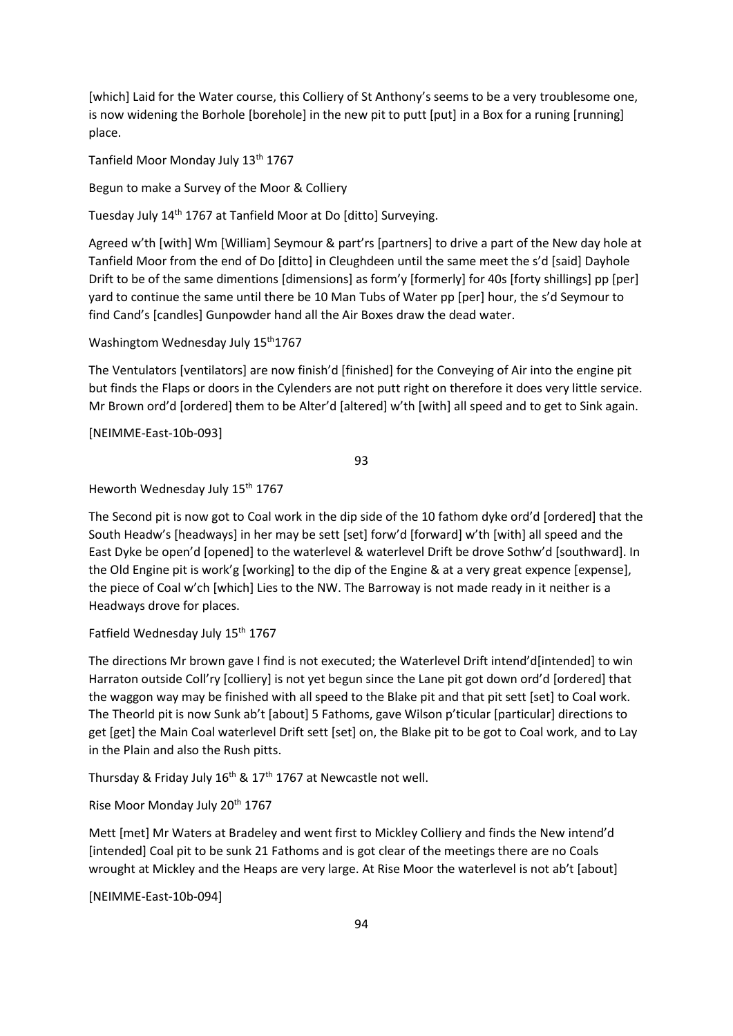[which] Laid for the Water course, this Colliery of St Anthony's seems to be a very troublesome one, is now widening the Borhole [borehole] in the new pit to putt [put] in a Box for a runing [running] place.

Tanfield Moor Monday July 13th 1767

Begun to make a Survey of the Moor & Colliery

Tuesday July 14th 1767 at Tanfield Moor at Do [ditto] Surveying.

Agreed w'th [with] Wm [William] Seymour & part'rs [partners] to drive a part of the New day hole at Tanfield Moor from the end of Do [ditto] in Cleughdeen until the same meet the s'd [said] Dayhole Drift to be of the same dimentions [dimensions] as form'y [formerly] for 40s [forty shillings] pp [per] yard to continue the same until there be 10 Man Tubs of Water pp [per] hour, the s'd Seymour to find Cand's [candles] Gunpowder hand all the Air Boxes draw the dead water.

Washingtom Wednesday July 15th1767

The Ventulators [ventilators] are now finish'd [finished] for the Conveying of Air into the engine pit but finds the Flaps or doors in the Cylenders are not putt right on therefore it does very little service. Mr Brown ord'd [ordered] them to be Alter'd [altered] w'th [with] all speed and to get to Sink again.

[NEIMME-East-10b-093]

93

Heworth Wednesday July 15th 1767

The Second pit is now got to Coal work in the dip side of the 10 fathom dyke ord'd [ordered] that the South Headw's [headways] in her may be sett [set] forw'd [forward] w'th [with] all speed and the East Dyke be open'd [opened] to the waterlevel & waterlevel Drift be drove Sothw'd [southward]. In the Old Engine pit is work'g [working] to the dip of the Engine & at a very great expence [expense], the piece of Coal w'ch [which] Lies to the NW. The Barroway is not made ready in it neither is a Headways drove for places.

Fatfield Wednesday July 15th 1767

The directions Mr brown gave I find is not executed; the Waterlevel Drift intend'd[intended] to win Harraton outside Coll'ry [colliery] is not yet begun since the Lane pit got down ord'd [ordered] that the waggon way may be finished with all speed to the Blake pit and that pit sett [set] to Coal work. The Theorld pit is now Sunk ab't [about] 5 Fathoms, gave Wilson p'ticular [particular] directions to get [get] the Main Coal waterlevel Drift sett [set] on, the Blake pit to be got to Coal work, and to Lay in the Plain and also the Rush pitts.

Thursday & Friday July 16th & 17th 1767 at Newcastle not well.

Rise Moor Monday July 20th 1767

Mett [met] Mr Waters at Bradeley and went first to Mickley Colliery and finds the New intend'd [intended] Coal pit to be sunk 21 Fathoms and is got clear of the meetings there are no Coals wrought at Mickley and the Heaps are very large. At Rise Moor the waterlevel is not ab't [about]

[NEIMME-East-10b-094]

94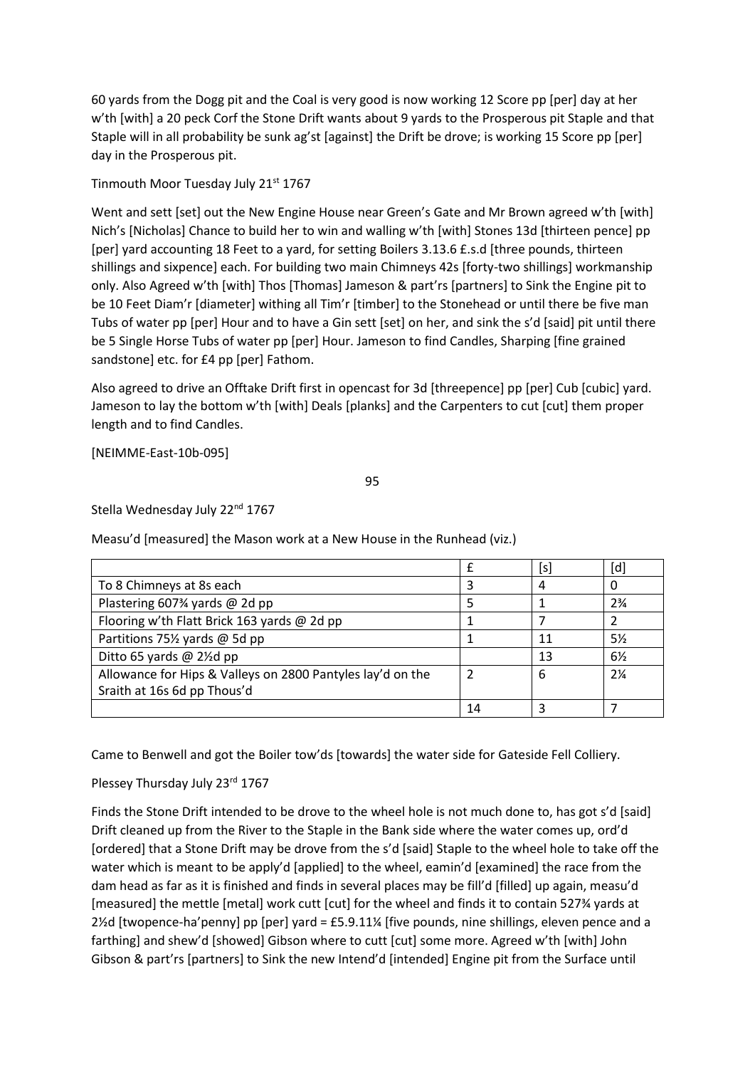60 yards from the Dogg pit and the Coal is very good is now working 12 Score pp [per] day at her w'th [with] a 20 peck Corf the Stone Drift wants about 9 yards to the Prosperous pit Staple and that Staple will in all probability be sunk ag'st [against] the Drift be drove; is working 15 Score pp [per] day in the Prosperous pit.

Tinmouth Moor Tuesday July 21st 1767

Went and sett [set] out the New Engine House near Green's Gate and Mr Brown agreed w'th [with] Nich's [Nicholas] Chance to build her to win and walling w'th [with] Stones 13d [thirteen pence] pp [per] yard accounting 18 Feet to a yard, for setting Boilers 3.13.6 £.s.d [three pounds, thirteen shillings and sixpence] each. For building two main Chimneys 42s [forty-two shillings] workmanship only. Also Agreed w'th [with] Thos [Thomas] Jameson & part'rs [partners] to Sink the Engine pit to be 10 Feet Diam'r [diameter] withing all Tim'r [timber] to the Stonehead or until there be five man Tubs of water pp [per] Hour and to have a Gin sett [set] on her, and sink the s'd [said] pit until there be 5 Single Horse Tubs of water pp [per] Hour. Jameson to find Candles, Sharping [fine grained sandstone] etc. for £4 pp [per] Fathom.

Also agreed to drive an Offtake Drift first in opencast for 3d [threepence] pp [per] Cub [cubic] yard. Jameson to lay the bottom w'th [with] Deals [planks] and the Carpenters to cutt [cut] them proper length and to find Candles.

[NEIMME-East-10b-095]

95

Stella Wednesday July 22nd 1767

Measu'd [measured] the Mason work at a New House in the Runhead (viz.)

| | £ | [s] | [d] |
|---|---|---|---|
| To 8 Chimneys at 8s each | 3 | 4 | 0 |
| Plastering 607¾ yards @ 2d pp | 5 | 1 | 2¾ |
| Flooring w'th Flatt Brick 163 yards @ 2d pp | 1 | 7 | 2 |
| Partitions 75½ yards @ 5d pp | 1 | 11 | 5½ |
| Ditto 65 yards @ 2½d pp | | 13 | 6½ |
| Allowance for Hips & Valleys on 2800 Pantyles lay'd on the Sraith at 16s 6d pp Thous'd | 2 | 6 | 2¼ |
| | 14 | 3 | 7 |

Came to Benwell and got the Boiler tow'ds [towards] the water side for Gateside Fell Colliery.

Plessey Thursday July 23rd 1767

Finds the Stone Drift intended to be drove to the wheel hole is not much done to, has got s'd [said] Drift cleaned up from the River to the Staple in the Bank side where the water comes up, ord'd [ordered] that a Stone Drift may be drove from the s'd [said] Staple to the wheel hole to take off the water which is meant to be apply'd [applied] to the wheel, eamin'd [examined] the race from the dam head as far as it is finished and finds in several places may be fill'd [filled] up again, measu'd [measured] the mettle [metal] work cutt [cut] for the wheel and finds it to contain 527¾ yards at 2½d [twopence-ha'penny] pp [per] yard = £5.9.11¼ [five pounds, nine shillings, eleven pence and a farthing] and shew'd [showed] Gibson where to cutt [cut] some more. Agreed w'th [with] John Gibson & part'rs [partners] to Sink the new Intend'd [intended] Engine pit from the Surface until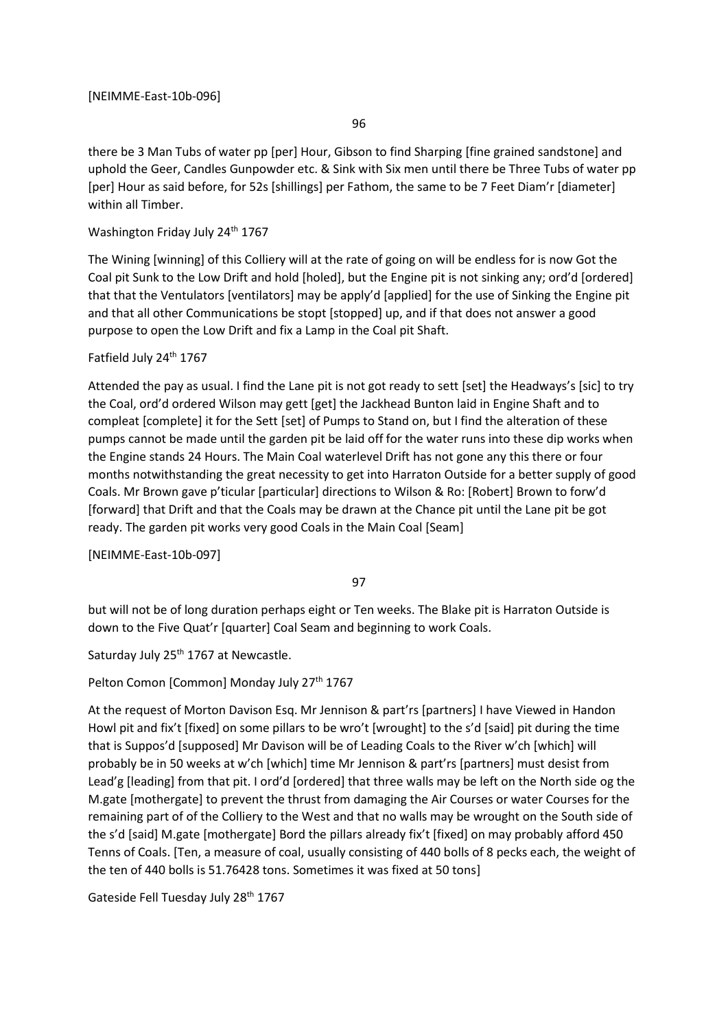[NEIMME-East-10b-096]

there be 3 Man Tubs of water pp [per] Hour, Gibson to find Sharping [fine grained sandstone] and uphold the Geer, Candles Gunpowder etc. & Sink with Six men until there be Three Tubs of water pp [per] Hour as said before, for 52s [shillings] per Fathom, the same to be 7 Feet Diam'r [diameter] within all Timber.

Washington Friday July 24th 1767

The Wining [winning] of this Colliery will at the rate of going on will be endless for is now Got the Coal pit Sunk to the Low Drift and hold [holed], but the Engine pit is not sinking any; ord'd [ordered] that that the Ventulators [ventilators] may be apply'd [applied] for the use of Sinking the Engine pit and that all other Communications be stopt [stopped] up, and if that does not answer a good purpose to open the Low Drift and fix a Lamp in the Coal pit Shaft.

Fatfield July 24th 1767

Attended the pay as usual. I find the Lane pit is not got ready to sett [set] the Headways's [sic] to try the Coal, ord'd ordered Wilson may gett [get] the Jackhead Bunton laid in Engine Shaft and to compleat [complete] it for the Sett [set] of Pumps to Stand on, but I find the alteration of these pumps cannot be made until the garden pit be laid off for the water runs into these dip works when the Engine stands 24 Hours. The Main Coal waterlevel Drift has not gone any this there or four months notwithstanding the great necessity to get into Harraton Outside for a better supply of good Coals. Mr Brown gave p'ticular [particular] directions to Wilson & Ro: [Robert] Brown to forw'd [forward] that Drift and that the Coals may be drawn at the Chance pit until the Lane pit be got ready. The garden pit works very good Coals in the Main Coal [Seam]

[NEIMME-East-10b-097]

but will not be of long duration perhaps eight or Ten weeks. The Blake pit is Harraton Outside is down to the Five Quat'r [quarter] Coal Seam and beginning to work Coals.

Saturday July 25th 1767 at Newcastle.

Pelton Comon [Common] Monday July 27th 1767

At the request of Morton Davison Esq. Mr Jennison & part'rs [partners] I have Viewed in Handon Howl pit and fix't [fixed] on some pillars to be wro't [wrought] to the s'd [said] pit during the time that is Suppos'd [supposed] Mr Davison will be of Leading Coals to the River w'ch [which] will probably be in 50 weeks at w'ch [which] time Mr Jennison & part'rs [partners] must desist from Lead'g [leading] from that pit. I ord'd [ordered] that three walls may be left on the North side og the M.gate [mothergate] to prevent the thrust from damaging the Air Courses or water Courses for the remaining part of of the Colliery to the West and that no walls may be wrought on the South side of the s'd [said] M.gate [mothergate] Bord the pillars already fix't [fixed] on may probably afford 450 Tenns of Coals. [Ten, a measure of coal, usually consisting of 440 bolls of 8 pecks each, the weight of the ten of 440 bolls is 51.76428 tons. Sometimes it was fixed at 50 tons]

Gateside Fell Tuesday July 28th 1767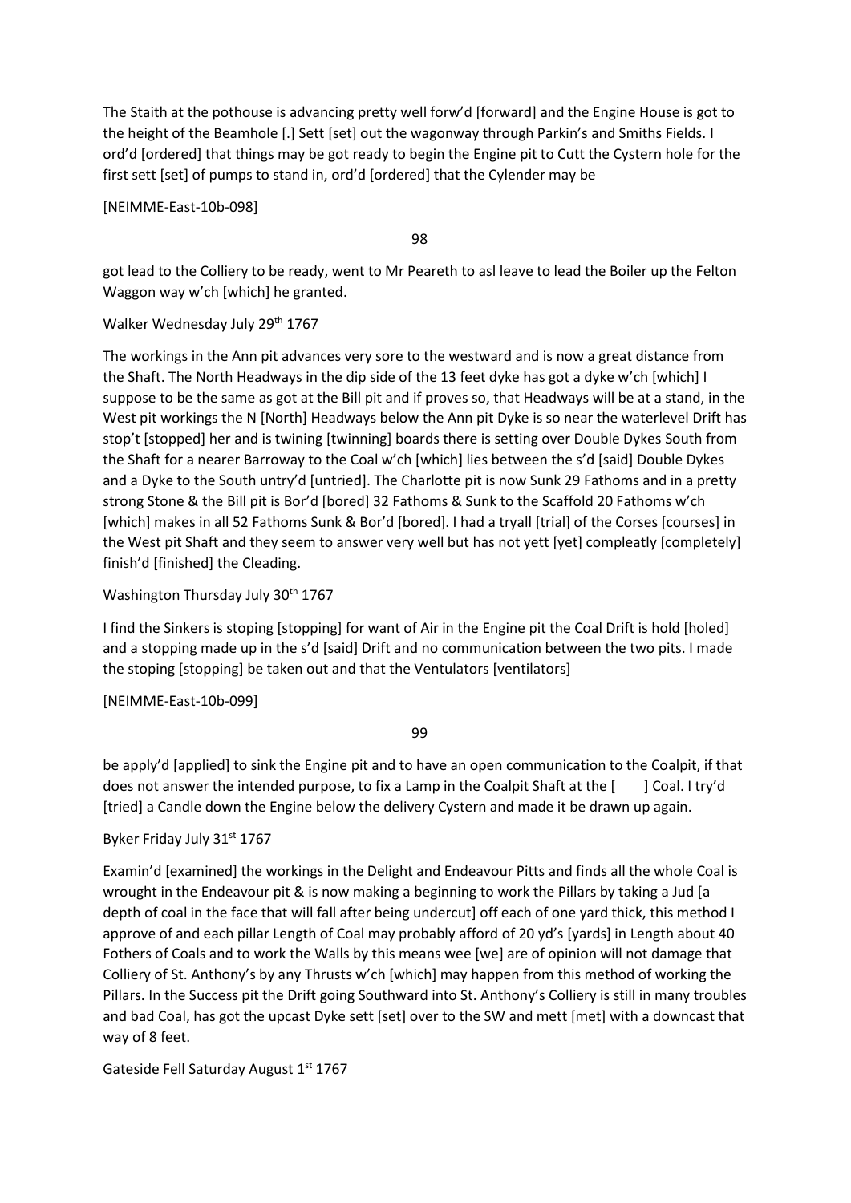The Staith at the pothouse is advancing pretty well forw'd [forward] and the Engine House is got to the height of the Beamhole [.] Sett [set] out the wagonway through Parkin's and Smiths Fields. I ord'd [ordered] that things may be got ready to begin the Engine pit to Cutt the Cystern hole for the first sett [set] of pumps to stand in, ord'd [ordered] that the Cylender may be

[NEIMME-East-10b-098]

got lead to the Colliery to be ready, went to Mr Peareth to asl leave to lead the Boiler up the Felton Waggon way w'ch [which] he granted.

Walker Wednesday July 29th 1767

The workings in the Ann pit advances very sore to the westward and is now a great distance from the Shaft. The North Headways in the dip side of the 13 feet dyke has got a dyke w'ch [which] I suppose to be the same as got at the Bill pit and if proves so, that Headways will be at a stand, in the West pit workings the N [North] Headways below the Ann pit Dyke is so near the waterlevel Drift has stop't [stopped] her and is twining [twinning] boards there is setting over Double Dykes South from the Shaft for a nearer Barroway to the Coal w'ch [which] lies between the s'd [said] Double Dykes and a Dyke to the South untry'd [untried]. The Charlotte pit is now Sunk 29 Fathoms and in a pretty strong Stone & the Bill pit is Bor'd [bored] 32 Fathoms & Sunk to the Scaffold 20 Fathoms w'ch [which] makes in all 52 Fathoms Sunk & Bor'd [bored]. I had a tryall [trial] of the Corses [courses] in the West pit Shaft and they seem to answer very well but has not yett [yet] compleatly [completely] finish'd [finished] the Cleading.

Washington Thursday July 30th 1767

I find the Sinkers is stoping [stopping] for want of Air in the Engine pit the Coal Drift is hold [holed] and a stopping made up in the s'd [said] Drift and no communication between the two pits. I made the stoping [stopping] be taken out and that the Ventulators [ventilators]

[NEIMME-East-10b-099]

be apply'd [applied] to sink the Engine pit and to have an open communication to the Coalpit, if that does not answer the intended purpose, to fix a Lamp in the Coalpit Shaft at the [ ] Coal. I try'd [tried] a Candle down the Engine below the delivery Cystern and made it be drawn up again.

Byker Friday July 31st 1767

Examin'd [examined] the workings in the Delight and Endeavour Pitts and finds all the whole Coal is wrought in the Endeavour pit & is now making a beginning to work the Pillars by taking a Jud [a depth of coal in the face that will fall after being undercut] off each of one yard thick, this method I approve of and each pillar Length of Coal may probably afford of 20 yd's [yards] in Length about 40 Fothers of Coals and to work the Walls by this means wee [we] are of opinion will not damage that Colliery of St. Anthony's by any Thrusts w'ch [which] may happen from this method of working the Pillars. In the Success pit the Drift going Southward into St. Anthony's Colliery is still in many troubles and bad Coal, has got the upcast Dyke sett [set] over to the SW and mett [met] with a downcast that way of 8 feet.

Gateside Fell Saturday August 1st 1767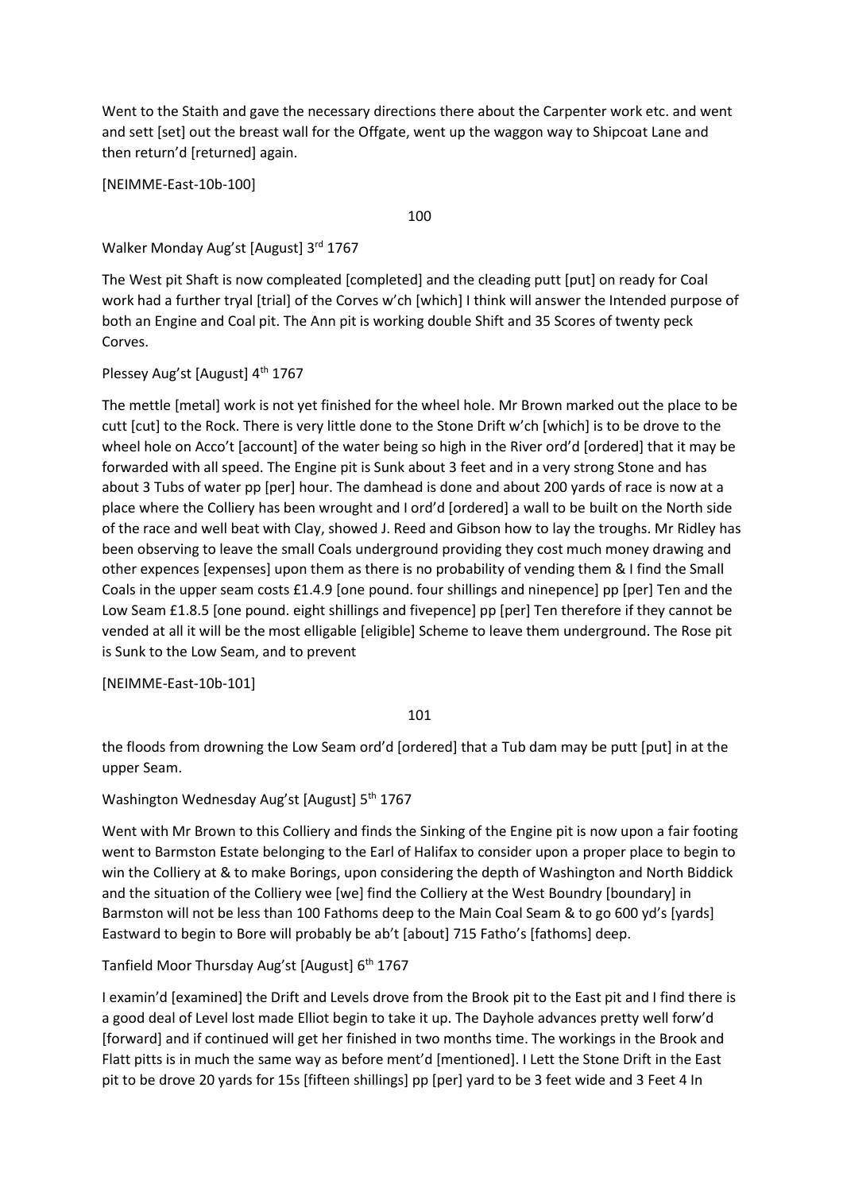Went to the Staith and gave the necessary directions there about the Carpenter work etc. and went and sett [set] out the breast wall for the Offgate, went up the waggon way to Shipcoat Lane and then return'd [returned] again.

[NEIMME-East-10b-100]

Walker Monday Aug'st [August] 3rd 1767

The West pit Shaft is now compleated [completed] and the cleading putt [put] on ready for Coal work had a further tryal [trial] of the Corves w'ch [which] I think will answer the Intended purpose of both an Engine and Coal pit. The Ann pit is working double Shift and 35 Scores of twenty peck Corves.

Plessey Aug'st [August] 4th 1767

The mettle [metal] work is not yet finished for the wheel hole. Mr Brown marked out the place to be cutt [cut] to the Rock. There is very little done to the Stone Drift w'ch [which] is to be drove to the wheel hole on Acco't [account] of the water being so high in the River ord'd [ordered] that it may be forwarded with all speed. The Engine pit is Sunk about 3 feet and in a very strong Stone and has about 3 Tubs of water pp [per] hour. The damhead is done and about 200 yards of race is now at a place where the Colliery has been wrought and I ord'd [ordered] a wall to be built on the North side of the race and well beat with Clay, showed J. Reed and Gibson how to lay the troughs. Mr Ridley has been observing to leave the small Coals underground providing they cost much money drawing and other expences [expenses] upon them as there is no probability of vending them & I find the Small Coals in the upper seam costs £1.4.9 [one pound. four shillings and ninepence] pp [per] Ten and the Low Seam £1.8.5 [one pound. eight shillings and fivepence] pp [per] Ten therefore if they cannot be vended at all it will be the most elligable [eligible] Scheme to leave them underground. The Rose pit is Sunk to the Low Seam, and to prevent

[NEIMME-East-10b-101]

the floods from drowning the Low Seam ord'd [ordered] that a Tub dam may be putt [put] in at the upper Seam.

Washington Wednesday Aug'st [August] 5th 1767

Went with Mr Brown to this Colliery and finds the Sinking of the Engine pit is now upon a fair footing went to Barmston Estate belonging to the Earl of Halifax to consider upon a proper place to begin to win the Colliery at & to make Borings, upon considering the depth of Washington and North Biddick and the situation of the Colliery wee [we] find the Colliery at the West Boundry [boundary] in Barmston will not be less than 100 Fathoms deep to the Main Coal Seam & to go 600 yd's [yards] Eastward to begin to Bore will probably be ab't [about] 715 Fatho's [fathoms] deep.

Tanfield Moor Thursday Aug'st [August] 6th 1767

I examin'd [examined] the Drift and Levels drove from the Brook pit to the East pit and I find there is a good deal of Level lost made Elliot begin to take it up. The Dayhole advances pretty well forw'd [forward] and if continued will get her finished in two months time. The workings in the Brook and Flatt pitts is in much the same way as before ment'd [mentioned]. I Lett the Stone Drift in the East pit to be drove 20 yards for 15s [fifteen shillings] pp [per] yard to be 3 feet wide and 3 Feet 4 In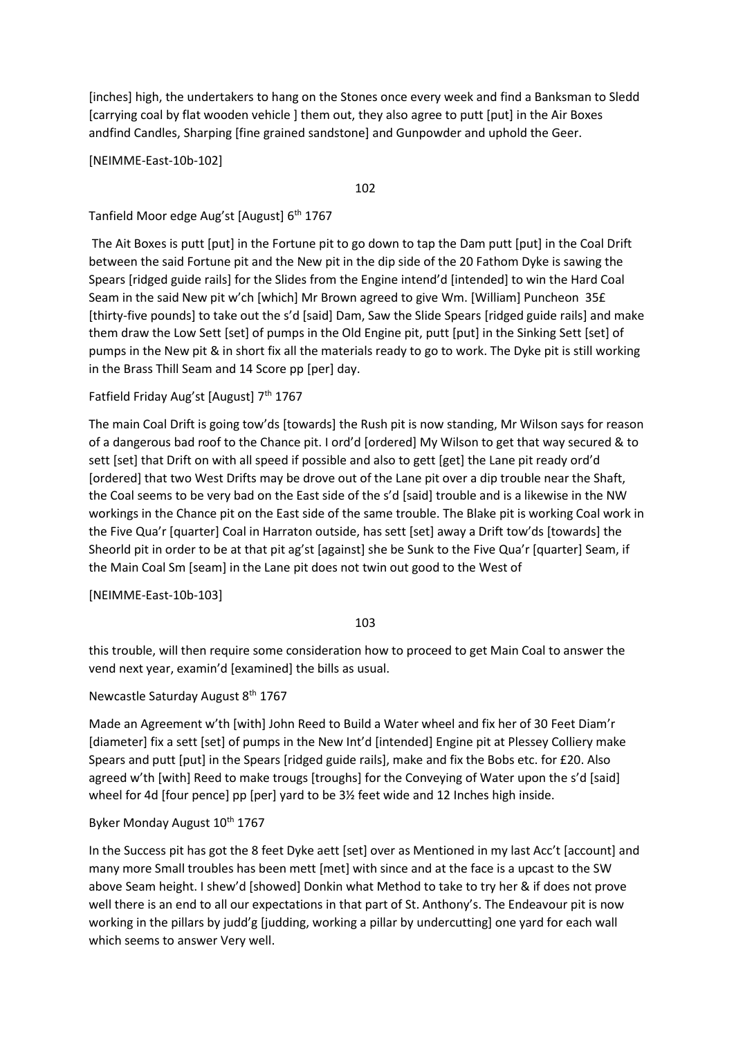[inches] high, the undertakers to hang on the Stones once every week and find a Banksman to Sledd [carrying coal by flat wooden vehicle ] them out, they also agree to putt [put] in the Air Boxes andfind Candles, Sharping [fine grained sandstone] and Gunpowder and uphold the Geer.

[NEIMME-East-10b-102]

102

Tanfield Moor edge Aug'st [August] 6th 1767

The Ait Boxes is putt [put] in the Fortune pit to go down to tap the Dam putt [put] in the Coal Drift between the said Fortune pit and the New pit in the dip side of the 20 Fathom Dyke is sawing the Spears [ridged guide rails] for the Slides from the Engine intend'd [intended] to win the Hard Coal Seam in the said New pit w'ch [which] Mr Brown agreed to give Wm. [William] Puncheon 35£ [thirty-five pounds] to take out the s'd [said] Dam, Saw the Slide Spears [ridged guide rails] and make them draw the Low Sett [set] of pumps in the Old Engine pit, putt [put] in the Sinking Sett [set] of pumps in the New pit & in short fix all the materials ready to go to work. The Dyke pit is still working in the Brass Thill Seam and 14 Score pp [per] day.

Fatfield Friday Aug'st [August] 7th 1767

The main Coal Drift is going tow'ds [towards] the Rush pit is now standing, Mr Wilson says for reason of a dangerous bad roof to the Chance pit. I ord'd [ordered] My Wilson to get that way secured & to sett [set] that Drift on with all speed if possible and also to gett [get] the Lane pit ready ord'd [ordered] that two West Drifts may be drove out of the Lane pit over a dip trouble near the Shaft, the Coal seems to be very bad on the East side of the s'd [said] trouble and is a likewise in the NW workings in the Chance pit on the East side of the same trouble. The Blake pit is working Coal work in the Five Qua'r [quarter] Coal in Harraton outside, has sett [set] away a Drift tow'ds [towards] the Sheorld pit in order to be at that pit ag'st [against] she be Sunk to the Five Qua'r [quarter] Seam, if the Main Coal Sm [seam] in the Lane pit does not twin out good to the West of

[NEIMME-East-10b-103]

103

this trouble, will then require some consideration how to proceed to get Main Coal to answer the vend next year, examin'd [examined] the bills as usual.

Newcastle Saturday August 8th 1767

Made an Agreement w'th [with] John Reed to Build a Water wheel and fix her of 30 Feet Diam'r [diameter] fix a sett [set] of pumps in the New Int'd [intended] Engine pit at Plessey Colliery make Spears and putt [put] in the Spears [ridged guide rails], make and fix the Bobs etc. for £20. Also agreed w'th [with] Reed to make trougs [troughs] for the Conveying of Water upon the s'd [said] wheel for 4d [four pence] pp [per] yard to be 3½ feet wide and 12 Inches high inside.

Byker Monday August 10th 1767

In the Success pit has got the 8 feet Dyke aett [set] over as Mentioned in my last Acc't [account] and many more Small troubles has been mett [met] with since and at the face is a upcast to the SW above Seam height. I shew'd [showed] Donkin what Method to take to try her & if does not prove well there is an end to all our expectations in that part of St. Anthony's. The Endeavour pit is now working in the pillars by judd'g [judding, working a pillar by undercutting] one yard for each wall which seems to answer Very well.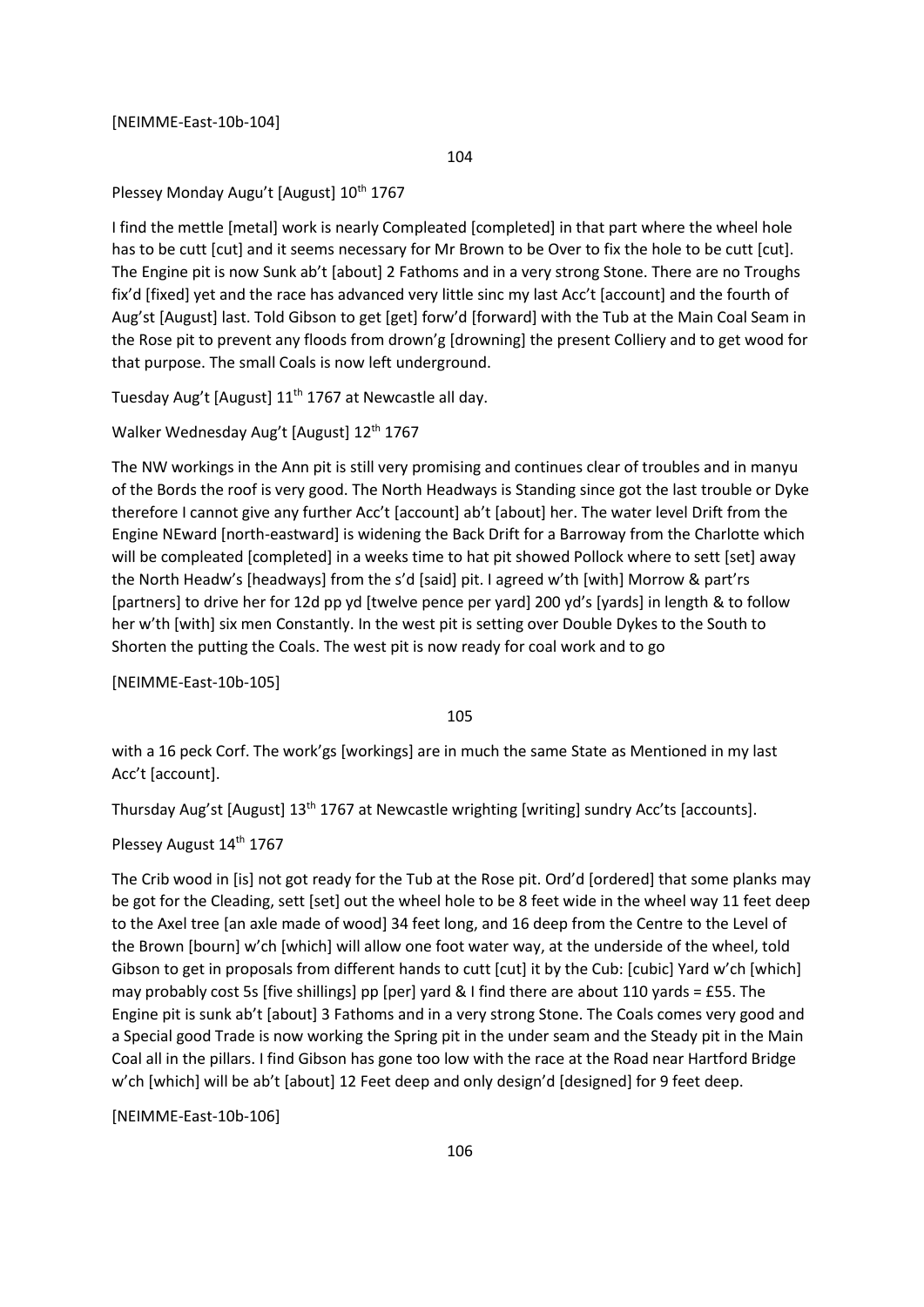[NEIMME-East-10b-104]

Plessey Monday Augu't [August] 10th 1767

I find the mettle [metal] work is nearly Compleated [completed] in that part where the wheel hole has to be cutt [cut] and it seems necessary for Mr Brown to be Over to fix the hole to be cutt [cut]. The Engine pit is now Sunk ab't [about] 2 Fathoms and in a very strong Stone. There are no Troughs fix'd [fixed] yet and the race has advanced very little sinc my last Acc't [account] and the fourth of Aug'st [August] last. Told Gibson to get [get] forw'd [forward] with the Tub at the Main Coal Seam in the Rose pit to prevent any floods from drown'g [drowning] the present Colliery and to get wood for that purpose. The small Coals is now left underground.

Tuesday Aug't [August] 11th 1767 at Newcastle all day.

Walker Wednesday Aug't [August] 12th 1767

The NW workings in the Ann pit is still very promising and continues clear of troubles and in manyu of the Bords the roof is very good. The North Headways is Standing since got the last trouble or Dyke therefore I cannot give any further Acc't [account] ab't [about] her. The water level Drift from the Engine NEward [north-eastward] is widening the Back Drift for a Barroway from the Charlotte which will be compleated [completed] in a weeks time to hat pit showed Pollock where to sett [set] away the North Headw's [headways] from the s'd [said] pit. I agreed w'th [with] Morrow & part'rs [partners] to drive her for 12d pp yd [twelve pence per yard] 200 yd's [yards] in length & to follow her w'th [with] six men Constantly. In the west pit is setting over Double Dykes to the South to Shorten the putting the Coals. The west pit is now ready for coal work and to go

[NEIMME-East-10b-105]

with a 16 peck Corf. The work'gs [workings] are in much the same State as Mentioned in my last Acc't [account].

Thursday Aug'st [August] 13th 1767 at Newcastle wrighting [writing] sundry Acc'ts [accounts].

Plessey August 14th 1767

The Crib wood in [is] not got ready for the Tub at the Rose pit. Ord'd [ordered] that some planks may be got for the Cleading, sett [set] out the wheel hole to be 8 feet wide in the wheel way 11 feet deep to the Axel tree [an axle made of wood] 34 feet long, and 16 deep from the Centre to the Level of the Brown [bourn] w'ch [which] will allow one foot water way, at the underside of the wheel, told Gibson to get in proposals from different hands to cutt [cut] it by the Cub: [cubic] Yard w'ch [which] may probably cost 5s [five shillings] pp [per] yard & I find there are about 110 yards = £55. The Engine pit is sunk ab't [about] 3 Fathoms and in a very strong Stone. The Coals comes very good and a Special good Trade is now working the Spring pit in the under seam and the Steady pit in the Main Coal all in the pillars. I find Gibson has gone too low with the race at the Road near Hartford Bridge w'ch [which] will be ab't [about] 12 Feet deep and only design'd [designed] for 9 feet deep.

[NEIMME-East-10b-106]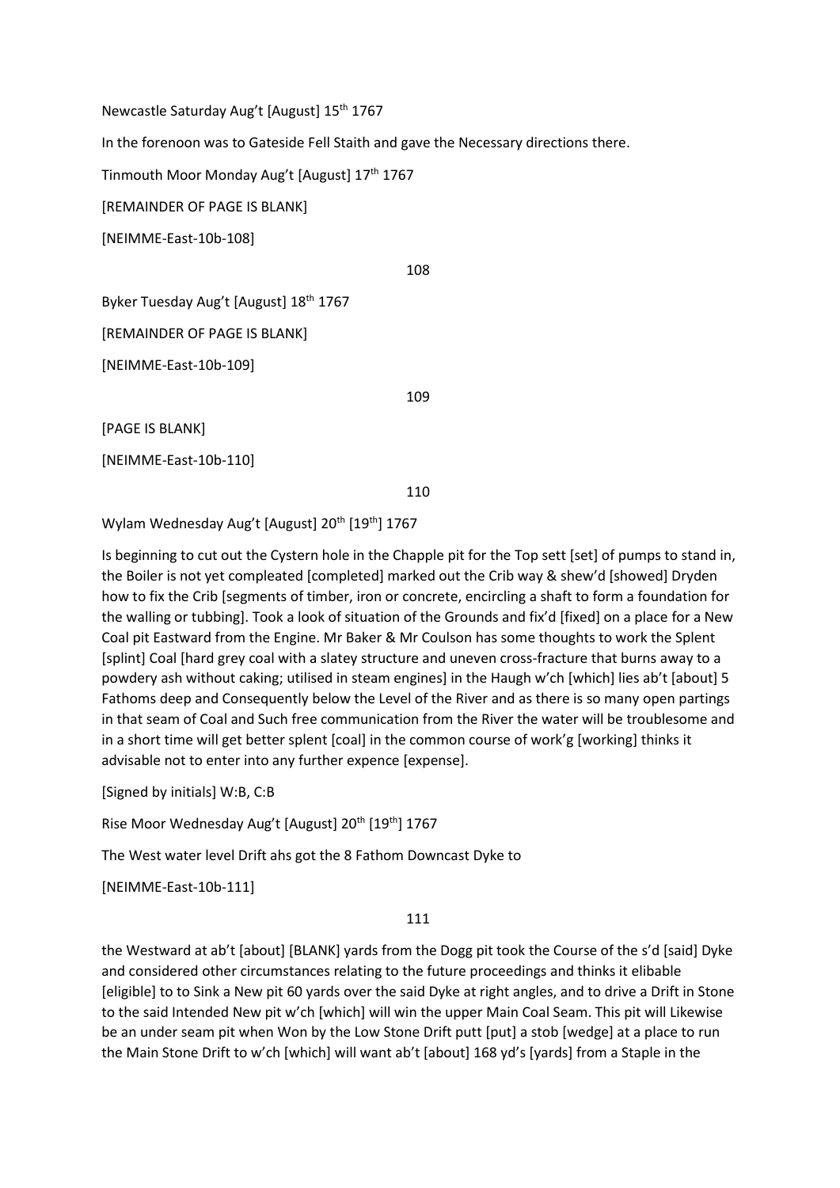Newcastle Saturday Aug't [August] 15th 1767

In the forenoon was to Gateside Fell Staith and gave the Necessary directions there.

Tinmouth Moor Monday Aug't [August] 17th 1767

[REMAINDER OF PAGE IS BLANK]

[NEIMME-East-10b-108]

Byker Tuesday Aug't [August] 18th 1767

[REMAINDER OF PAGE IS BLANK]

[NEIMME-East-10b-109]

[PAGE IS BLANK]

[NEIMME-East-10b-110]

Wylam Wednesday Aug't [August] 20th [19th] 1767

Is beginning to cut out the Cystern hole in the Chapple pit for the Top sett [set] of pumps to stand in, the Boiler is not yet compleated [completed] marked out the Crib way & shew'd [showed] Dryden how to fix the Crib [segments of timber, iron or concrete, encircling a shaft to form a foundation for the walling or tubbing]. Took a look of situation of the Grounds and fix'd [fixed] on a place for a New Coal pit Eastward from the Engine. Mr Baker & Mr Coulson has some thoughts to work the Splent [splint] Coal [hard grey coal with a slatey structure and uneven cross-fracture that burns away to a powdery ash without caking; utilised in steam engines] in the Haugh w'ch [which] lies ab't [about] 5 Fathoms deep and Consequently below the Level of the River and as there is so many open partings in that seam of Coal and Such free communication from the River the water will be troublesome and in a short time will get better splent [coal] in the common course of work'g [working] thinks it advisable not to enter into any further expence [expense].

[Signed by initials] W:B, C:B

Rise Moor Wednesday Aug't [August] 20th [19th] 1767

The West water level Drift ahs got the 8 Fathom Downcast Dyke to

[NEIMME-East-10b-111]

the Westward at ab't [about] [BLANK] yards from the Dogg pit took the Course of the s'd [said] Dyke and considered other circumstances relating to the future proceedings and thinks it elibable [eligible] to to Sink a New pit 60 yards over the said Dyke at right angles, and to drive a Drift in Stone to the said Intended New pit w'ch [which] will win the upper Main Coal Seam. This pit will Likewise be an under seam pit when Won by the Low Stone Drift putt [put] a stob [wedge] at a place to run the Main Stone Drift to w'ch [which] will want ab't [about] 168 yd's [yards] from a Staple in the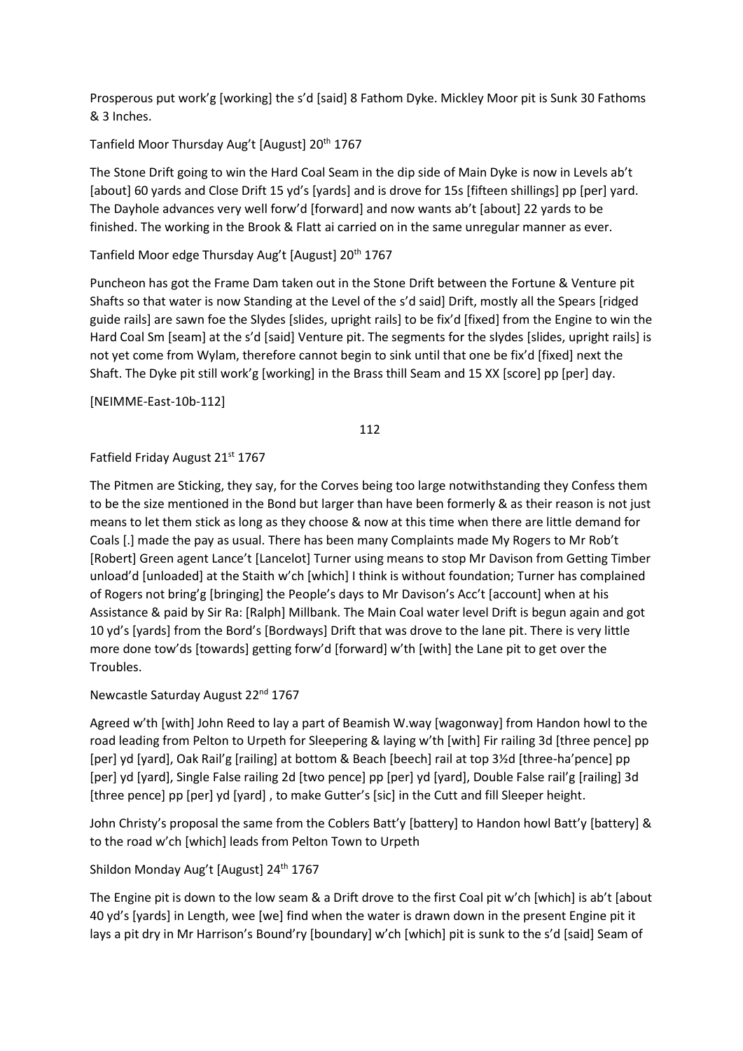Prosperous put work'g [working] the s'd [said] 8 Fathom Dyke. Mickley Moor pit is Sunk 30 Fathoms & 3 Inches.

Tanfield Moor Thursday Aug't [August] 20th 1767

The Stone Drift going to win the Hard Coal Seam in the dip side of Main Dyke is now in Levels ab't [about] 60 yards and Close Drift 15 yd's [yards] and is drove for 15s [fifteen shillings] pp [per] yard. The Dayhole advances very well forw'd [forward] and now wants ab't [about] 22 yards to be finished. The working in the Brook & Flatt ai carried on in the same unregular manner as ever.

Tanfield Moor edge Thursday Aug't [August] 20th 1767

Puncheon has got the Frame Dam taken out in the Stone Drift between the Fortune & Venture pit Shafts so that water is now Standing at the Level of the s'd said] Drift, mostly all the Spears [ridged guide rails] are sawn foe the Slydes [slides, upright rails] to be fix'd [fixed] from the Engine to win the Hard Coal Sm [seam] at the s'd [said] Venture pit. The segments for the slydes [slides, upright rails] is not yet come from Wylam, therefore cannot begin to sink until that one be fix'd [fixed] next the Shaft. The Dyke pit still work'g [working] in the Brass thill Seam and 15 XX [score] pp [per] day.

[NEIMME-East-10b-112]

112

Fatfield Friday August 21st 1767

The Pitmen are Sticking, they say, for the Corves being too large notwithstanding they Confess them to be the size mentioned in the Bond but larger than have been formerly & as their reason is not just means to let them stick as long as they choose & now at this time when there are little demand for Coals [.] made the pay as usual. There has been many Complaints made My Rogers to Mr Rob't [Robert] Green agent Lance't [Lancelot] Turner using means to stop Mr Davison from Getting Timber unload'd [unloaded] at the Staith w'ch [which] I think is without foundation; Turner has complained of Rogers not bring'g [bringing] the People's days to Mr Davison's Acc't [account] when at his Assistance & paid by Sir Ra: [Ralph] Millbank. The Main Coal water level Drift is begun again and got 10 yd's [yards] from the Bord's [Bordways] Drift that was drove to the lane pit. There is very little more done tow'ds [towards] getting forw'd [forward] w'th [with] the Lane pit to get over the Troubles.

Newcastle Saturday August 22nd 1767

Agreed w'th [with] John Reed to lay a part of Beamish W.way [wagonway] from Handon howl to the road leading from Pelton to Urpeth for Sleepering & laying w'th [with] Fir railing 3d [three pence] pp [per] yd [yard], Oak Rail'g [railing] at bottom & Beach [beech] rail at top 3½d [three-ha'pence] pp [per] yd [yard], Single False railing 2d [two pence] pp [per] yd [yard], Double False rail'g [railing] 3d [three pence] pp [per] yd [yard] , to make Gutter's [sic] in the Cutt and fill Sleeper height.

John Christy's proposal the same from the Coblers Batt'y [battery] to Handon howl Batt'y [battery] & to the road w'ch [which] leads from Pelton Town to Urpeth

Shildon Monday Aug't [August] 24th 1767

The Engine pit is down to the low seam & a Drift drove to the first Coal pit w'ch [which] is ab't [about 40 yd's [yards] in Length, wee [we] find when the water is drawn down in the present Engine pit it lays a pit dry in Mr Harrison's Bound'ry [boundary] w'ch [which] pit is sunk to the s'd [said] Seam of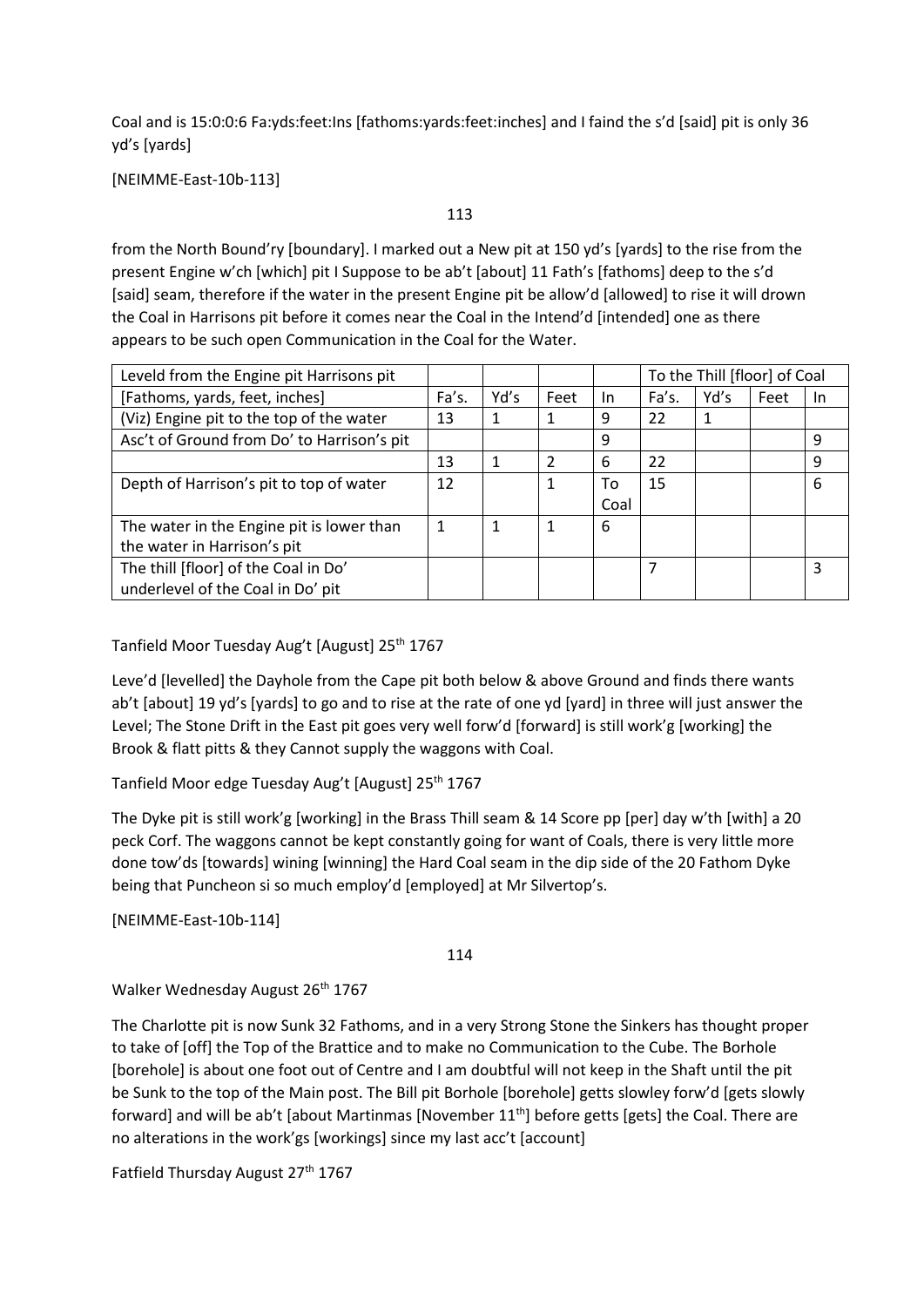Coal and is 15:0:0:6 Fa:yds:feet:Ins [fathoms:yards:feet:inches] and I faind the s'd [said] pit is only 36 yd's [yards]

[NEIMME-East-10b-113]

from the North Bound'ry [boundary]. I marked out a New pit at 150 yd's [yards] to the rise from the present Engine w'ch [which] pit I Suppose to be ab't [about] 11 Fath's [fathoms] deep to the s'd [said] seam, therefore if the water in the present Engine pit be allow'd [allowed] to rise it will drown the Coal in Harrisons pit before it comes near the Coal in the Intend'd [intended] one as there appears to be such open Communication in the Coal for the Water.

| Leveld from the Engine pit Harrisons pit | | | | | To the Thill [floor] of Coal | | | |
|---|---|---|---|---|---|---|---|---|
| [Fathoms, yards, feet, inches] | Fa's. | Yd's | Feet | In | Fa's. | Yd's | Feet | In |
| (Viz) Engine pit to the top of the water | 13 | 1 | 1 | 9 | 22 | 1 | | |
| Asc't of Ground from Do' to Harrison's pit | | | | 9 | | | | 9 |
| | 13 | 1 | 2 | 6 | 22 | | | 9 |
| Depth of Harrison's pit to top of water | 12 | | 1 | To Coal | 15 | | | 6 |
| The water in the Engine pit is lower than the water in Harrison's pit | 1 | 1 | 1 | 6 | | | | |
| The thill [floor] of the Coal in Do' underlevel of the Coal in Do' pit | | | | | 7 | | | 3 |

Tanfield Moor Tuesday Aug't [August] 25th 1767

Leve'd [levelled] the Dayhole from the Cape pit both below & above Ground and finds there wants ab't [about] 19 yd's [yards] to go and to rise at the rate of one yd [yard] in three will just answer the Level; The Stone Drift in the East pit goes very well forw'd [forward] is still work'g [working] the Brook & flatt pitts & they Cannot supply the waggons with Coal.

Tanfield Moor edge Tuesday Aug't [August] 25th 1767

The Dyke pit is still work'g [working] in the Brass Thill seam & 14 Score pp [per] day w'th [with] a 20 peck Corf. The waggons cannot be kept constantly going for want of Coals, there is very little more done tow'ds [towards] wining [winning] the Hard Coal seam in the dip side of the 20 Fathom Dyke being that Puncheon si so much employ'd [employed] at Mr Silvertop's.

[NEIMME-East-10b-114]

Walker Wednesday August 26th 1767

The Charlotte pit is now Sunk 32 Fathoms, and in a very Strong Stone the Sinkers has thought proper to take of [off] the Top of the Brattice and to make no Communication to the Cube. The Borhole [borehole] is about one foot out of Centre and I am doubtful will not keep in the Shaft until the pit be Sunk to the top of the Main post. The Bill pit Borhole [borehole] getts slowley forw'd [gets slowly forward] and will be ab't [about Martinmas [November 11th] before getts [gets] the Coal. There are no alterations in the work'gs [workings] since my last acc't [account]

Fatfield Thursday August 27th 1767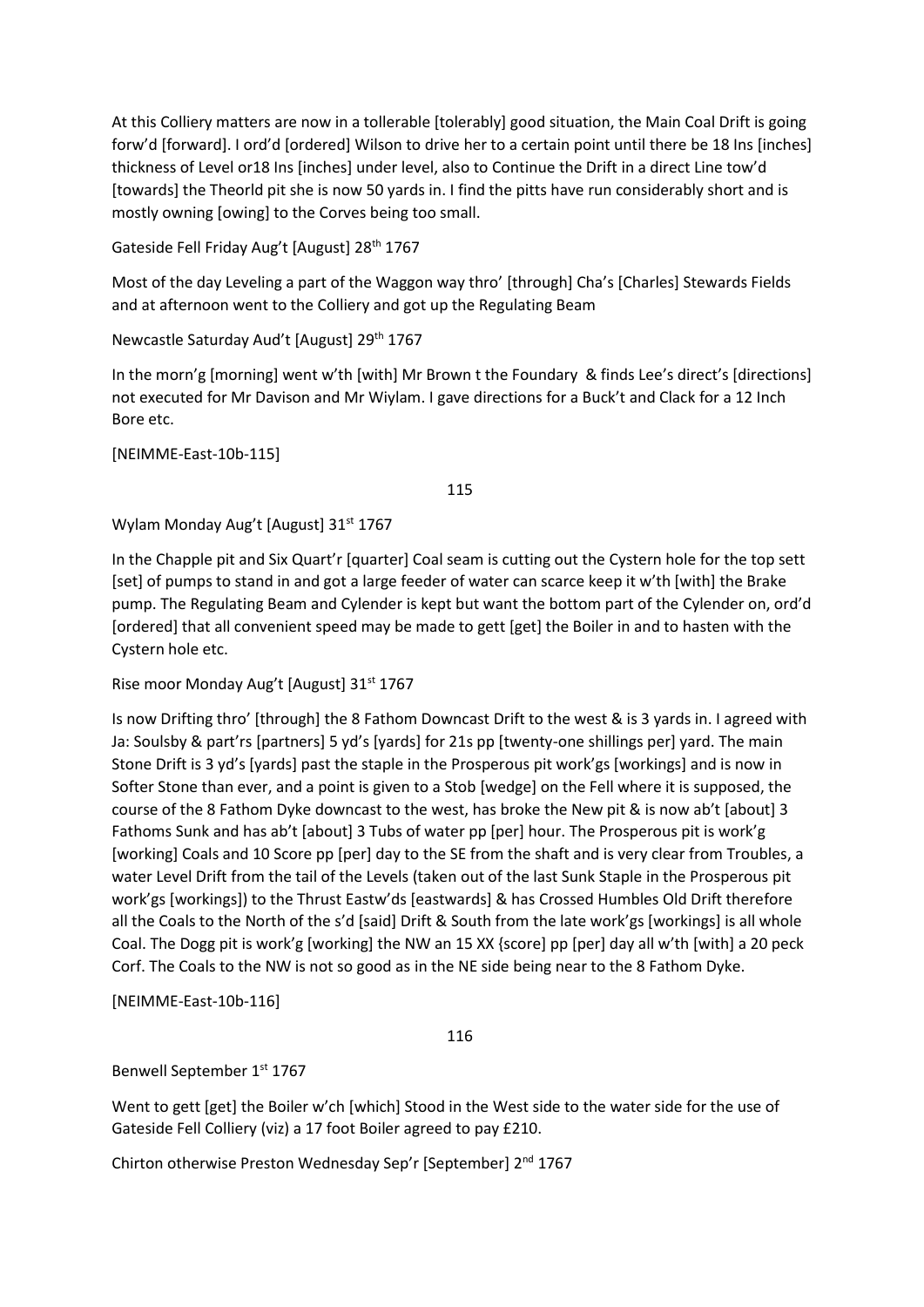At this Colliery matters are now in a tollerable [tolerably] good situation, the Main Coal Drift is going forw'd [forward]. I ord'd [ordered] Wilson to drive her to a certain point until there be 18 Ins [inches] thickness of Level or18 Ins [inches] under level, also to Continue the Drift in a direct Line tow'd [towards] the Theorld pit she is now 50 yards in. I find the pitts have run considerably short and is mostly owning [owing] to the Corves being too small.

Gateside Fell Friday Aug't [August] 28th 1767

Most of the day Leveling a part of the Waggon way thro' [through] Cha's [Charles] Stewards Fields and at afternoon went to the Colliery and got up the Regulating Beam

Newcastle Saturday Aud't [August] 29th 1767

In the morn'g [morning] went w'th [with] Mr Brown t the Foundary & finds Lee's direct's [directions] not executed for Mr Davison and Mr Wiylam. I gave directions for a Buck't and Clack for a 12 Inch Bore etc.

[NEIMME-East-10b-115]

Wylam Monday Aug't [August] 31st 1767

In the Chapple pit and Six Quart'r [quarter] Coal seam is cutting out the Cystern hole for the top sett [set] of pumps to stand in and got a large feeder of water can scarce keep it w'th [with] the Brake pump. The Regulating Beam and Cylender is kept but want the bottom part of the Cylender on, ord'd [ordered] that all convenient speed may be made to gett [get] the Boiler in and to hasten with the Cystern hole etc.

Rise moor Monday Aug't [August] 31st 1767

Is now Drifting thro' [through] the 8 Fathom Downcast Drift to the west & is 3 yards in. I agreed with Ja: Soulsby & part'rs [partners] 5 yd's [yards] for 21s pp [twenty-one shillings per] yard. The main Stone Drift is 3 yd's [yards] past the staple in the Prosperous pit work'gs [workings] and is now in Softer Stone than ever, and a point is given to a Stob [wedge] on the Fell where it is supposed, the course of the 8 Fathom Dyke downcast to the west, has broke the New pit & is now ab't [about] 3 Fathoms Sunk and has ab't [about] 3 Tubs of water pp [per] hour. The Prosperous pit is work'g [working] Coals and 10 Score pp [per] day to the SE from the shaft and is very clear from Troubles, a water Level Drift from the tail of the Levels (taken out of the last Sunk Staple in the Prosperous pit work'gs [workings]) to the Thrust Eastw'ds [eastwards] & has Crossed Humbles Old Drift therefore all the Coals to the North of the s'd [said] Drift & South from the late work'gs [workings] is all whole Coal. The Dogg pit is work'g [working] the NW an 15 XX {score] pp [per] day all w'th [with] a 20 peck Corf. The Coals to the NW is not so good as in the NE side being near to the 8 Fathom Dyke.

[NEIMME-East-10b-116]

Benwell September 1st 1767

Went to gett [get] the Boiler w'ch [which] Stood in the West side to the water side for the use of Gateside Fell Colliery (viz) a 17 foot Boiler agreed to pay £210.

Chirton otherwise Preston Wednesday Sep'r [September] 2nd 1767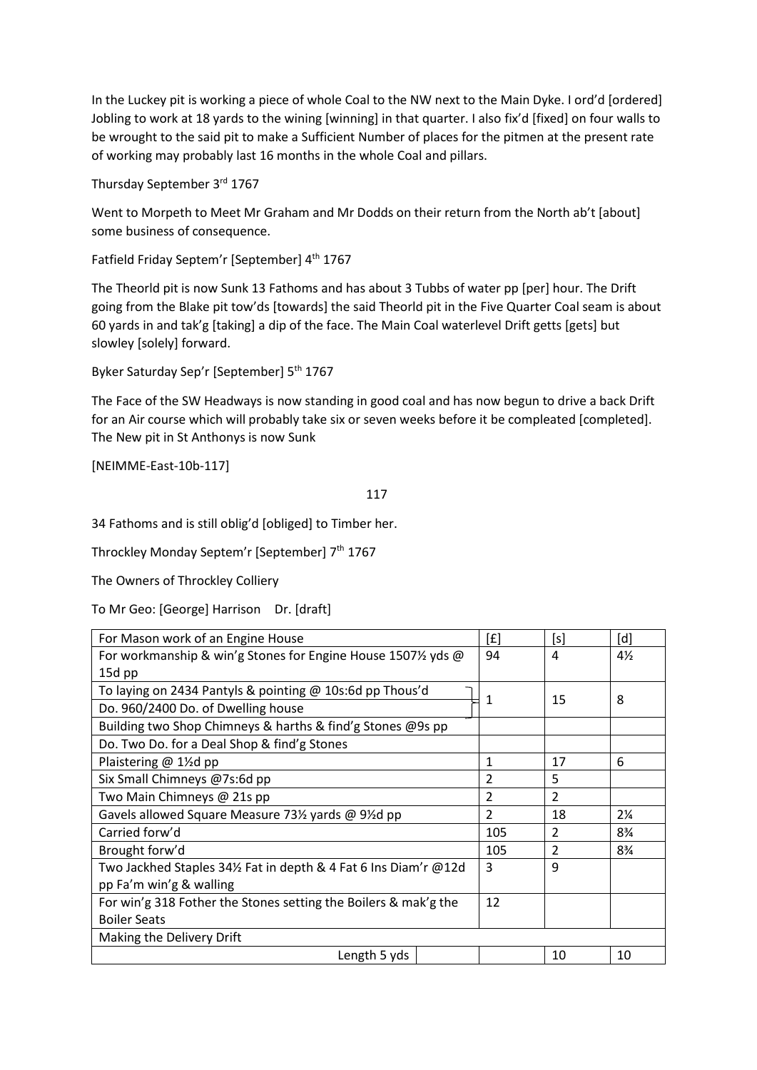In the Luckey pit is working a piece of whole Coal to the NW next to the Main Dyke. I ord'd [ordered] Jobling to work at 18 yards to the wining [winning] in that quarter. I also fix'd [fixed] on four walls to be wrought to the said pit to make a Sufficient Number of places for the pitmen at the present rate of working may probably last 16 months in the whole Coal and pillars.

Thursday September 3rd 1767

Went to Morpeth to Meet Mr Graham and Mr Dodds on their return from the North ab't [about] some business of consequence.

Fatfield Friday Septem'r [September] 4th 1767

The Theorld pit is now Sunk 13 Fathoms and has about 3 Tubbs of water pp [per] hour. The Drift going from the Blake pit tow'ds [towards] the said Theorld pit in the Five Quarter Coal seam is about 60 yards in and tak'g [taking] a dip of the face. The Main Coal waterlevel Drift getts [gets] but slowley [solely] forward.

Byker Saturday Sep'r [September] 5th 1767

The Face of the SW Headways is now standing in good coal and has now begun to drive a back Drift for an Air course which will probably take six or seven weeks before it be compleated [completed]. The New pit in St Anthonys is now Sunk

[NEIMME-East-10b-117]

117

34 Fathoms and is still oblig'd [obliged] to Timber her.

Throckley Monday Septem'r [September] 7th 1767

The Owners of Throckley Colliery

To Mr Geo: [George] Harrison Dr. [draft]

| For Mason work of an Engine House | [£] | [s] | [d] |
|---|---|---|---|
| For workmanship & win'g Stones for Engine House 1507½ yds @ 15d pp | 94 | 4 | 4½ |
| To laying on 2434 Pantyls & pointing @ 10s:6d pp Thous'd<br>Do. 960/2400 Do. of Dwelling house | 1 | 15 | 8 |
| Building two Shop Chimneys & harths & find'g Stones @9s pp | | | |
| Do. Two Do. for a Deal Shop & find'g Stones | | | |
| Plaistering @ 1½d pp | 1 | 17 | 6 |
| Six Small Chimneys @7s:6d pp | 2 | 5 | |
| Two Main Chimneys @ 21s pp | 2 | 2 | |
| Gavels allowed Square Measure 73½ yards @ 9½d pp | 2 | 18 | 2¼ |
| Carried forw'd | 105 | 2 | 8¾ |
| Brought forw'd | 105 | 2 | 8¾ |
| Two Jackhed Staples 34½ Fat in depth & 4 Fat 6 Ins Diam'r @12d pp Fa'm win'g & walling | 3 | 9 | |
| For win'g 318 Fother the Stones setting the Boilers & mak'g the Boiler Seats | 12 | | |
| Making the Delivery Drift | | | |
| Length 5 yds | | 10 | 10 |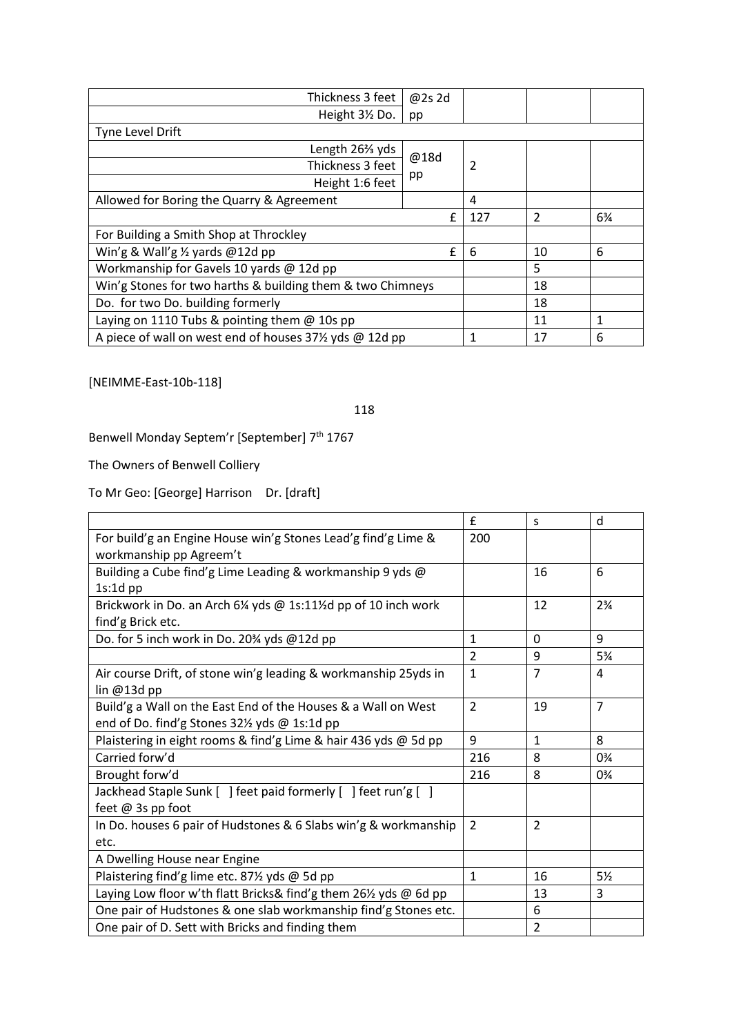| | | | | |
|---|---|---|---|---|
| Thickness 3 feet | @2s 2d | | | |
| Height 3½ Do. | pp | | | |
| Tyne Level Drift | | | | |
| Length 26⅔ yds | @18d | 2 | | |
| Thickness 3 feet | pp | | | |
| Height 1:6 feet | | | | |
| Allowed for Boring the Quarry & Agreement | | 4 | | |
| | £ | 127 | 2 | 6¾ |
| For Building a Smith Shop at Throckley | | | | |
| Win'g & Wall'g ½ yards @12d pp | £ | 6 | 10 | 6 |
| Workmanship for Gavels 10 yards @ 12d pp | | | 5 | |
| Win'g Stones for two harths & building them & two Chimneys | | | 18 | |
| Do. for two Do. building formerly | | | 18 | |
| Laying on 1110 Tubs & pointing them @ 10s pp | | | 11 | 1 |
| A piece of wall on west end of houses 37½ yds @ 12d pp | | 1 | 17 | 6 |

[NEIMME-East-10b-118]

118

Benwell Monday Septem'r [September] 7th 1767

The Owners of Benwell Colliery

To Mr Geo: [George] Harrison Dr. [draft]

| | £ | s | d |
|---|---|---|---|
| For build'g an Engine House win'g Stones Lead'g find'g Lime & workmanship pp Agreem't | 200 | | |
| Building a Cube find'g Lime Leading & workmanship 9 yds @ 1s:1d pp | | 16 | 6 |
| Brickwork in Do. an Arch 6¼ yds @ 1s:11½d pp of 10 inch work find'g Brick etc. | | 12 | 2¾ |
| Do. for 5 inch work in Do. 20¾ yds @12d pp | 1 | 0 | 9 |
| | 2 | 9 | 5¾ |
| Air course Drift, of stone win'g leading & workmanship 25yds in lin @13d pp | 1 | 7 | 4 |
| Build'g a Wall on the East End of the Houses & a Wall on West end of Do. find'g Stones 32½ yds @ 1s:1d pp | 2 | 19 | 7 |
| Plaistering in eight rooms & find'g Lime & hair 436 yds @ 5d pp | 9 | 1 | 8 |
| Carried forw'd | 216 | 8 | 0¾ |
| Brought forw'd | 216 | 8 | 0¾ |
| Jackhead Staple Sunk [ ] feet paid formerly [ ] feet run'g [ ] feet @ 3s pp foot | | | |
| In Do. houses 6 pair of Hudstones & 6 Slabs win'g & workmanship etc. | 2 | 2 | |
| A Dwelling House near Engine | | | |
| Plaistering find'g lime etc. 87½ yds @ 5d pp | 1 | 16 | 5½ |
| Laying Low floor w'th flatt Bricks& find'g them 26½ yds @ 6d pp | | 13 | 3 |
| One pair of Hudstones & one slab workmanship find'g Stones etc. | | 6 | |
| One pair of D. Sett with Bricks and finding them | | 2 | |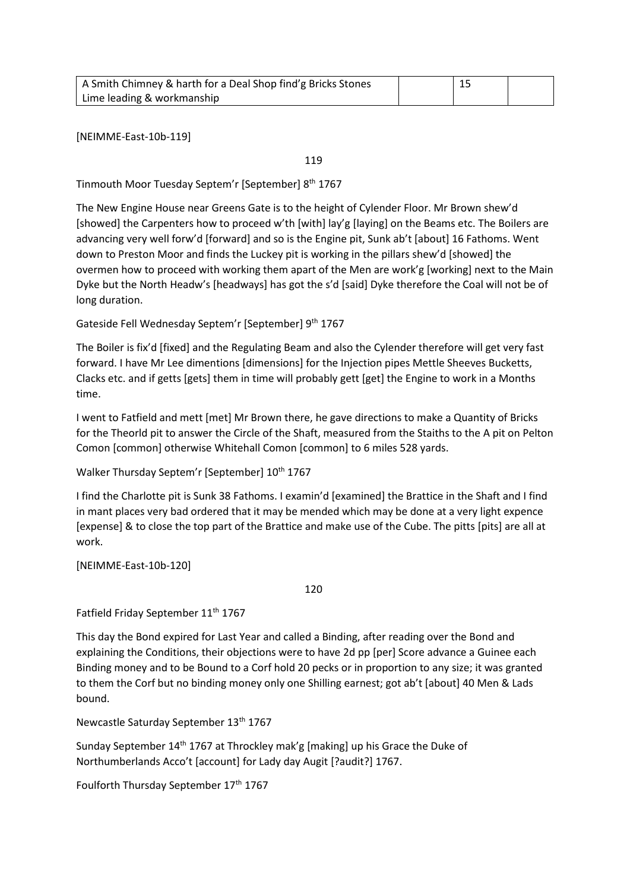| | | | |
|---|---|---|---|
| A Smith Chimney & harth for a Deal Shop find'g Bricks Stones Lime leading & workmanship | | 15 | |

[NEIMME-East-10b-119]

119

Tinmouth Moor Tuesday Septem'r [September] 8th 1767

The New Engine House near Greens Gate is to the height of Cylender Floor. Mr Brown shew'd [showed] the Carpenters how to proceed w'th [with] lay'g [laying] on the Beams etc. The Boilers are advancing very well forw'd [forward] and so is the Engine pit, Sunk ab't [about] 16 Fathoms. Went down to Preston Moor and finds the Luckey pit is working in the pillars shew'd [showed] the overmen how to proceed with working them apart of the Men are work'g [working] next to the Main Dyke but the North Headw's [headways] has got the s'd [said] Dyke therefore the Coal will not be of long duration.

Gateside Fell Wednesday Septem'r [September] 9th 1767

The Boiler is fix'd [fixed] and the Regulating Beam and also the Cylender therefore will get very fast forward. I have Mr Lee dimentions [dimensions] for the Injection pipes Mettle Sheeves Bucketts, Clacks etc. and if getts [gets] them in time will probably gett [get] the Engine to work in a Months time.

I went to Fatfield and mett [met] Mr Brown there, he gave directions to make a Quantity of Bricks for the Theorld pit to answer the Circle of the Shaft, measured from the Staiths to the A pit on Pelton Comon [common] otherwise Whitehall Comon [common] to 6 miles 528 yards.

Walker Thursday Septem'r [September] 10th 1767

I find the Charlotte pit is Sunk 38 Fathoms. I examin'd [examined] the Brattice in the Shaft and I find in mant places very bad ordered that it may be mended which may be done at a very light expence [expense] & to close the top part of the Brattice and make use of the Cube. The pitts [pits] are all at work.

[NEIMME-East-10b-120]

120

Fatfield Friday September 11th 1767

This day the Bond expired for Last Year and called a Binding, after reading over the Bond and explaining the Conditions, their objections were to have 2d pp [per] Score advance a Guinee each Binding money and to be Bound to a Corf hold 20 pecks or in proportion to any size; it was granted to them the Corf but no binding money only one Shilling earnest; got ab't [about] 40 Men & Lads bound.

Newcastle Saturday September 13th 1767

Sunday September 14th 1767 at Throckley mak'g [making] up his Grace the Duke of Northumberlands Acco't [account] for Lady day Augit [?audit?] 1767.

Foulforth Thursday September 17th 1767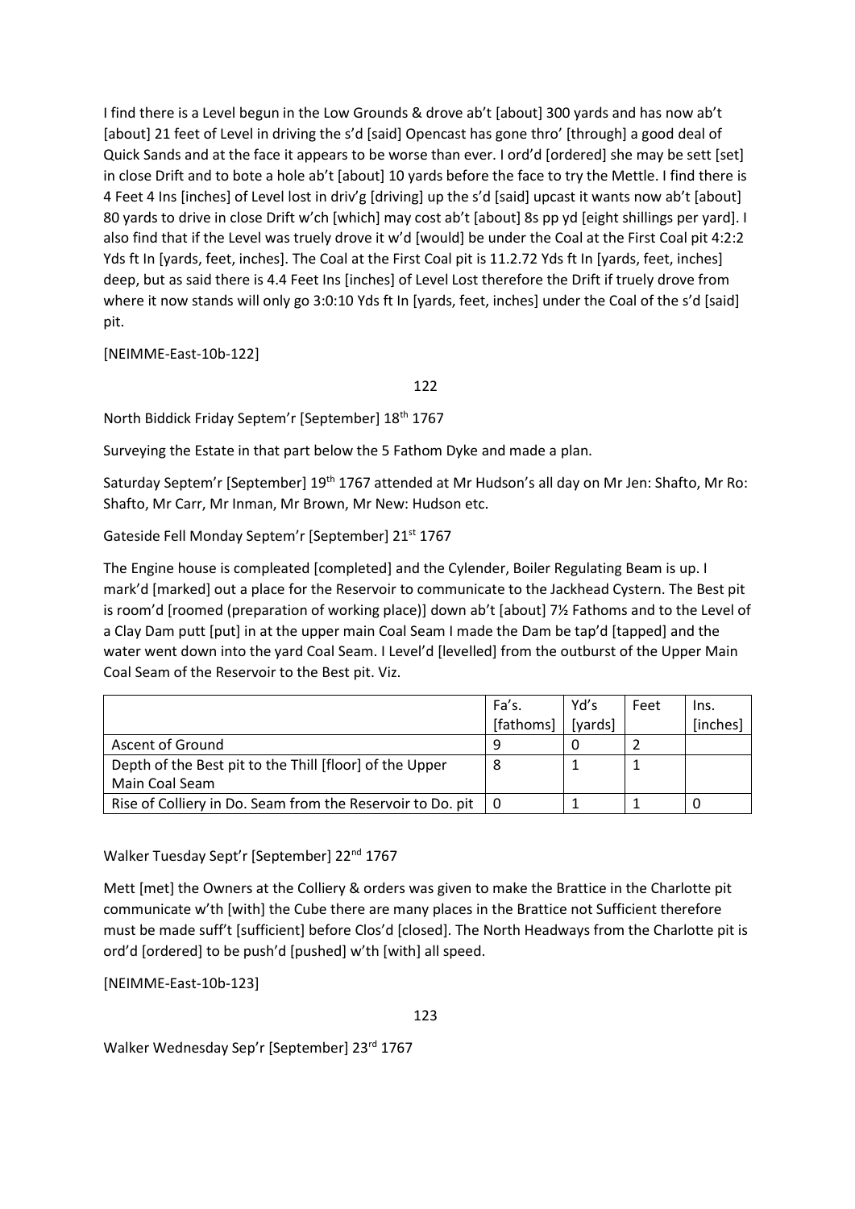I find there is a Level begun in the Low Grounds & drove ab't [about] 300 yards and has now ab't [about] 21 feet of Level in driving the s'd [said] Opencast has gone thro' [through] a good deal of Quick Sands and at the face it appears to be worse than ever. I ord'd [ordered] she may be sett [set] in close Drift and to bote a hole ab't [about] 10 yards before the face to try the Mettle. I find there is 4 Feet 4 Ins [inches] of Level lost in driv'g [driving] up the s'd [said] upcast it wants now ab't [about] 80 yards to drive in close Drift w'ch [which] may cost ab't [about] 8s pp yd [eight shillings per yard]. I also find that if the Level was truely drove it w'd [would] be under the Coal at the First Coal pit 4:2:2 Yds ft In [yards, feet, inches]. The Coal at the First Coal pit is 11.2.72 Yds ft In [yards, feet, inches] deep, but as said there is 4.4 Feet Ins [inches] of Level Lost therefore the Drift if truely drove from where it now stands will only go 3:0:10 Yds ft In [yards, feet, inches] under the Coal of the s'd [said] pit.

[NEIMME-East-10b-122]

122

North Biddick Friday Septem'r [September] 18th 1767

Surveying the Estate in that part below the 5 Fathom Dyke and made a plan.

Saturday Septem'r [September] 19th 1767 attended at Mr Hudson's all day on Mr Jen: Shafto, Mr Ro: Shafto, Mr Carr, Mr Inman, Mr Brown, Mr New: Hudson etc.

Gateside Fell Monday Septem'r [September] 21st 1767

The Engine house is compleated [completed] and the Cylender, Boiler Regulating Beam is up. I mark'd [marked] out a place for the Reservoir to communicate to the Jackhead Cystern. The Best pit is room'd [roomed (preparation of working place)] down ab't [about] 7½ Fathoms and to the Level of a Clay Dam putt [put] in at the upper main Coal Seam I made the Dam be tap'd [tapped] and the water went down into the yard Coal Seam. I Level'd [levelled] from the outburst of the Upper Main Coal Seam of the Reservoir to the Best pit. Viz.

| | Fa's. [fathoms] | Yd's [yards] | Feet | Ins. [inches] |
|---|---|---|---|---|
| Ascent of Ground | 9 | 0 | 2 | |
| Depth of the Best pit to the Thill [floor] of the Upper Main Coal Seam | 8 | 1 | 1 | |
| Rise of Colliery in Do. Seam from the Reservoir to Do. pit | 0 | 1 | 1 | 0 |

Walker Tuesday Sept'r [September] 22nd 1767

Mett [met] the Owners at the Colliery & orders was given to make the Brattice in the Charlotte pit communicate w'th [with] the Cube there are many places in the Brattice not Sufficient therefore must be made suff't [sufficient] before Clos'd [closed]. The North Headways from the Charlotte pit is ord'd [ordered] to be push'd [pushed] w'th [with] all speed.

[NEIMME-East-10b-123]

123

Walker Wednesday Sep'r [September] 23rd 1767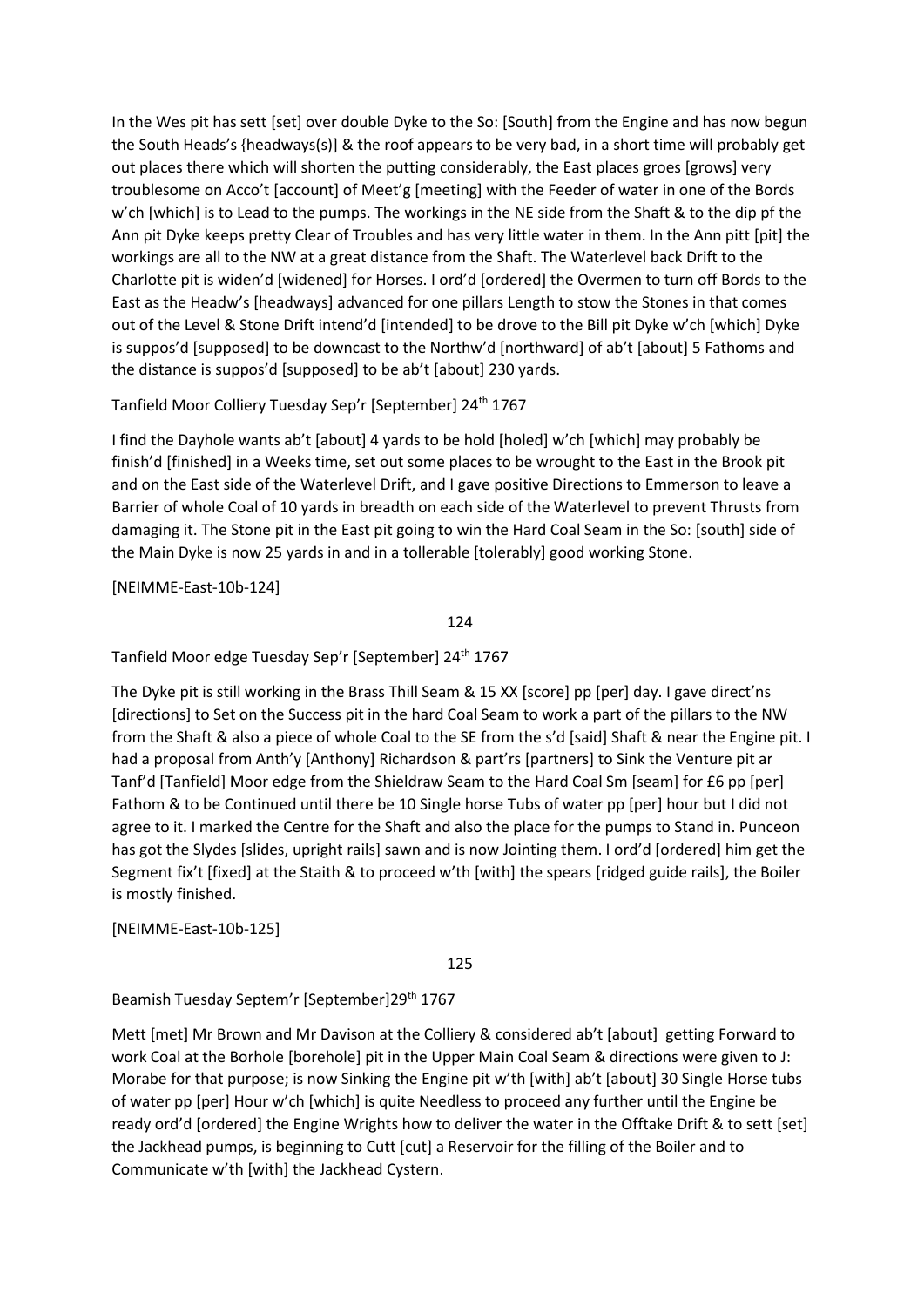In the Wes pit has sett [set] over double Dyke to the So: [South] from the Engine and has now begun the South Heads's {headways(s)] & the roof appears to be very bad, in a short time will probably get out places there which will shorten the putting considerably, the East places groes [grows] very troublesome on Acco't [account] of Meet'g [meeting] with the Feeder of water in one of the Bords w'ch [which] is to Lead to the pumps. The workings in the NE side from the Shaft & to the dip pf the Ann pit Dyke keeps pretty Clear of Troubles and has very little water in them. In the Ann pitt [pit] the workings are all to the NW at a great distance from the Shaft. The Waterlevel back Drift to the Charlotte pit is widen'd [widened] for Horses. I ord'd [ordered] the Overmen to turn off Bords to the East as the Headw's [headways] advanced for one pillars Length to stow the Stones in that comes out of the Level & Stone Drift intend'd [intended] to be drove to the Bill pit Dyke w'ch [which] Dyke is suppos'd [supposed] to be downcast to the Northw'd [northward] of ab't [about] 5 Fathoms and the distance is suppos'd [supposed] to be ab't [about] 230 yards.

Tanfield Moor Colliery Tuesday Sep'r [September] 24th 1767

I find the Dayhole wants ab't [about] 4 yards to be hold [holed] w'ch [which] may probably be finish'd [finished] in a Weeks time, set out some places to be wrought to the East in the Brook pit and on the East side of the Waterlevel Drift, and I gave positive Directions to Emmerson to leave a Barrier of whole Coal of 10 yards in breadth on each side of the Waterlevel to prevent Thrusts from damaging it. The Stone pit in the East pit going to win the Hard Coal Seam in the So: [south] side of the Main Dyke is now 25 yards in and in a tollerable [tolerably] good working Stone.

[NEIMME-East-10b-124]

124

Tanfield Moor edge Tuesday Sep'r [September] 24th 1767

The Dyke pit is still working in the Brass Thill Seam & 15 XX [score] pp [per] day. I gave direct'ns [directions] to Set on the Success pit in the hard Coal Seam to work a part of the pillars to the NW from the Shaft & also a piece of whole Coal to the SE from the s'd [said] Shaft & near the Engine pit. I had a proposal from Anth'y [Anthony] Richardson & part'rs [partners] to Sink the Venture pit ar Tanf'd [Tanfield] Moor edge from the Shieldraw Seam to the Hard Coal Sm [seam] for £6 pp [per] Fathom & to be Continued until there be 10 Single horse Tubs of water pp [per] hour but I did not agree to it. I marked the Centre for the Shaft and also the place for the pumps to Stand in. Punceon has got the Slydes [slides, upright rails] sawn and is now Jointing them. I ord'd [ordered] him get the Segment fix't [fixed] at the Staith & to proceed w'th [with] the spears [ridged guide rails], the Boiler is mostly finished.

[NEIMME-East-10b-125]

125

Beamish Tuesday Septem'r [September]29th 1767

Mett [met] Mr Brown and Mr Davison at the Colliery & considered ab't [about] getting Forward to work Coal at the Borhole [borehole] pit in the Upper Main Coal Seam & directions were given to J: Morabe for that purpose; is now Sinking the Engine pit w'th [with] ab't [about] 30 Single Horse tubs of water pp [per] Hour w'ch [which] is quite Needless to proceed any further until the Engine be ready ord'd [ordered] the Engine Wrights how to deliver the water in the Offtake Drift & to sett [set] the Jackhead pumps, is beginning to Cutt [cut] a Reservoir for the filling of the Boiler and to Communicate w'th [with] the Jackhead Cystern.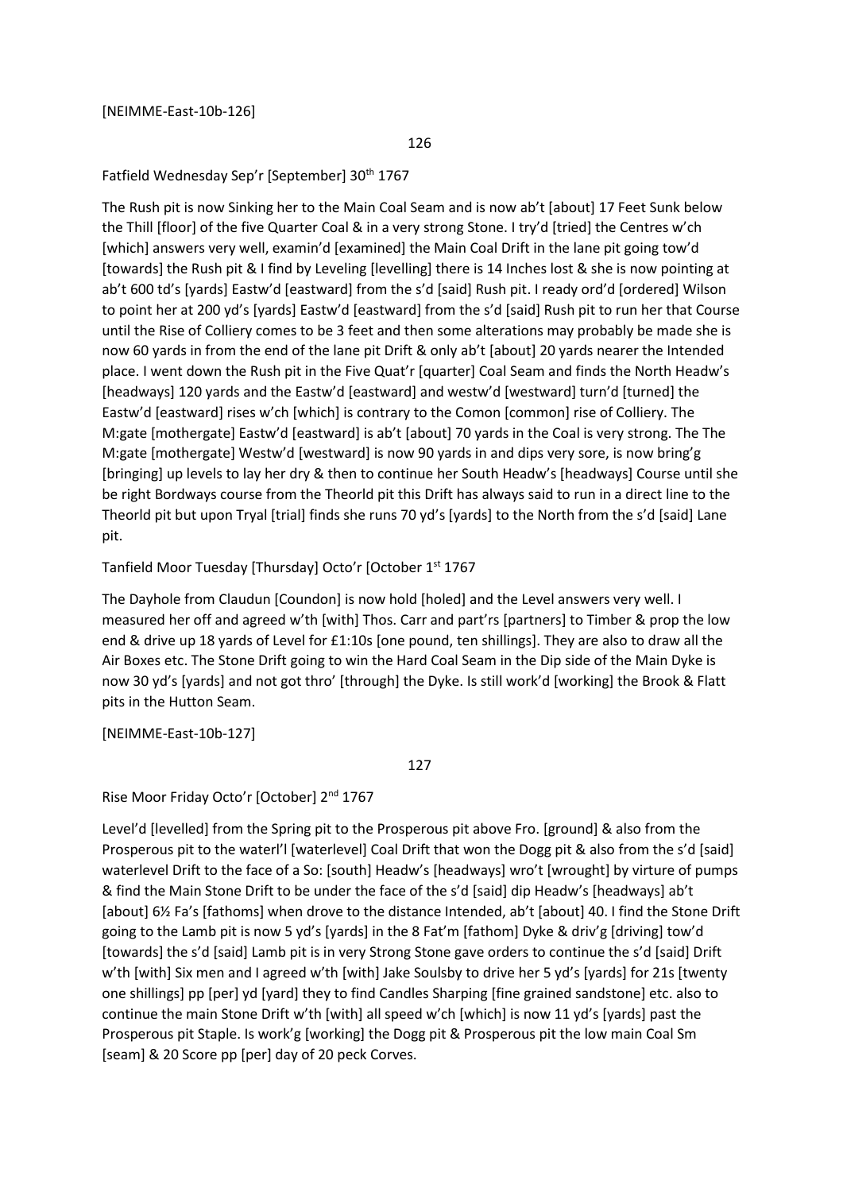[NEIMME-East-10b-126]

Fatfield Wednesday Sep'r [September] 30th 1767

The Rush pit is now Sinking her to the Main Coal Seam and is now ab't [about] 17 Feet Sunk below the Thill [floor] of the five Quarter Coal & in a very strong Stone. I try'd [tried] the Centres w'ch [which] answers very well, examin'd [examined] the Main Coal Drift in the lane pit going tow'd [towards] the Rush pit & I find by Leveling [levelling] there is 14 Inches lost & she is now pointing at ab't 600 td's [yards] Eastw'd [eastward] from the s'd [said] Rush pit. I ready ord'd [ordered] Wilson to point her at 200 yd's [yards] Eastw'd [eastward] from the s'd [said] Rush pit to run her that Course until the Rise of Colliery comes to be 3 feet and then some alterations may probably be made she is now 60 yards in from the end of the lane pit Drift & only ab't [about] 20 yards nearer the Intended place. I went down the Rush pit in the Five Quat'r [quarter] Coal Seam and finds the North Headw's [headways] 120 yards and the Eastw'd [eastward] and westw'd [westward] turn'd [turned] the Eastw'd [eastward] rises w'ch [which] is contrary to the Comon [common] rise of Colliery. The M:gate [mothergate] Eastw'd [eastward] is ab't [about] 70 yards in the Coal is very strong. The The M:gate [mothergate] Westw'd [westward] is now 90 yards in and dips very sore, is now bring'g [bringing] up levels to lay her dry & then to continue her South Headw's [headways] Course until she be right Bordways course from the Theorld pit this Drift has always said to run in a direct line to the Theorld pit but upon Tryal [trial] finds she runs 70 yd's [yards] to the North from the s'd [said] Lane pit.

Tanfield Moor Tuesday [Thursday] Octo'r [October 1st 1767

The Dayhole from Claudun [Coundon] is now hold [holed] and the Level answers very well. I measured her off and agreed w'th [with] Thos. Carr and part'rs [partners] to Timber & prop the low end & drive up 18 yards of Level for £1:10s [one pound, ten shillings]. They are also to draw all the Air Boxes etc. The Stone Drift going to win the Hard Coal Seam in the Dip side of the Main Dyke is now 30 yd's [yards] and not got thro' [through] the Dyke. Is still work'd [working] the Brook & Flatt pits in the Hutton Seam.

[NEIMME-East-10b-127]

Rise Moor Friday Octo'r [October] 2nd 1767

Level'd [levelled] from the Spring pit to the Prosperous pit above Fro. [ground] & also from the Prosperous pit to the waterl'l [waterlevel] Coal Drift that won the Dogg pit & also from the s'd [said] waterlevel Drift to the face of a So: [south] Headw's [headways] wro't [wrought] by virture of pumps & find the Main Stone Drift to be under the face of the s'd [said] dip Headw's [headways] ab't [about] 6½ Fa's [fathoms] when drove to the distance Intended, ab't [about] 40. I find the Stone Drift going to the Lamb pit is now 5 yd's [yards] in the 8 Fat'm [fathom] Dyke & driv'g [driving] tow'd [towards] the s'd [said] Lamb pit is in very Strong Stone gave orders to continue the s'd [said] Drift w'th [with] Six men and I agreed w'th [with] Jake Soulsby to drive her 5 yd's [yards] for 21s [twenty one shillings] pp [per] yd [yard] they to find Candles Sharping [fine grained sandstone] etc. also to continue the main Stone Drift w'th [with] all speed w'ch [which] is now 11 yd's [yards] past the Prosperous pit Staple. Is work'g [working] the Dogg pit & Prosperous pit the low main Coal Sm [seam] & 20 Score pp [per] day of 20 peck Corves.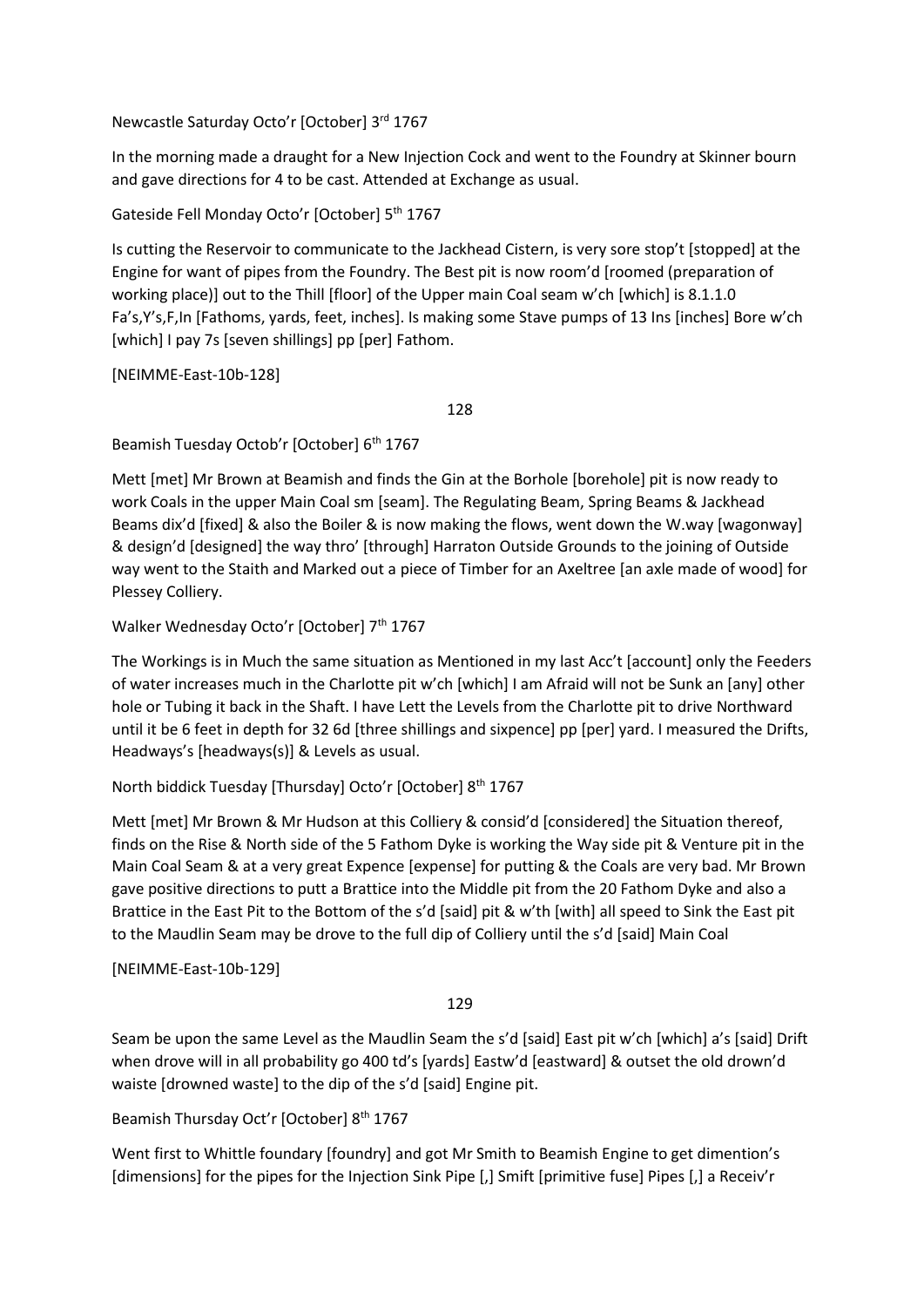Newcastle Saturday Octo'r [October] 3rd 1767

In the morning made a draught for a New Injection Cock and went to the Foundry at Skinner bourn and gave directions for 4 to be cast. Attended at Exchange as usual.

Gateside Fell Monday Octo'r [October] 5th 1767

Is cutting the Reservoir to communicate to the Jackhead Cistern, is very sore stop't [stopped] at the Engine for want of pipes from the Foundry. The Best pit is now room'd [roomed (preparation of working place)] out to the Thill [floor] of the Upper main Coal seam w'ch [which] is 8.1.1.0 Fa's,Y's,F,In [Fathoms, yards, feet, inches]. Is making some Stave pumps of 13 Ins [inches] Bore w'ch [which] I pay 7s [seven shillings] pp [per] Fathom.

[NEIMME-East-10b-128]

128

Beamish Tuesday Octob'r [October] 6th 1767

Mett [met] Mr Brown at Beamish and finds the Gin at the Borhole [borehole] pit is now ready to work Coals in the upper Main Coal sm [seam]. The Regulating Beam, Spring Beams & Jackhead Beams dix'd [fixed] & also the Boiler & is now making the flows, went down the W.way [wagonway] & design'd [designed] the way thro' [through] Harraton Outside Grounds to the joining of Outside way went to the Staith and Marked out a piece of Timber for an Axeltree [an axle made of wood] for Plessey Colliery.

Walker Wednesday Octo'r [October] 7th 1767

The Workings is in Much the same situation as Mentioned in my last Acc't [account] only the Feeders of water increases much in the Charlotte pit w'ch [which] I am Afraid will not be Sunk an [any] other hole or Tubing it back in the Shaft. I have Lett the Levels from the Charlotte pit to drive Northward until it be 6 feet in depth for 32 6d [three shillings and sixpence] pp [per] yard. I measured the Drifts, Headways's [headways(s)] & Levels as usual.

North biddick Tuesday [Thursday] Octo'r [October] 8th 1767

Mett [met] Mr Brown & Mr Hudson at this Colliery & consid'd [considered] the Situation thereof, finds on the Rise & North side of the 5 Fathom Dyke is working the Way side pit & Venture pit in the Main Coal Seam & at a very great Expence [expense] for putting & the Coals are very bad. Mr Brown gave positive directions to putt a Brattice into the Middle pit from the 20 Fathom Dyke and also a Brattice in the East Pit to the Bottom of the s'd [said] pit & w'th [with] all speed to Sink the East pit to the Maudlin Seam may be drove to the full dip of Colliery until the s'd [said] Main Coal

[NEIMME-East-10b-129]

129

Seam be upon the same Level as the Maudlin Seam the s'd [said] East pit w'ch [which] a's [said] Drift when drove will in all probability go 400 td's [yards] Eastw'd [eastward] & outset the old drown'd waiste [drowned waste] to the dip of the s'd [said] Engine pit.

Beamish Thursday Oct'r [October] 8th 1767

Went first to Whittle foundary [foundry] and got Mr Smith to Beamish Engine to get dimention's [dimensions] for the pipes for the Injection Sink Pipe [,] Smift [primitive fuse] Pipes [,] a Receiv'r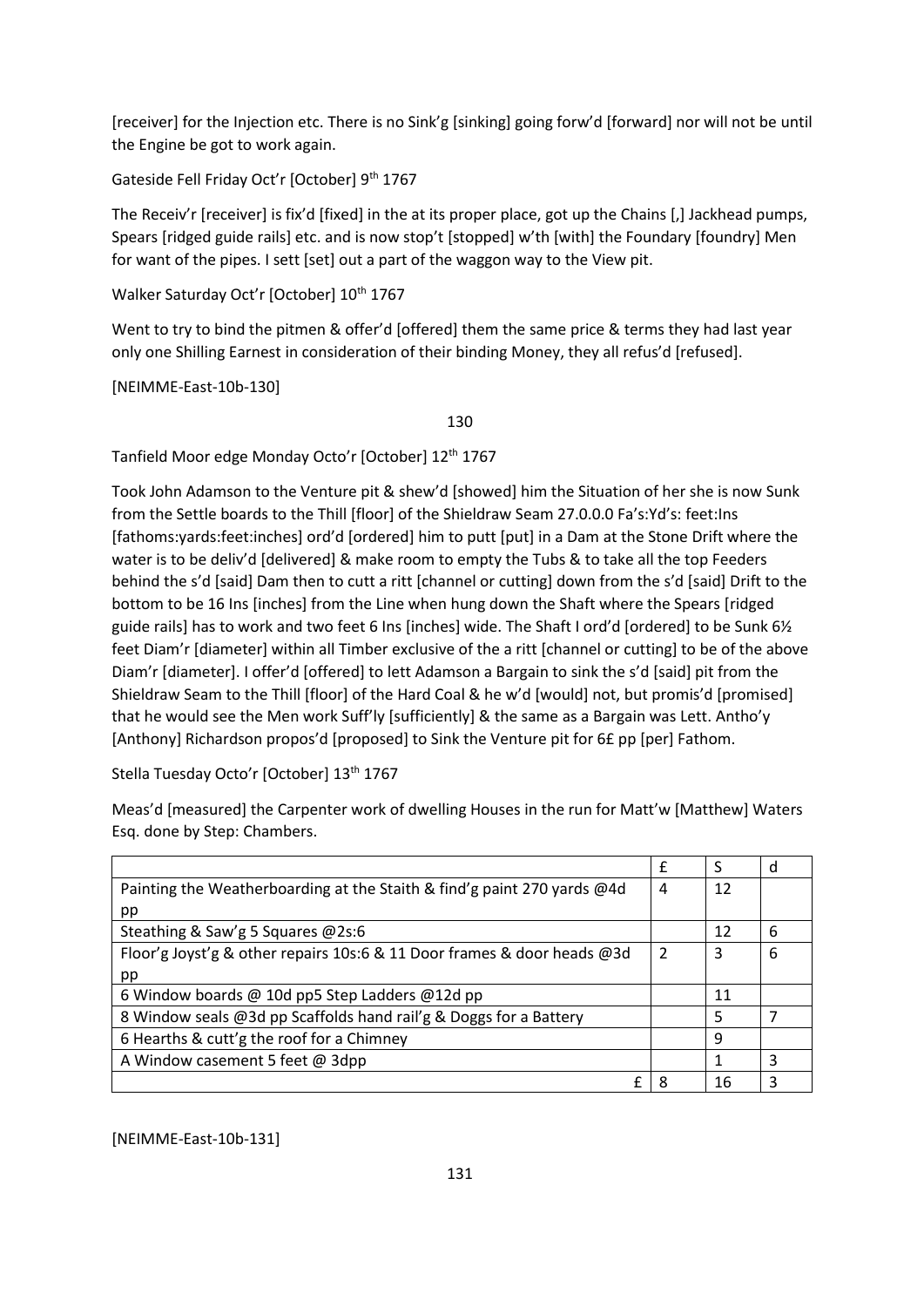[receiver] for the Injection etc. There is no Sink'g [sinking] going forw'd [forward] nor will not be until the Engine be got to work again.

Gateside Fell Friday Oct'r [October] 9th 1767

The Receiv'r [receiver] is fix'd [fixed] in the at its proper place, got up the Chains [,] Jackhead pumps, Spears [ridged guide rails] etc. and is now stop't [stopped] w'th [with] the Foundary [foundry] Men for want of the pipes. I sett [set] out a part of the waggon way to the View pit.

Walker Saturday Oct'r [October] 10th 1767

Went to try to bind the pitmen & offer'd [offered] them the same price & terms they had last year only one Shilling Earnest in consideration of their binding Money, they all refus'd [refused].

[NEIMME-East-10b-130]

Tanfield Moor edge Monday Octo'r [October] 12th 1767

Took John Adamson to the Venture pit & shew'd [showed] him the Situation of her she is now Sunk from the Settle boards to the Thill [floor] of the Shieldraw Seam 27.0.0.0 Fa's:Yd's: feet:Ins [fathoms:yards:feet:inches] ord'd [ordered] him to putt [put] in a Dam at the Stone Drift where the water is to be deliv'd [delivered] & make room to empty the Tubs & to take all the top Feeders behind the s'd [said] Dam then to cutt a ritt [channel or cutting] down from the s'd [said] Drift to the bottom to be 16 Ins [inches] from the Line when hung down the Shaft where the Spears [ridged guide rails] has to work and two feet 6 Ins [inches] wide. The Shaft I ord'd [ordered] to be Sunk 6½ feet Diam'r [diameter] within all Timber exclusive of the a ritt [channel or cutting] to be of the above Diam'r [diameter]. I offer'd [offered] to lett Adamson a Bargain to sink the s'd [said] pit from the Shieldraw Seam to the Thill [floor] of the Hard Coal & he w'd [would] not, but promis'd [promised] that he would see the Men work Suff'ly [sufficiently] & the same as a Bargain was Lett. Antho'y [Anthony] Richardson propos'd [proposed] to Sink the Venture pit for 6£ pp [per] Fathom.

Stella Tuesday Octo'r [October] 13th 1767

Meas'd [measured] the Carpenter work of dwelling Houses in the run for Matt'w [Matthew] Waters Esq. done by Step: Chambers.

| | £ | S | d |
|---|---|---|---|
| Painting the Weatherboarding at the Staith & find'g paint 270 yards @4d pp | 4 | 12 | |
| Steathing & Saw'g 5 Squares @2s:6 | | 12 | 6 |
| Floor'g Joyst'g & other repairs 10s:6 & 11 Door frames & door heads @3d pp | 2 | 3 | 6 |
| 6 Window boards @ 10d pp5 Step Ladders @12d pp | | 11 | |
| 8 Window seals @3d pp Scaffolds hand rail'g & Doggs for a Battery | | 5 | 7 |
| 6 Hearths & cutt'g the roof for a Chimney | | 9 | |
| A Window casement 5 feet @ 3dpp | | 1 | 3 |
| £ | 8 | 16 | 3 |

[NEIMME-East-10b-131]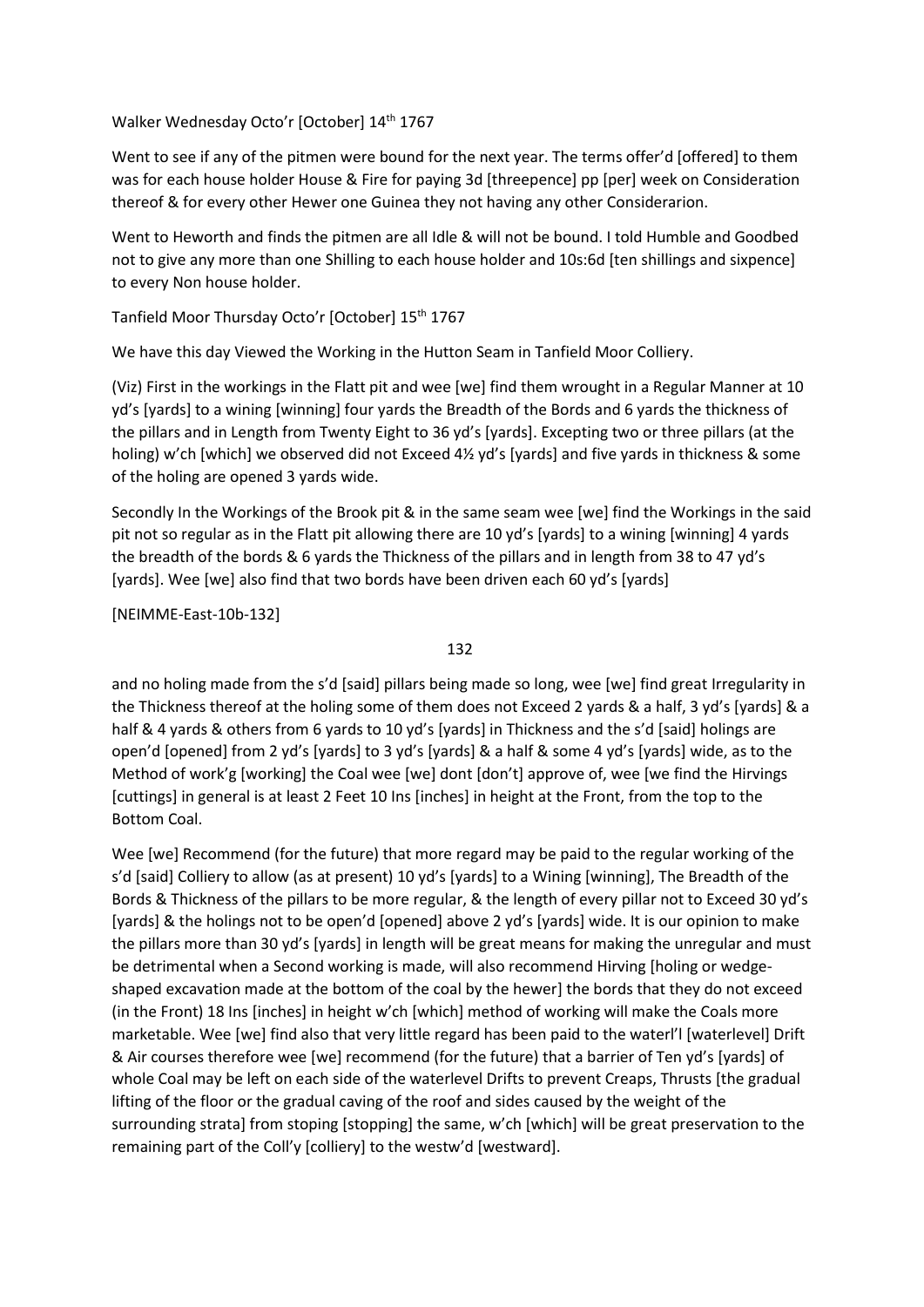Walker Wednesday Octo'r [October] 14th 1767

Went to see if any of the pitmen were bound for the next year. The terms offer'd [offered] to them was for each house holder House & Fire for paying 3d [threepence] pp [per] week on Consideration thereof & for every other Hewer one Guinea they not having any other Considerarion.

Went to Heworth and finds the pitmen are all Idle & will not be bound. I told Humble and Goodbed not to give any more than one Shilling to each house holder and 10s:6d [ten shillings and sixpence] to every Non house holder.

Tanfield Moor Thursday Octo'r [October] 15th 1767

We have this day Viewed the Working in the Hutton Seam in Tanfield Moor Colliery.

(Viz) First in the workings in the Flatt pit and wee [we] find them wrought in a Regular Manner at 10 yd's [yards] to a wining [winning] four yards the Breadth of the Bords and 6 yards the thickness of the pillars and in Length from Twenty Eight to 36 yd's [yards]. Excepting two or three pillars (at the holing) w'ch [which] we observed did not Exceed 4½ yd's [yards] and five yards in thickness & some of the holing are opened 3 yards wide.

Secondly In the Workings of the Brook pit & in the same seam wee [we] find the Workings in the said pit not so regular as in the Flatt pit allowing there are 10 yd's [yards] to a wining [winning] 4 yards the breadth of the bords & 6 yards the Thickness of the pillars and in length from 38 to 47 yd's [yards]. Wee [we] also find that two bords have been driven each 60 yd's [yards]

[NEIMME-East-10b-132]

and no holing made from the s'd [said] pillars being made so long, wee [we] find great Irregularity in the Thickness thereof at the holing some of them does not Exceed 2 yards & a half, 3 yd's [yards] & a half & 4 yards & others from 6 yards to 10 yd's [yards] in Thickness and the s'd [said] holings are open'd [opened] from 2 yd's [yards] to 3 yd's [yards] & a half & some 4 yd's [yards] wide, as to the Method of work'g [working] the Coal wee [we] dont [don't] approve of, wee [we find the Hirvings [cuttings] in general is at least 2 Feet 10 Ins [inches] in height at the Front, from the top to the Bottom Coal.

Wee [we] Recommend (for the future) that more regard may be paid to the regular working of the s'd [said] Colliery to allow (as at present) 10 yd's [yards] to a Wining [winning], The Breadth of the Bords & Thickness of the pillars to be more regular, & the length of every pillar not to Exceed 30 yd's [yards] & the holings not to be open'd [opened] above 2 yd's [yards] wide. It is our opinion to make the pillars more than 30 yd's [yards] in length will be great means for making the unregular and must be detrimental when a Second working is made, will also recommend Hirving [holing or wedge-shaped excavation made at the bottom of the coal by the hewer] the bords that they do not exceed (in the Front) 18 Ins [inches] in height w'ch [which] method of working will make the Coals more marketable. Wee [we] find also that very little regard has been paid to the waterl'l [waterlevel] Drift & Air courses therefore wee [we] recommend (for the future) that a barrier of Ten yd's [yards] of whole Coal may be left on each side of the waterlevel Drifts to prevent Creaps, Thrusts [the gradual lifting of the floor or the gradual caving of the roof and sides caused by the weight of the surrounding strata] from stoping [stopping] the same, w'ch [which] will be great preservation to the remaining part of the Coll'y [colliery] to the westw'd [westward].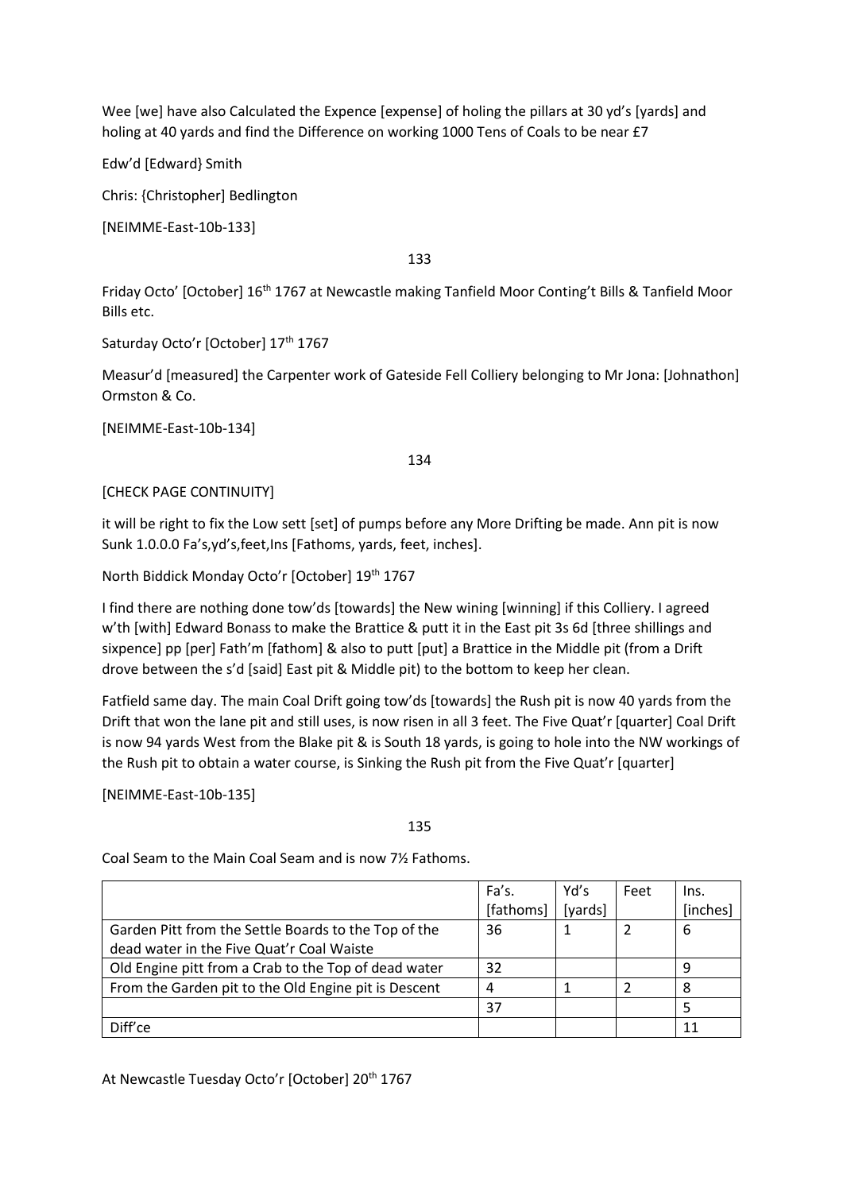Wee [we] have also Calculated the Expence [expense] of holing the pillars at 30 yd's [yards] and holing at 40 yards and find the Difference on working 1000 Tens of Coals to be near £7

Edw'd [Edward} Smith

Chris: {Christopher] Bedlington

[NEIMME-East-10b-133]

133

Friday Octo' [October] 16th 1767 at Newcastle making Tanfield Moor Conting't Bills & Tanfield Moor Bills etc.

Saturday Octo'r [October] 17th 1767

Measur'd [measured] the Carpenter work of Gateside Fell Colliery belonging to Mr Jona: [Johnathon] Ormston & Co.

[NEIMME-East-10b-134]

134

[CHECK PAGE CONTINUITY]

it will be right to fix the Low sett [set] of pumps before any More Drifting be made. Ann pit is now Sunk 1.0.0.0 Fa's,yd's,feet,Ins [Fathoms, yards, feet, inches].

North Biddick Monday Octo'r [October] 19th 1767

I find there are nothing done tow'ds [towards] the New wining [winning] if this Colliery. I agreed w'th [with] Edward Bonass to make the Brattice & putt it in the East pit 3s 6d [three shillings and sixpence] pp [per] Fath'm [fathom] & also to putt [put] a Brattice in the Middle pit (from a Drift drove between the s'd [said] East pit & Middle pit) to the bottom to keep her clean.

Fatfield same day. The main Coal Drift going tow'ds [towards] the Rush pit is now 40 yards from the Drift that won the lane pit and still uses, is now risen in all 3 feet. The Five Quat'r [quarter] Coal Drift is now 94 yards West from the Blake pit & is South 18 yards, is going to hole into the NW workings of the Rush pit to obtain a water course, is Sinking the Rush pit from the Five Quat'r [quarter]

[NEIMME-East-10b-135]

135

Coal Seam to the Main Coal Seam and is now 7½ Fathoms.

| | Fa's. [fathoms] | Yd's [yards] | Feet | Ins. [inches] |
|---|---|---|---|---|
| Garden Pitt from the Settle Boards to the Top of the dead water in the Five Quat'r Coal Waiste | 36 | 1 | 2 | 6 |
| Old Engine pitt from a Crab to the Top of dead water | 32 | | | 9 |
| From the Garden pit to the Old Engine pit is Descent | 4 | 1 | 2 | 8 |
| | 37 | | | 5 |
| Diff'ce | | | | 11 |

At Newcastle Tuesday Octo'r [October] 20th 1767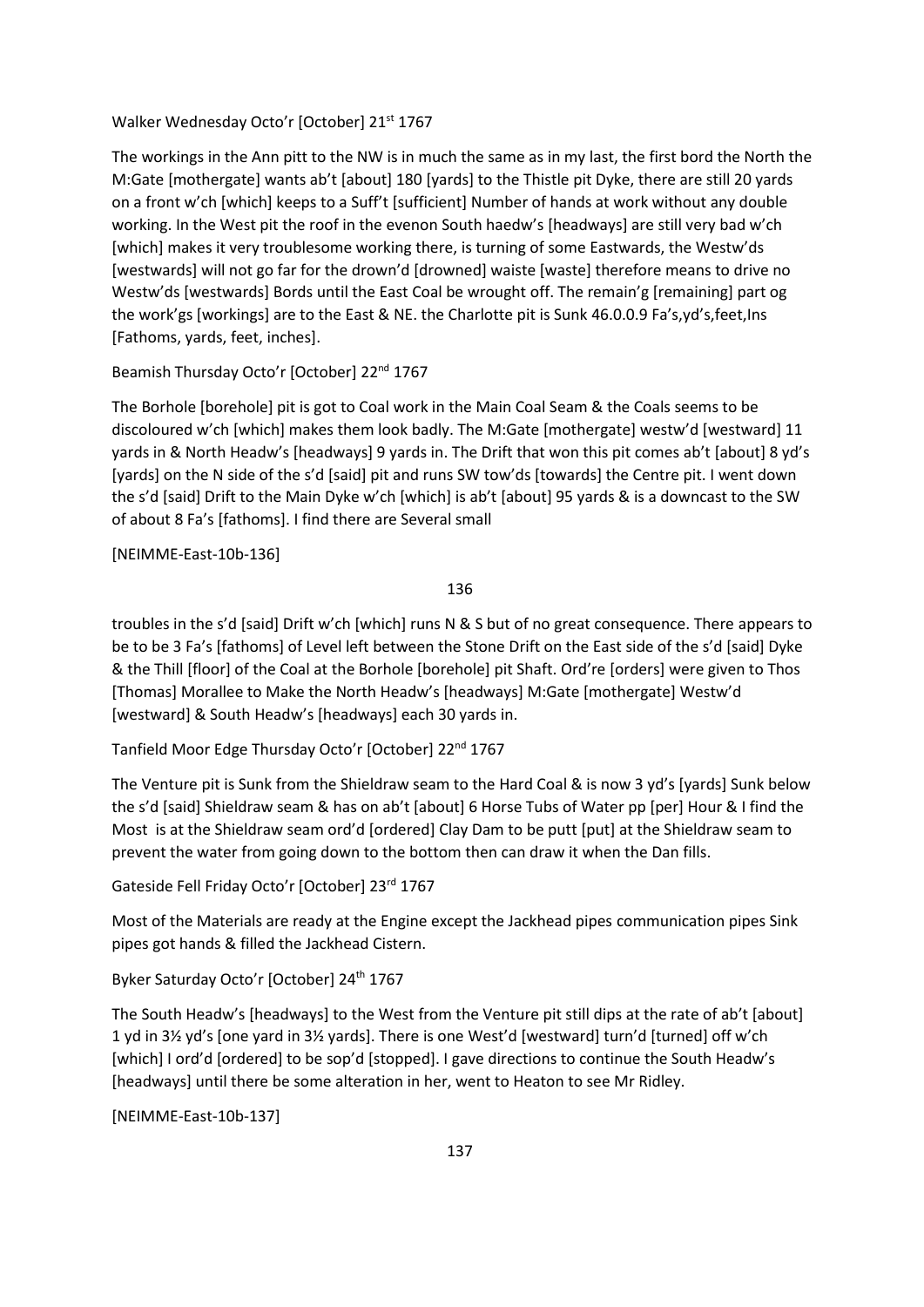Walker Wednesday Octo'r [October] 21st 1767

The workings in the Ann pitt to the NW is in much the same as in my last, the first bord the North the M:Gate [mothergate] wants ab't [about] 180 [yards] to the Thistle pit Dyke, there are still 20 yards on a front w'ch [which] keeps to a Suff't [sufficient] Number of hands at work without any double working. In the West pit the roof in the evenon South haedw's [headways] are still very bad w'ch [which] makes it very troublesome working there, is turning of some Eastwards, the Westw'ds [westwards] will not go far for the drown'd [drowned] waiste [waste] therefore means to drive no Westw'ds [westwards] Bords until the East Coal be wrought off. The remain'g [remaining] part og the work'gs [workings] are to the East & NE. the Charlotte pit is Sunk 46.0.0.9 Fa's,yd's,feet,Ins [Fathoms, yards, feet, inches].

Beamish Thursday Octo'r [October] 22nd 1767

The Borhole [borehole] pit is got to Coal work in the Main Coal Seam & the Coals seems to be discoloured w'ch [which] makes them look badly. The M:Gate [mothergate] westw'd [westward] 11 yards in & North Headw's [headways] 9 yards in. The Drift that won this pit comes ab't [about] 8 yd's [yards] on the N side of the s'd [said] pit and runs SW tow'ds [towards] the Centre pit. I went down the s'd [said] Drift to the Main Dyke w'ch [which] is ab't [about] 95 yards & is a downcast to the SW of about 8 Fa's [fathoms]. I find there are Several small

[NEIMME-East-10b-136]

troubles in the s'd [said] Drift w'ch [which] runs N & S but of no great consequence. There appears to be to be 3 Fa's [fathoms] of Level left between the Stone Drift on the East side of the s'd [said] Dyke & the Thill [floor] of the Coal at the Borhole [borehole] pit Shaft. Ord're [orders] were given to Thos [Thomas] Morallee to Make the North Headw's [headways] M:Gate [mothergate] Westw'd [westward] & South Headw's [headways] each 30 yards in.

Tanfield Moor Edge Thursday Octo'r [October] 22nd 1767

The Venture pit is Sunk from the Shieldraw seam to the Hard Coal & is now 3 yd's [yards] Sunk below the s'd [said] Shieldraw seam & has on ab't [about] 6 Horse Tubs of Water pp [per] Hour & I find the Most is at the Shieldraw seam ord'd [ordered] Clay Dam to be putt [put] at the Shieldraw seam to prevent the water from going down to the bottom then can draw it when the Dan fills.

Gateside Fell Friday Octo'r [October] 23rd 1767

Most of the Materials are ready at the Engine except the Jackhead pipes communication pipes Sink pipes got hands & filled the Jackhead Cistern.

Byker Saturday Octo'r [October] 24th 1767

The South Headw's [headways] to the West from the Venture pit still dips at the rate of ab't [about] 1 yd in 3½ yd's [one yard in 3½ yards]. There is one West'd [westward] turn'd [turned] off w'ch [which] I ord'd [ordered] to be sop'd [stopped]. I gave directions to continue the South Headw's [headways] until there be some alteration in her, went to Heaton to see Mr Ridley.

[NEIMME-East-10b-137]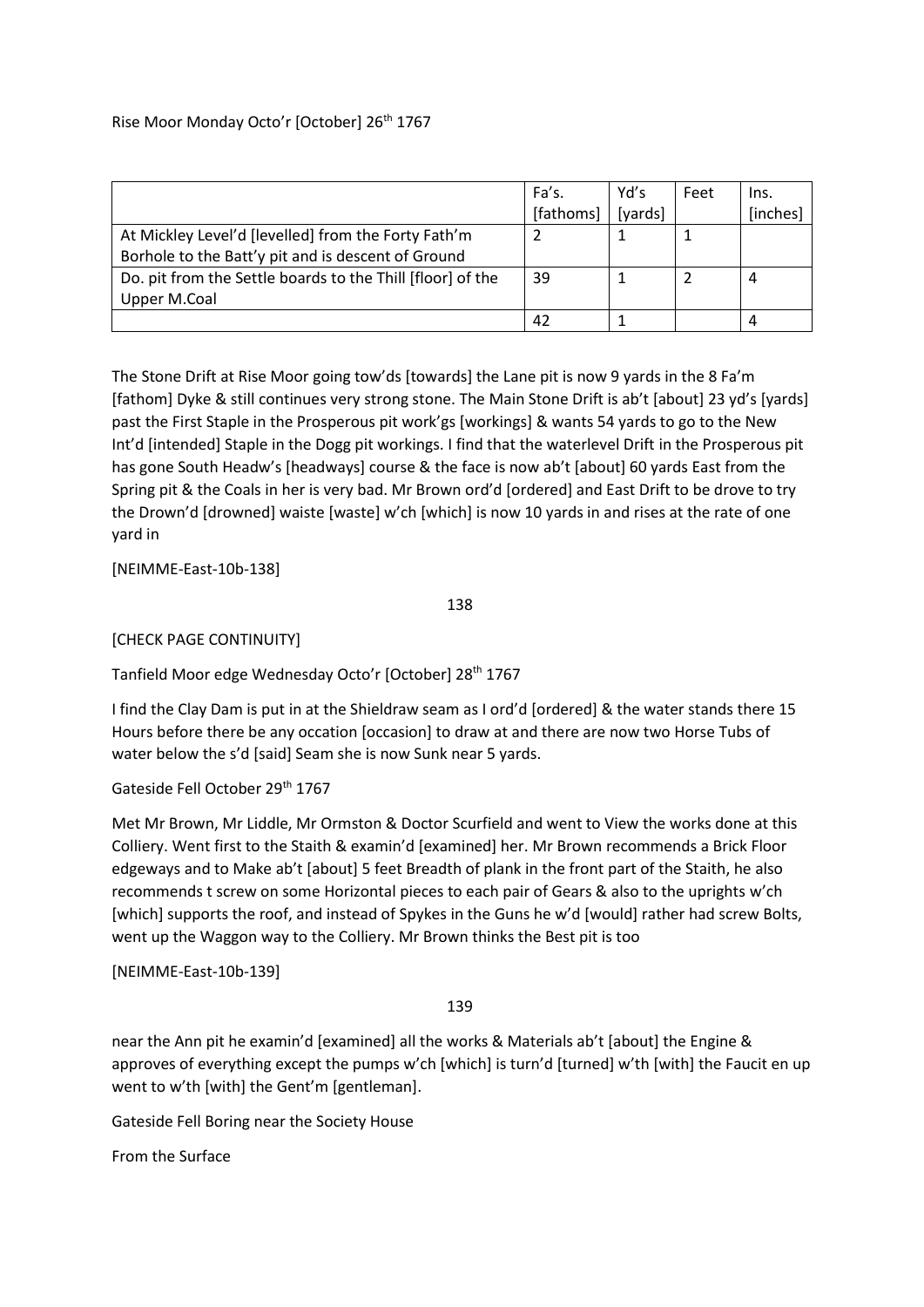Rise Moor Monday Octo'r [October] 26th 1767

| | Fa's. [fathoms] | Yd's [yards] | Feet | Ins. [inches] |
|---|---|---|---|---|
| At Mickley Level'd [levelled] from the Forty Fath'm Borhole to the Batt'y pit and is descent of Ground | 2 | 1 | 1 | |
| Do. pit from the Settle boards to the Thill [floor] of the Upper M.Coal | 39 | 1 | 2 | 4 |
| | 42 | 1 | | 4 |

The Stone Drift at Rise Moor going tow'ds [towards] the Lane pit is now 9 yards in the 8 Fa'm [fathom] Dyke & still continues very strong stone. The Main Stone Drift is ab't [about] 23 yd's [yards] past the First Staple in the Prosperous pit work'gs [workings] & wants 54 yards to go to the New Int'd [intended] Staple in the Dogg pit workings. I find that the waterlevel Drift in the Prosperous pit has gone South Headw's [headways] course & the face is now ab't [about] 60 yards East from the Spring pit & the Coals in her is very bad. Mr Brown ord'd [ordered] and East Drift to be drove to try the Drown'd [drowned] waiste [waste] w'ch [which] is now 10 yards in and rises at the rate of one yard in

[NEIMME-East-10b-138]

138

[CHECK PAGE CONTINUITY]

Tanfield Moor edge Wednesday Octo'r [October] 28th 1767

I find the Clay Dam is put in at the Shieldraw seam as I ord'd [ordered] & the water stands there 15 Hours before there be any occation [occasion] to draw at and there are now two Horse Tubs of water below the s'd [said] Seam she is now Sunk near 5 yards.

Gateside Fell October 29th 1767

Met Mr Brown, Mr Liddle, Mr Ormston & Doctor Scurfield and went to View the works done at this Colliery. Went first to the Staith & examin'd [examined] her. Mr Brown recommends a Brick Floor edgeways and to Make ab't [about] 5 feet Breadth of plank in the front part of the Staith, he also recommends t screw on some Horizontal pieces to each pair of Gears & also to the uprights w'ch [which] supports the roof, and instead of Spykes in the Guns he w'd [would] rather had screw Bolts, went up the Waggon way to the Colliery. Mr Brown thinks the Best pit is too

[NEIMME-East-10b-139]

139

near the Ann pit he examin'd [examined] all the works & Materials ab't [about] the Engine & approves of everything except the pumps w'ch [which] is turn'd [turned] w'th [with] the Faucit en up went to w'th [with] the Gent'm [gentleman].

Gateside Fell Boring near the Society House

From the Surface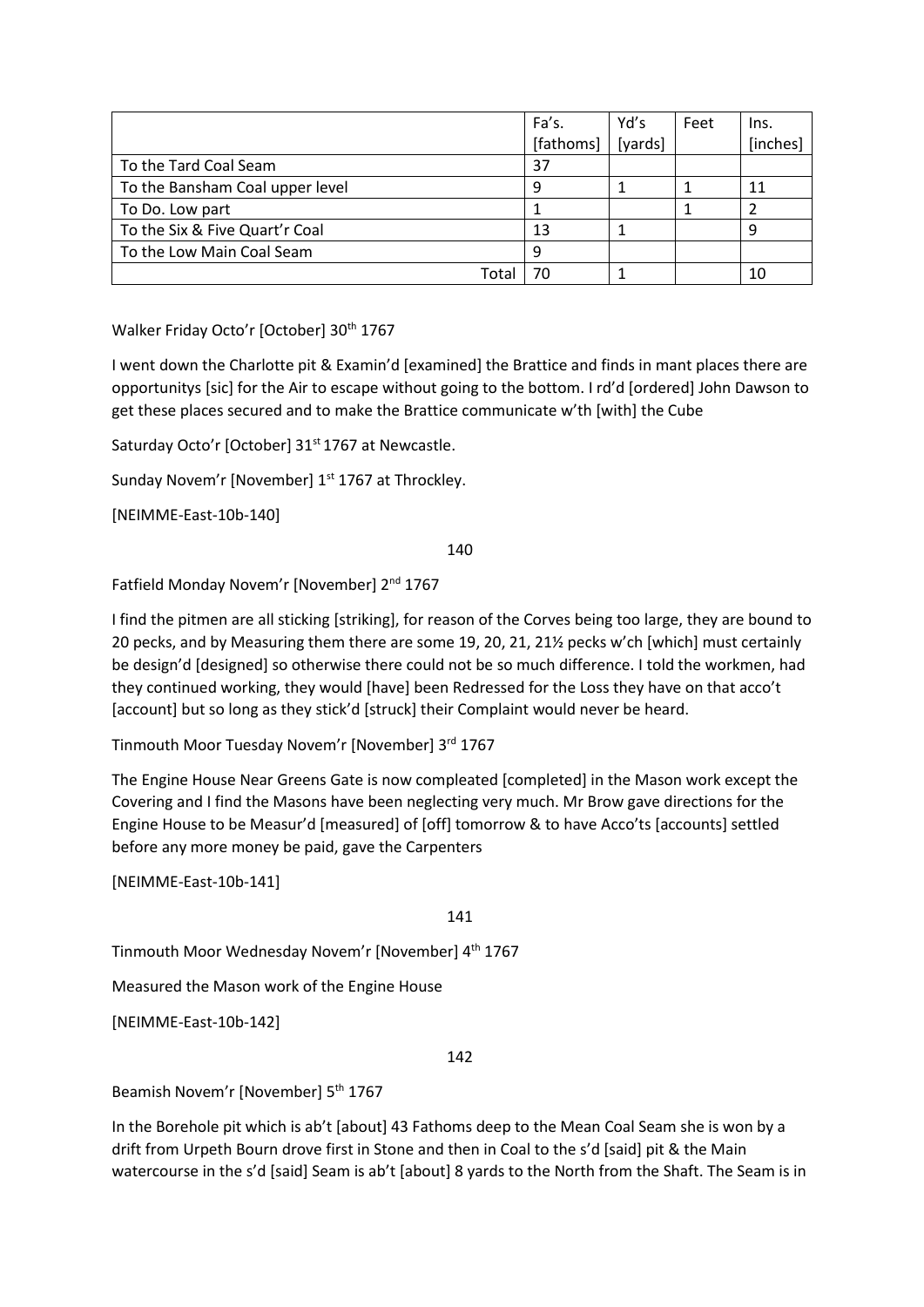| | Fa's. [fathoms] | Yd's [yards] | Feet | Ins. [inches] |
|---|---|---|---|---|
| To the Tard Coal Seam | 37 | | | |
| To the Bansham Coal upper level | 9 | 1 | 1 | 11 |
| To Do. Low part | 1 | | 1 | 2 |
| To the Six & Five Quart'r Coal | 13 | 1 | | 9 |
| To the Low Main Coal Seam | 9 | | | |
| Total | 70 | 1 | | 10 |

Walker Friday Octo'r [October] 30th 1767

I went down the Charlotte pit & Examin'd [examined] the Brattice and finds in mant places there are opportunitys [sic] for the Air to escape without going to the bottom. I rd'd [ordered] John Dawson to get these places secured and to make the Brattice communicate w'th [with] the Cube

Saturday Octo'r [October] 31st 1767 at Newcastle.

Sunday Novem'r [November] 1st 1767 at Throckley.

[NEIMME-East-10b-140]

140

Fatfield Monday Novem'r [November] 2nd 1767

I find the pitmen are all sticking [striking], for reason of the Corves being too large, they are bound to 20 pecks, and by Measuring them there are some 19, 20, 21, 21½ pecks w'ch [which] must certainly be design'd [designed] so otherwise there could not be so much difference. I told the workmen, had they continued working, they would [have] been Redressed for the Loss they have on that acco't [account] but so long as they stick'd [struck] their Complaint would never be heard.

Tinmouth Moor Tuesday Novem'r [November] 3rd 1767

The Engine House Near Greens Gate is now compleated [completed] in the Mason work except the Covering and I find the Masons have been neglecting very much. Mr Brow gave directions for the Engine House to be Measur'd [measured] of [off] tomorrow & to have Acco'ts [accounts] settled before any more money be paid, gave the Carpenters

[NEIMME-East-10b-141]

141

Tinmouth Moor Wednesday Novem'r [November] 4th 1767

Measured the Mason work of the Engine House

[NEIMME-East-10b-142]

142

Beamish Novem'r [November] 5th 1767

In the Borehole pit which is ab't [about] 43 Fathoms deep to the Mean Coal Seam she is won by a drift from Urpeth Bourn drove first in Stone and then in Coal to the s'd [said] pit & the Main watercourse in the s'd [said] Seam is ab't [about] 8 yards to the North from the Shaft. The Seam is in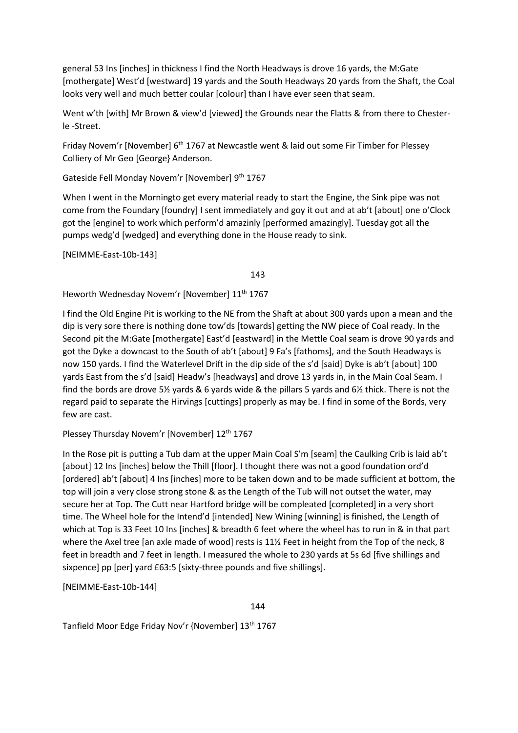general 53 Ins [inches] in thickness I find the North Headways is drove 16 yards, the M:Gate [mothergate] West'd [westward] 19 yards and the South Headways 20 yards from the Shaft, the Coal looks very well and much better coular [colour] than I have ever seen that seam.

Went w'th [with] Mr Brown & view'd [viewed] the Grounds near the Flatts & from there to Chester-le -Street.

Friday Novem'r [November] 6th 1767 at Newcastle went & laid out some Fir Timber for Plessey Colliery of Mr Geo [George} Anderson.

Gateside Fell Monday Novem'r [November] 9th 1767

When I went in the Morningto get every material ready to start the Engine, the Sink pipe was not come from the Foundary [foundry] I sent immediately and goy it out and at ab't [about] one o'Clock got the [engine] to work which perform'd amazinly [performed amazingly]. Tuesday got all the pumps wedg'd [wedged] and everything done in the House ready to sink.

[NEIMME-East-10b-143]

143

Heworth Wednesday Novem'r [November] 11th 1767

I find the Old Engine Pit is working to the NE from the Shaft at about 300 yards upon a mean and the dip is very sore there is nothing done tow'ds [towards] getting the NW piece of Coal ready. In the Second pit the M:Gate [mothergate] East'd [eastward] in the Mettle Coal seam is drove 90 yards and got the Dyke a downcast to the South of ab't [about] 9 Fa's [fathoms], and the South Headways is now 150 yards. I find the Waterlevel Drift in the dip side of the s'd [said] Dyke is ab't [about] 100 yards East from the s'd [said] Headw's [headways] and drove 13 yards in, in the Main Coal Seam. I find the bords are drove 5½ yards & 6 yards wide & the pillars 5 yards and 6½ thick. There is not the regard paid to separate the Hirvings [cuttings] properly as may be. I find in some of the Bords, very few are cast.

Plessey Thursday Novem'r [November] 12th 1767

In the Rose pit is putting a Tub dam at the upper Main Coal S'm [seam] the Caulking Crib is laid ab't [about] 12 Ins [inches] below the Thill [floor]. I thought there was not a good foundation ord'd [ordered] ab't [about] 4 Ins [inches] more to be taken down and to be made sufficient at bottom, the top will join a very close strong stone & as the Length of the Tub will not outset the water, may secure her at Top. The Cutt near Hartford bridge will be compleated [completed] in a very short time. The Wheel hole for the Intend'd [intended] New Wining [winning] is finished, the Length of which at Top is 33 Feet 10 Ins [inches] & breadth 6 feet where the wheel has to run in & in that part where the Axel tree [an axle made of wood] rests is 11½ Feet in height from the Top of the neck, 8 feet in breadth and 7 feet in length. I measured the whole to 230 yards at 5s 6d [five shillings and sixpence] pp [per] yard £63:5 [sixty-three pounds and five shillings].

[NEIMME-East-10b-144]

144

Tanfield Moor Edge Friday Nov'r {November] 13th 1767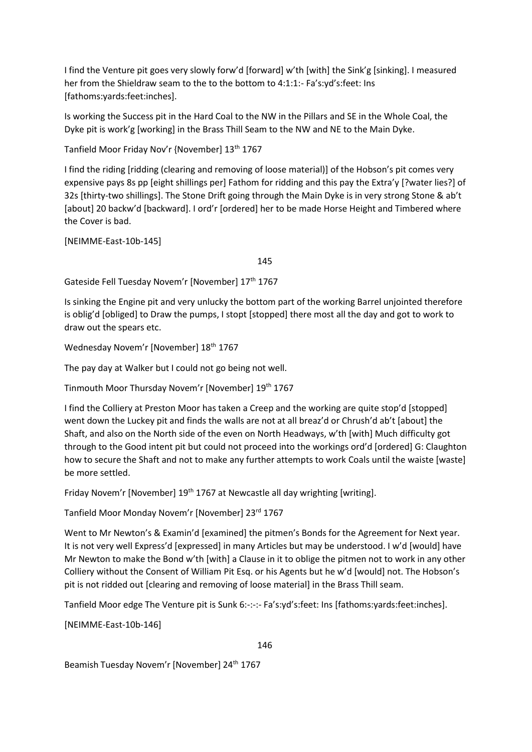I find the Venture pit goes very slowly forw'd [forward] w'th [with] the Sink'g [sinking]. I measured her from the Shieldraw seam to the to the bottom to 4:1:1:- Fa's:yd's:feet: Ins [fathoms:yards:feet:inches].

Is working the Success pit in the Hard Coal to the NW in the Pillars and SE in the Whole Coal, the Dyke pit is work'g [working] in the Brass Thill Seam to the NW and NE to the Main Dyke.

Tanfield Moor Friday Nov'r {November] 13th 1767

I find the riding [ridding (clearing and removing of loose material)] of the Hobson's pit comes very expensive pays 8s pp [eight shillings per] Fathom for ridding and this pay the Extra'y [?water lies?] of 32s [thirty-two shillings]. The Stone Drift going through the Main Dyke is in very strong Stone & ab't [about] 20 backw'd [backward]. I ord'r [ordered] her to be made Horse Height and Timbered where the Cover is bad.

[NEIMME-East-10b-145]

145

Gateside Fell Tuesday Novem'r [November] 17th 1767

Is sinking the Engine pit and very unlucky the bottom part of the working Barrel unjointed therefore is oblig'd [obliged] to Draw the pumps, I stopt [stopped] there most all the day and got to work to draw out the spears etc.

Wednesday Novem'r [November] 18th 1767

The pay day at Walker but I could not go being not well.

Tinmouth Moor Thursday Novem'r [November] 19th 1767

I find the Colliery at Preston Moor has taken a Creep and the working are quite stop'd [stopped] went down the Luckey pit and finds the walls are not at all breaz'd or Chrush'd ab't [about] the Shaft, and also on the North side of the even on North Headways, w'th [with] Much difficulty got through to the Good intent pit but could not proceed into the workings ord'd [ordered] G: Claughton how to secure the Shaft and not to make any further attempts to work Coals until the waiste [waste] be more settled.

Friday Novem'r [November] 19th 1767 at Newcastle all day wrighting [writing].

Tanfield Moor Monday Novem'r [November] 23rd 1767

Went to Mr Newton's & Examin'd [examined] the pitmen's Bonds for the Agreement for Next year. It is not very well Express'd [expressed] in many Articles but may be understood. I w'd [would] have Mr Newton to make the Bond w'th [with] a Clause in it to oblige the pitmen not to work in any other Colliery without the Consent of William Pit Esq. or his Agents but he w'd [would] not. The Hobson's pit is not ridded out [clearing and removing of loose material] in the Brass Thill seam.

Tanfield Moor edge The Venture pit is Sunk 6:-:-:- Fa's:yd's:feet: Ins [fathoms:yards:feet:inches].

[NEIMME-East-10b-146]

146

Beamish Tuesday Novem'r [November] 24th 1767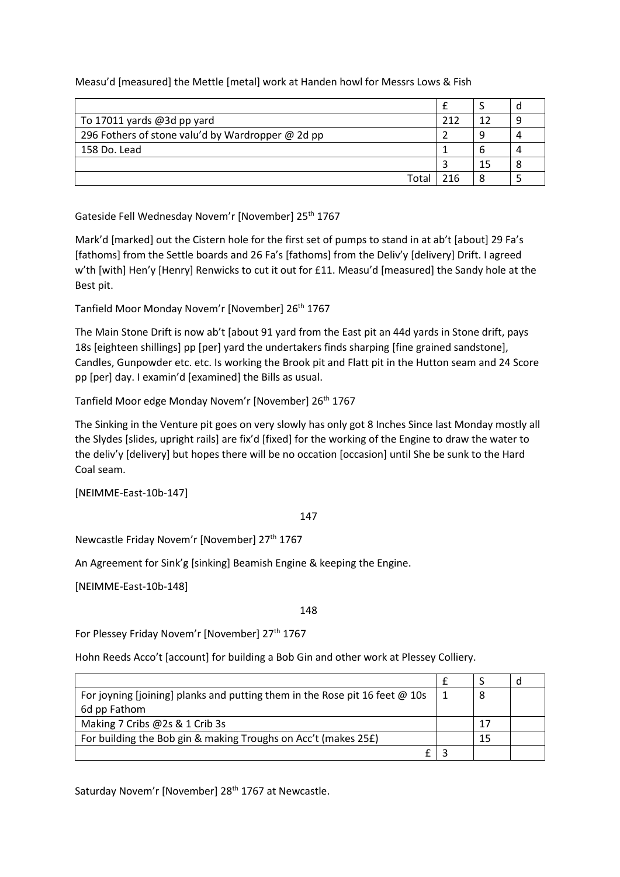Measu'd [measured] the Mettle [metal] work at Handen howl for Messrs Lows & Fish

| | £ | S | d |
|---|---|---|---|
| To 17011 yards @3d pp yard | 212 | 12 | 9 |
| 296 Fothers of stone valu'd by Wardropper @ 2d pp | 2 | 9 | 4 |
| 158 Do. Lead | 1 | 6 | 4 |
| | 3 | 15 | 8 |
| Total | 216 | 8 | 5 |

Gateside Fell Wednesday Novem'r [November] 25th 1767

Mark'd [marked] out the Cistern hole for the first set of pumps to stand in at ab't [about] 29 Fa's [fathoms] from the Settle boards and 26 Fa's [fathoms] from the Deliv'y [delivery] Drift. I agreed w'th [with] Hen'y [Henry] Renwicks to cut it out for £11. Measu'd [measured] the Sandy hole at the Best pit.

Tanfield Moor Monday Novem'r [November] 26th 1767

The Main Stone Drift is now ab't [about 91 yard from the East pit an 44d yards in Stone drift, pays 18s [eighteen shillings] pp [per] yard the undertakers finds sharping [fine grained sandstone], Candles, Gunpowder etc. etc. Is working the Brook pit and Flatt pit in the Hutton seam and 24 Score pp [per] day. I examin'd [examined] the Bills as usual.

Tanfield Moor edge Monday Novem'r [November] 26th 1767

The Sinking in the Venture pit goes on very slowly has only got 8 Inches Since last Monday mostly all the Slydes [slides, upright rails] are fix'd [fixed] for the working of the Engine to draw the water to the deliv'y [delivery] but hopes there will be no occation [occasion] until She be sunk to the Hard Coal seam.

[NEIMME-East-10b-147]

147

Newcastle Friday Novem'r [November] 27th 1767

An Agreement for Sink'g [sinking] Beamish Engine & keeping the Engine.

[NEIMME-East-10b-148]

148

For Plessey Friday Novem'r [November] 27th 1767

Hohn Reeds Acco't [account] for building a Bob Gin and other work at Plessey Colliery.

| | £ | S | d |
|---|---|---|---|
| For joyning [joining] planks and putting them in the Rose pit 16 feet @ 10s 6d pp Fathom | 1 | 8 | |
| Making 7 Cribs @2s & 1 Crib 3s | | 17 | |
| For building the Bob gin & making Troughs on Acc't (makes 25£) | | 15 | |
| £ | 3 | | |

Saturday Novem'r [November] 28th 1767 at Newcastle.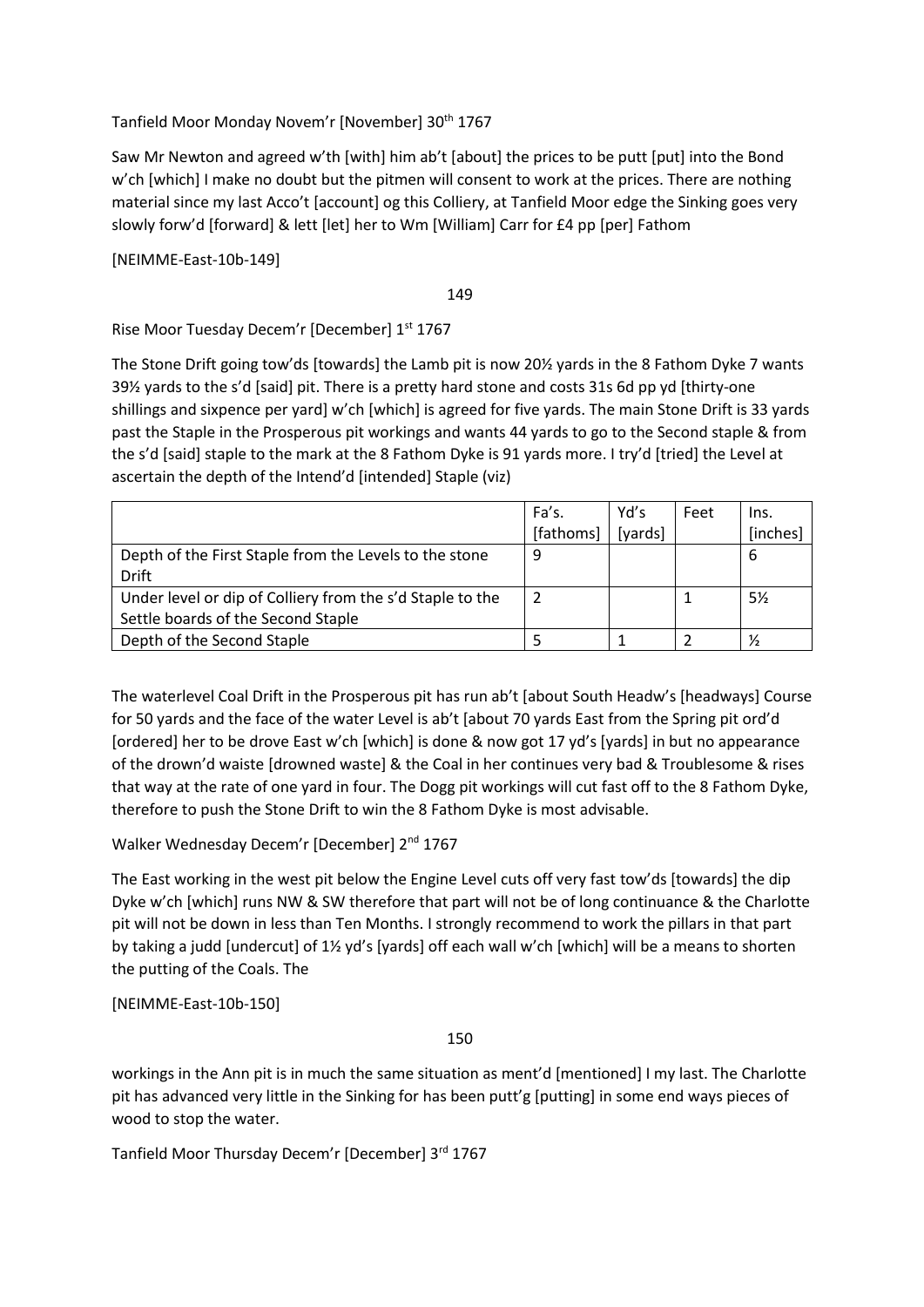Tanfield Moor Monday Novem'r [November] 30th 1767

Saw Mr Newton and agreed w'th [with] him ab't [about] the prices to be putt [put] into the Bond w'ch [which] I make no doubt but the pitmen will consent to work at the prices. There are nothing material since my last Acco't [account] og this Colliery, at Tanfield Moor edge the Sinking goes very slowly forw'd [forward] & lett [let] her to Wm [William] Carr for £4 pp [per] Fathom

[NEIMME-East-10b-149]

Rise Moor Tuesday Decem'r [December] 1st 1767

The Stone Drift going tow'ds [towards] the Lamb pit is now 20½ yards in the 8 Fathom Dyke 7 wants 39½ yards to the s'd [said] pit. There is a pretty hard stone and costs 31s 6d pp yd [thirty-one shillings and sixpence per yard] w'ch [which] is agreed for five yards. The main Stone Drift is 33 yards past the Staple in the Prosperous pit workings and wants 44 yards to go to the Second staple & from the s'd [said] staple to the mark at the 8 Fathom Dyke is 91 yards more. I try'd [tried] the Level at ascertain the depth of the Intend'd [intended] Staple (viz)

| | Fa's. [fathoms] | Yd's [yards] | Feet | Ins. [inches] |
|---|---|---|---|---|
| Depth of the First Staple from the Levels to the stone Drift | 9 | | | 6 |
| Under level or dip of Colliery from the s'd Staple to the Settle boards of the Second Staple | 2 | | 1 | 5½ |
| Depth of the Second Staple | 5 | 1 | 2 | ½ |

The waterlevel Coal Drift in the Prosperous pit has run ab't [about South Headw's [headways] Course for 50 yards and the face of the water Level is ab't [about 70 yards East from the Spring pit ord'd [ordered] her to be drove East w'ch [which] is done & now got 17 yd's [yards] in but no appearance of the drown'd waiste [drowned waste] & the Coal in her continues very bad & Troublesome & rises that way at the rate of one yard in four. The Dogg pit workings will cut fast off to the 8 Fathom Dyke, therefore to push the Stone Drift to win the 8 Fathom Dyke is most advisable.

Walker Wednesday Decem'r [December] 2nd 1767

The East working in the west pit below the Engine Level cuts off very fast tow'ds [towards] the dip Dyke w'ch [which] runs NW & SW therefore that part will not be of long continuance & the Charlotte pit will not be down in less than Ten Months. I strongly recommend to work the pillars in that part by taking a judd [undercut] of 1½ yd's [yards] off each wall w'ch [which] will be a means to shorten the putting of the Coals. The

[NEIMME-East-10b-150]

workings in the Ann pit is in much the same situation as ment'd [mentioned] I my last. The Charlotte pit has advanced very little in the Sinking for has been putt'g [putting] in some end ways pieces of wood to stop the water.

Tanfield Moor Thursday Decem'r [December] 3rd 1767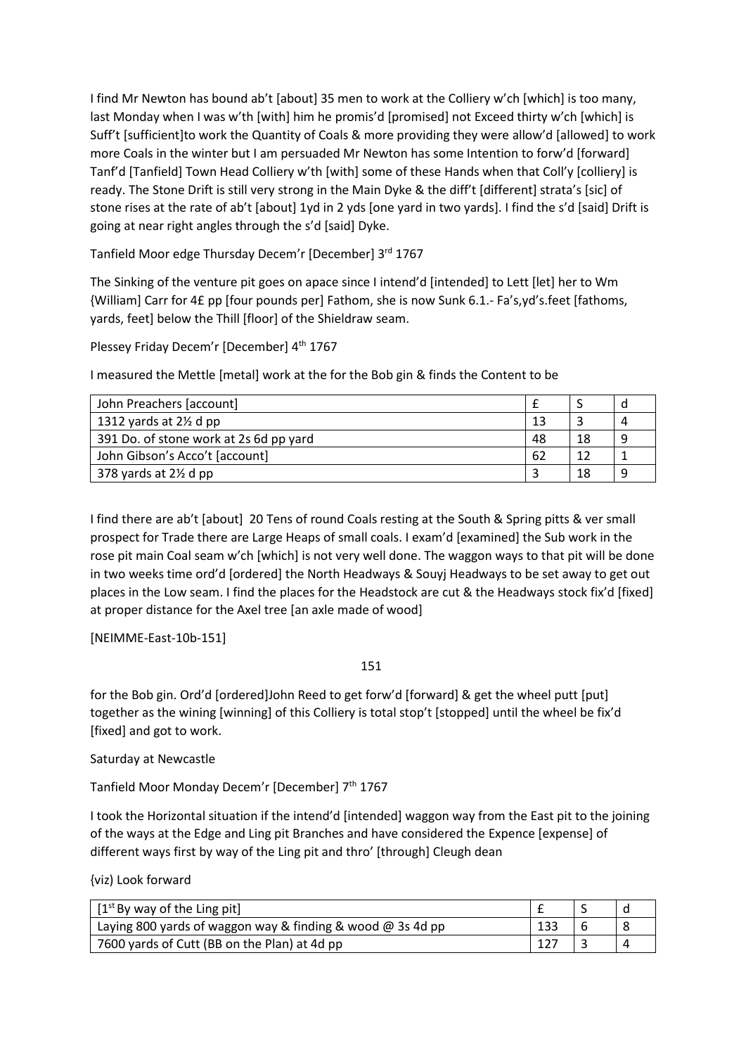I find Mr Newton has bound ab't [about] 35 men to work at the Colliery w'ch [which] is too many, last Monday when I was w'th [with] him he promis'd [promised] not Exceed thirty w'ch [which] is Suff't [sufficient]to work the Quantity of Coals & more providing they were allow'd [allowed] to work more Coals in the winter but I am persuaded Mr Newton has some Intention to forw'd [forward] Tanf'd [Tanfield] Town Head Colliery w'th [with] some of these Hands when that Coll'y [colliery] is ready. The Stone Drift is still very strong in the Main Dyke & the diff't [different] strata's [sic] of stone rises at the rate of ab't [about] 1yd in 2 yds [one yard in two yards]. I find the s'd [said] Drift is going at near right angles through the s'd [said] Dyke.

Tanfield Moor edge Thursday Decem'r [December] 3rd 1767

The Sinking of the venture pit goes on apace since I intend'd [intended] to Lett [let] her to Wm {William] Carr for 4£ pp [four pounds per] Fathom, she is now Sunk 6.1.- Fa's,yd's.feet [fathoms, yards, feet] below the Thill [floor] of the Shieldraw seam.

Plessey Friday Decem'r [December] 4th 1767

I measured the Mettle [metal] work at the for the Bob gin & finds the Content to be

| | | | |
|---|---|---|---|
| John Preachers [account] | £ | S | d |
| 1312 yards at 2½ d pp | 13 | 3 | 4 |
| 391 Do. of stone work at 2s 6d pp yard | 48 | 18 | 9 |
| John Gibson's Acco't [account] | 62 | 12 | 1 |
| 378 yards at 2½ d pp | 3 | 18 | 9 |

I find there are ab't [about] 20 Tens of round Coals resting at the South & Spring pitts & ver small prospect for Trade there are Large Heaps of small coals. I exam'd [examined] the Sub work in the rose pit main Coal seam w'ch [which] is not very well done. The waggon ways to that pit will be done in two weeks time ord'd [ordered] the North Headways & Souyj Headways to be set away to get out places in the Low seam. I find the places for the Headstock are cut & the Headways stock fix'd [fixed] at proper distance for the Axel tree [an axle made of wood]

[NEIMME-East-10b-151]

151

for the Bob gin. Ord'd [ordered]John Reed to get forw'd [forward] & get the wheel putt [put] together as the wining [winning] of this Colliery is total stop't [stopped] until the wheel be fix'd [fixed] and got to work.

Saturday at Newcastle

Tanfield Moor Monday Decem'r [December] 7th 1767

I took the Horizontal situation if the intend'd [intended] waggon way from the East pit to the joining of the ways at the Edge and Ling pit Branches and have considered the Expence [expense] of different ways first by way of the Ling pit and thro' [through] Cleugh dean

{viz) Look forward

| | | | |
|---|---|---|---|
| [1st By way of the Ling pit] | £ | S | d |
| Laying 800 yards of waggon way & finding & wood @ 3s 4d pp | 133 | 6 | 8 |
| 7600 yards of Cutt (BB on the Plan) at 4d pp | 127 | 3 | 4 |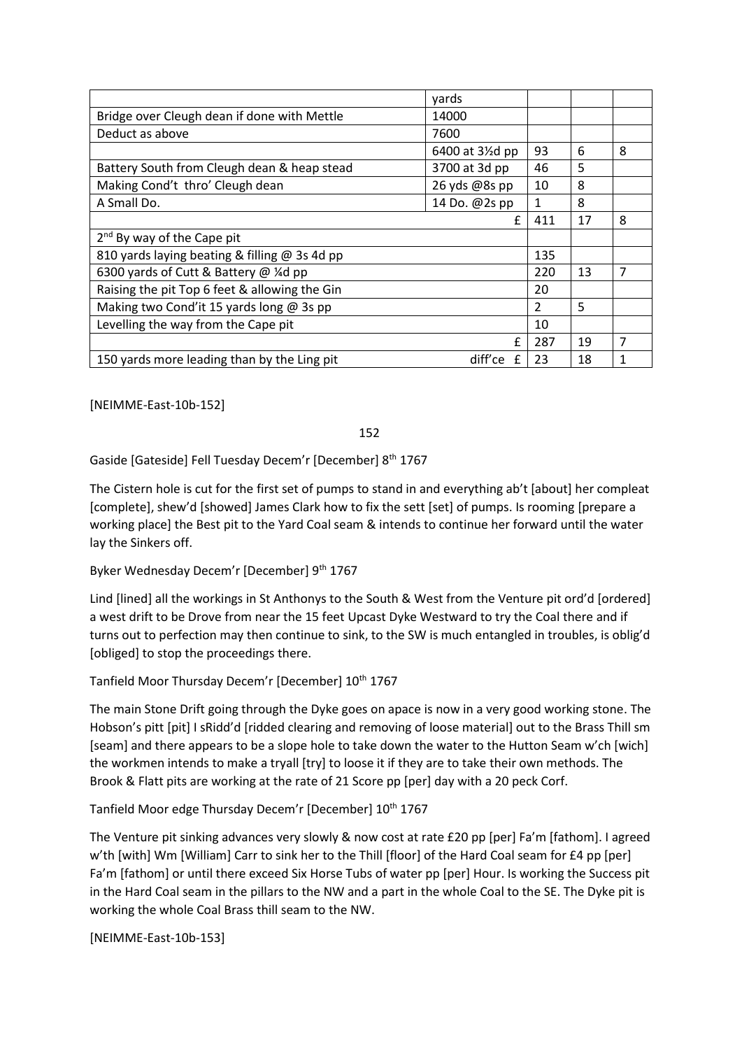| | | | | |
|---|---|---|---|---|
| | yards | | | |
| Bridge over Cleugh dean if done with Mettle | 14000 | | | |
| Deduct as above | 7600 | | | |
| | 6400 at 3½d pp | 93 | 6 | 8 |
| Battery South from Cleugh dean & heap stead | 3700 at 3d pp | 46 | 5 | |
| Making Cond't thro' Cleugh dean | 26 yds @8s pp | 10 | 8 | |
| A Small Do. | 14 Do. @2s pp | 1 | 8 | |
| | £ | 411 | 17 | 8 |
| 2nd By way of the Cape pit | | | | |
| 810 yards laying beating & filling @ 3s 4d pp | | 135 | | |
| 6300 yards of Cutt & Battery @ ¼d pp | | 220 | 13 | 7 |
| Raising the pit Top 6 feet & allowing the Gin | | 20 | | |
| Making two Cond'it 15 yards long @ 3s pp | | 2 | 5 | |
| Levelling the way from the Cape pit | | 10 | | |
| | £ | 287 | 19 | 7 |
| 150 yards more leading than by the Ling pit | diff'ce £ | 23 | 18 | 1 |

[NEIMME-East-10b-152]

152

Gaside [Gateside] Fell Tuesday Decem'r [December] 8th 1767

The Cistern hole is cut for the first set of pumps to stand in and everything ab't [about] her compleat [complete], shew'd [showed] James Clark how to fix the sett [set] of pumps. Is rooming [prepare a working place] the Best pit to the Yard Coal seam & intends to continue her forward until the water lay the Sinkers off.

Byker Wednesday Decem'r [December] 9th 1767

Lind [lined] all the workings in St Anthonys to the South & West from the Venture pit ord'd [ordered] a west drift to be Drove from near the 15 feet Upcast Dyke Westward to try the Coal there and if turns out to perfection may then continue to sink, to the SW is much entangled in troubles, is oblig'd [obliged] to stop the proceedings there.

Tanfield Moor Thursday Decem'r [December] 10th 1767

The main Stone Drift going through the Dyke goes on apace is now in a very good working stone. The Hobson's pitt [pit] I sRidd'd [ridded clearing and removing of loose material] out to the Brass Thill sm [seam] and there appears to be a slope hole to take down the water to the Hutton Seam w'ch [wich] the workmen intends to make a tryall [try] to loose it if they are to take their own methods. The Brook & Flatt pits are working at the rate of 21 Score pp [per] day with a 20 peck Corf.

Tanfield Moor edge Thursday Decem'r [December] 10th 1767

The Venture pit sinking advances very slowly & now cost at rate £20 pp [per] Fa'm [fathom]. I agreed w'th [with] Wm [William] Carr to sink her to the Thill [floor] of the Hard Coal seam for £4 pp [per] Fa'm [fathom] or until there exceed Six Horse Tubs of water pp [per] Hour. Is working the Success pit in the Hard Coal seam in the pillars to the NW and a part in the whole Coal to the SE. The Dyke pit is working the whole Coal Brass thill seam to the NW.

[NEIMME-East-10b-153]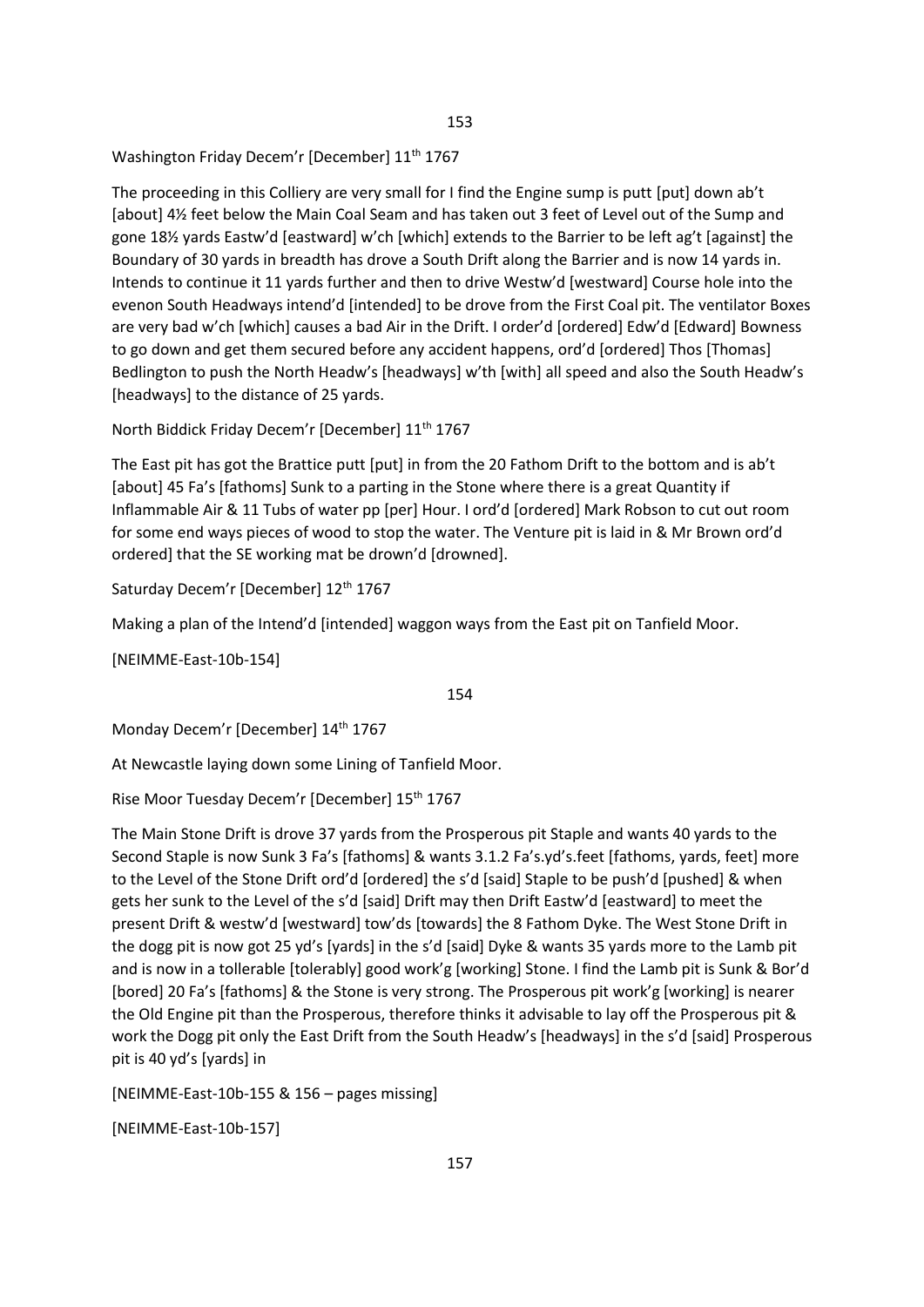Washington Friday Decem'r [December] 11th 1767

The proceeding in this Colliery are very small for I find the Engine sump is putt [put] down ab't [about] 4½ feet below the Main Coal Seam and has taken out 3 feet of Level out of the Sump and gone 18½ yards Eastw'd [eastward] w'ch [which] extends to the Barrier to be left ag't [against] the Boundary of 30 yards in breadth has drove a South Drift along the Barrier and is now 14 yards in. Intends to continue it 11 yards further and then to drive Westw'd [westward] Course hole into the evenon South Headways intend'd [intended] to be drove from the First Coal pit. The ventilator Boxes are very bad w'ch [which] causes a bad Air in the Drift. I order'd [ordered] Edw'd [Edward] Bowness to go down and get them secured before any accident happens, ord'd [ordered] Thos [Thomas] Bedlington to push the North Headw's [headways] w'th [with] all speed and also the South Headw's [headways] to the distance of 25 yards.

North Biddick Friday Decem'r [December] 11th 1767

The East pit has got the Brattice putt [put] in from the 20 Fathom Drift to the bottom and is ab't [about] 45 Fa's [fathoms] Sunk to a parting in the Stone where there is a great Quantity if Inflammable Air & 11 Tubs of water pp [per] Hour. I ord'd [ordered] Mark Robson to cut out room for some end ways pieces of wood to stop the water. The Venture pit is laid in & Mr Brown ord'd ordered] that the SE working mat be drown'd [drowned].

Saturday Decem'r [December] 12th 1767

Making a plan of the Intend'd [intended] waggon ways from the East pit on Tanfield Moor.

[NEIMME-East-10b-154]

Monday Decem'r [December] 14th 1767

At Newcastle laying down some Lining of Tanfield Moor.

Rise Moor Tuesday Decem'r [December] 15th 1767

The Main Stone Drift is drove 37 yards from the Prosperous pit Staple and wants 40 yards to the Second Staple is now Sunk 3 Fa's [fathoms] & wants 3.1.2 Fa's.yd's.feet [fathoms, yards, feet] more to the Level of the Stone Drift ord'd [ordered] the s'd [said] Staple to be push'd [pushed] & when gets her sunk to the Level of the s'd [said] Drift may then Drift Eastw'd [eastward] to meet the present Drift & westw'd [westward] tow'ds [towards] the 8 Fathom Dyke. The West Stone Drift in the dogg pit is now got 25 yd's [yards] in the s'd [said] Dyke & wants 35 yards more to the Lamb pit and is now in a tollerable [tolerably] good work'g [working] Stone. I find the Lamb pit is Sunk & Bor'd [bored] 20 Fa's [fathoms] & the Stone is very strong. The Prosperous pit work'g [working] is nearer the Old Engine pit than the Prosperous, therefore thinks it advisable to lay off the Prosperous pit & work the Dogg pit only the East Drift from the South Headw's [headways] in the s'd [said] Prosperous pit is 40 yd's [yards] in

[NEIMME-East-10b-155 & 156 – pages missing]

[NEIMME-East-10b-157]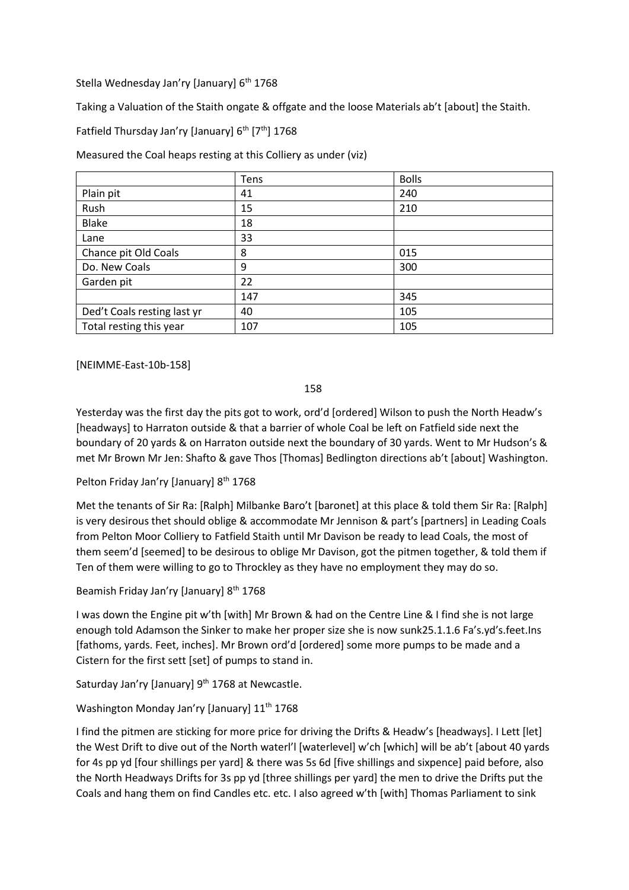Stella Wednesday Jan'ry [January] 6th 1768

Taking a Valuation of the Staith ongate & offgate and the loose Materials ab't [about] the Staith.

Fatfield Thursday Jan'ry [January] 6th [7th] 1768

Measured the Coal heaps resting at this Colliery as under (viz)

| | Tens | Bolls |
|---|---|---|
| Plain pit | 41 | 240 |
| Rush | 15 | 210 |
| Blake | 18 | |
| Lane | 33 | |
| Chance pit Old Coals | 8 | 015 |
| Do. New Coals | 9 | 300 |
| Garden pit | 22 | |
| | 147 | 345 |
| Ded't Coals resting last yr | 40 | 105 |
| Total resting this year | 107 | 105 |

[NEIMME-East-10b-158]

158

Yesterday was the first day the pits got to work, ord'd [ordered] Wilson to push the North Headw's [headways] to Harraton outside & that a barrier of whole Coal be left on Fatfield side next the boundary of 20 yards & on Harraton outside next the boundary of 30 yards. Went to Mr Hudson's & met Mr Brown Mr Jen: Shafto & gave Thos [Thomas] Bedlington directions ab't [about] Washington.

Pelton Friday Jan'ry [January] 8th 1768

Met the tenants of Sir Ra: [Ralph] Milbanke Baro't [baronet] at this place & told them Sir Ra: [Ralph] is very desirous thet should oblige & accommodate Mr Jennison & part's [partners] in Leading Coals from Pelton Moor Colliery to Fatfield Staith until Mr Davison be ready to lead Coals, the most of them seem'd [seemed] to be desirous to oblige Mr Davison, got the pitmen together, & told them if Ten of them were willing to go to Throckley as they have no employment they may do so.

Beamish Friday Jan'ry [January] 8th 1768

I was down the Engine pit w'th [with] Mr Brown & had on the Centre Line & I find she is not large enough told Adamson the Sinker to make her proper size she is now sunk25.1.1.6 Fa's.yd's.feet.Ins [fathoms, yards. Feet, inches]. Mr Brown ord'd [ordered] some more pumps to be made and a Cistern for the first sett [set] of pumps to stand in.

Saturday Jan'ry [January] 9th 1768 at Newcastle.

Washington Monday Jan'ry [January] 11th 1768

I find the pitmen are sticking for more price for driving the Drifts & Headw's [headways]. I Lett [let] the West Drift to dive out of the North waterl'l [waterlevel] w'ch [which] will be ab't [about 40 yards for 4s pp yd [four shillings per yard] & there was 5s 6d [five shillings and sixpence] paid before, also the North Headways Drifts for 3s pp yd [three shillings per yard] the men to drive the Drifts put the Coals and hang them on find Candles etc. etc. I also agreed w'th [with] Thomas Parliament to sink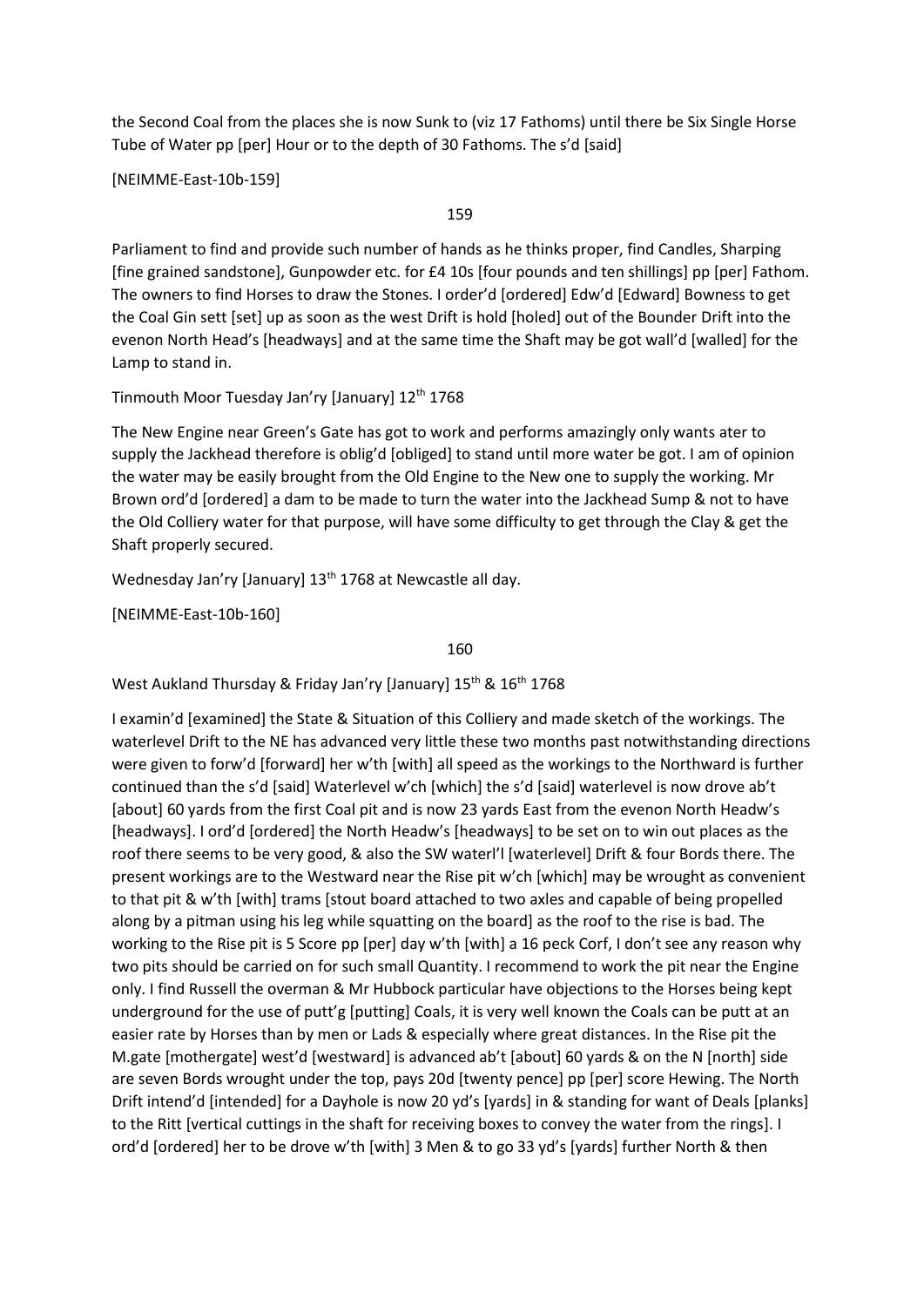the Second Coal from the places she is now Sunk to (viz 17 Fathoms) until there be Six Single Horse Tube of Water pp [per] Hour or to the depth of 30 Fathoms. The s'd [said]

[NEIMME-East-10b-159]

Parliament to find and provide such number of hands as he thinks proper, find Candles, Sharping [fine grained sandstone], Gunpowder etc. for £4 10s [four pounds and ten shillings] pp [per] Fathom. The owners to find Horses to draw the Stones. I order'd [ordered] Edw'd [Edward] Bowness to get the Coal Gin sett [set] up as soon as the west Drift is hold [holed] out of the Bounder Drift into the evenon North Head's [headways] and at the same time the Shaft may be got wall'd [walled] for the Lamp to stand in.

Tinmouth Moor Tuesday Jan'ry [January] 12th 1768

The New Engine near Green's Gate has got to work and performs amazingly only wants ater to supply the Jackhead therefore is oblig'd [obliged] to stand until more water be got. I am of opinion the water may be easily brought from the Old Engine to the New one to supply the working. Mr Brown ord'd [ordered] a dam to be made to turn the water into the Jackhead Sump & not to have the Old Colliery water for that purpose, will have some difficulty to get through the Clay & get the Shaft properly secured.

Wednesday Jan'ry [January] 13th 1768 at Newcastle all day.

[NEIMME-East-10b-160]

West Aukland Thursday & Friday Jan'ry [January] 15th & 16th 1768

I examin'd [examined] the State & Situation of this Colliery and made sketch of the workings. The waterlevel Drift to the NE has advanced very little these two months past notwithstanding directions were given to forw'd [forward] her w'th [with] all speed as the workings to the Northward is further continued than the s'd [said] Waterlevel w'ch [which] the s'd [said] waterlevel is now drove ab't [about] 60 yards from the first Coal pit and is now 23 yards East from the evenon North Headw's [headways]. I ord'd [ordered] the North Headw's [headways] to be set on to win out places as the roof there seems to be very good, & also the SW waterl'l [waterlevel] Drift & four Bords there. The present workings are to the Westward near the Rise pit w'ch [which] may be wrought as convenient to that pit & w'th [with] trams [stout board attached to two axles and capable of being propelled along by a pitman using his leg while squatting on the board] as the roof to the rise is bad. The working to the Rise pit is 5 Score pp [per] day w'th [with] a 16 peck Corf, I don't see any reason why two pits should be carried on for such small Quantity. I recommend to work the pit near the Engine only. I find Russell the overman & Mr Hubbock particular have objections to the Horses being kept underground for the use of putt'g [putting] Coals, it is very well known the Coals can be putt at an easier rate by Horses than by men or Lads & especially where great distances. In the Rise pit the M.gate [mothergate] west'd [westward] is advanced ab't [about] 60 yards & on the N [north] side are seven Bords wrought under the top, pays 20d [twenty pence] pp [per] score Hewing. The North Drift intend'd [intended] for a Dayhole is now 20 yd's [yards] in & standing for want of Deals [planks] to the Ritt [vertical cuttings in the shaft for receiving boxes to convey the water from the rings]. I ord'd [ordered] her to be drove w'th [with] 3 Men & to go 33 yd's [yards] further North & then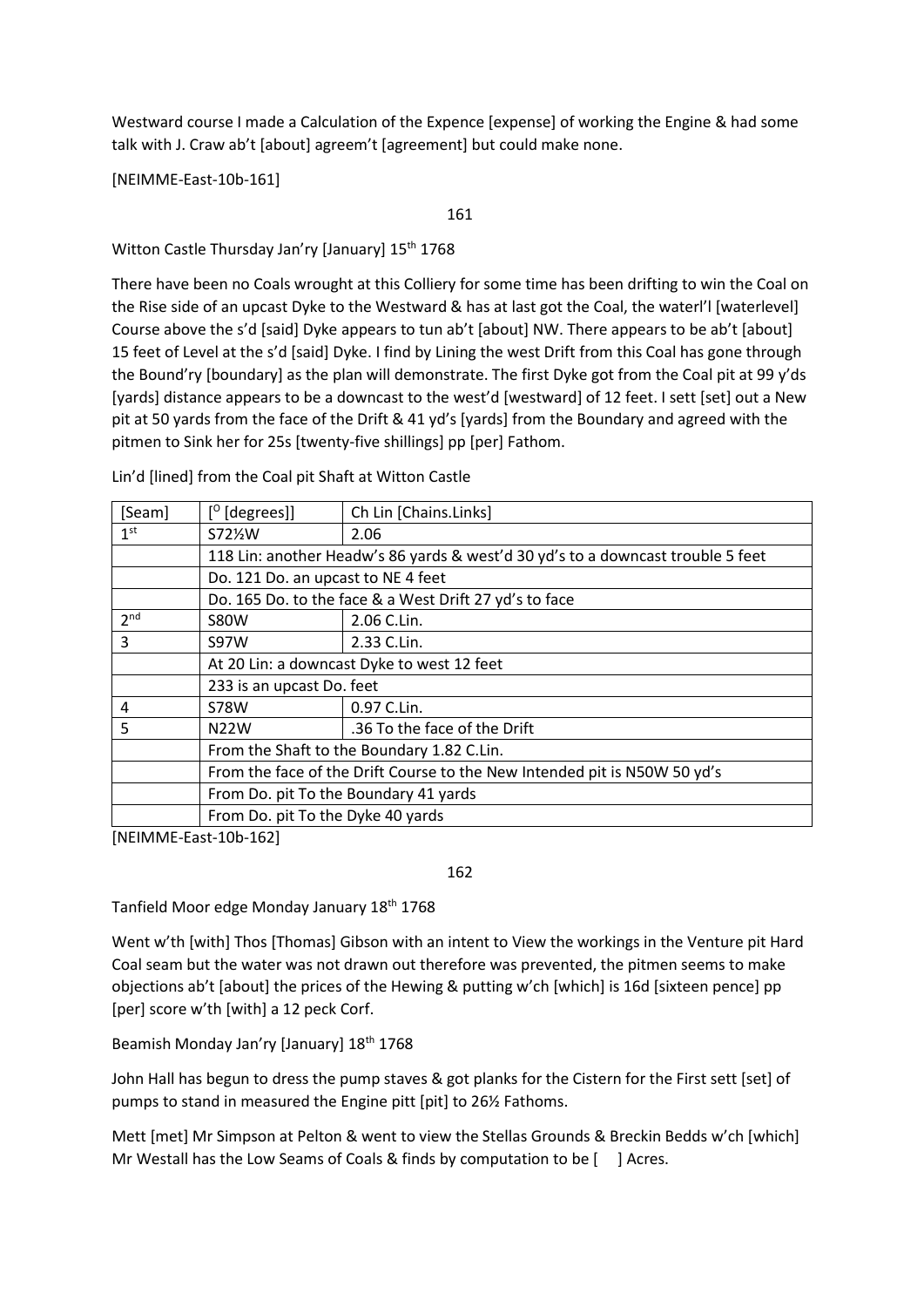Westward course I made a Calculation of the Expence [expense] of working the Engine & had some talk with J. Craw ab't [about] agreem't [agreement] but could make none.

[NEIMME-East-10b-161]

Witton Castle Thursday Jan'ry [January] 15th 1768

There have been no Coals wrought at this Colliery for some time has been drifting to win the Coal on the Rise side of an upcast Dyke to the Westward & has at last got the Coal, the waterl'l [waterlevel] Course above the s'd [said] Dyke appears to tun ab't [about] NW. There appears to be ab't [about] 15 feet of Level at the s'd [said] Dyke. I find by Lining the west Drift from this Coal has gone through the Bound'ry [boundary] as the plan will demonstrate. The first Dyke got from the Coal pit at 99 y'ds [yards] distance appears to be a downcast to the west'd [westward] of 12 feet. I sett [set] out a New pit at 50 yards from the face of the Drift & 41 yd's [yards] from the Boundary and agreed with the pitmen to Sink her for 25s [twenty-five shillings] pp [per] Fathom.

Lin'd [lined] from the Coal pit Shaft at Witton Castle

| [Seam] | [$^{O}$ [degrees]] | Ch Lin [Chains.Links] |
|---|---|---|
| 1st | S72½W | 2.06 |
| | 118 Lin: another Headw's 86 yards & west'd 30 yd's to a downcast trouble 5 feet | |
| | Do. 121 Do. an upcast to NE 4 feet | |
| | Do. 165 Do. to the face & a West Drift 27 yd's to face | |
| 2nd | S80W | 2.06 C.Lin. |
| 3 | S97W | 2.33 C.Lin. |
| | At 20 Lin: a downcast Dyke to west 12 feet | |
| | 233 is an upcast Do. feet | |
| 4 | S78W | 0.97 C.Lin. |
| 5 | N22W | .36 To the face of the Drift |
| | From the Shaft to the Boundary 1.82 C.Lin. | |
| | From the face of the Drift Course to the New Intended pit is N50W 50 yd's | |
| | From Do. pit To the Boundary 41 yards | |
| | From Do. pit To the Dyke 40 yards | |

[NEIMME-East-10b-162]

Tanfield Moor edge Monday January 18th 1768

Went w'th [with] Thos [Thomas] Gibson with an intent to View the workings in the Venture pit Hard Coal seam but the water was not drawn out therefore was prevented, the pitmen seems to make objections ab't [about] the prices of the Hewing & putting w'ch [which] is 16d [sixteen pence] pp [per] score w'th [with] a 12 peck Corf.

Beamish Monday Jan'ry [January] 18th 1768

John Hall has begun to dress the pump staves & got planks for the Cistern for the First sett [set] of pumps to stand in measured the Engine pitt [pit] to 26½ Fathoms.

Mett [met] Mr Simpson at Pelton & went to view the Stellas Grounds & Breckin Bedds w'ch [which] Mr Westall has the Low Seams of Coals & finds by computation to be [ ] Acres.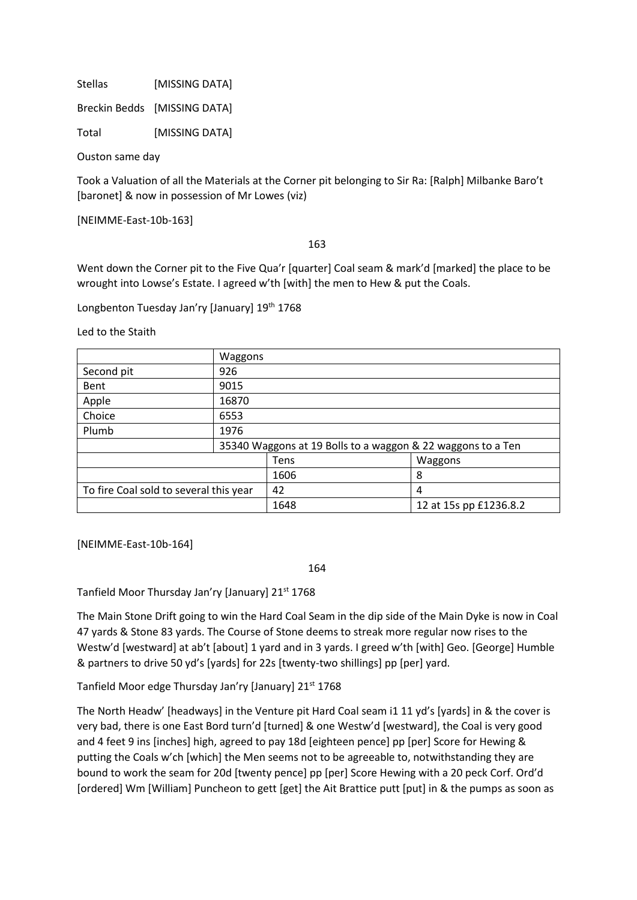Stellas [MISSING DATA]

Breckin Bedds [MISSING DATA]

Total [MISSING DATA]

Ouston same day

Took a Valuation of all the Materials at the Corner pit belonging to Sir Ra: [Ralph] Milbanke Baro't [baronet] & now in possession of Mr Lowes (viz)

[NEIMME-East-10b-163]

163

Went down the Corner pit to the Five Qua'r [quarter] Coal seam & mark'd [marked] the place to be wrought into Lowse's Estate. I agreed w'th [with] the men to Hew & put the Coals.

Longbenton Tuesday Jan'ry [January] 19th 1768

Led to the Staith

| | | | |
|---|---|---|---|
| | Waggons | | |
| Second pit | 926 | | |
| Bent | 9015 | | |
| Apple | 16870 | | |
| Choice | 6553 | | |
| Plumb | 1976 | | |
| | 35340 Waggons at 19 Bolls to a waggon & 22 waggons to a Ten | | |
| | | Tens | Waggons |
| | | 1606 | 8 |
| To fire Coal sold to several this year | | 42 | 4 |
| | | 1648 | 12 at 15s pp £1236.8.2 |

[NEIMME-East-10b-164]

164

Tanfield Moor Thursday Jan'ry [January] 21st 1768

The Main Stone Drift going to win the Hard Coal Seam in the dip side of the Main Dyke is now in Coal 47 yards & Stone 83 yards. The Course of Stone deems to streak more regular now rises to the Westw'd [westward] at ab't [about] 1 yard and in 3 yards. I greed w'th [with] Geo. [George] Humble & partners to drive 50 yd's [yards] for 22s [twenty-two shillings] pp [per] yard.

Tanfield Moor edge Thursday Jan'ry [January] 21st 1768

The North Headw' [headways] in the Venture pit Hard Coal seam i1 11 yd's [yards] in & the cover is very bad, there is one East Bord turn'd [turned] & one Westw'd [westward], the Coal is very good and 4 feet 9 ins [inches] high, agreed to pay 18d [eighteen pence] pp [per] Score for Hewing & putting the Coals w'ch [which] the Men seems not to be agreeable to, notwithstanding they are bound to work the seam for 20d [twenty pence] pp [per] Score Hewing with a 20 peck Corf. Ord'd [ordered] Wm [William] Puncheon to gett [get] the Ait Brattice putt [put] in & the pumps as soon as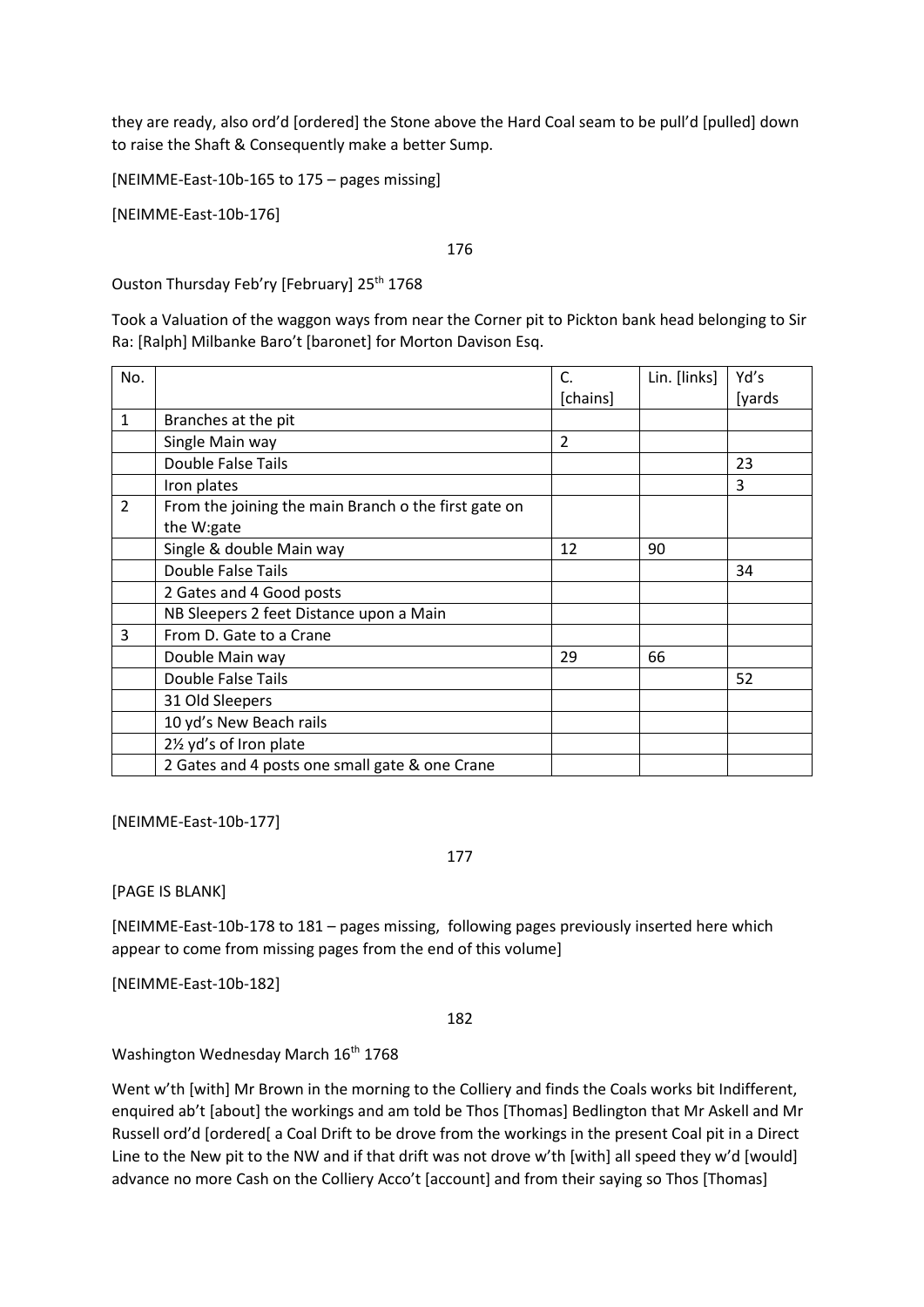they are ready, also ord'd [ordered] the Stone above the Hard Coal seam to be pull'd [pulled] down to raise the Shaft & Consequently make a better Sump.

[NEIMME-East-10b-165 to 175 – pages missing]

[NEIMME-East-10b-176]

176

Ouston Thursday Feb'ry [February] 25th 1768

Took a Valuation of the waggon ways from near the Corner pit to Pickton bank head belonging to Sir Ra: [Ralph] Milbanke Baro't [baronet] for Morton Davison Esq.

| No. | | C. [chains] | Lin. [links] | Yd's [yards |
|---|---|---|---|---|
| 1 | Branches at the pit | | | |
| | Single Main way | 2 | | |
| | Double False Tails | | | 23 |
| | Iron plates | | | 3 |
| 2 | From the joining the main Branch o the first gate on the W:gate | | | |
| | Single & double Main way | 12 | 90 | |
| | Double False Tails | | | 34 |
| | 2 Gates and 4 Good posts | | | |
| | NB Sleepers 2 feet Distance upon a Main | | | |
| 3 | From D. Gate to a Crane | | | |
| | Double Main way | 29 | 66 | |
| | Double False Tails | | | 52 |
| | 31 Old Sleepers | | | |
| | 10 yd's New Beach rails | | | |
| | 2½ yd's of Iron plate | | | |
| | 2 Gates and 4 posts one small gate & one Crane | | | |

[NEIMME-East-10b-177]

177

[PAGE IS BLANK]

[NEIMME-East-10b-178 to 181 – pages missing, following pages previously inserted here which appear to come from missing pages from the end of this volume]

[NEIMME-East-10b-182]

182

Washington Wednesday March 16th 1768

Went w'th [with] Mr Brown in the morning to the Colliery and finds the Coals works bit Indifferent, enquired ab't [about] the workings and am told be Thos [Thomas] Bedlington that Mr Askell and Mr Russell ord'd [ordered[ a Coal Drift to be drove from the workings in the present Coal pit in a Direct Line to the New pit to the NW and if that drift was not drove w'th [with] all speed they w'd [would] advance no more Cash on the Colliery Acco't [account] and from their saying so Thos [Thomas]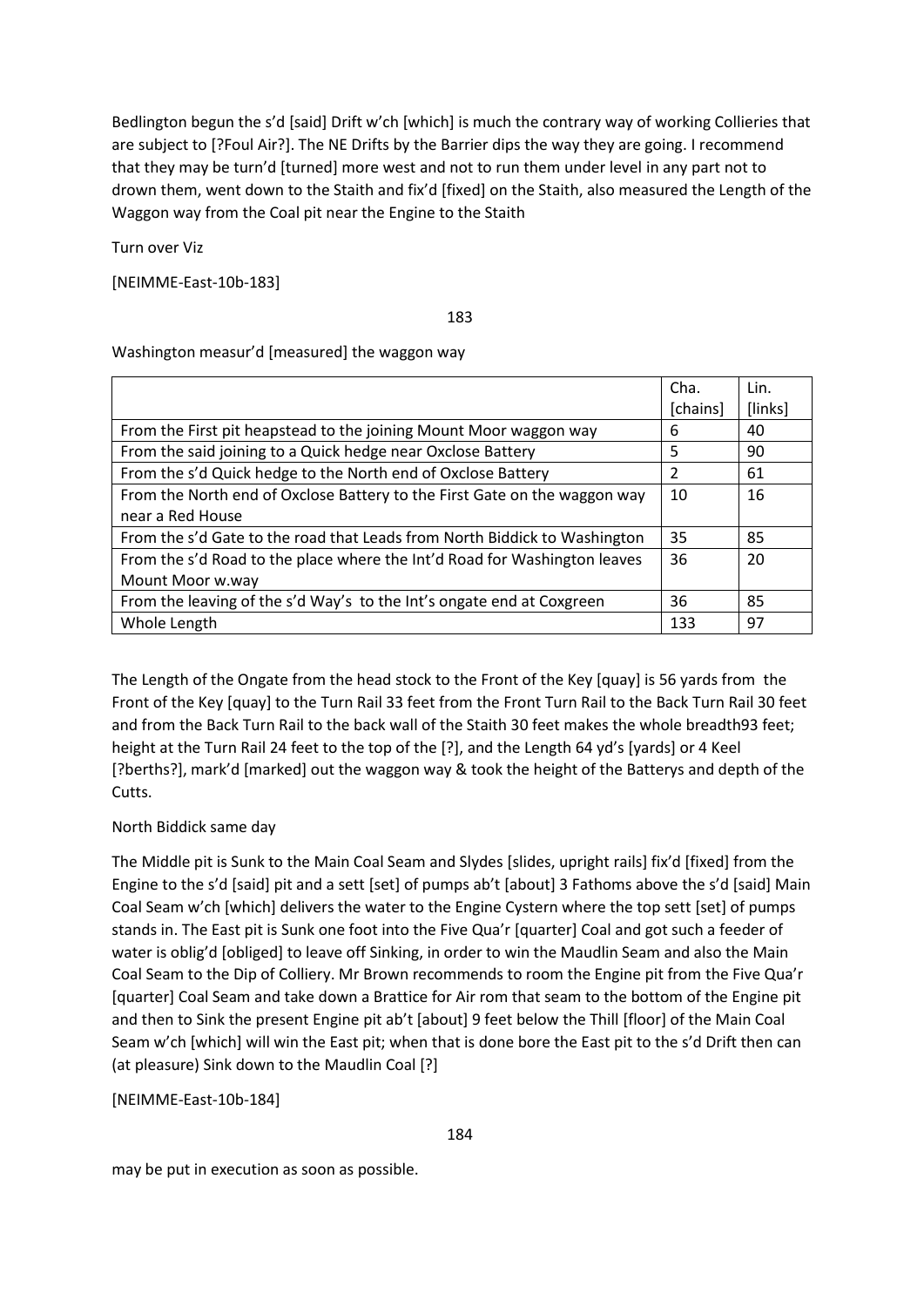Bedlington begun the s'd [said] Drift w'ch [which] is much the contrary way of working Collieries that are subject to [?Foul Air?]. The NE Drifts by the Barrier dips the way they are going. I recommend that they may be turn'd [turned] more west and not to run them under level in any part not to drown them, went down to the Staith and fix'd [fixed] on the Staith, also measured the Length of the Waggon way from the Coal pit near the Engine to the Staith

Turn over Viz

[NEIMME-East-10b-183]

183

Washington measur'd [measured] the waggon way

| | Cha. [chains] | Lin. [links] |
|---|---|---|
| From the First pit heapstead to the joining Mount Moor waggon way | 6 | 40 |
| From the said joining to a Quick hedge near Oxclose Battery | 5 | 90 |
| From the s'd Quick hedge to the North end of Oxclose Battery | 2 | 61 |
| From the North end of Oxclose Battery to the First Gate on the waggon way near a Red House | 10 | 16 |
| From the s'd Gate to the road that Leads from North Biddick to Washington | 35 | 85 |
| From the s'd Road to the place where the Int'd Road for Washington leaves Mount Moor w.way | 36 | 20 |
| From the leaving of the s'd Way's to the Int's ongate end at Coxgreen | 36 | 85 |
| Whole Length | 133 | 97 |

The Length of the Ongate from the head stock to the Front of the Key [quay] is 56 yards from the Front of the Key [quay] to the Turn Rail 33 feet from the Front Turn Rail to the Back Turn Rail 30 feet and from the Back Turn Rail to the back wall of the Staith 30 feet makes the whole breadth93 feet; height at the Turn Rail 24 feet to the top of the [?], and the Length 64 yd's [yards] or 4 Keel [?berths?], mark'd [marked] out the waggon way & took the height of the Batterys and depth of the Cutts.

North Biddick same day

The Middle pit is Sunk to the Main Coal Seam and Slydes [slides, upright rails] fix'd [fixed] from the Engine to the s'd [said] pit and a sett [set] of pumps ab't [about] 3 Fathoms above the s'd [said] Main Coal Seam w'ch [which] delivers the water to the Engine Cystern where the top sett [set] of pumps stands in. The East pit is Sunk one foot into the Five Qua'r [quarter] Coal and got such a feeder of water is oblig'd [obliged] to leave off Sinking, in order to win the Maudlin Seam and also the Main Coal Seam to the Dip of Colliery. Mr Brown recommends to room the Engine pit from the Five Qua'r [quarter] Coal Seam and take down a Brattice for Air rom that seam to the bottom of the Engine pit and then to Sink the present Engine pit ab't [about] 9 feet below the Thill [floor] of the Main Coal Seam w'ch [which] will win the East pit; when that is done bore the East pit to the s'd Drift then can (at pleasure) Sink down to the Maudlin Coal [?]

[NEIMME-East-10b-184]

184

may be put in execution as soon as possible.